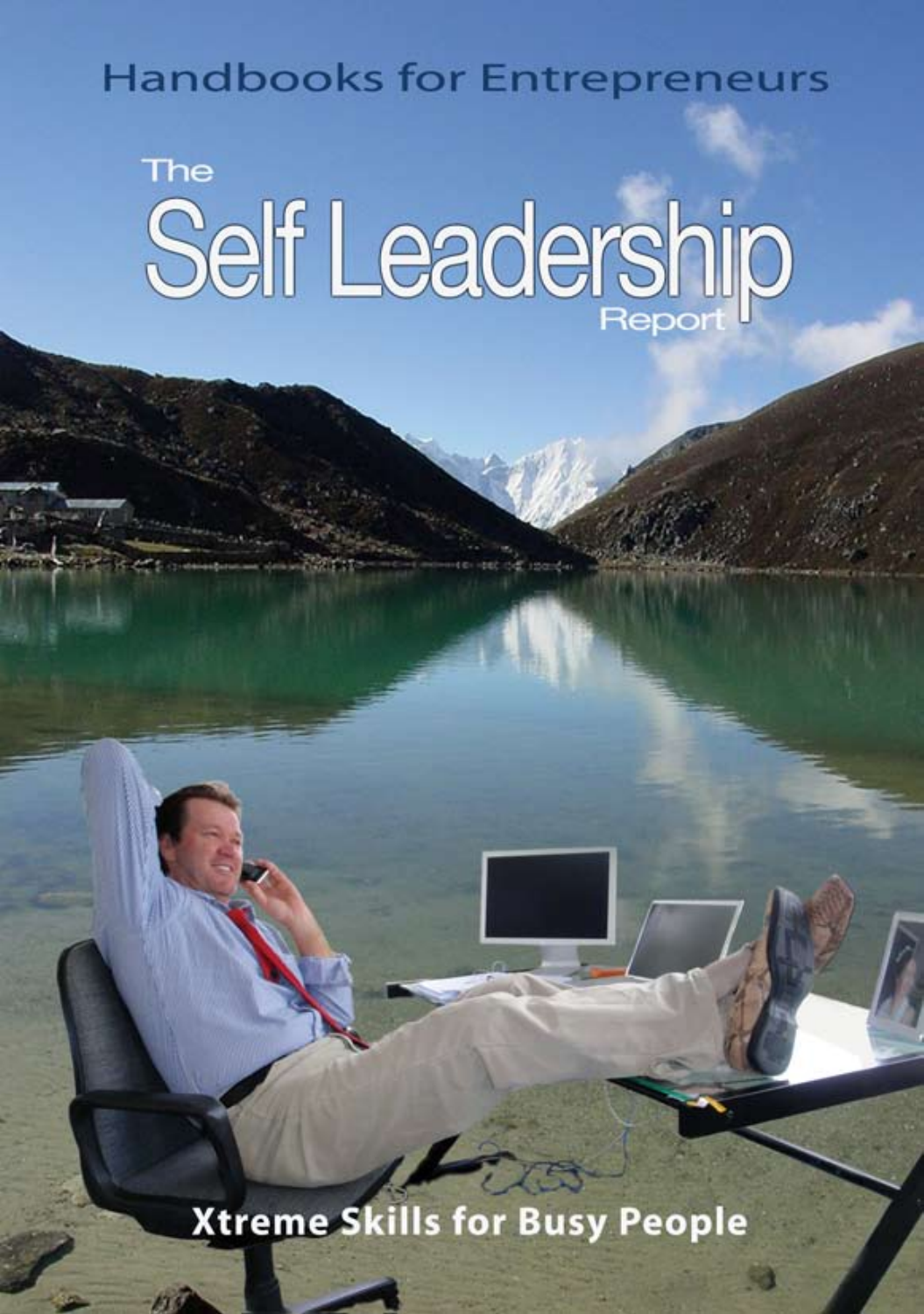Handbooks for Entrepreneurs

# The Self Leadership Report

**Xtreme Skills for Busy People**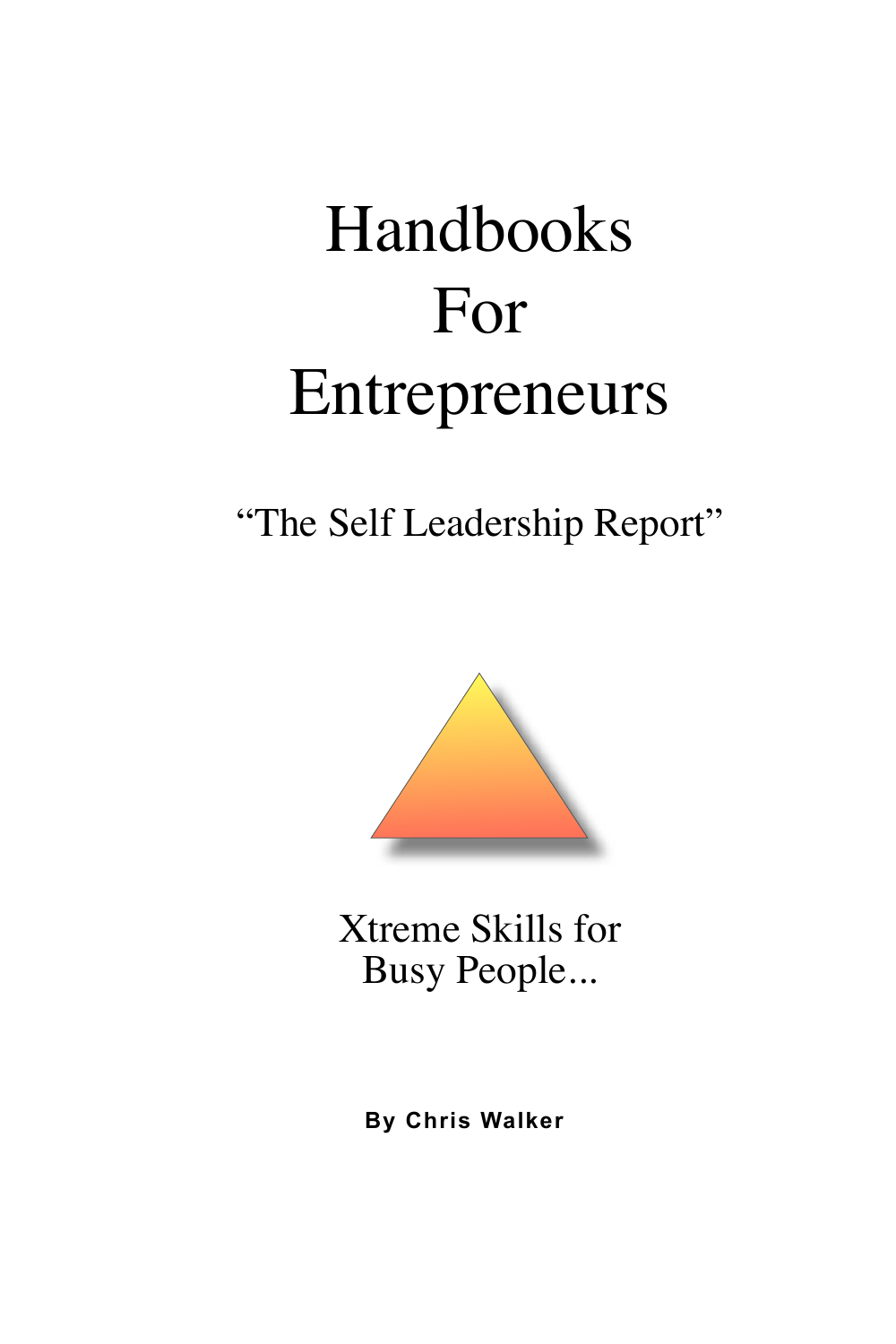# Handbooks For Entrepreneurs

## "The Self Leadership Report"

Xtreme Skills for Busy People...

**By Chris Walker**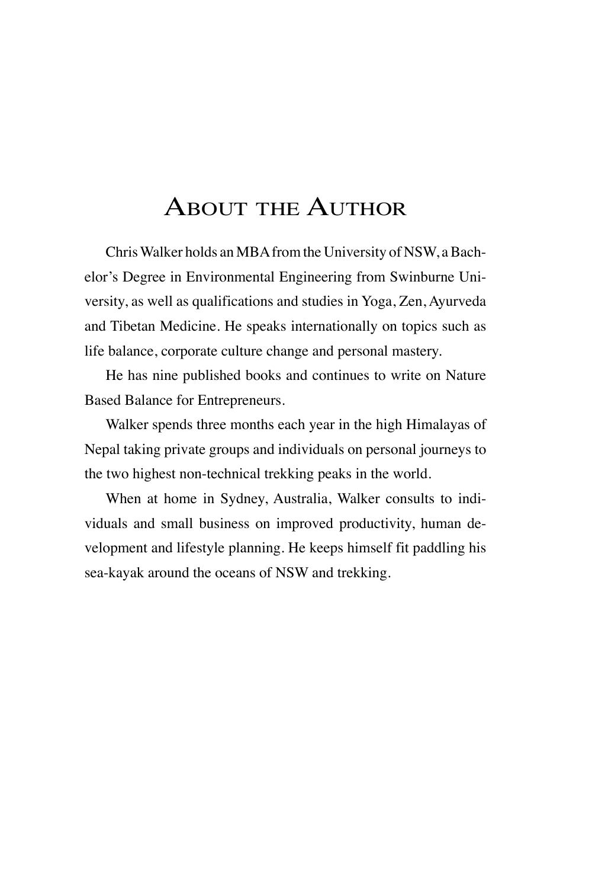# About the Author

Chris Walker holds an MBA from the University of NSW, a Bachelor's Degree in Environmental Engineering from Swinburne University, as well as qualifications and studies in Yoga, Zen, Ayurveda and Tibetan Medicine. He speaks internationally on topics such as life balance, corporate culture change and personal mastery.

He has nine published books and continues to write on Nature Based Balance for Entrepreneurs.

Walker spends three months each year in the high Himalayas of Nepal taking private groups and individuals on personal journeys to the two highest non-technical trekking peaks in the world.

When at home in Sydney, Australia, Walker consults to individuals and small business on improved productivity, human development and lifestyle planning. He keeps himself fit paddling his sea-kayak around the oceans of NSW and trekking.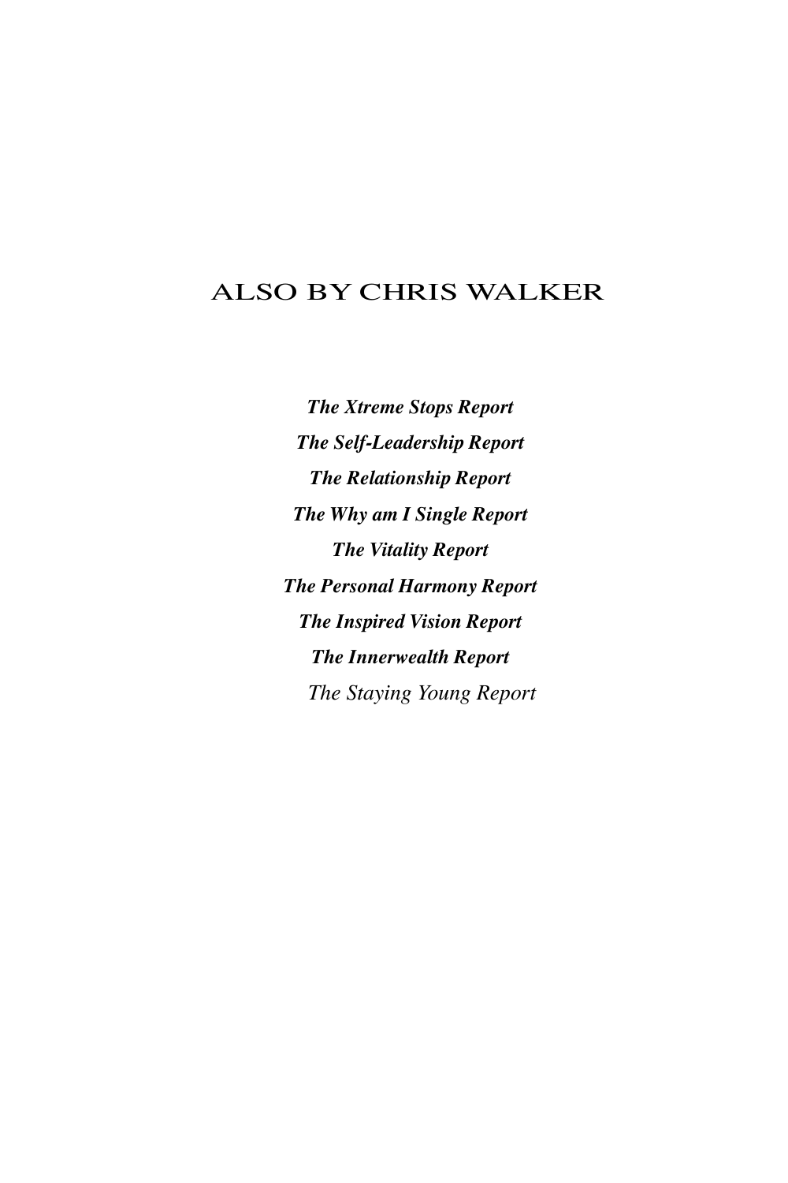# ALSO BY CHRIS WALKER

***The Xtreme Stops Report***

***The Self-Leadership Report***

***The Relationship Report***

***The Why am I Single Report***

***The Vitality Report***

***The Personal Harmony Report***

***The Inspired Vision Report***

***The Innerwealth Report***

*The Staying Young Report*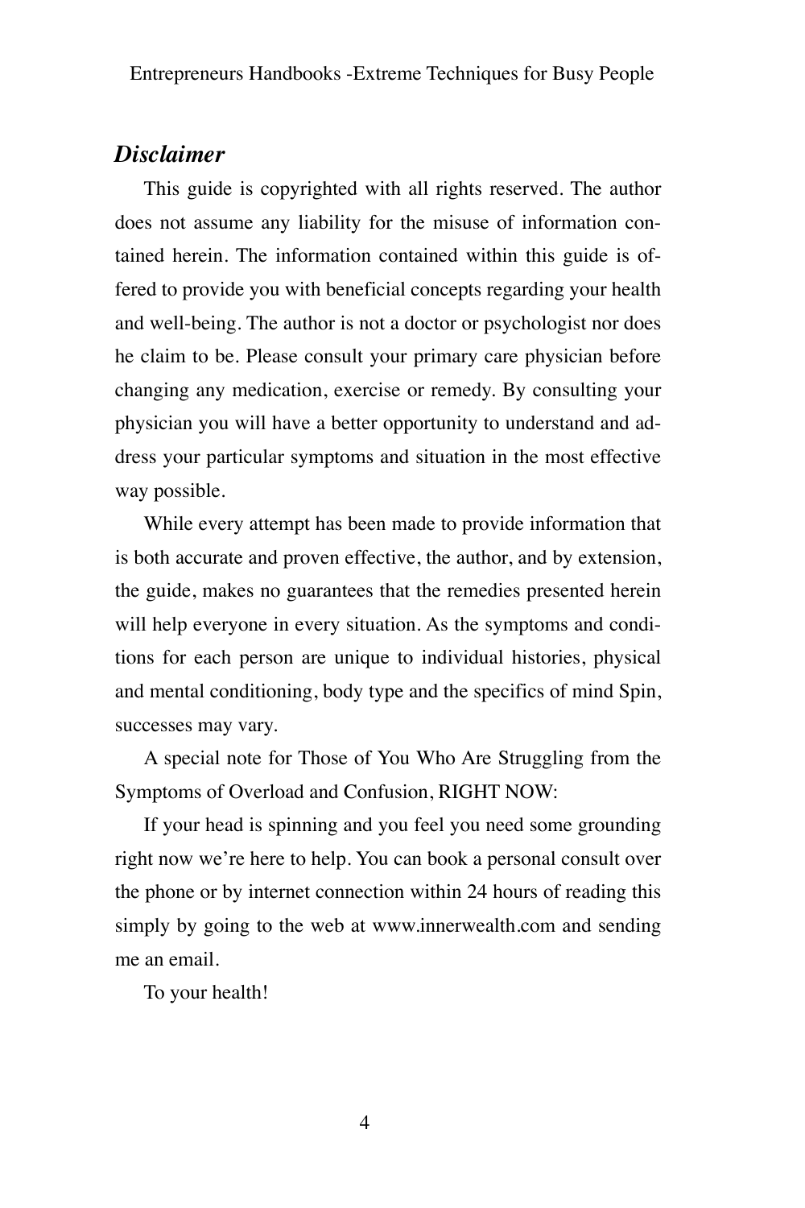## *Disclaimer*

This guide is copyrighted with all rights reserved. The author does not assume any liability for the misuse of information contained herein. The information contained within this guide is offered to provide you with beneficial concepts regarding your health and well-being. The author is not a doctor or psychologist nor does he claim to be. Please consult your primary care physician before changing any medication, exercise or remedy. By consulting your physician you will have a better opportunity to understand and address your particular symptoms and situation in the most effective way possible.

While every attempt has been made to provide information that is both accurate and proven effective, the author, and by extension, the guide, makes no guarantees that the remedies presented herein will help everyone in every situation. As the symptoms and conditions for each person are unique to individual histories, physical and mental conditioning, body type and the specifics of mind Spin, successes may vary.

A special note for Those of You Who Are Struggling from the Symptoms of Overload and Confusion, RIGHT NOW:

If your head is spinning and you feel you need some grounding right now we're here to help. You can book a personal consult over the phone or by internet connection within 24 hours of reading this simply by going to the web at www.innerwealth.com and sending me an email.

To your health!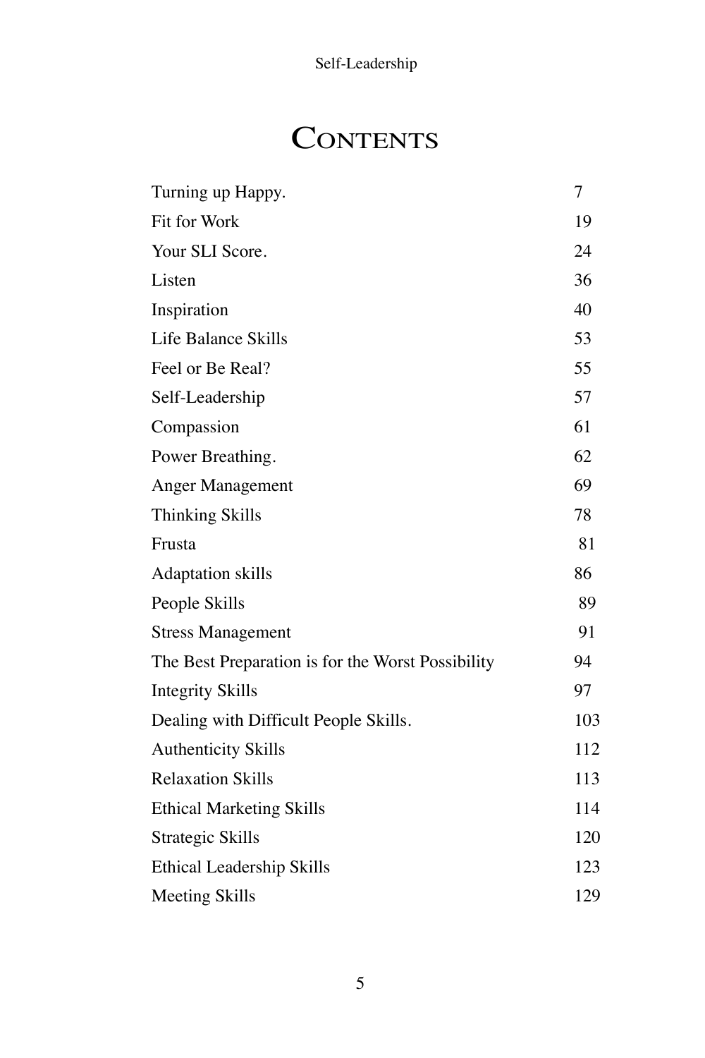# Contents

| | |
|---|---|
| Turning up Happy. | 7 |
| Fit for Work | 19 |
| Your SLI Score. | 24 |
| Listen | 36 |
| Inspiration | 40 |
| Life Balance Skills | 53 |
| Feel or Be Real? | 55 |
| Self-Leadership | 57 |
| Compassion | 61 |
| Power Breathing. | 62 |
| Anger Management | 69 |
| Thinking Skills | 78 |
| Frusta | 81 |
| Adaptation skills | 86 |
| People Skills | 89 |
| Stress Management | 91 |
| The Best Preparation is for the Worst Possibility | 94 |
| Integrity Skills | 97 |
| Dealing with Difficult People Skills. | 103 |
| Authenticity Skills | 112 |
| Relaxation Skills | 113 |
| Ethical Marketing Skills | 114 |
| Strategic Skills | 120 |
| Ethical Leadership Skills | 123 |
| Meeting Skills | 129 |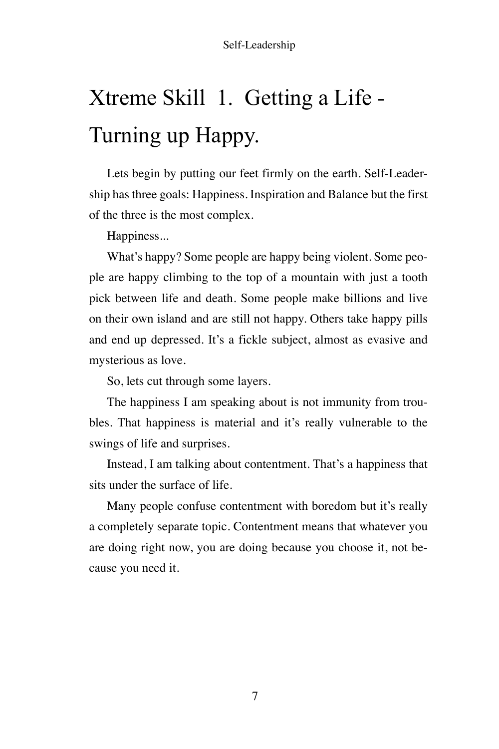# Xtreme Skill 1. Getting a Life - Turning up Happy.

Lets begin by putting our feet firmly on the earth. Self-Leadership has three goals: Happiness. Inspiration and Balance but the first of the three is the most complex.

Happiness...

What's happy? Some people are happy being violent. Some people are happy climbing to the top of a mountain with just a tooth pick between life and death. Some people make billions and live on their own island and are still not happy. Others take happy pills and end up depressed. It's a fickle subject, almost as evasive and mysterious as love.

So, lets cut through some layers.

The happiness I am speaking about is not immunity from troubles. That happiness is material and it's really vulnerable to the swings of life and surprises.

Instead, I am talking about contentment. That's a happiness that sits under the surface of life.

Many people confuse contentment with boredom but it's really a completely separate topic. Contentment means that whatever you are doing right now, you are doing because you choose it, not because you need it.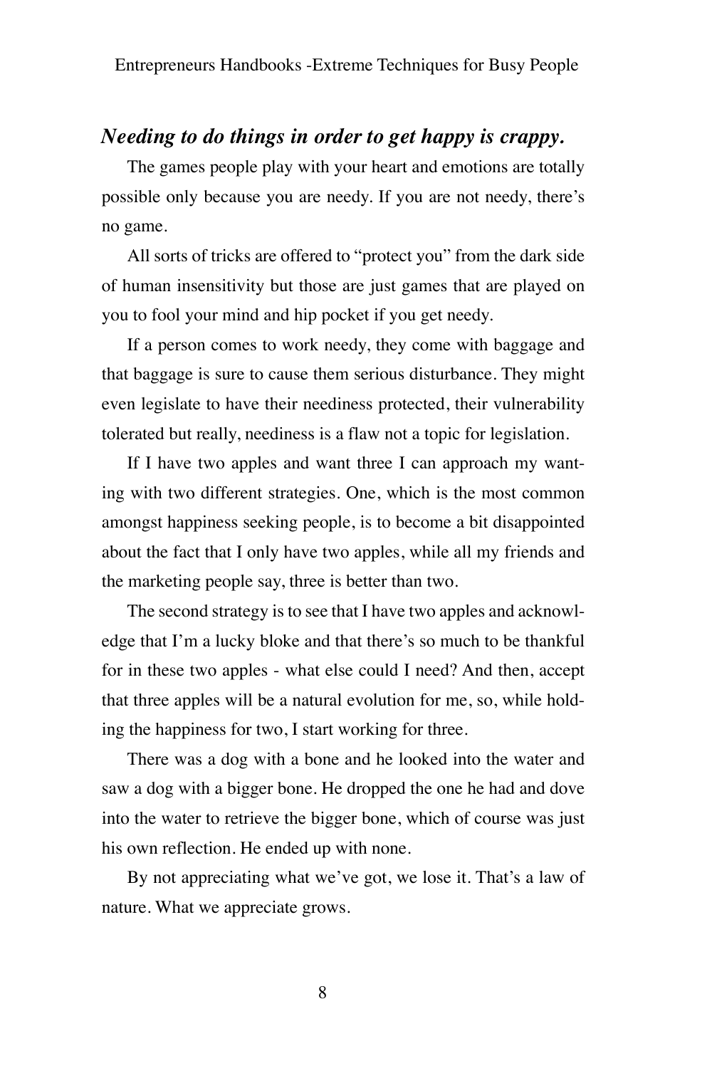### ***Needing to do things in order to get happy is crappy.***

The games people play with your heart and emotions are totally possible only because you are needy. If you are not needy, there's no game.

All sorts of tricks are offered to "protect you" from the dark side of human insensitivity but those are just games that are played on you to fool your mind and hip pocket if you get needy.

If a person comes to work needy, they come with baggage and that baggage is sure to cause them serious disturbance. They might even legislate to have their neediness protected, their vulnerability tolerated but really, neediness is a flaw not a topic for legislation.

If I have two apples and want three I can approach my wanting with two different strategies. One, which is the most common amongst happiness seeking people, is to become a bit disappointed about the fact that I only have two apples, while all my friends and the marketing people say, three is better than two.

The second strategy is to see that I have two apples and acknowledge that I'm a lucky bloke and that there's so much to be thankful for in these two apples - what else could I need? And then, accept that three apples will be a natural evolution for me, so, while holding the happiness for two, I start working for three.

There was a dog with a bone and he looked into the water and saw a dog with a bigger bone. He dropped the one he had and dove into the water to retrieve the bigger bone, which of course was just his own reflection. He ended up with none.

By not appreciating what we've got, we lose it. That's a law of nature. What we appreciate grows.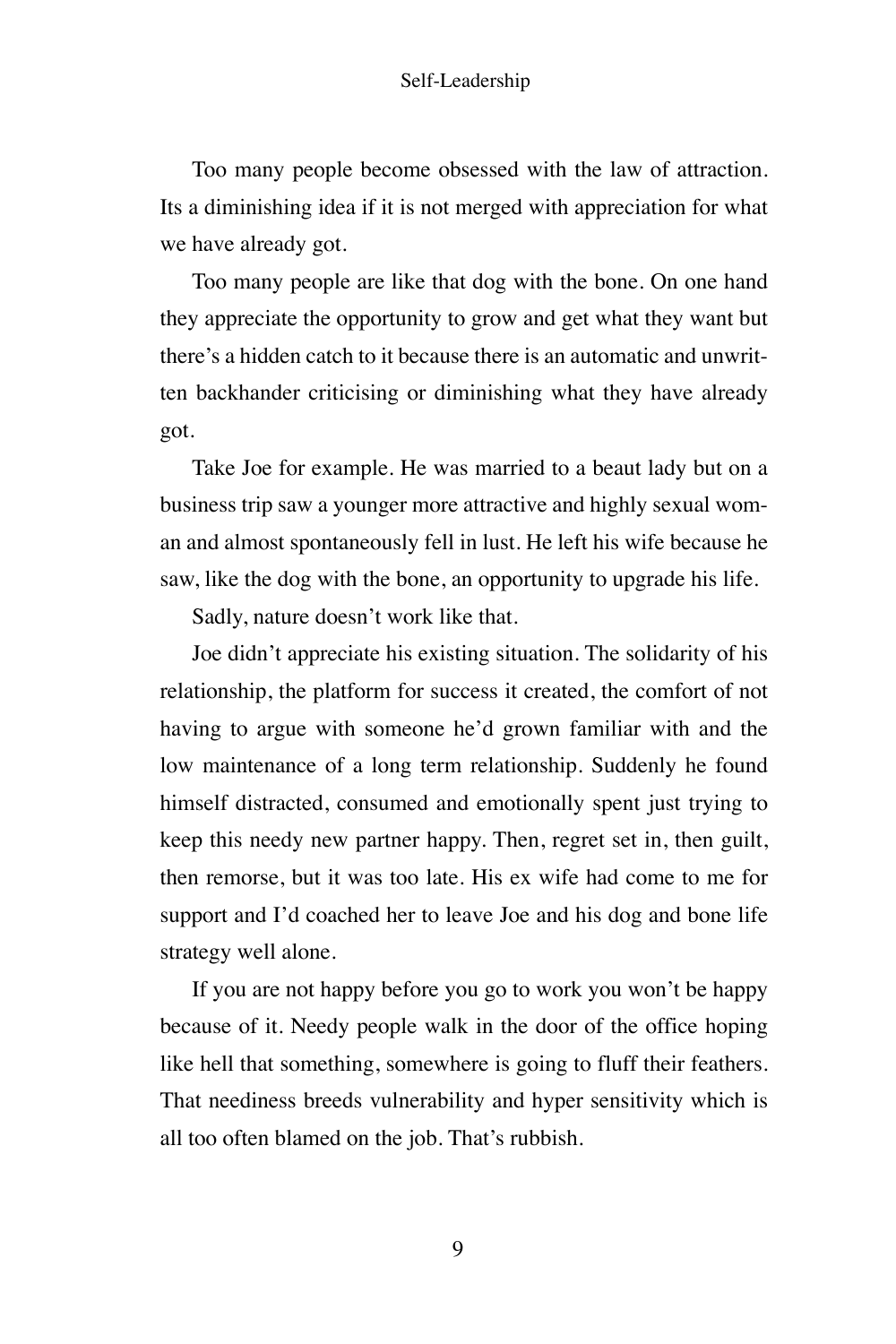Too many people become obsessed with the law of attraction. Its a diminishing idea if it is not merged with appreciation for what we have already got.

Too many people are like that dog with the bone. On one hand they appreciate the opportunity to grow and get what they want but there's a hidden catch to it because there is an automatic and unwritten backhander criticising or diminishing what they have already got.

Take Joe for example. He was married to a beaut lady but on a business trip saw a younger more attractive and highly sexual woman and almost spontaneously fell in lust. He left his wife because he saw, like the dog with the bone, an opportunity to upgrade his life.

Sadly, nature doesn't work like that.

Joe didn't appreciate his existing situation. The solidarity of his relationship, the platform for success it created, the comfort of not having to argue with someone he'd grown familiar with and the low maintenance of a long term relationship. Suddenly he found himself distracted, consumed and emotionally spent just trying to keep this needy new partner happy. Then, regret set in, then guilt, then remorse, but it was too late. His ex wife had come to me for support and I'd coached her to leave Joe and his dog and bone life strategy well alone.

If you are not happy before you go to work you won't be happy because of it. Needy people walk in the door of the office hoping like hell that something, somewhere is going to fluff their feathers. That neediness breeds vulnerability and hyper sensitivity which is all too often blamed on the job. That's rubbish.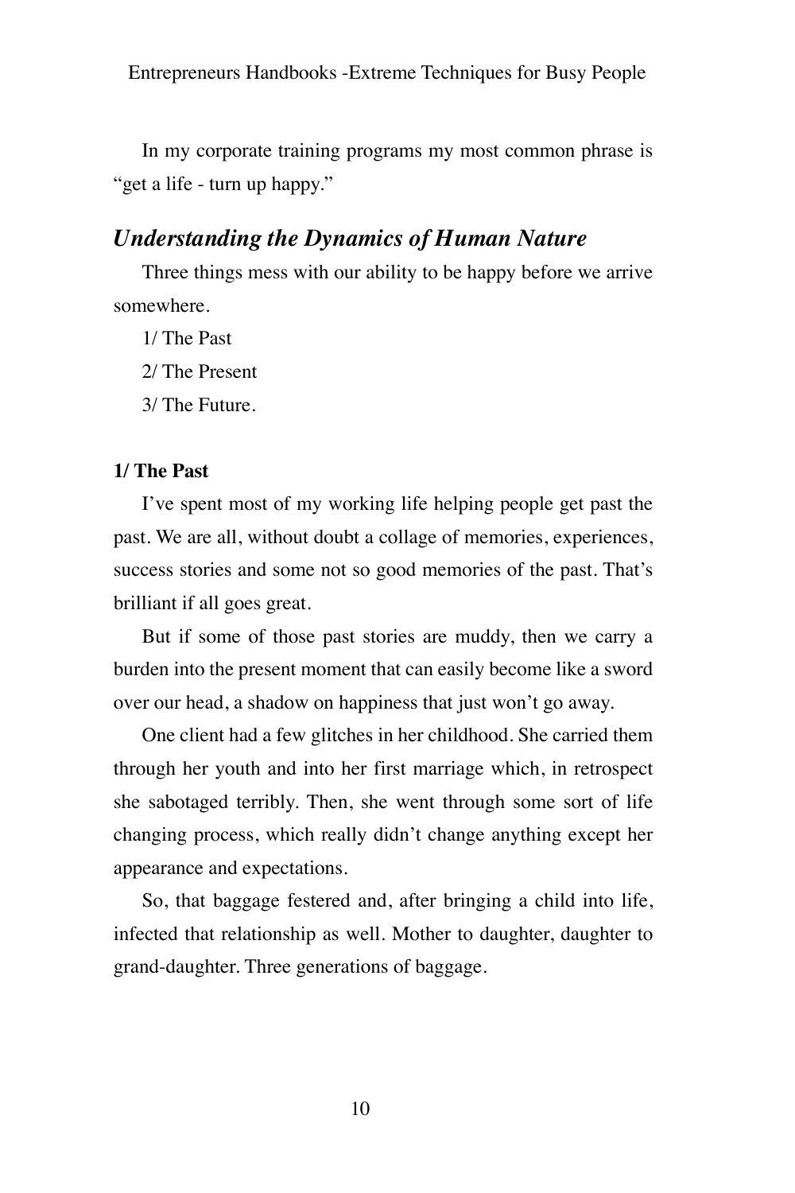In my corporate training programs my most common phrase is "get a life - turn up happy."

## *Understanding the Dynamics of Human Nature*

Three things mess with our ability to be happy before we arrive somewhere.

1/ The Past

2/ The Present

3/ The Future.

**1/ The Past**

I've spent most of my working life helping people get past the past. We are all, without doubt a collage of memories, experiences, success stories and some not so good memories of the past. That's brilliant if all goes great.

But if some of those past stories are muddy, then we carry a burden into the present moment that can easily become like a sword over our head, a shadow on happiness that just won't go away.

One client had a few glitches in her childhood. She carried them through her youth and into her first marriage which, in retrospect she sabotaged terribly. Then, she went through some sort of life changing process, which really didn't change anything except her appearance and expectations.

So, that baggage festered and, after bringing a child into life, infected that relationship as well. Mother to daughter, daughter to grand-daughter. Three generations of baggage.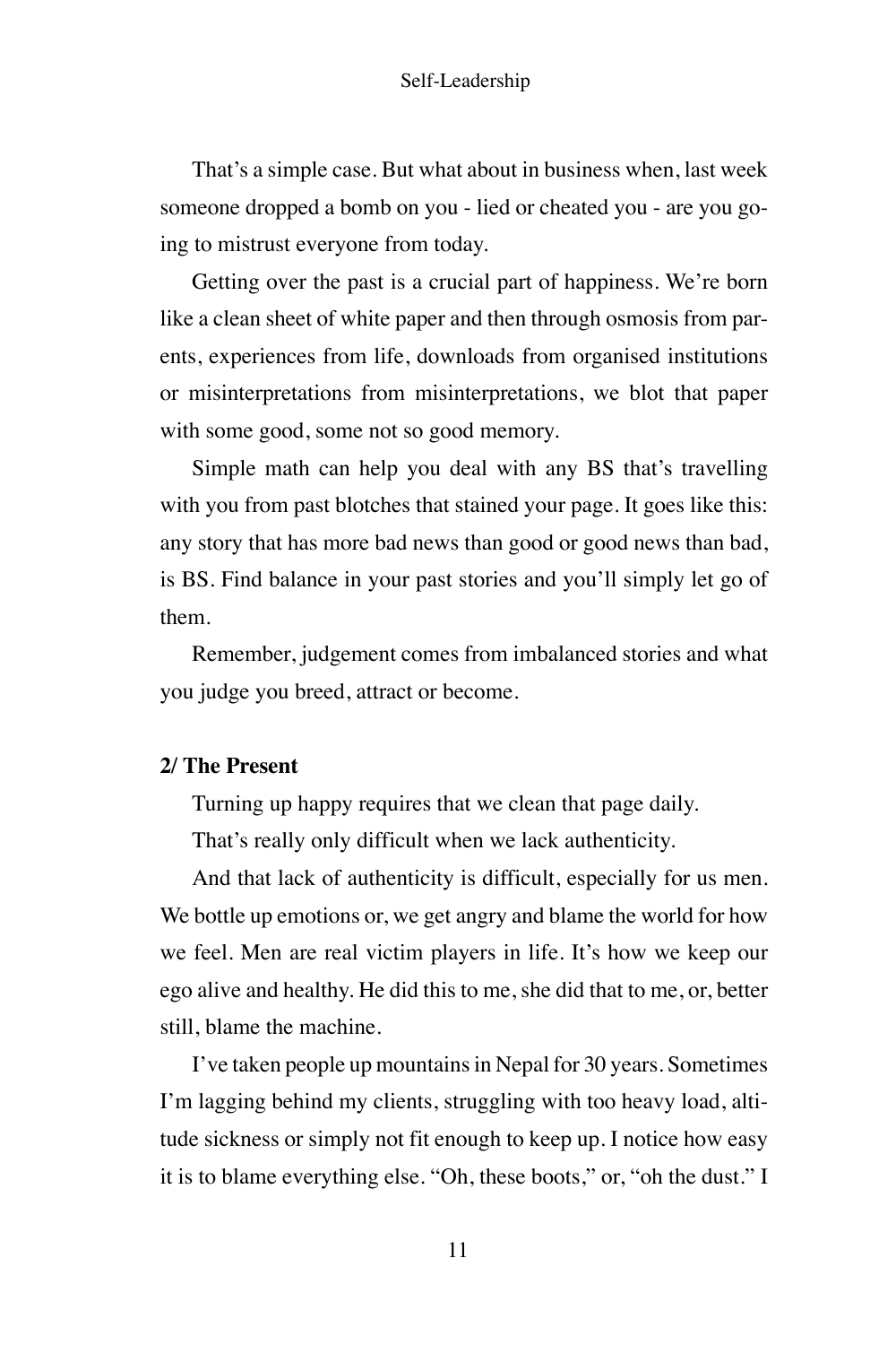That's a simple case. But what about in business when, last week someone dropped a bomb on you - lied or cheated you - are you going to mistrust everyone from today.

Getting over the past is a crucial part of happiness. We're born like a clean sheet of white paper and then through osmosis from parents, experiences from life, downloads from organised institutions or misinterpretations from misinterpretations, we blot that paper with some good, some not so good memory.

Simple math can help you deal with any BS that's travelling with you from past blotches that stained your page. It goes like this: any story that has more bad news than good or good news than bad, is BS. Find balance in your past stories and you'll simply let go of them.

Remember, judgement comes from imbalanced stories and what you judge you breed, attract or become.

**2/ The Present**

Turning up happy requires that we clean that page daily.

That's really only difficult when we lack authenticity.

And that lack of authenticity is difficult, especially for us men. We bottle up emotions or, we get angry and blame the world for how we feel. Men are real victim players in life. It's how we keep our ego alive and healthy. He did this to me, she did that to me, or, better still, blame the machine.

I've taken people up mountains in Nepal for 30 years. Sometimes I'm lagging behind my clients, struggling with too heavy load, altitude sickness or simply not fit enough to keep up. I notice how easy it is to blame everything else. "Oh, these boots," or, "oh the dust." I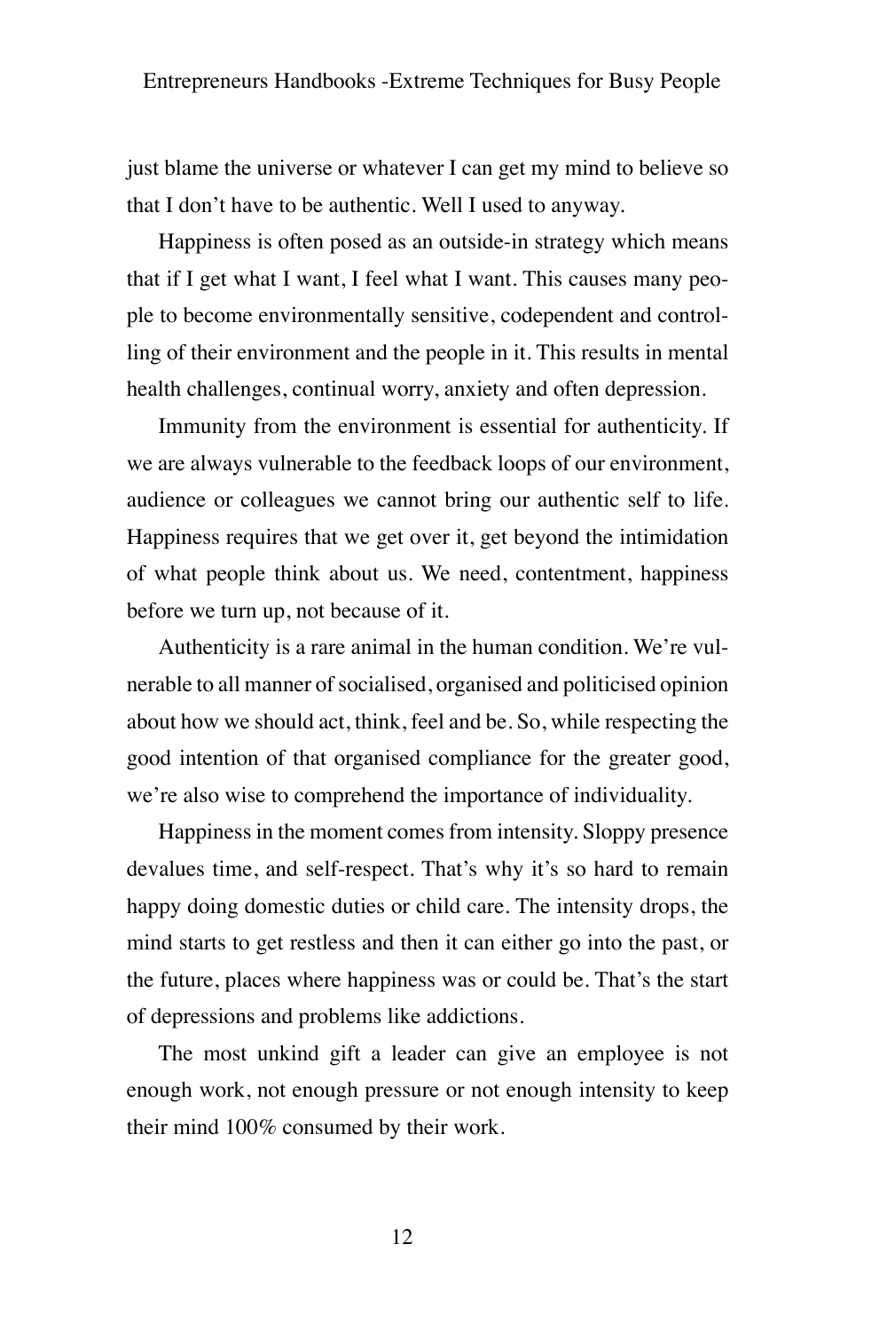just blame the universe or whatever I can get my mind to believe so that I don't have to be authentic. Well I used to anyway.

Happiness is often posed as an outside-in strategy which means that if I get what I want, I feel what I want. This causes many people to become environmentally sensitive, codependent and controlling of their environment and the people in it. This results in mental health challenges, continual worry, anxiety and often depression.

Immunity from the environment is essential for authenticity. If we are always vulnerable to the feedback loops of our environment, audience or colleagues we cannot bring our authentic self to life. Happiness requires that we get over it, get beyond the intimidation of what people think about us. We need, contentment, happiness before we turn up, not because of it.

Authenticity is a rare animal in the human condition. We're vulnerable to all manner of socialised, organised and politicised opinion about how we should act, think, feel and be. So, while respecting the good intention of that organised compliance for the greater good, we're also wise to comprehend the importance of individuality.

Happiness in the moment comes from intensity. Sloppy presence devalues time, and self-respect. That's why it's so hard to remain happy doing domestic duties or child care. The intensity drops, the mind starts to get restless and then it can either go into the past, or the future, places where happiness was or could be. That's the start of depressions and problems like addictions.

The most unkind gift a leader can give an employee is not enough work, not enough pressure or not enough intensity to keep their mind 100% consumed by their work.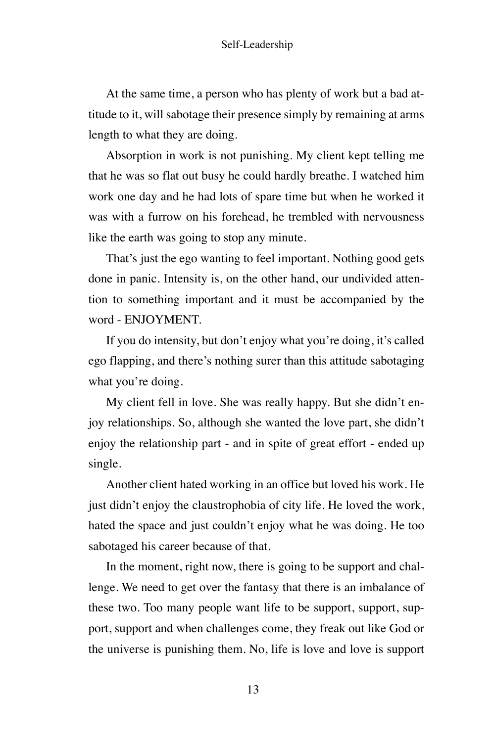At the same time, a person who has plenty of work but a bad attitude to it, will sabotage their presence simply by remaining at arms length to what they are doing.

Absorption in work is not punishing. My client kept telling me that he was so flat out busy he could hardly breathe. I watched him work one day and he had lots of spare time but when he worked it was with a furrow on his forehead, he trembled with nervousness like the earth was going to stop any minute.

That's just the ego wanting to feel important. Nothing good gets done in panic. Intensity is, on the other hand, our undivided attention to something important and it must be accompanied by the word - ENJOYMENT.

If you do intensity, but don't enjoy what you're doing, it's called ego flapping, and there's nothing surer than this attitude sabotaging what you're doing.

My client fell in love. She was really happy. But she didn't enjoy relationships. So, although she wanted the love part, she didn't enjoy the relationship part - and in spite of great effort - ended up single.

Another client hated working in an office but loved his work. He just didn't enjoy the claustrophobia of city life. He loved the work, hated the space and just couldn't enjoy what he was doing. He too sabotaged his career because of that.

In the moment, right now, there is going to be support and challenge. We need to get over the fantasy that there is an imbalance of these two. Too many people want life to be support, support, support, support and when challenges come, they freak out like God or the universe is punishing them. No, life is love and love is support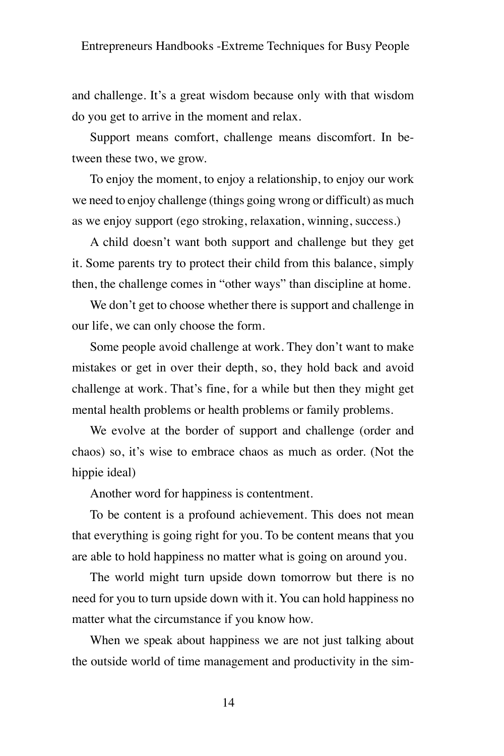and challenge. It's a great wisdom because only with that wisdom do you get to arrive in the moment and relax.

Support means comfort, challenge means discomfort. In between these two, we grow.

To enjoy the moment, to enjoy a relationship, to enjoy our work we need to enjoy challenge (things going wrong or difficult) as much as we enjoy support (ego stroking, relaxation, winning, success.)

A child doesn't want both support and challenge but they get it. Some parents try to protect their child from this balance, simply then, the challenge comes in "other ways" than discipline at home.

We don't get to choose whether there is support and challenge in our life, we can only choose the form.

Some people avoid challenge at work. They don't want to make mistakes or get in over their depth, so, they hold back and avoid challenge at work. That's fine, for a while but then they might get mental health problems or health problems or family problems.

We evolve at the border of support and challenge (order and chaos) so, it's wise to embrace chaos as much as order. (Not the hippie ideal)

Another word for happiness is contentment.

To be content is a profound achievement. This does not mean that everything is going right for you. To be content means that you are able to hold happiness no matter what is going on around you.

The world might turn upside down tomorrow but there is no need for you to turn upside down with it. You can hold happiness no matter what the circumstance if you know how.

When we speak about happiness we are not just talking about the outside world of time management and productivity in the sim-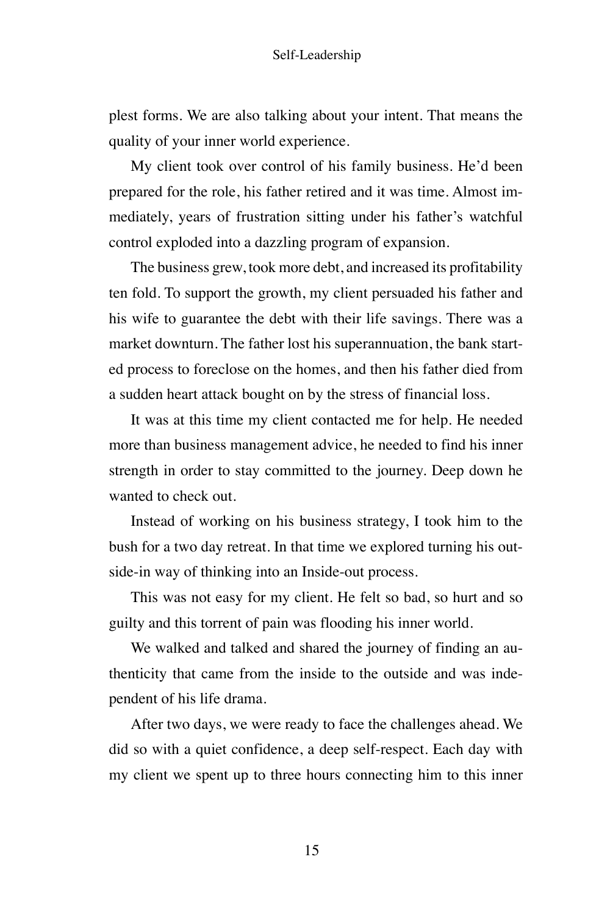plest forms. We are also talking about your intent. That means the quality of your inner world experience.

My client took over control of his family business. He'd been prepared for the role, his father retired and it was time. Almost immediately, years of frustration sitting under his father's watchful control exploded into a dazzling program of expansion.

The business grew, took more debt, and increased its profitability ten fold. To support the growth, my client persuaded his father and his wife to guarantee the debt with their life savings. There was a market downturn. The father lost his superannuation, the bank started process to foreclose on the homes, and then his father died from a sudden heart attack bought on by the stress of financial loss.

It was at this time my client contacted me for help. He needed more than business management advice, he needed to find his inner strength in order to stay committed to the journey. Deep down he wanted to check out.

Instead of working on his business strategy, I took him to the bush for a two day retreat. In that time we explored turning his outside-in way of thinking into an Inside-out process.

This was not easy for my client. He felt so bad, so hurt and so guilty and this torrent of pain was flooding his inner world.

We walked and talked and shared the journey of finding an authenticity that came from the inside to the outside and was independent of his life drama.

After two days, we were ready to face the challenges ahead. We did so with a quiet confidence, a deep self-respect. Each day with my client we spent up to three hours connecting him to this inner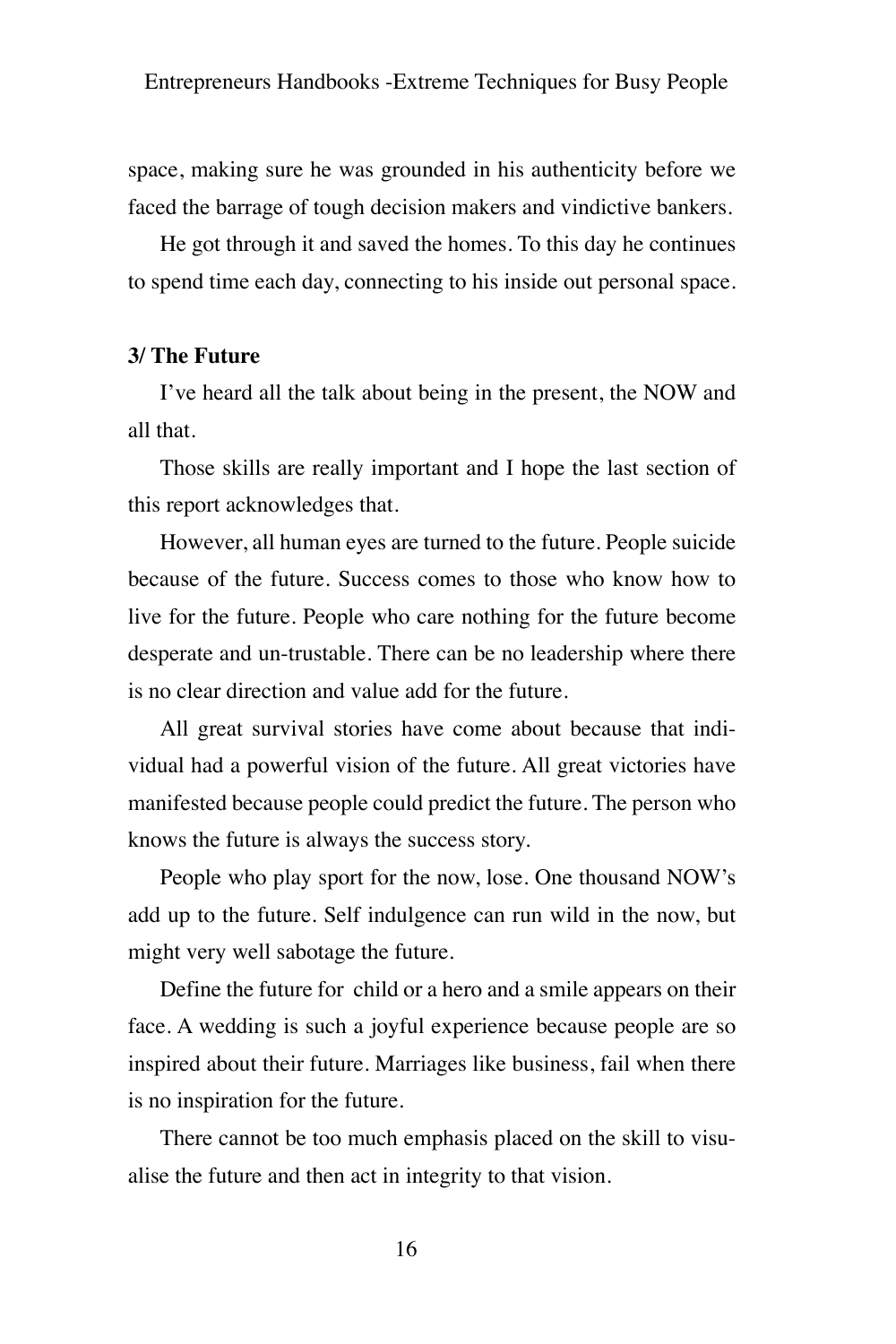space, making sure he was grounded in his authenticity before we faced the barrage of tough decision makers and vindictive bankers.

He got through it and saved the homes. To this day he continues to spend time each day, connecting to his inside out personal space.

**3/ The Future**

I've heard all the talk about being in the present, the NOW and all that.

Those skills are really important and I hope the last section of this report acknowledges that.

However, all human eyes are turned to the future. People suicide because of the future. Success comes to those who know how to live for the future. People who care nothing for the future become desperate and un-trustable. There can be no leadership where there is no clear direction and value add for the future.

All great survival stories have come about because that individual had a powerful vision of the future. All great victories have manifested because people could predict the future. The person who knows the future is always the success story.

People who play sport for the now, lose. One thousand NOW's add up to the future. Self indulgence can run wild in the now, but might very well sabotage the future.

Define the future for  child or a hero and a smile appears on their face. A wedding is such a joyful experience because people are so inspired about their future. Marriages like business, fail when there is no inspiration for the future.

There cannot be too much emphasis placed on the skill to visualise the future and then act in integrity to that vision.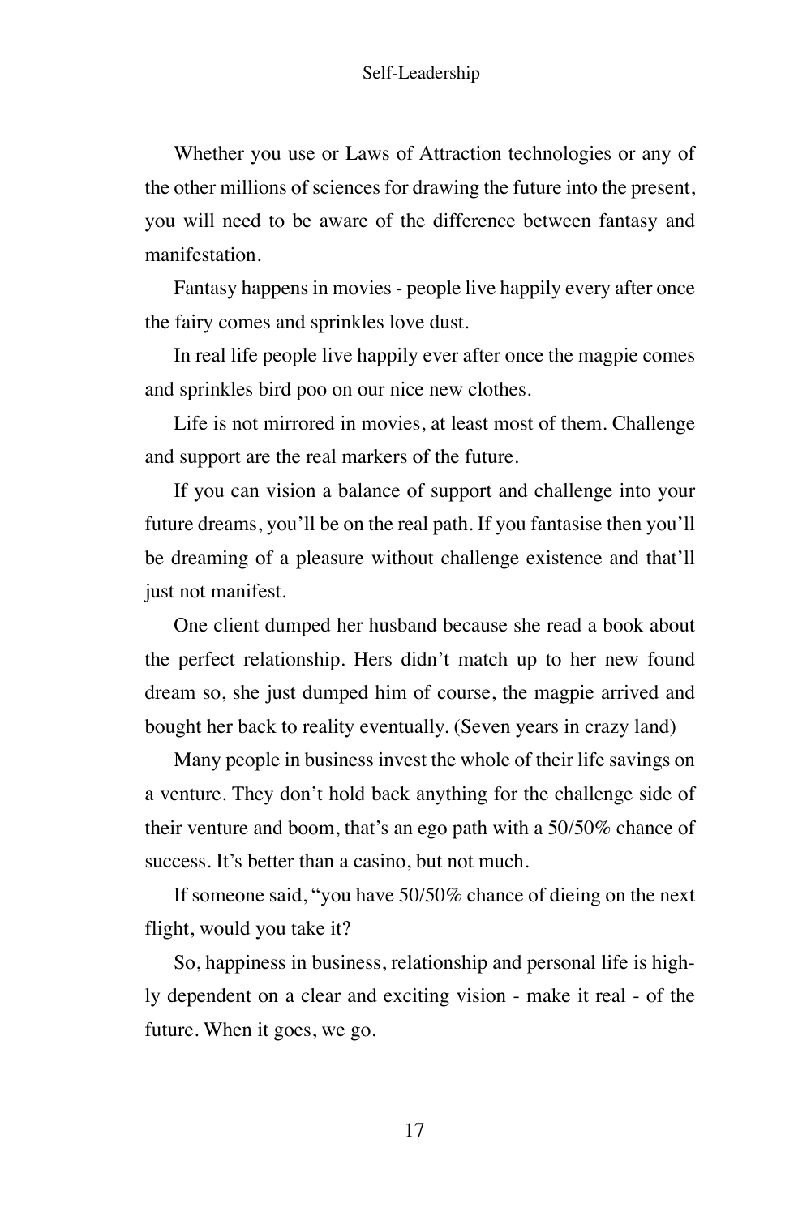Whether you use or Laws of Attraction technologies or any of the other millions of sciences for drawing the future into the present, you will need to be aware of the difference between fantasy and manifestation.

Fantasy happens in movies - people live happily every after once the fairy comes and sprinkles love dust.

In real life people live happily ever after once the magpie comes and sprinkles bird poo on our nice new clothes.

Life is not mirrored in movies, at least most of them. Challenge and support are the real markers of the future.

If you can vision a balance of support and challenge into your future dreams, you'll be on the real path. If you fantasise then you'll be dreaming of a pleasure without challenge existence and that'll just not manifest.

One client dumped her husband because she read a book about the perfect relationship. Hers didn't match up to her new found dream so, she just dumped him of course, the magpie arrived and bought her back to reality eventually. (Seven years in crazy land)

Many people in business invest the whole of their life savings on a venture. They don't hold back anything for the challenge side of their venture and boom, that's an ego path with a 50/50% chance of success. It's better than a casino, but not much.

If someone said, "you have 50/50% chance of dieing on the next flight, would you take it?

So, happiness in business, relationship and personal life is highly dependent on a clear and exciting vision - make it real - of the future. When it goes, we go.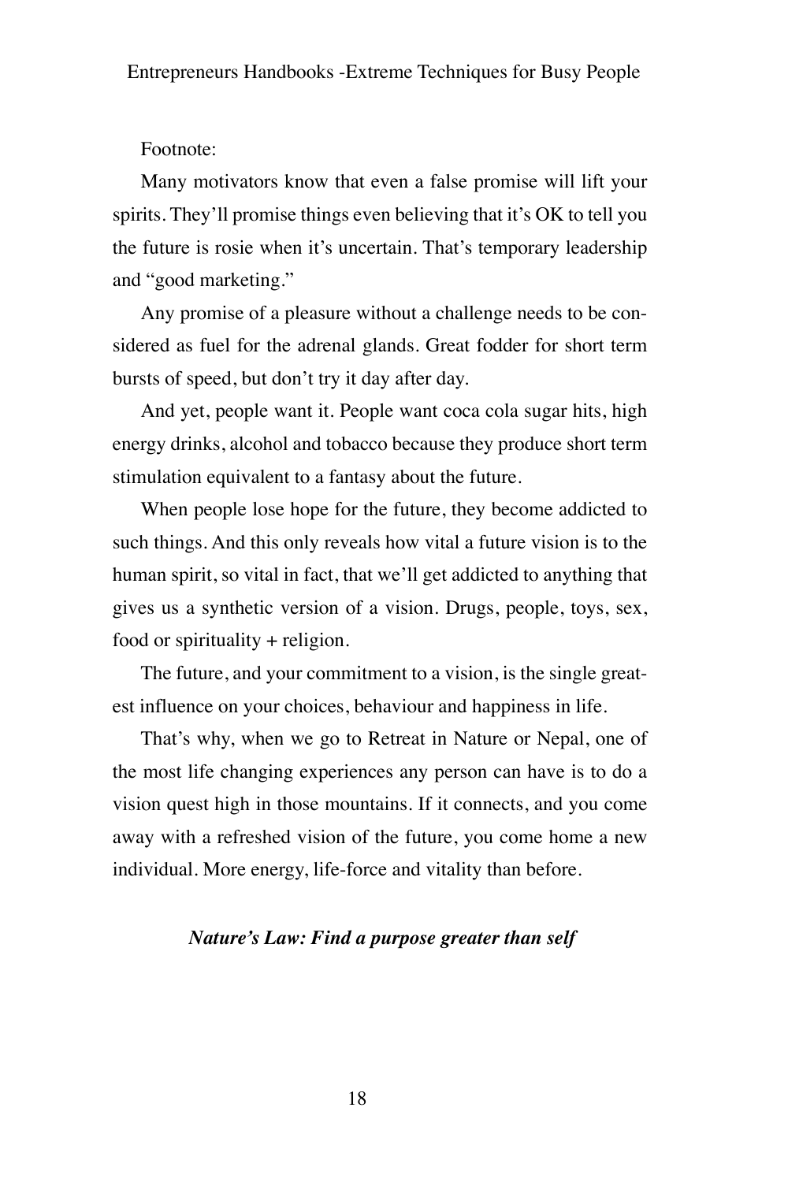Footnote:

Many motivators know that even a false promise will lift your spirits. They'll promise things even believing that it's OK to tell you the future is rosie when it's uncertain. That's temporary leadership and "good marketing."

Any promise of a pleasure without a challenge needs to be considered as fuel for the adrenal glands. Great fodder for short term bursts of speed, but don't try it day after day.

And yet, people want it. People want coca cola sugar hits, high energy drinks, alcohol and tobacco because they produce short term stimulation equivalent to a fantasy about the future.

When people lose hope for the future, they become addicted to such things. And this only reveals how vital a future vision is to the human spirit, so vital in fact, that we'll get addicted to anything that gives us a synthetic version of a vision. Drugs, people, toys, sex, food or spirituality + religion.

The future, and your commitment to a vision, is the single greatest influence on your choices, behaviour and happiness in life.

That's why, when we go to Retreat in Nature or Nepal, one of the most life changing experiences any person can have is to do a vision quest high in those mountains. If it connects, and you come away with a refreshed vision of the future, you come home a new individual. More energy, life-force and vitality than before.

***Nature's Law: Find a purpose greater than self***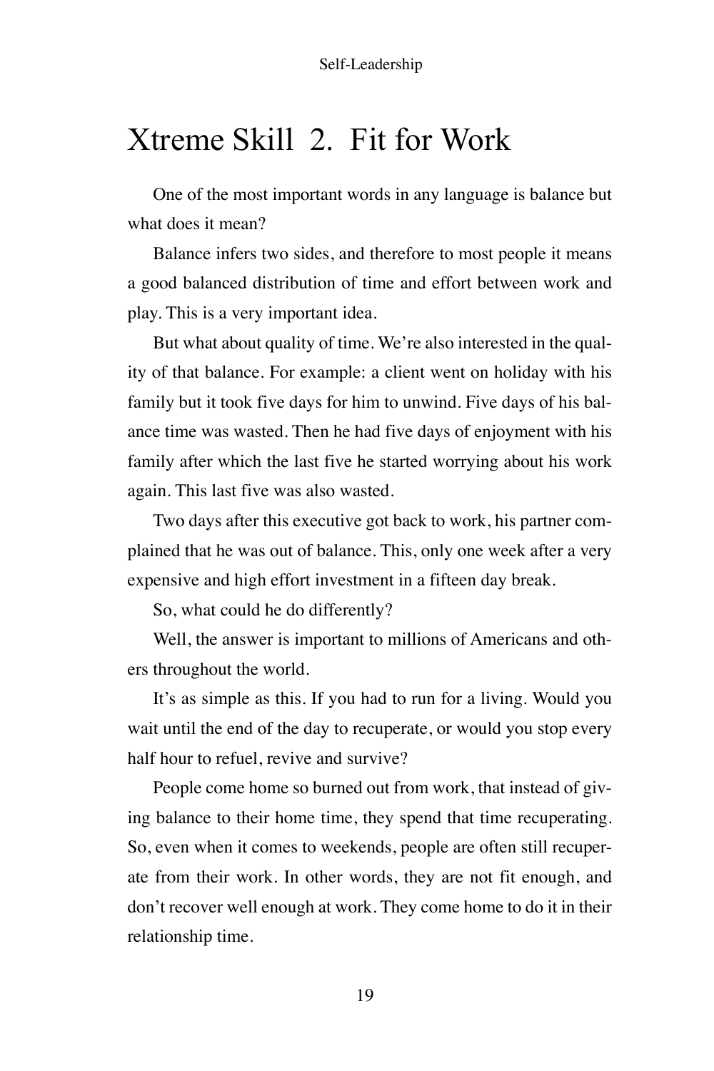# Xtreme Skill 2. Fit for Work

One of the most important words in any language is balance but what does it mean?

Balance infers two sides, and therefore to most people it means a good balanced distribution of time and effort between work and play. This is a very important idea.

But what about quality of time. We're also interested in the quality of that balance. For example: a client went on holiday with his family but it took five days for him to unwind. Five days of his balance time was wasted. Then he had five days of enjoyment with his family after which the last five he started worrying about his work again. This last five was also wasted.

Two days after this executive got back to work, his partner complained that he was out of balance. This, only one week after a very expensive and high effort investment in a fifteen day break.

So, what could he do differently?

Well, the answer is important to millions of Americans and others throughout the world.

It's as simple as this. If you had to run for a living. Would you wait until the end of the day to recuperate, or would you stop every half hour to refuel, revive and survive?

People come home so burned out from work, that instead of giving balance to their home time, they spend that time recuperating. So, even when it comes to weekends, people are often still recuperate from their work. In other words, they are not fit enough, and don't recover well enough at work. They come home to do it in their relationship time.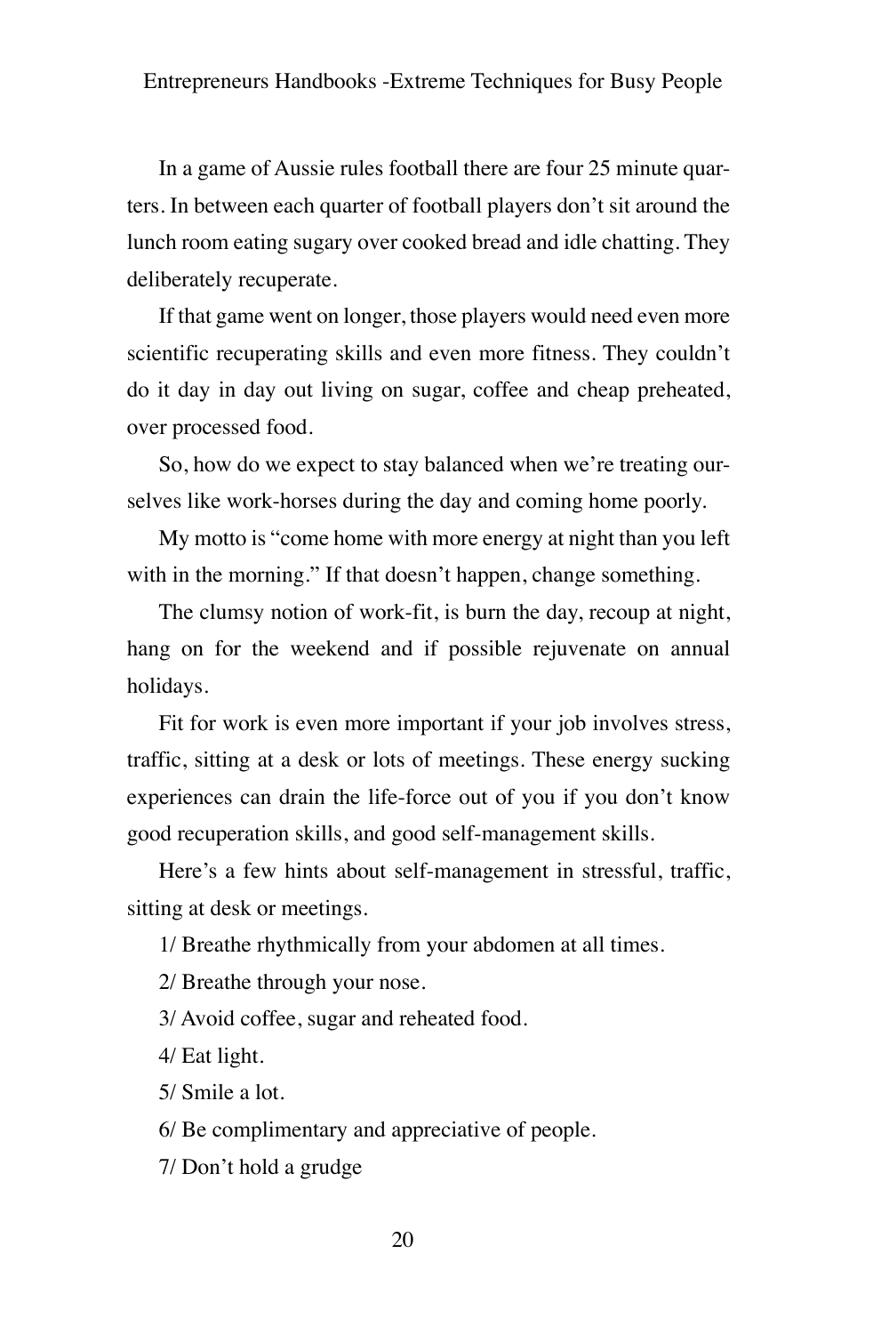In a game of Aussie rules football there are four 25 minute quarters. In between each quarter of football players don't sit around the lunch room eating sugary over cooked bread and idle chatting. They deliberately recuperate.

If that game went on longer, those players would need even more scientific recuperating skills and even more fitness. They couldn't do it day in day out living on sugar, coffee and cheap preheated, over processed food.

So, how do we expect to stay balanced when we're treating ourselves like work-horses during the day and coming home poorly.

My motto is "come home with more energy at night than you left with in the morning." If that doesn't happen, change something.

The clumsy notion of work-fit, is burn the day, recoup at night, hang on for the weekend and if possible rejuvenate on annual holidays.

Fit for work is even more important if your job involves stress, traffic, sitting at a desk or lots of meetings. These energy sucking experiences can drain the life-force out of you if you don't know good recuperation skills, and good self-management skills.

Here's a few hints about self-management in stressful, traffic, sitting at desk or meetings.

1/ Breathe rhythmically from your abdomen at all times.

2/ Breathe through your nose.

3/ Avoid coffee, sugar and reheated food.

4/ Eat light.

5/ Smile a lot.

6/ Be complimentary and appreciative of people.

7/ Don't hold a grudge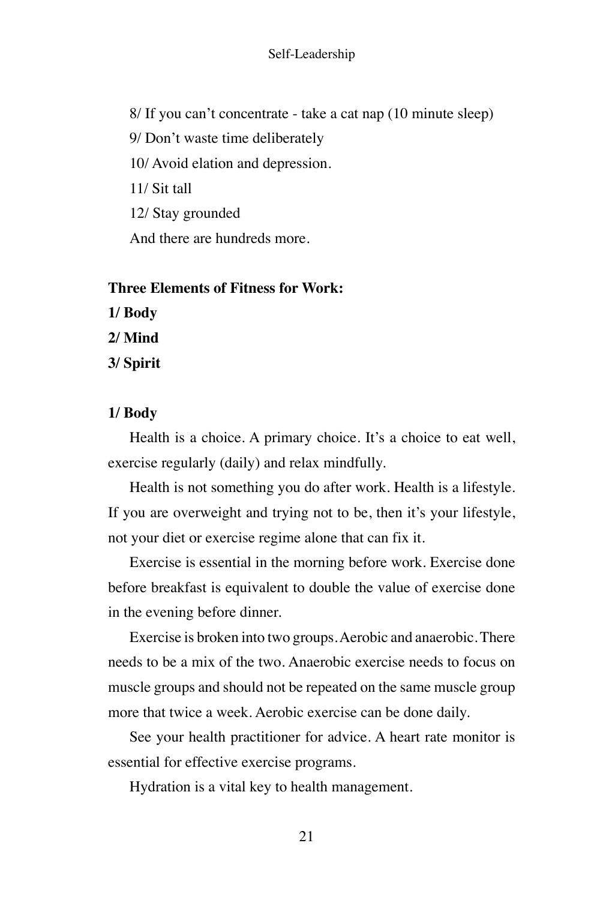8/ If you can't concentrate - take a cat nap (10 minute sleep)

9/ Don't waste time deliberately

10/ Avoid elation and depression.

11/ Sit tall

12/ Stay grounded

And there are hundreds more.

**Three Elements of Fitness for Work:**

**1/ Body**

**2/ Mind**

**3/ Spirit**

**1/ Body**

Health is a choice. A primary choice. It's a choice to eat well, exercise regularly (daily) and relax mindfully.

Health is not something you do after work. Health is a lifestyle. If you are overweight and trying not to be, then it's your lifestyle, not your diet or exercise regime alone that can fix it.

Exercise is essential in the morning before work. Exercise done before breakfast is equivalent to double the value of exercise done in the evening before dinner.

Exercise is broken into two groups. Aerobic and anaerobic. There needs to be a mix of the two. Anaerobic exercise needs to focus on muscle groups and should not be repeated on the same muscle group more that twice a week. Aerobic exercise can be done daily.

See your health practitioner for advice. A heart rate monitor is essential for effective exercise programs.

Hydration is a vital key to health management.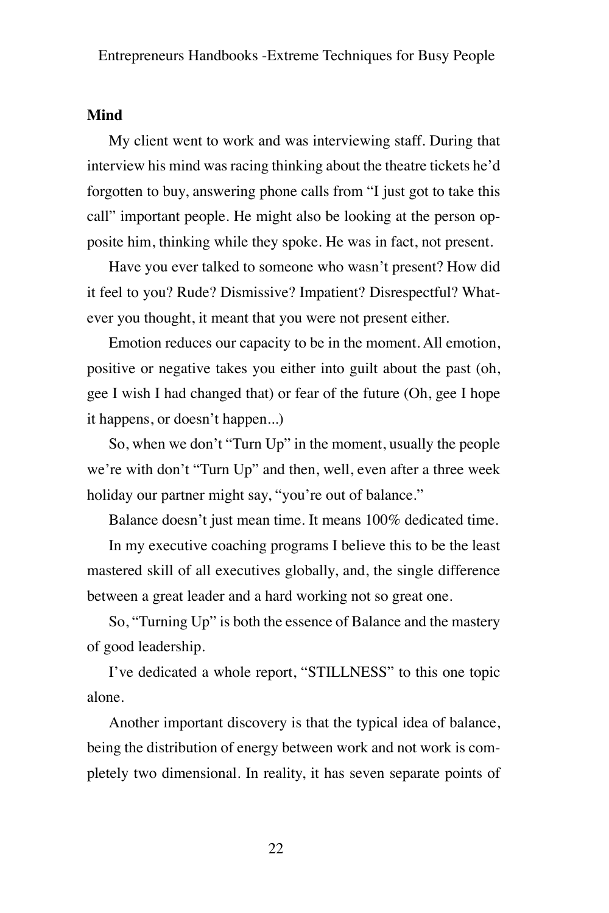**Mind**

My client went to work and was interviewing staff. During that interview his mind was racing thinking about the theatre tickets he'd forgotten to buy, answering phone calls from "I just got to take this call" important people. He might also be looking at the person opposite him, thinking while they spoke. He was in fact, not present.

Have you ever talked to someone who wasn't present? How did it feel to you? Rude? Dismissive? Impatient? Disrespectful? Whatever you thought, it meant that you were not present either.

Emotion reduces our capacity to be in the moment. All emotion, positive or negative takes you either into guilt about the past (oh, gee I wish I had changed that) or fear of the future (Oh, gee I hope it happens, or doesn't happen...)

So, when we don't "Turn Up" in the moment, usually the people we're with don't "Turn Up" and then, well, even after a three week holiday our partner might say, "you're out of balance."

Balance doesn't just mean time. It means 100% dedicated time.

In my executive coaching programs I believe this to be the least mastered skill of all executives globally, and, the single difference between a great leader and a hard working not so great one.

So, "Turning Up" is both the essence of Balance and the mastery of good leadership.

I've dedicated a whole report, "STILLNESS" to this one topic alone.

Another important discovery is that the typical idea of balance, being the distribution of energy between work and not work is completely two dimensional. In reality, it has seven separate points of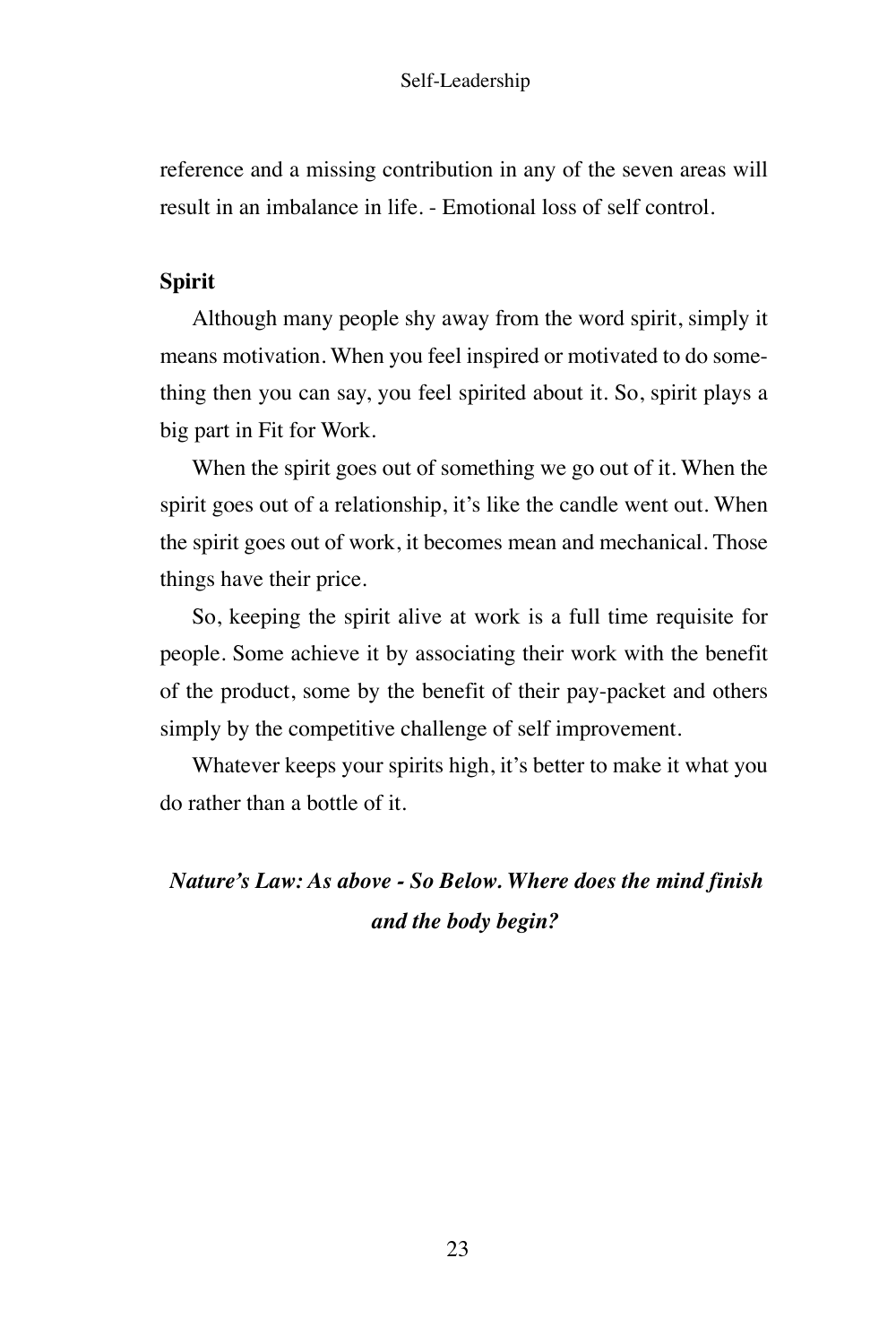reference and a missing contribution in any of the seven areas will result in an imbalance in life. - Emotional loss of self control.

**Spirit**

Although many people shy away from the word spirit, simply it means motivation. When you feel inspired or motivated to do something then you can say, you feel spirited about it. So, spirit plays a big part in Fit for Work.

When the spirit goes out of something we go out of it. When the spirit goes out of a relationship, it's like the candle went out. When the spirit goes out of work, it becomes mean and mechanical. Those things have their price.

So, keeping the spirit alive at work is a full time requisite for people. Some achieve it by associating their work with the benefit of the product, some by the benefit of their pay-packet and others simply by the competitive challenge of self improvement.

Whatever keeps your spirits high, it's better to make it what you do rather than a bottle of it.

***Nature's Law: As above - So Below. Where does the mind finish and the body begin?***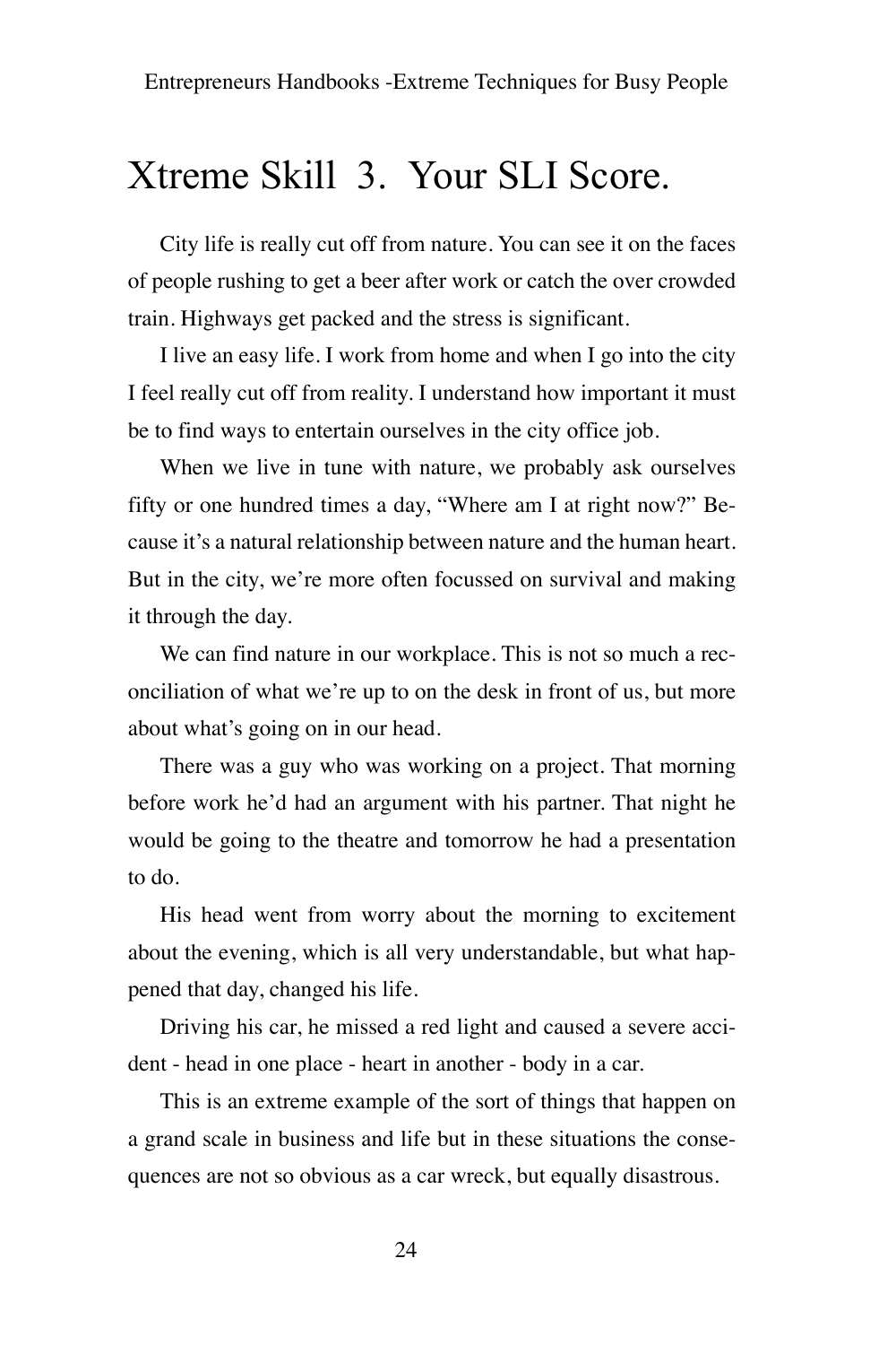# Xtreme Skill 3. Your SLI Score.

City life is really cut off from nature. You can see it on the faces of people rushing to get a beer after work or catch the over crowded train. Highways get packed and the stress is significant.

I live an easy life. I work from home and when I go into the city I feel really cut off from reality. I understand how important it must be to find ways to entertain ourselves in the city office job.

When we live in tune with nature, we probably ask ourselves fifty or one hundred times a day, "Where am I at right now?" Because it's a natural relationship between nature and the human heart. But in the city, we're more often focussed on survival and making it through the day.

We can find nature in our workplace. This is not so much a reconciliation of what we're up to on the desk in front of us, but more about what's going on in our head.

There was a guy who was working on a project. That morning before work he'd had an argument with his partner. That night he would be going to the theatre and tomorrow he had a presentation to do.

His head went from worry about the morning to excitement about the evening, which is all very understandable, but what happened that day, changed his life.

Driving his car, he missed a red light and caused a severe accident - head in one place - heart in another - body in a car.

This is an extreme example of the sort of things that happen on a grand scale in business and life but in these situations the consequences are not so obvious as a car wreck, but equally disastrous.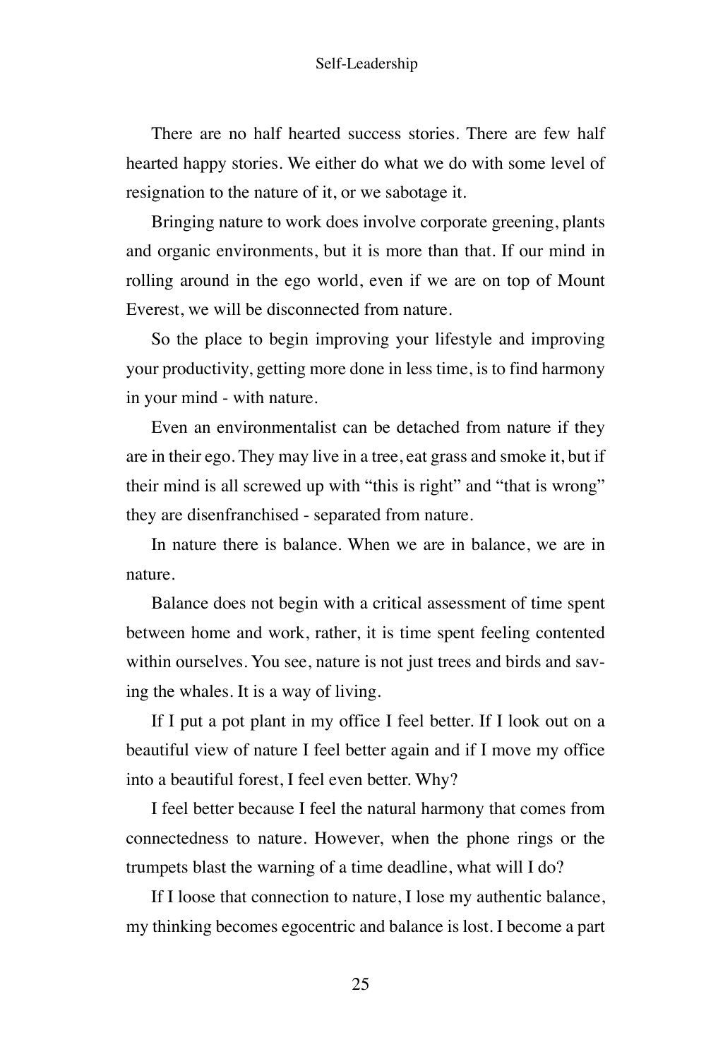There are no half hearted success stories. There are few half hearted happy stories. We either do what we do with some level of resignation to the nature of it, or we sabotage it.

Bringing nature to work does involve corporate greening, plants and organic environments, but it is more than that. If our mind in rolling around in the ego world, even if we are on top of Mount Everest, we will be disconnected from nature.

So the place to begin improving your lifestyle and improving your productivity, getting more done in less time, is to find harmony in your mind - with nature.

Even an environmentalist can be detached from nature if they are in their ego. They may live in a tree, eat grass and smoke it, but if their mind is all screwed up with "this is right" and "that is wrong" they are disenfranchised - separated from nature.

In nature there is balance. When we are in balance, we are in nature.

Balance does not begin with a critical assessment of time spent between home and work, rather, it is time spent feeling contented within ourselves. You see, nature is not just trees and birds and saving the whales. It is a way of living.

If I put a pot plant in my office I feel better. If I look out on a beautiful view of nature I feel better again and if I move my office into a beautiful forest, I feel even better. Why?

I feel better because I feel the natural harmony that comes from connectedness to nature. However, when the phone rings or the trumpets blast the warning of a time deadline, what will I do?

If I loose that connection to nature, I lose my authentic balance, my thinking becomes egocentric and balance is lost. I become a part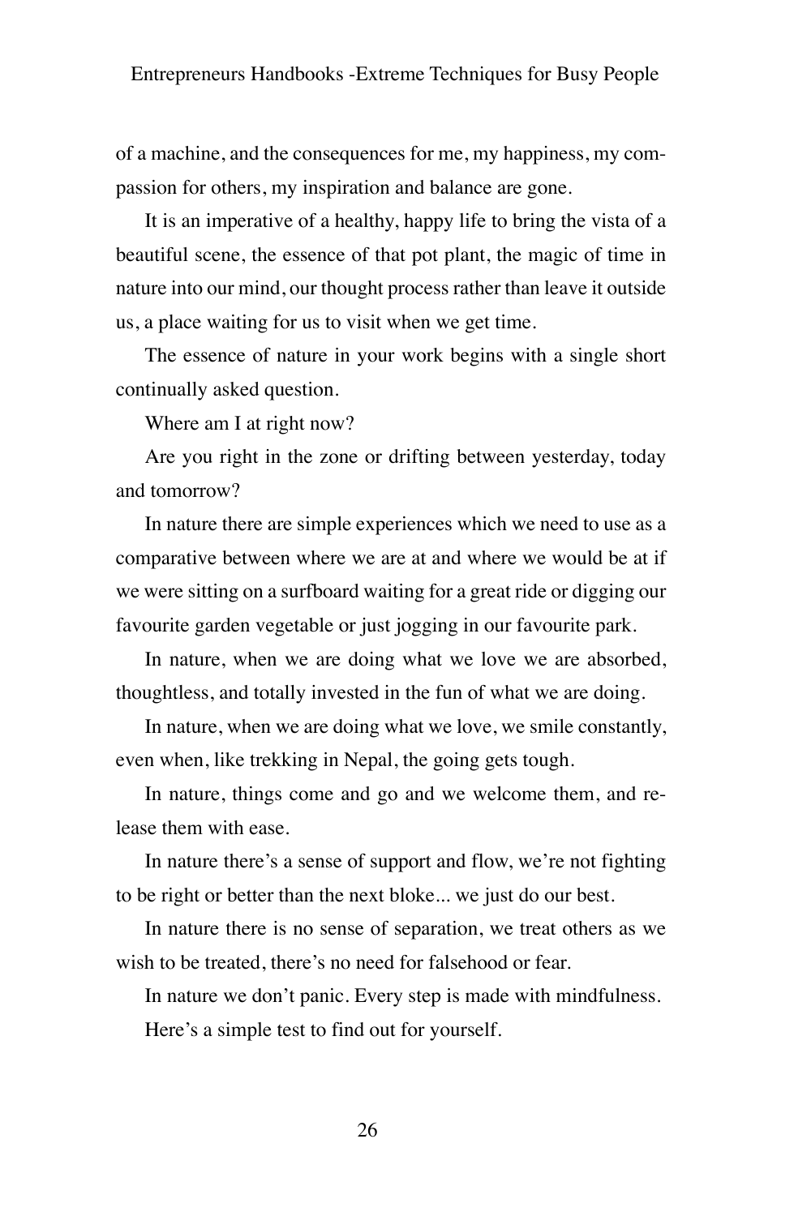of a machine, and the consequences for me, my happiness, my compassion for others, my inspiration and balance are gone.

It is an imperative of a healthy, happy life to bring the vista of a beautiful scene, the essence of that pot plant, the magic of time in nature into our mind, our thought process rather than leave it outside us, a place waiting for us to visit when we get time.

The essence of nature in your work begins with a single short continually asked question.

Where am I at right now?

Are you right in the zone or drifting between yesterday, today and tomorrow?

In nature there are simple experiences which we need to use as a comparative between where we are at and where we would be at if we were sitting on a surfboard waiting for a great ride or digging our favourite garden vegetable or just jogging in our favourite park.

In nature, when we are doing what we love we are absorbed, thoughtless, and totally invested in the fun of what we are doing.

In nature, when we are doing what we love, we smile constantly, even when, like trekking in Nepal, the going gets tough.

In nature, things come and go and we welcome them, and release them with ease.

In nature there's a sense of support and flow, we're not fighting to be right or better than the next bloke... we just do our best.

In nature there is no sense of separation, we treat others as we wish to be treated, there's no need for falsehood or fear.

In nature we don't panic. Every step is made with mindfulness.

Here's a simple test to find out for yourself.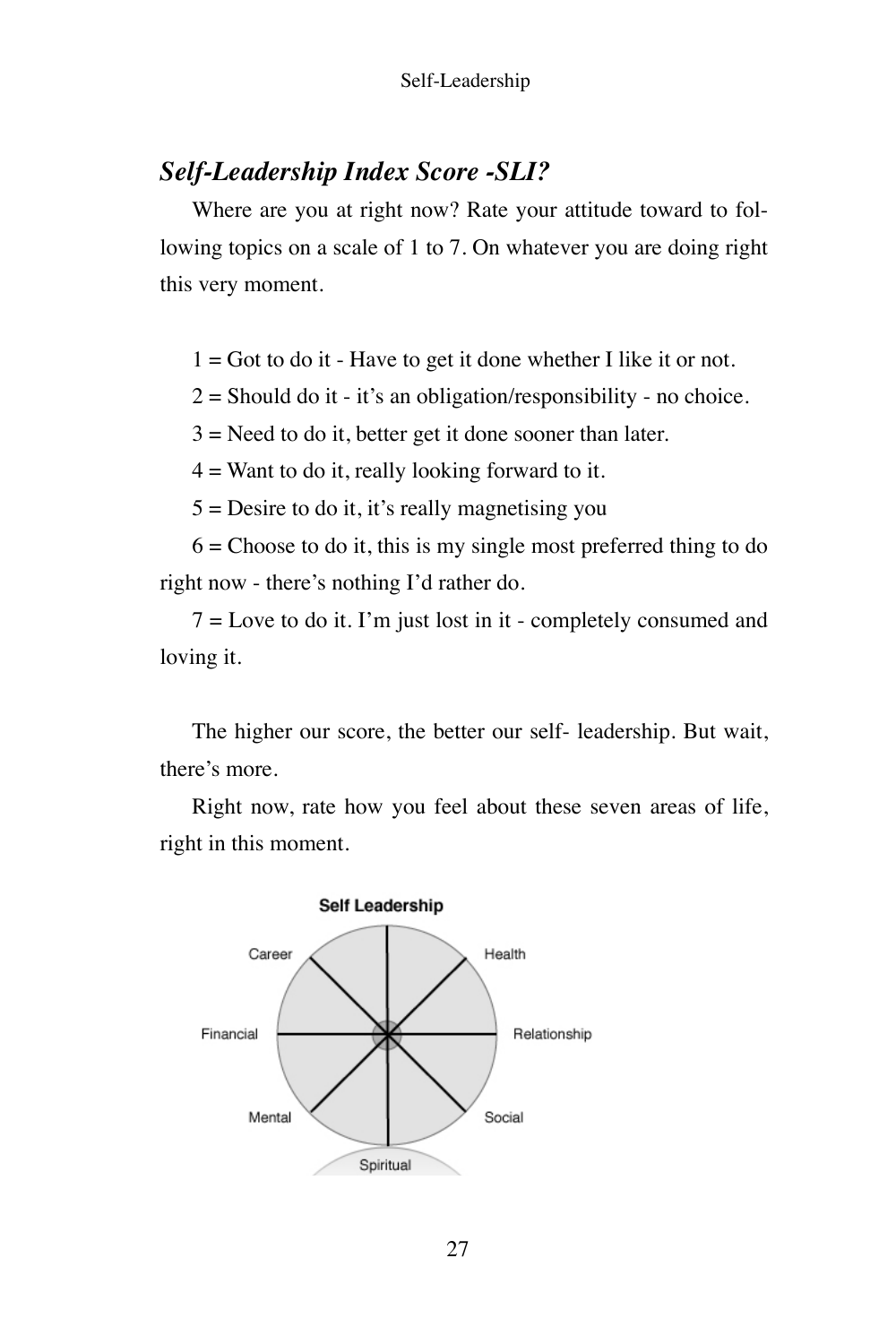## *Self-Leadership Index Score -SLI?*

Where are you at right now? Rate your attitude toward to following topics on a scale of 1 to 7. On whatever you are doing right this very moment.

1 = Got to do it - Have to get it done whether I like it or not.

2 = Should do it - it's an obligation/responsibility - no choice.

3 = Need to do it, better get it done sooner than later.

4 = Want to do it, really looking forward to it.

5 = Desire to do it, it's really magnetising you

6 = Choose to do it, this is my single most preferred thing to do right now - there's nothing I'd rather do.

7 = Love to do it. I'm just lost in it - completely consumed and loving it.

The higher our score, the better our self- leadership. But wait, there's more.

Right now, rate how you feel about these seven areas of life, right in this moment.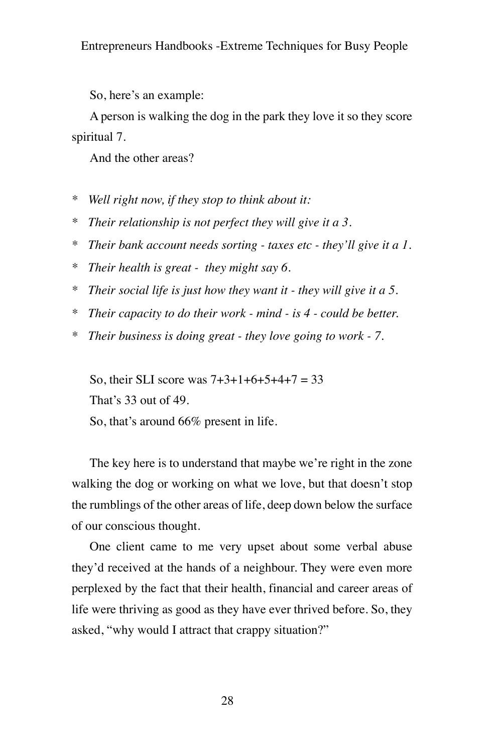So, here's an example:

A person is walking the dog in the park they love it so they score spiritual 7.

And the other areas?

* *Well right now, if they stop to think about it:*
* *Their relationship is not perfect they will give it a 3.*
* *Their bank account needs sorting - taxes etc - they'll give it a 1.*
* *Their health is great - they might say 6.*
* *Their social life is just how they want it - they will give it a 5.*
* *Their capacity to do their work - mind - is 4 - could be better.*
* *Their business is doing great - they love going to work - 7.*

So, their SLI score was 7+3+1+6+5+4+7 = 33

That's 33 out of 49.

So, that's around 66% present in life.

The key here is to understand that maybe we're right in the zone walking the dog or working on what we love, but that doesn't stop the rumblings of the other areas of life, deep down below the surface of our conscious thought.

One client came to me very upset about some verbal abuse they'd received at the hands of a neighbour. They were even more perplexed by the fact that their health, financial and career areas of life were thriving as good as they have ever thrived before. So, they asked, "why would I attract that crappy situation?"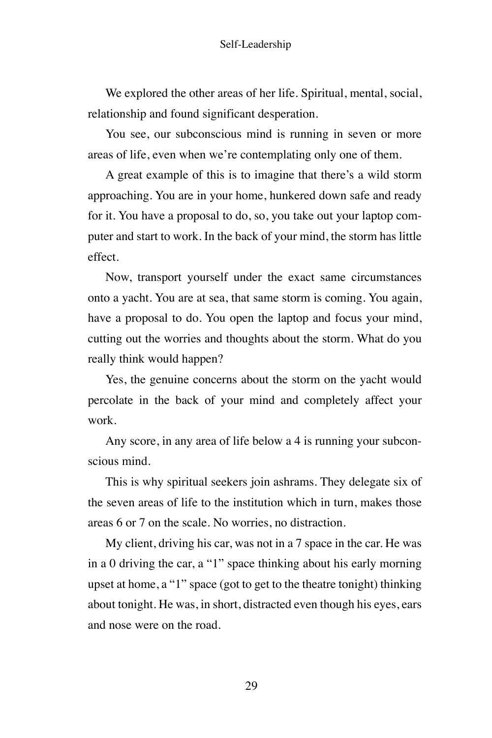We explored the other areas of her life. Spiritual, mental, social, relationship and found significant desperation.

You see, our subconscious mind is running in seven or more areas of life, even when we're contemplating only one of them.

A great example of this is to imagine that there's a wild storm approaching. You are in your home, hunkered down safe and ready for it. You have a proposal to do, so, you take out your laptop computer and start to work. In the back of your mind, the storm has little effect.

Now, transport yourself under the exact same circumstances onto a yacht. You are at sea, that same storm is coming. You again, have a proposal to do. You open the laptop and focus your mind, cutting out the worries and thoughts about the storm. What do you really think would happen?

Yes, the genuine concerns about the storm on the yacht would percolate in the back of your mind and completely affect your work.

Any score, in any area of life below a 4 is running your subconscious mind.

This is why spiritual seekers join ashrams. They delegate six of the seven areas of life to the institution which in turn, makes those areas 6 or 7 on the scale. No worries, no distraction.

My client, driving his car, was not in a 7 space in the car. He was in a 0 driving the car, a "1" space thinking about his early morning upset at home, a "1" space (got to get to the theatre tonight) thinking about tonight. He was, in short, distracted even though his eyes, ears and nose were on the road.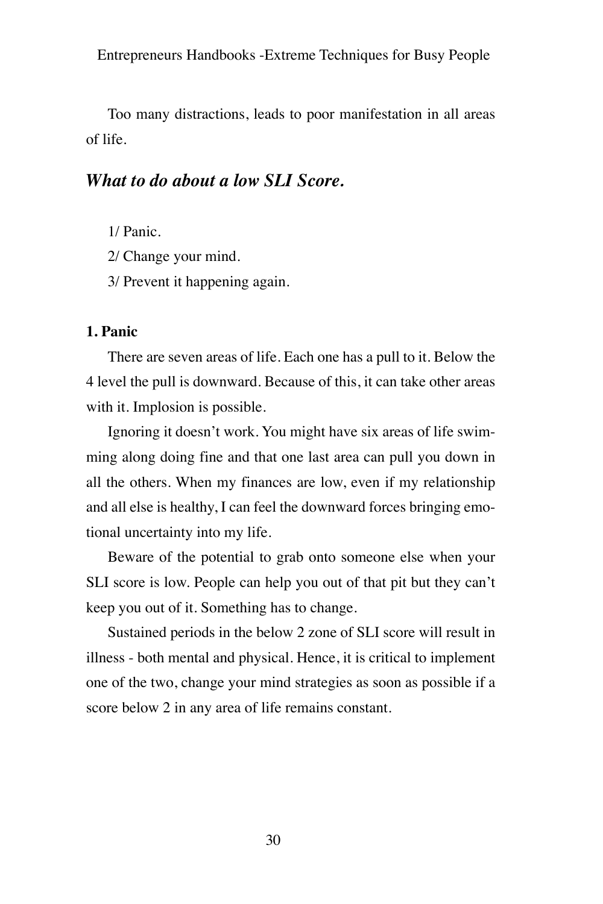Too many distractions, leads to poor manifestation in all areas of life.

## *What to do about a low SLI Score.*

1/ Panic.

2/ Change your mind.

3/ Prevent it happening again.

**1. Panic**

There are seven areas of life. Each one has a pull to it. Below the 4 level the pull is downward. Because of this, it can take other areas with it. Implosion is possible.

Ignoring it doesn't work. You might have six areas of life swimming along doing fine and that one last area can pull you down in all the others. When my finances are low, even if my relationship and all else is healthy, I can feel the downward forces bringing emotional uncertainty into my life.

Beware of the potential to grab onto someone else when your SLI score is low. People can help you out of that pit but they can't keep you out of it. Something has to change.

Sustained periods in the below 2 zone of SLI score will result in illness - both mental and physical. Hence, it is critical to implement one of the two, change your mind strategies as soon as possible if a score below 2 in any area of life remains constant.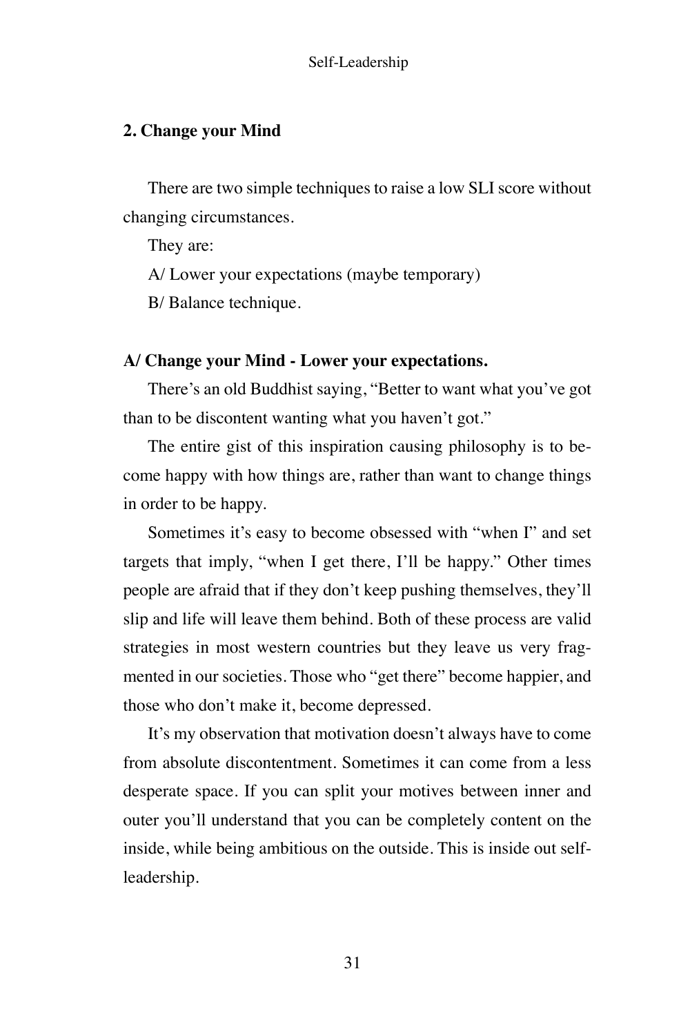### 2. Change your Mind

There are two simple techniques to raise a low SLI score without changing circumstances.

They are:

A/ Lower your expectations (maybe temporary)

B/ Balance technique.

### A/ Change your Mind - Lower your expectations.

There's an old Buddhist saying, "Better to want what you've got than to be discontent wanting what you haven't got."

The entire gist of this inspiration causing philosophy is to become happy with how things are, rather than want to change things in order to be happy.

Sometimes it's easy to become obsessed with "when I" and set targets that imply, "when I get there, I'll be happy." Other times people are afraid that if they don't keep pushing themselves, they'll slip and life will leave them behind. Both of these process are valid strategies in most western countries but they leave us very fragmented in our societies. Those who "get there" become happier, and those who don't make it, become depressed.

It's my observation that motivation doesn't always have to come from absolute discontentment. Sometimes it can come from a less desperate space. If you can split your motives between inner and outer you'll understand that you can be completely content on the inside, while being ambitious on the outside. This is inside out self-leadership.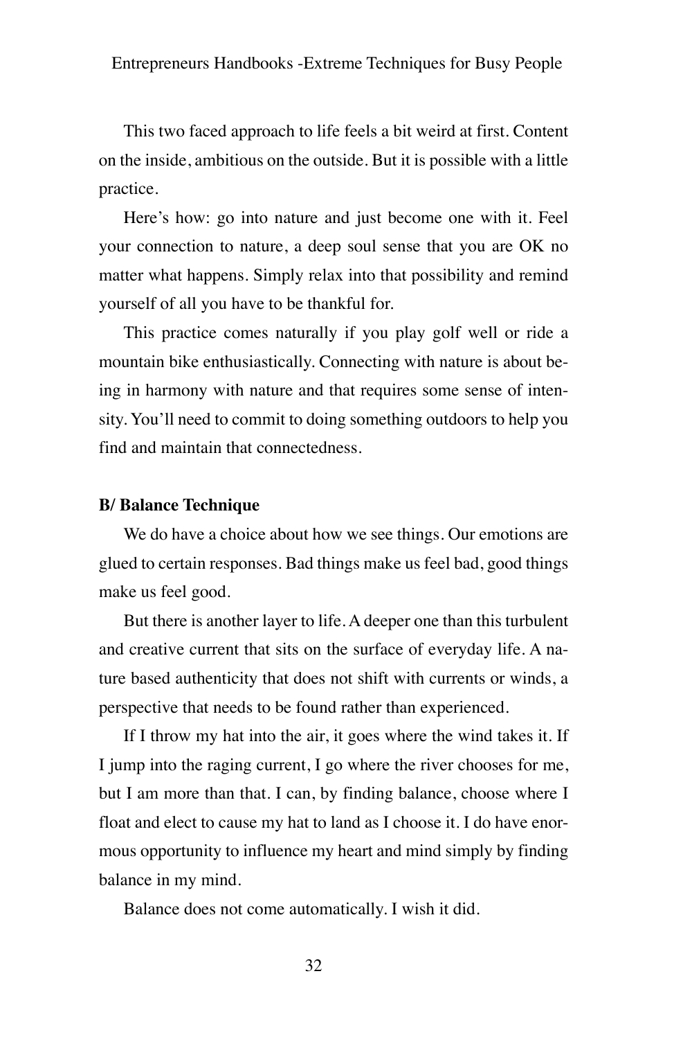This two faced approach to life feels a bit weird at first. Content on the inside, ambitious on the outside. But it is possible with a little practice.

Here's how: go into nature and just become one with it. Feel your connection to nature, a deep soul sense that you are OK no matter what happens. Simply relax into that possibility and remind yourself of all you have to be thankful for.

This practice comes naturally if you play golf well or ride a mountain bike enthusiastically. Connecting with nature is about being in harmony with nature and that requires some sense of intensity. You'll need to commit to doing something outdoors to help you find and maintain that connectedness.

**B/ Balance Technique**

We do have a choice about how we see things. Our emotions are glued to certain responses. Bad things make us feel bad, good things make us feel good.

But there is another layer to life. A deeper one than this turbulent and creative current that sits on the surface of everyday life. A nature based authenticity that does not shift with currents or winds, a perspective that needs to be found rather than experienced.

If I throw my hat into the air, it goes where the wind takes it. If I jump into the raging current, I go where the river chooses for me, but I am more than that. I can, by finding balance, choose where I float and elect to cause my hat to land as I choose it. I do have enormous opportunity to influence my heart and mind simply by finding balance in my mind.

Balance does not come automatically. I wish it did.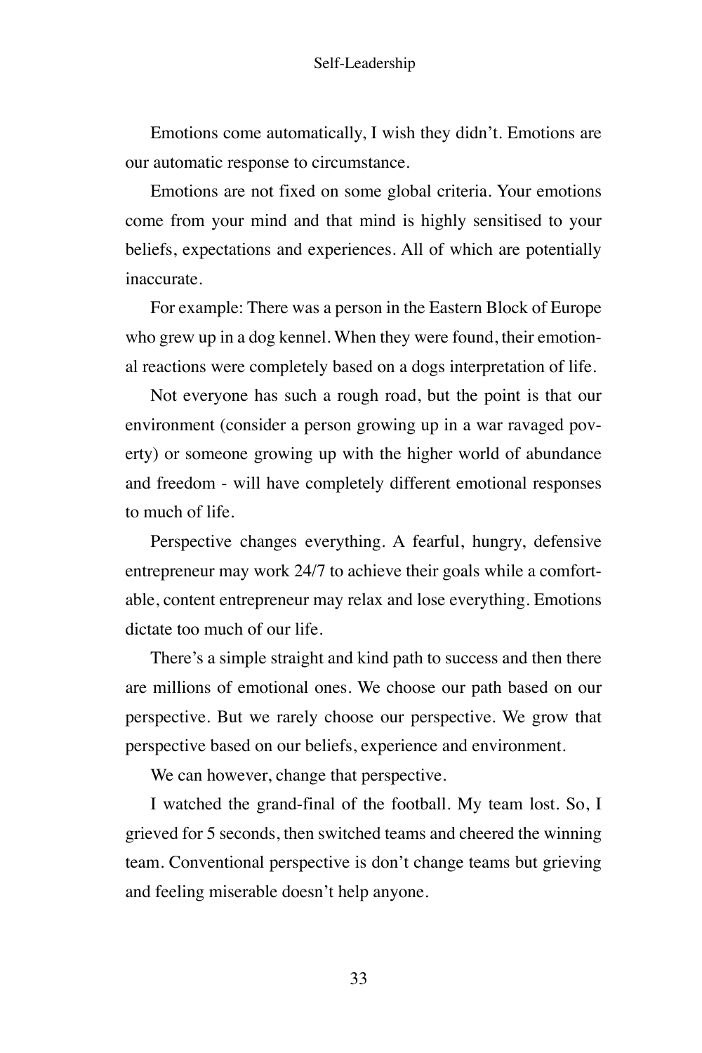Emotions come automatically, I wish they didn't. Emotions are our automatic response to circumstance.

Emotions are not fixed on some global criteria. Your emotions come from your mind and that mind is highly sensitised to your beliefs, expectations and experiences. All of which are potentially inaccurate.

For example: There was a person in the Eastern Block of Europe who grew up in a dog kennel. When they were found, their emotional reactions were completely based on a dogs interpretation of life.

Not everyone has such a rough road, but the point is that our environment (consider a person growing up in a war ravaged poverty) or someone growing up with the higher world of abundance and freedom - will have completely different emotional responses to much of life.

Perspective changes everything. A fearful, hungry, defensive entrepreneur may work 24/7 to achieve their goals while a comfortable, content entrepreneur may relax and lose everything. Emotions dictate too much of our life.

There's a simple straight and kind path to success and then there are millions of emotional ones. We choose our path based on our perspective. But we rarely choose our perspective. We grow that perspective based on our beliefs, experience and environment.

We can however, change that perspective.

I watched the grand-final of the football. My team lost. So, I grieved for 5 seconds, then switched teams and cheered the winning team. Conventional perspective is don't change teams but grieving and feeling miserable doesn't help anyone.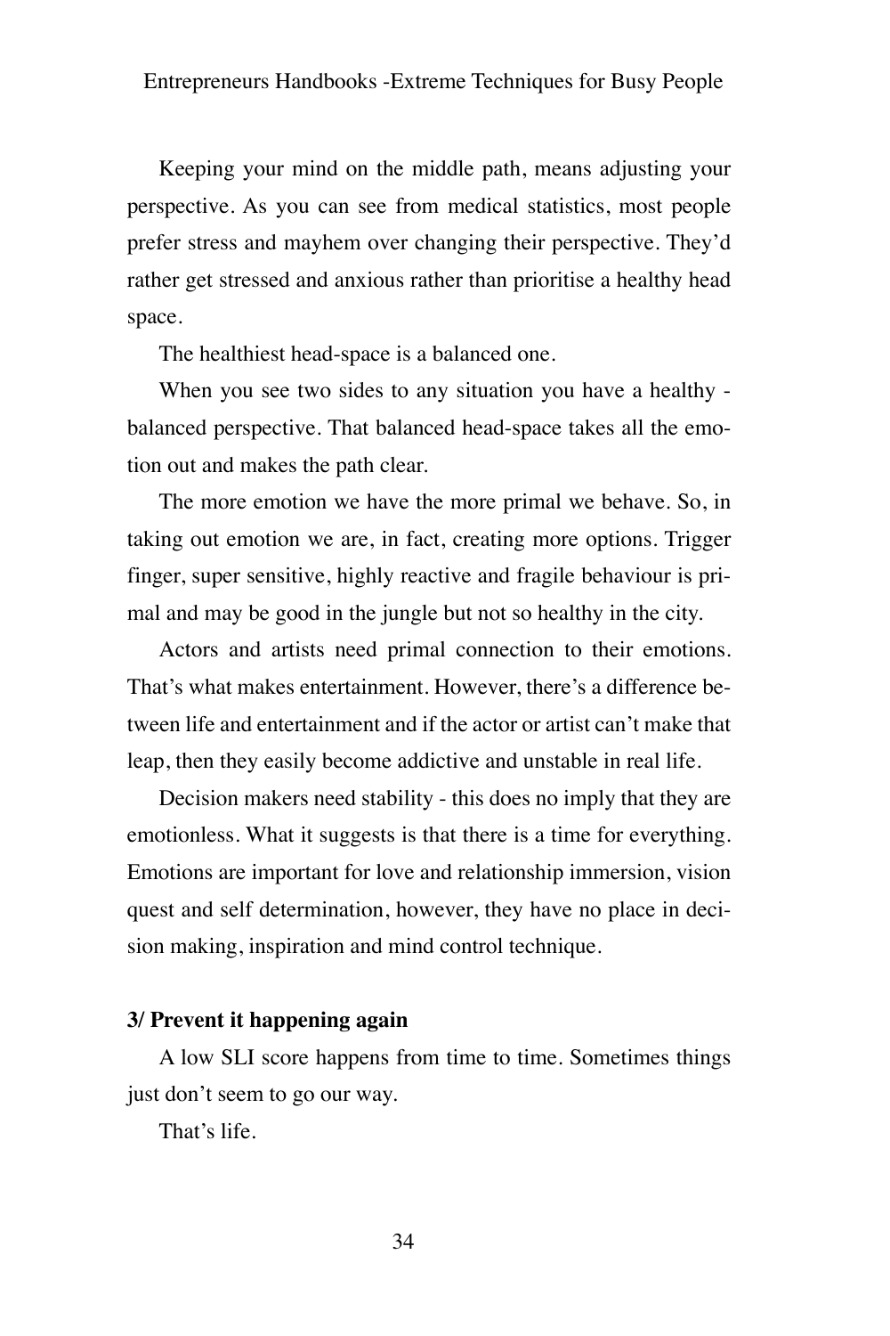Keeping your mind on the middle path, means adjusting your perspective. As you can see from medical statistics, most people prefer stress and mayhem over changing their perspective. They'd rather get stressed and anxious rather than prioritise a healthy head space.

The healthiest head-space is a balanced one.

When you see two sides to any situation you have a healthy - balanced perspective. That balanced head-space takes all the emotion out and makes the path clear.

The more emotion we have the more primal we behave. So, in taking out emotion we are, in fact, creating more options. Trigger finger, super sensitive, highly reactive and fragile behaviour is primal and may be good in the jungle but not so healthy in the city.

Actors and artists need primal connection to their emotions. That's what makes entertainment. However, there's a difference between life and entertainment and if the actor or artist can't make that leap, then they easily become addictive and unstable in real life.

Decision makers need stability - this does no imply that they are emotionless. What it suggests is that there is a time for everything. Emotions are important for love and relationship immersion, vision quest and self determination, however, they have no place in decision making, inspiration and mind control technique.

**3/ Prevent it happening again**

A low SLI score happens from time to time. Sometimes things just don't seem to go our way.

That's life.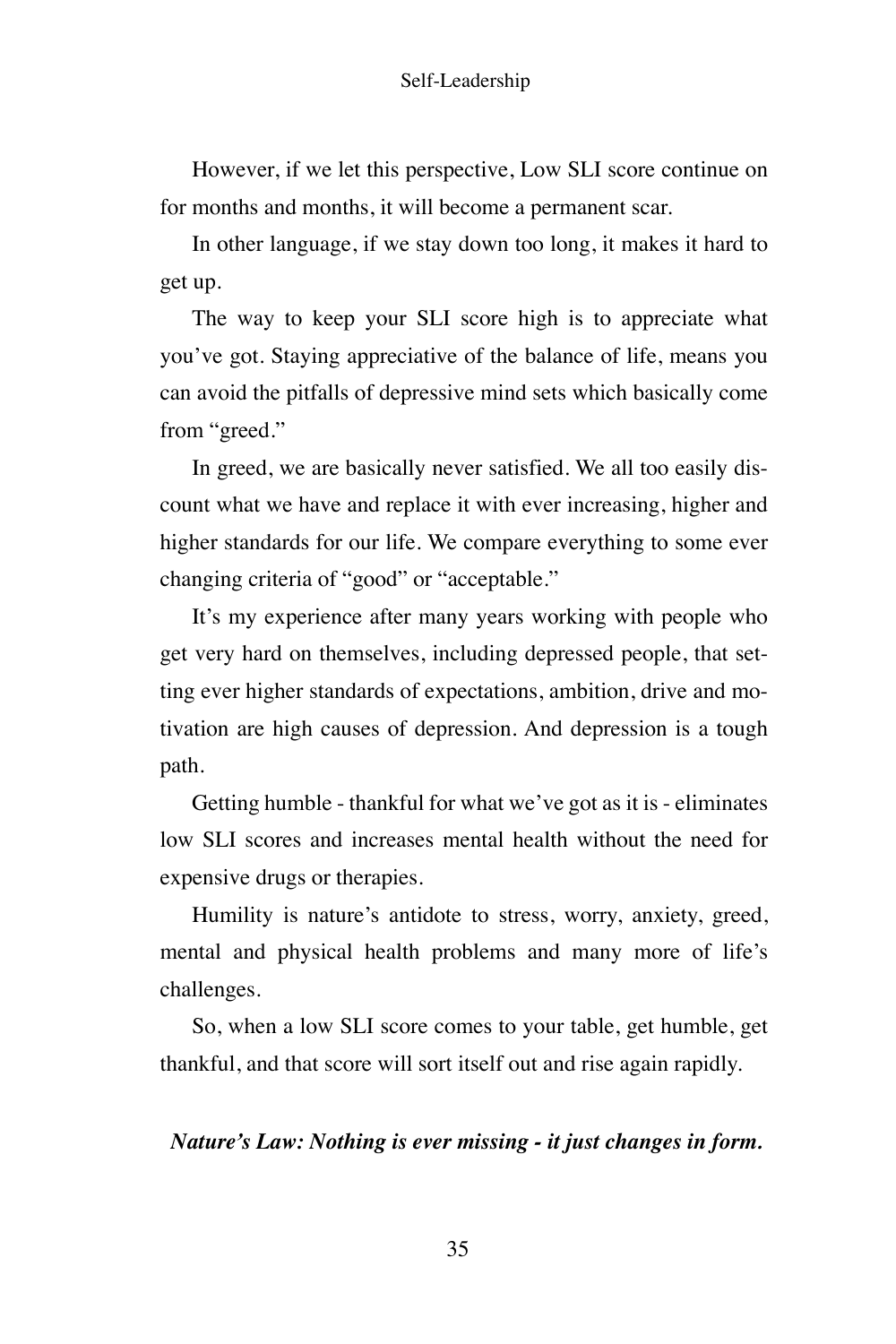However, if we let this perspective, Low SLI score continue on for months and months, it will become a permanent scar.

In other language, if we stay down too long, it makes it hard to get up.

The way to keep your SLI score high is to appreciate what you've got. Staying appreciative of the balance of life, means you can avoid the pitfalls of depressive mind sets which basically come from "greed."

In greed, we are basically never satisfied. We all too easily discount what we have and replace it with ever increasing, higher and higher standards for our life. We compare everything to some ever changing criteria of "good" or "acceptable."

It's my experience after many years working with people who get very hard on themselves, including depressed people, that setting ever higher standards of expectations, ambition, drive and motivation are high causes of depression. And depression is a tough path.

Getting humble - thankful for what we've got as it is - eliminates low SLI scores and increases mental health without the need for expensive drugs or therapies.

Humility is nature's antidote to stress, worry, anxiety, greed, mental and physical health problems and many more of life's challenges.

So, when a low SLI score comes to your table, get humble, get thankful, and that score will sort itself out and rise again rapidly.

***Nature's Law: Nothing is ever missing - it just changes in form.***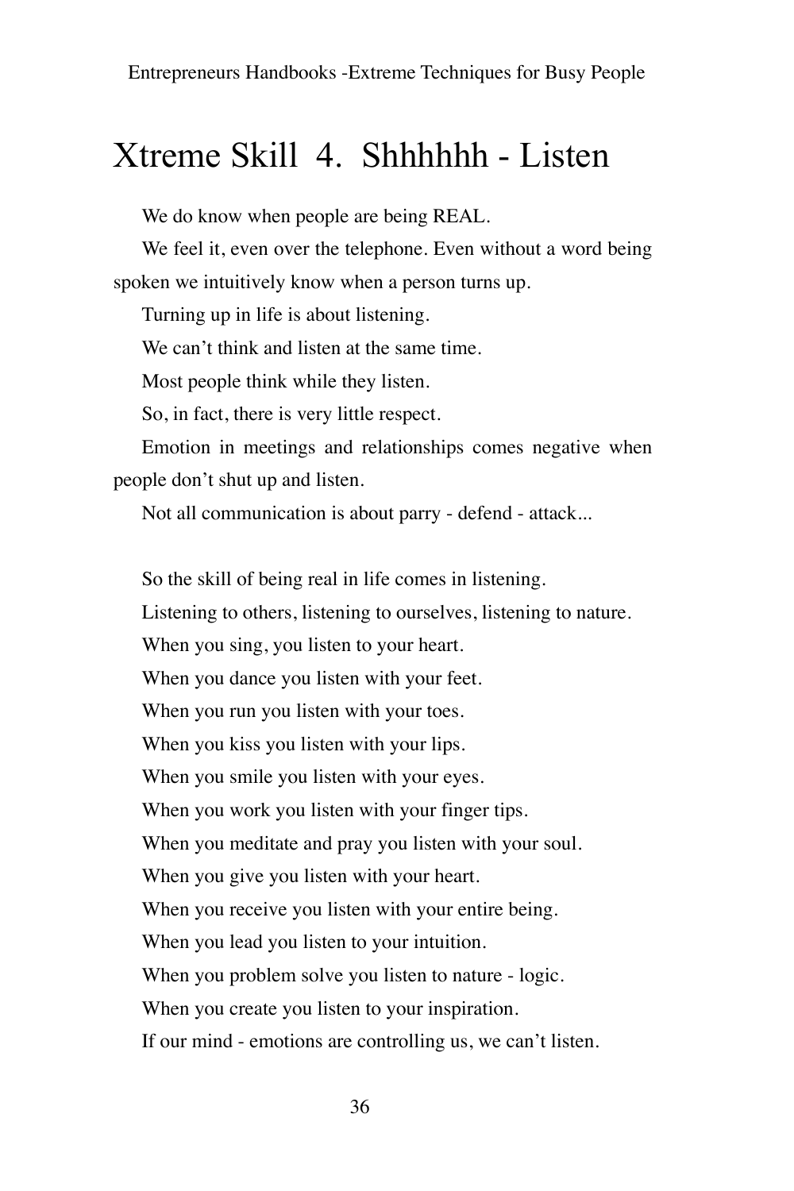# Xtreme Skill 4. Shhhhhh - Listen

We do know when people are being REAL.

We feel it, even over the telephone. Even without a word being spoken we intuitively know when a person turns up.

Turning up in life is about listening.

We can't think and listen at the same time.

Most people think while they listen.

So, in fact, there is very little respect.

Emotion in meetings and relationships comes negative when people don't shut up and listen.

Not all communication is about parry - defend - attack...

So the skill of being real in life comes in listening.

Listening to others, listening to ourselves, listening to nature.

When you sing, you listen to your heart.

When you dance you listen with your feet.

When you run you listen with your toes.

When you kiss you listen with your lips.

When you smile you listen with your eyes.

When you work you listen with your finger tips.

When you meditate and pray you listen with your soul.

When you give you listen with your heart.

When you receive you listen with your entire being.

When you lead you listen to your intuition.

When you problem solve you listen to nature - logic.

When you create you listen to your inspiration.

If our mind - emotions are controlling us, we can't listen.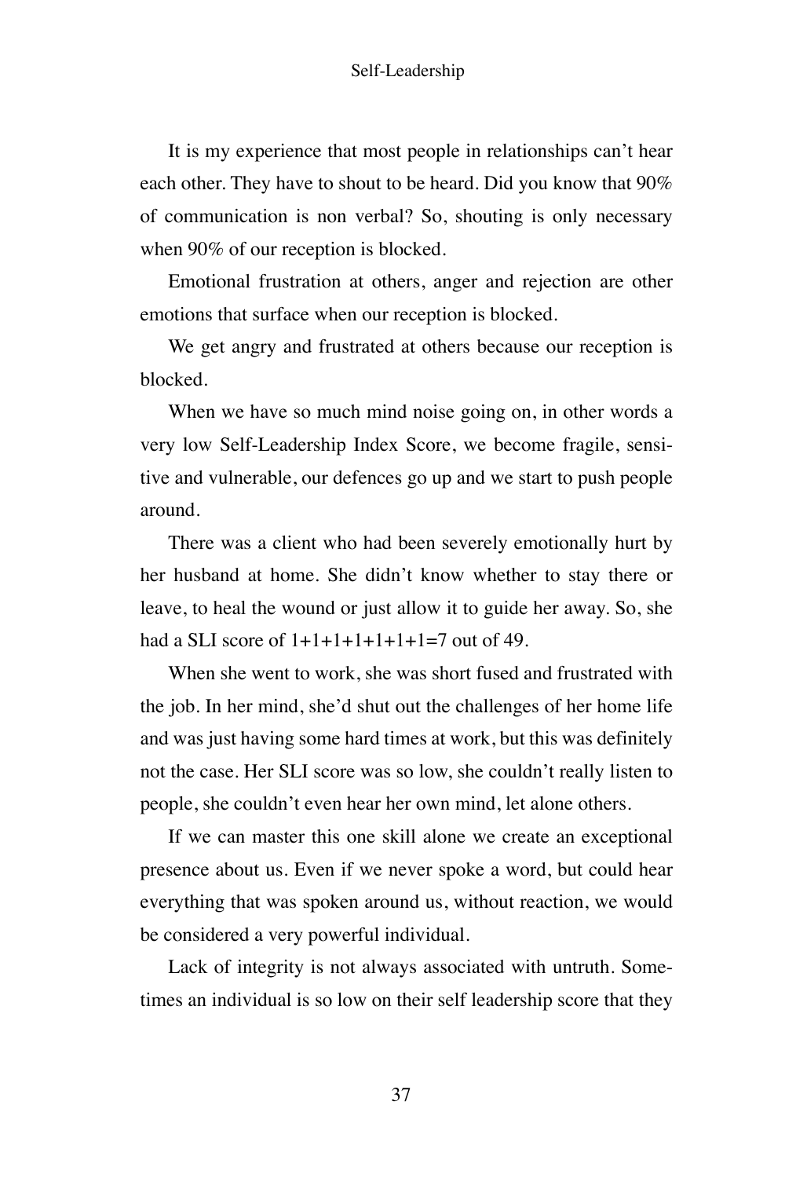It is my experience that most people in relationships can't hear each other. They have to shout to be heard. Did you know that 90% of communication is non verbal? So, shouting is only necessary when 90% of our reception is blocked.

Emotional frustration at others, anger and rejection are other emotions that surface when our reception is blocked.

We get angry and frustrated at others because our reception is blocked.

When we have so much mind noise going on, in other words a very low Self-Leadership Index Score, we become fragile, sensitive and vulnerable, our defences go up and we start to push people around.

There was a client who had been severely emotionally hurt by her husband at home. She didn't know whether to stay there or leave, to heal the wound or just allow it to guide her away. So, she had a SLI score of 1+1+1+1+1+1+1=7 out of 49.

When she went to work, she was short fused and frustrated with the job. In her mind, she'd shut out the challenges of her home life and was just having some hard times at work, but this was definitely not the case. Her SLI score was so low, she couldn't really listen to people, she couldn't even hear her own mind, let alone others.

If we can master this one skill alone we create an exceptional presence about us. Even if we never spoke a word, but could hear everything that was spoken around us, without reaction, we would be considered a very powerful individual.

Lack of integrity is not always associated with untruth. Sometimes an individual is so low on their self leadership score that they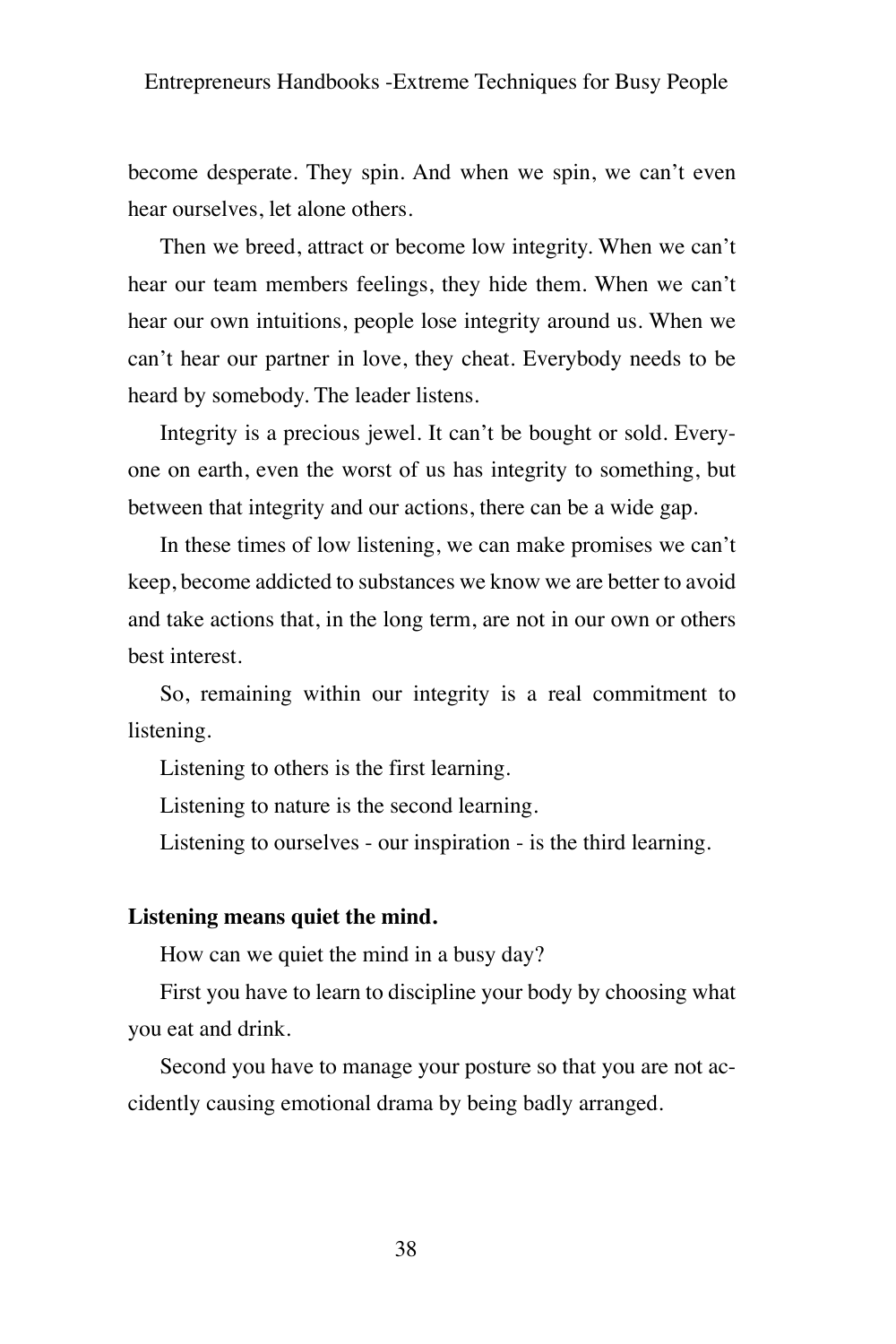become desperate. They spin. And when we spin, we can't even hear ourselves, let alone others.

Then we breed, attract or become low integrity. When we can't hear our team members feelings, they hide them. When we can't hear our own intuitions, people lose integrity around us. When we can't hear our partner in love, they cheat. Everybody needs to be heard by somebody. The leader listens.

Integrity is a precious jewel. It can't be bought or sold. Everyone on earth, even the worst of us has integrity to something, but between that integrity and our actions, there can be a wide gap.

In these times of low listening, we can make promises we can't keep, become addicted to substances we know we are better to avoid and take actions that, in the long term, are not in our own or others best interest.

So, remaining within our integrity is a real commitment to listening.

Listening to others is the first learning.

Listening to nature is the second learning.

Listening to ourselves - our inspiration - is the third learning.

**Listening means quiet the mind.**

How can we quiet the mind in a busy day?

First you have to learn to discipline your body by choosing what you eat and drink.

Second you have to manage your posture so that you are not accidently causing emotional drama by being badly arranged.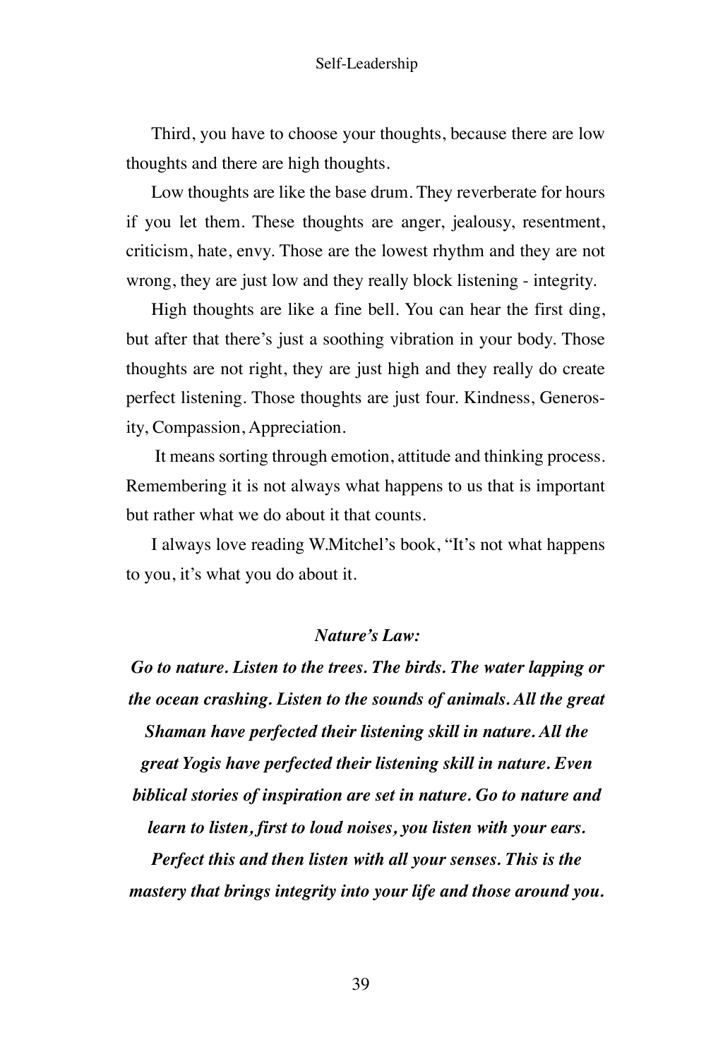Third, you have to choose your thoughts, because there are low thoughts and there are high thoughts.

Low thoughts are like the base drum. They reverberate for hours if you let them. These thoughts are anger, jealousy, resentment, criticism, hate, envy. Those are the lowest rhythm and they are not wrong, they are just low and they really block listening - integrity.

High thoughts are like a fine bell. You can hear the first ding, but after that there's just a soothing vibration in your body. Those thoughts are not right, they are just high and they really do create perfect listening. Those thoughts are just four. Kindness, Generosity, Compassion, Appreciation.

It means sorting through emotion, attitude and thinking process. Remembering it is not always what happens to us that is important but rather what we do about it that counts.

I always love reading W.Mitchel's book, "It's not what happens to you, it's what you do about it.

***Nature's Law:***

***Go to nature. Listen to the trees. The birds. The water lapping or the ocean crashing. Listen to the sounds of animals. All the great Shaman have perfected their listening skill in nature. All the great Yogis have perfected their listening skill in nature. Even biblical stories of inspiration are set in nature. Go to nature and learn to listen, first to loud noises, you listen with your ears. Perfect this and then listen with all your senses. This is the mastery that brings integrity into your life and those around you.***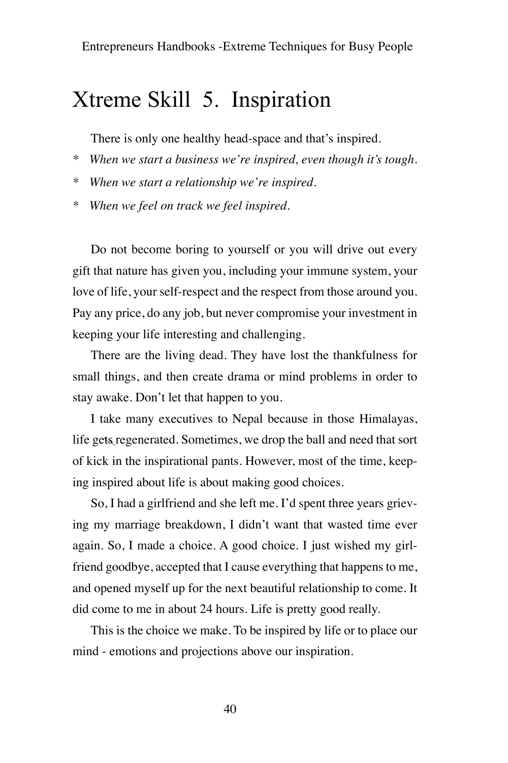# Xtreme Skill 5. Inspiration

There is only one healthy head-space and that's inspired.

* *When we start a business we're inspired, even though it's tough.*
* *When we start a relationship we're inspired.*
* *When we feel on track we feel inspired.*

Do not become boring to yourself or you will drive out every gift that nature has given you, including your immune system, your love of life, your self-respect and the respect from those around you. Pay any price, do any job, but never compromise your investment in keeping your life interesting and challenging.

There are the living dead. They have lost the thankfulness for small things, and then create drama or mind problems in order to stay awake. Don't let that happen to you.

I take many executives to Nepal because in those Himalayas, life gets regenerated. Sometimes, we drop the ball and need that sort of kick in the inspirational pants. However, most of the time, keeping inspired about life is about making good choices.

So, I had a girlfriend and she left me. I'd spent three years grieving my marriage breakdown, I didn't want that wasted time ever again. So, I made a choice. A good choice. I just wished my girlfriend goodbye, accepted that I cause everything that happens to me, and opened myself up for the next beautiful relationship to come. It did come to me in about 24 hours. Life is pretty good really.

This is the choice we make. To be inspired by life or to place our mind - emotions and projections above our inspiration.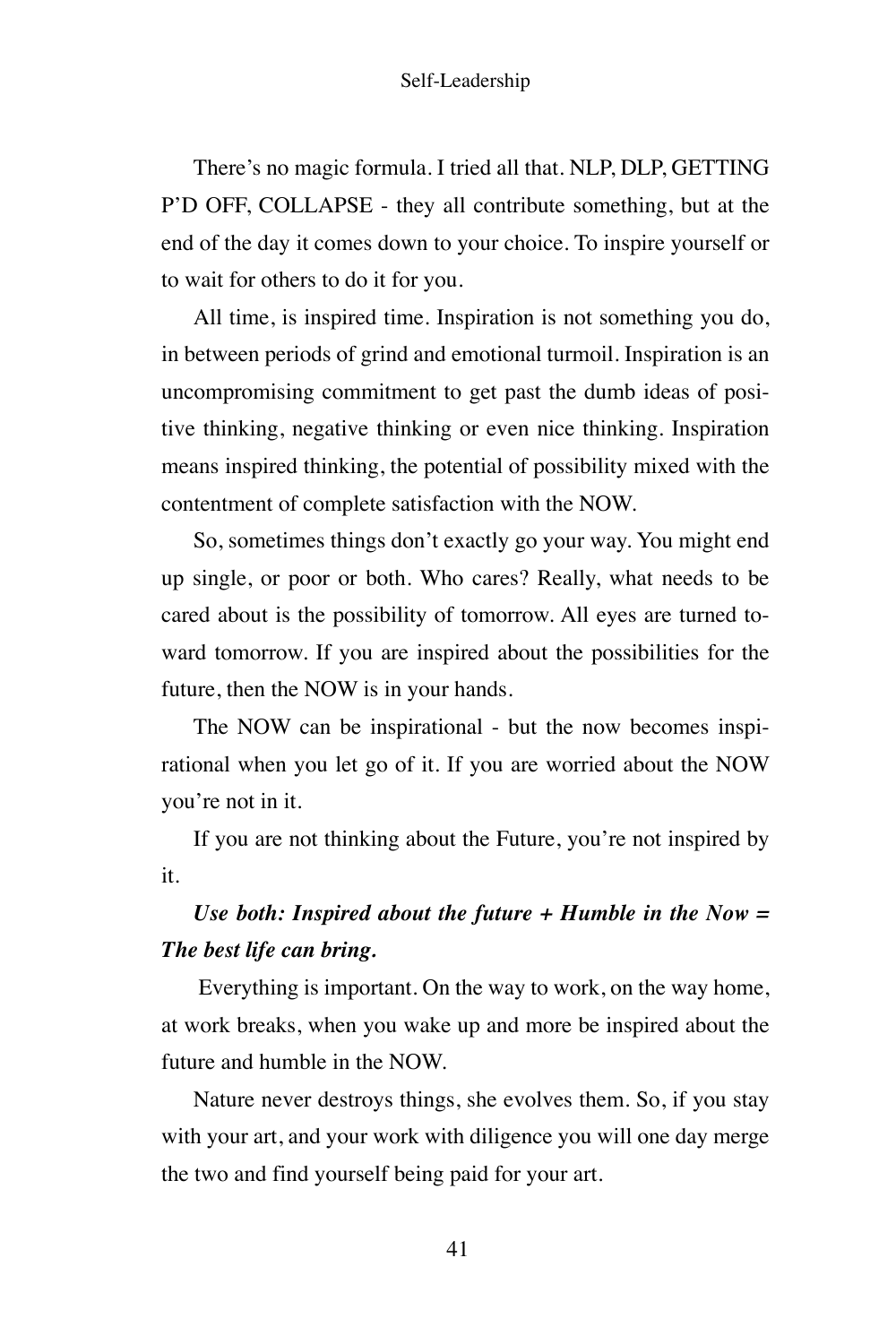There's no magic formula. I tried all that. NLP, DLP, GETTING P'D OFF, COLLAPSE - they all contribute something, but at the end of the day it comes down to your choice. To inspire yourself or to wait for others to do it for you.

All time, is inspired time. Inspiration is not something you do, in between periods of grind and emotional turmoil. Inspiration is an uncompromising commitment to get past the dumb ideas of positive thinking, negative thinking or even nice thinking. Inspiration means inspired thinking, the potential of possibility mixed with the contentment of complete satisfaction with the NOW.

So, sometimes things don't exactly go your way. You might end up single, or poor or both. Who cares? Really, what needs to be cared about is the possibility of tomorrow. All eyes are turned toward tomorrow. If you are inspired about the possibilities for the future, then the NOW is in your hands.

The NOW can be inspirational - but the now becomes inspirational when you let go of it. If you are worried about the NOW you're not in it.

If you are not thinking about the Future, you're not inspired by it.

***Use both: Inspired about the future + Humble in the Now = The best life can bring.***

Everything is important. On the way to work, on the way home, at work breaks, when you wake up and more be inspired about the future and humble in the NOW.

Nature never destroys things, she evolves them. So, if you stay with your art, and your work with diligence you will one day merge the two and find yourself being paid for your art.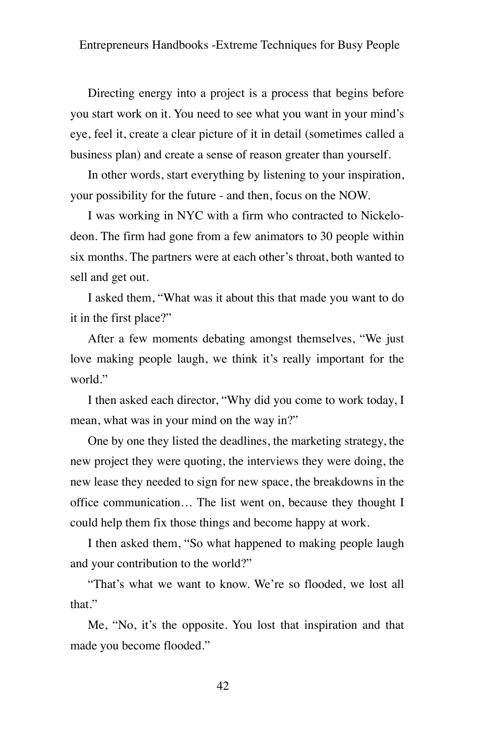Directing energy into a project is a process that begins before you start work on it. You need to see what you want in your mind's eye, feel it, create a clear picture of it in detail (sometimes called a business plan) and create a sense of reason greater than yourself.

In other words, start everything by listening to your inspiration, your possibility for the future - and then, focus on the NOW.

I was working in NYC with a firm who contracted to Nickelodeon. The firm had gone from a few animators to 30 people within six months. The partners were at each other's throat, both wanted to sell and get out.

I asked them, "What was it about this that made you want to do it in the first place?"

After a few moments debating amongst themselves, "We just love making people laugh, we think it's really important for the world."

I then asked each director, "Why did you come to work today, I mean, what was in your mind on the way in?"

One by one they listed the deadlines, the marketing strategy, the new project they were quoting, the interviews they were doing, the new lease they needed to sign for new space, the breakdowns in the office communication… The list went on, because they thought I could help them fix those things and become happy at work.

I then asked them, "So what happened to making people laugh and your contribution to the world?"

"That's what we want to know. We're so flooded, we lost all that."

Me, "No, it's the opposite. You lost that inspiration and that made you become flooded."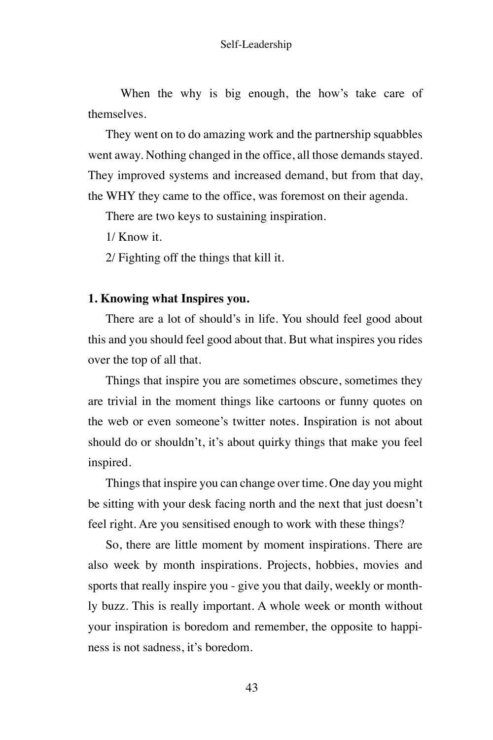When the why is big enough, the how's take care of themselves.

They went on to do amazing work and the partnership squabbles went away. Nothing changed in the office, all those demands stayed. They improved systems and increased demand, but from that day, the WHY they came to the office, was foremost on their agenda.

There are two keys to sustaining inspiration.

1/ Know it.

2/ Fighting off the things that kill it.

**1. Knowing what Inspires you.**

There are a lot of should's in life. You should feel good about this and you should feel good about that. But what inspires you rides over the top of all that.

Things that inspire you are sometimes obscure, sometimes they are trivial in the moment things like cartoons or funny quotes on the web or even someone's twitter notes. Inspiration is not about should do or shouldn't, it's about quirky things that make you feel inspired.

Things that inspire you can change over time. One day you might be sitting with your desk facing north and the next that just doesn't feel right. Are you sensitised enough to work with these things?

So, there are little moment by moment inspirations. There are also week by month inspirations. Projects, hobbies, movies and sports that really inspire you - give you that daily, weekly or monthly buzz. This is really important. A whole week or month without your inspiration is boredom and remember, the opposite to happiness is not sadness, it's boredom.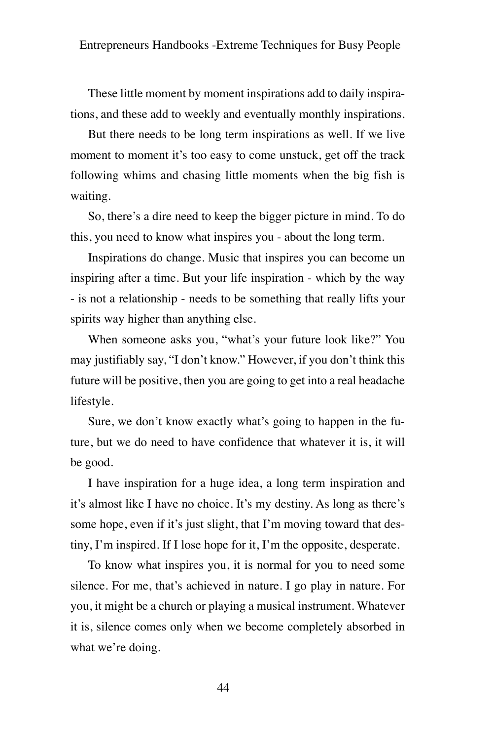These little moment by moment inspirations add to daily inspirations, and these add to weekly and eventually monthly inspirations.

But there needs to be long term inspirations as well. If we live moment to moment it's too easy to come unstuck, get off the track following whims and chasing little moments when the big fish is waiting.

So, there's a dire need to keep the bigger picture in mind. To do this, you need to know what inspires you - about the long term.

Inspirations do change. Music that inspires you can become un inspiring after a time. But your life inspiration - which by the way - is not a relationship - needs to be something that really lifts your spirits way higher than anything else.

When someone asks you, "what's your future look like?" You may justifiably say, "I don't know." However, if you don't think this future will be positive, then you are going to get into a real headache lifestyle.

Sure, we don't know exactly what's going to happen in the future, but we do need to have confidence that whatever it is, it will be good.

I have inspiration for a huge idea, a long term inspiration and it's almost like I have no choice. It's my destiny. As long as there's some hope, even if it's just slight, that I'm moving toward that destiny, I'm inspired. If I lose hope for it, I'm the opposite, desperate.

To know what inspires you, it is normal for you to need some silence. For me, that's achieved in nature. I go play in nature. For you, it might be a church or playing a musical instrument. Whatever it is, silence comes only when we become completely absorbed in what we're doing.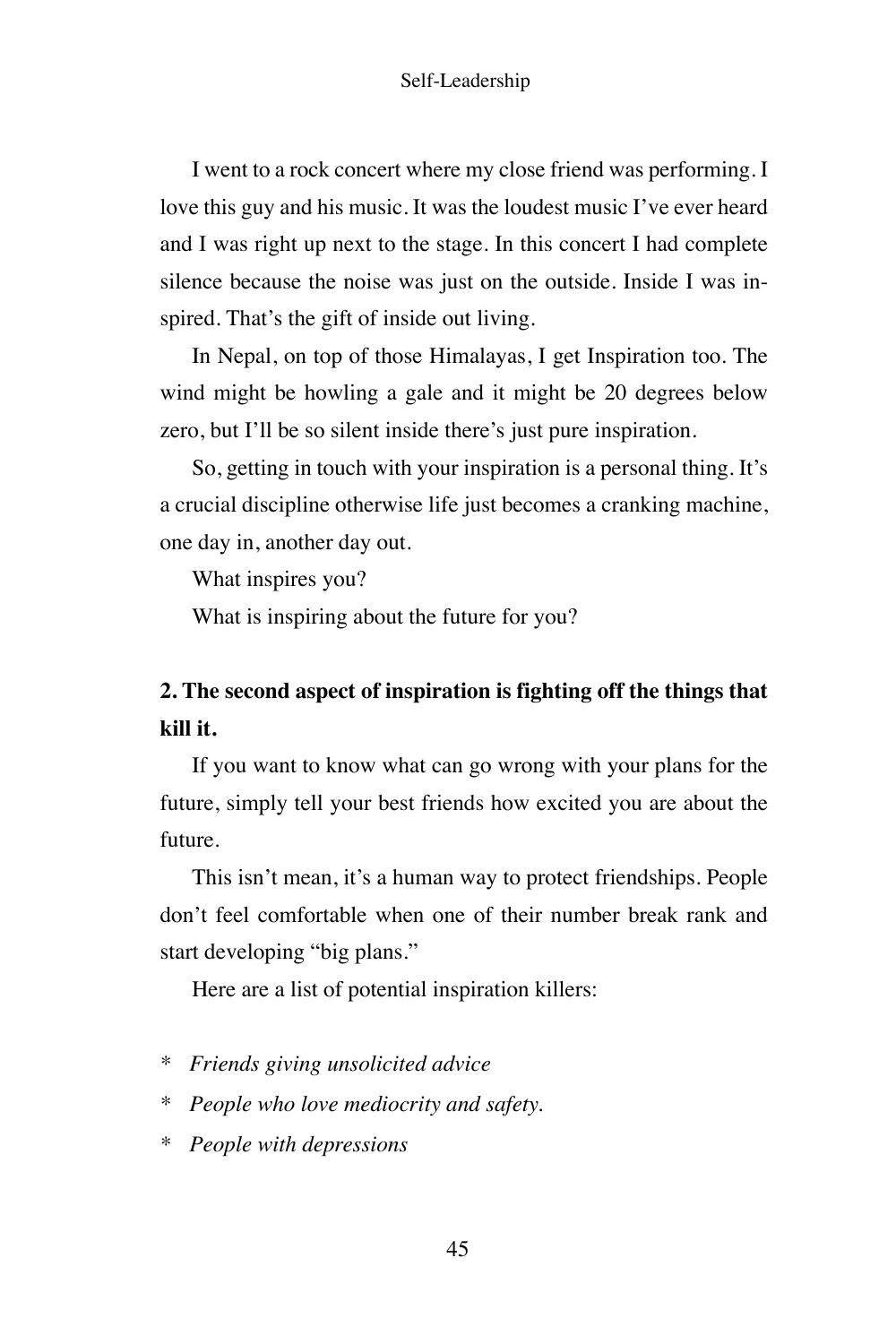I went to a rock concert where my close friend was performing. I love this guy and his music. It was the loudest music I've ever heard and I was right up next to the stage. In this concert I had complete silence because the noise was just on the outside. Inside I was inspired. That's the gift of inside out living.

In Nepal, on top of those Himalayas, I get Inspiration too. The wind might be howling a gale and it might be 20 degrees below zero, but I'll be so silent inside there's just pure inspiration.

So, getting in touch with your inspiration is a personal thing. It's a crucial discipline otherwise life just becomes a cranking machine, one day in, another day out.

What inspires you?

What is inspiring about the future for you?

**2. The second aspect of inspiration is fighting off the things that kill it.**

If you want to know what can go wrong with your plans for the future, simply tell your best friends how excited you are about the future.

This isn't mean, it's a human way to protect friendships. People don't feel comfortable when one of their number break rank and start developing "big plans."

Here are a list of potential inspiration killers:

* *Friends giving unsolicited advice*
* *People who love mediocrity and safety.*
* *People with depressions*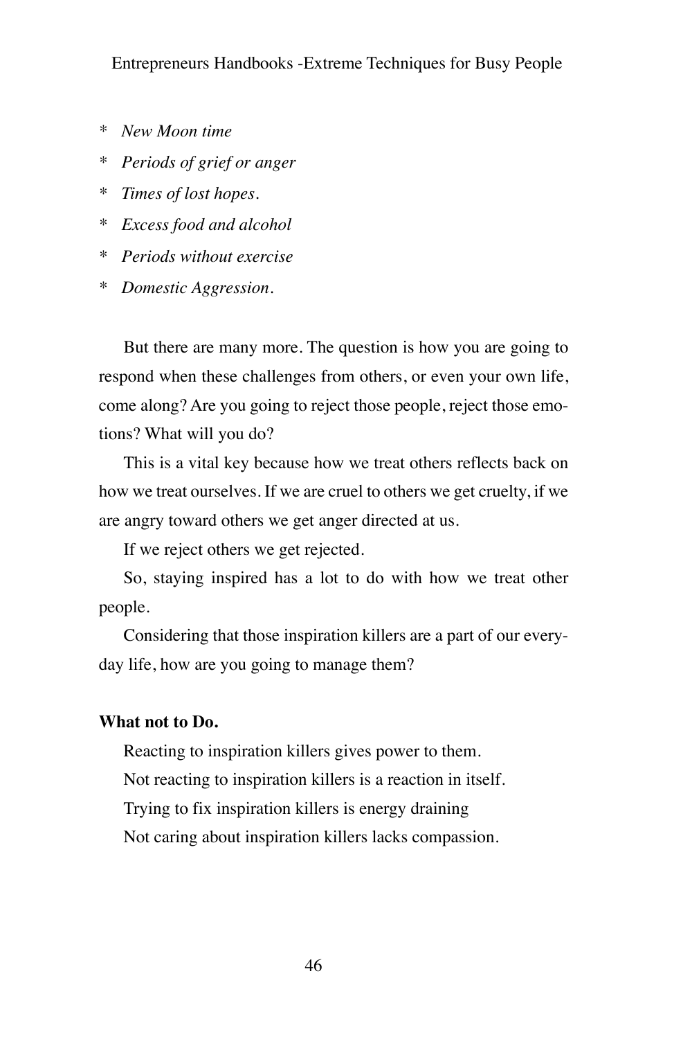* *New Moon time*
* *Periods of grief or anger*
* *Times of lost hopes.*
* *Excess food and alcohol*
* *Periods without exercise*
* *Domestic Aggression.*

But there are many more. The question is how you are going to respond when these challenges from others, or even your own life, come along? Are you going to reject those people, reject those emotions? What will you do?

This is a vital key because how we treat others reflects back on how we treat ourselves. If we are cruel to others we get cruelty, if we are angry toward others we get anger directed at us.

If we reject others we get rejected.

So, staying inspired has a lot to do with how we treat other people.

Considering that those inspiration killers are a part of our everyday life, how are you going to manage them?

**What not to Do.**

Reacting to inspiration killers gives power to them.

Not reacting to inspiration killers is a reaction in itself.

Trying to fix inspiration killers is energy draining

Not caring about inspiration killers lacks compassion.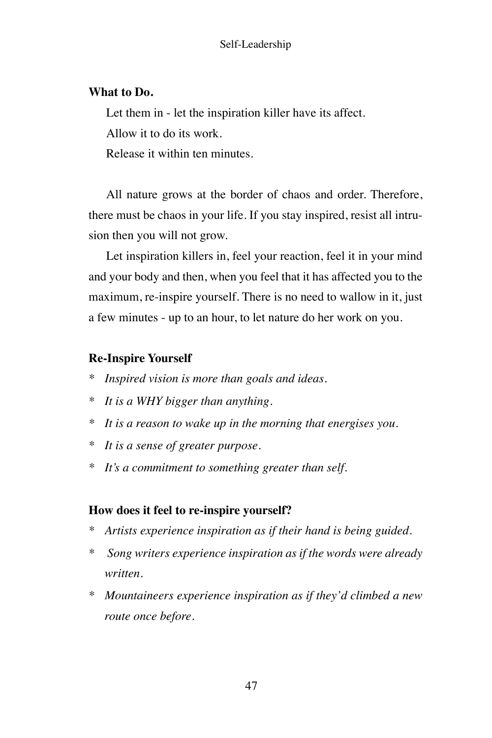**What to Do.**

Let them in - let the inspiration killer have its affect.

Allow it to do its work.

Release it within ten minutes.

All nature grows at the border of chaos and order. Therefore, there must be chaos in your life. If you stay inspired, resist all intrusion then you will not grow.

Let inspiration killers in, feel your reaction, feel it in your mind and your body and then, when you feel that it has affected you to the maximum, re-inspire yourself. There is no need to wallow in it, just a few minutes - up to an hour, to let nature do her work on you.

**Re-Inspire Yourself**

* *Inspired vision is more than goals and ideas.*
* *It is a WHY bigger than anything.*
* *It is a reason to wake up in the morning that energises you.*
* *It is a sense of greater purpose.*
* *It's a commitment to something greater than self.*

**How does it feel to re-inspire yourself?**

* *Artists experience inspiration as if their hand is being guided.*
* *Song writers experience inspiration as if the words were already written.*
* *Mountaineers experience inspiration as if they'd climbed a new route once before.*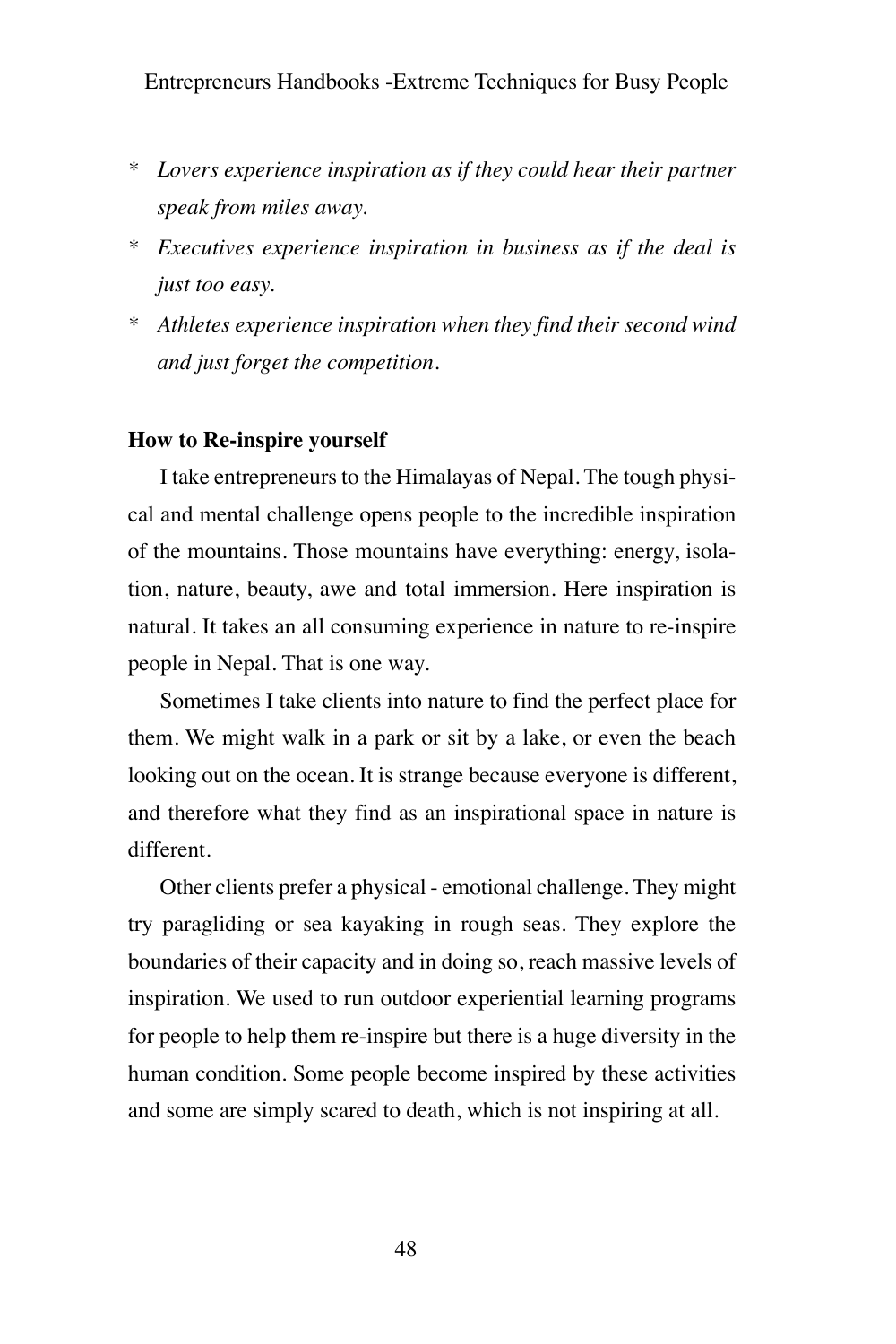* *Lovers experience inspiration as if they could hear their partner speak from miles away.*
* *Executives experience inspiration in business as if the deal is just too easy.*
* *Athletes experience inspiration when they find their second wind and just forget the competition.*

**How to Re-inspire yourself**

I take entrepreneurs to the Himalayas of Nepal. The tough physical and mental challenge opens people to the incredible inspiration of the mountains. Those mountains have everything: energy, isolation, nature, beauty, awe and total immersion. Here inspiration is natural. It takes an all consuming experience in nature to re-inspire people in Nepal. That is one way.

Sometimes I take clients into nature to find the perfect place for them. We might walk in a park or sit by a lake, or even the beach looking out on the ocean. It is strange because everyone is different, and therefore what they find as an inspirational space in nature is different.

Other clients prefer a physical - emotional challenge. They might try paragliding or sea kayaking in rough seas. They explore the boundaries of their capacity and in doing so, reach massive levels of inspiration. We used to run outdoor experiential learning programs for people to help them re-inspire but there is a huge diversity in the human condition. Some people become inspired by these activities and some are simply scared to death, which is not inspiring at all.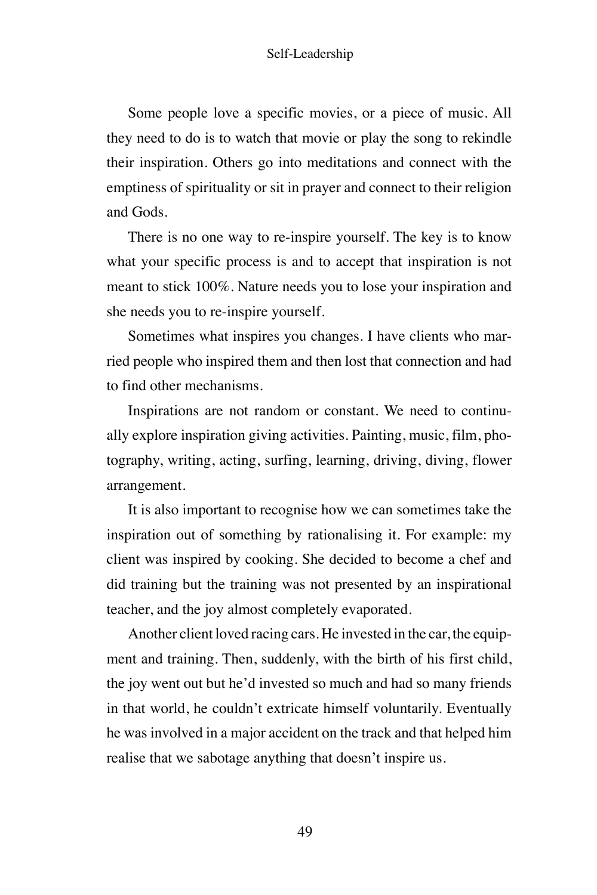Some people love a specific movies, or a piece of music. All they need to do is to watch that movie or play the song to rekindle their inspiration. Others go into meditations and connect with the emptiness of spirituality or sit in prayer and connect to their religion and Gods.

There is no one way to re-inspire yourself. The key is to know what your specific process is and to accept that inspiration is not meant to stick 100%. Nature needs you to lose your inspiration and she needs you to re-inspire yourself.

Sometimes what inspires you changes. I have clients who married people who inspired them and then lost that connection and had to find other mechanisms.

Inspirations are not random or constant. We need to continually explore inspiration giving activities. Painting, music, film, photography, writing, acting, surfing, learning, driving, diving, flower arrangement.

It is also important to recognise how we can sometimes take the inspiration out of something by rationalising it. For example: my client was inspired by cooking. She decided to become a chef and did training but the training was not presented by an inspirational teacher, and the joy almost completely evaporated.

Another client loved racing cars. He invested in the car, the equipment and training. Then, suddenly, with the birth of his first child, the joy went out but he'd invested so much and had so many friends in that world, he couldn't extricate himself voluntarily. Eventually he was involved in a major accident on the track and that helped him realise that we sabotage anything that doesn't inspire us.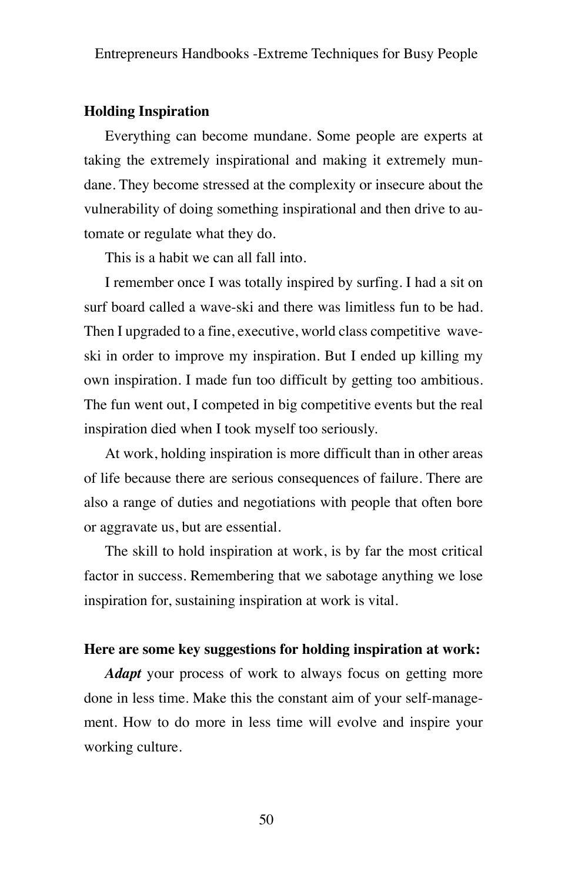**Holding Inspiration**

Everything can become mundane. Some people are experts at taking the extremely inspirational and making it extremely mundane. They become stressed at the complexity or insecure about the vulnerability of doing something inspirational and then drive to automate or regulate what they do.

This is a habit we can all fall into.

I remember once I was totally inspired by surfing. I had a sit on surf board called a wave-ski and there was limitless fun to be had. Then I upgraded to a fine, executive, world class competitive wave-ski in order to improve my inspiration. But I ended up killing my own inspiration. I made fun too difficult by getting too ambitious. The fun went out, I competed in big competitive events but the real inspiration died when I took myself too seriously.

At work, holding inspiration is more difficult than in other areas of life because there are serious consequences of failure. There are also a range of duties and negotiations with people that often bore or aggravate us, but are essential.

The skill to hold inspiration at work, is by far the most critical factor in success. Remembering that we sabotage anything we lose inspiration for, sustaining inspiration at work is vital.

**Here are some key suggestions for holding inspiration at work:**

***Adapt*** your process of work to always focus on getting more done in less time. Make this the constant aim of your self-management. How to do more in less time will evolve and inspire your working culture.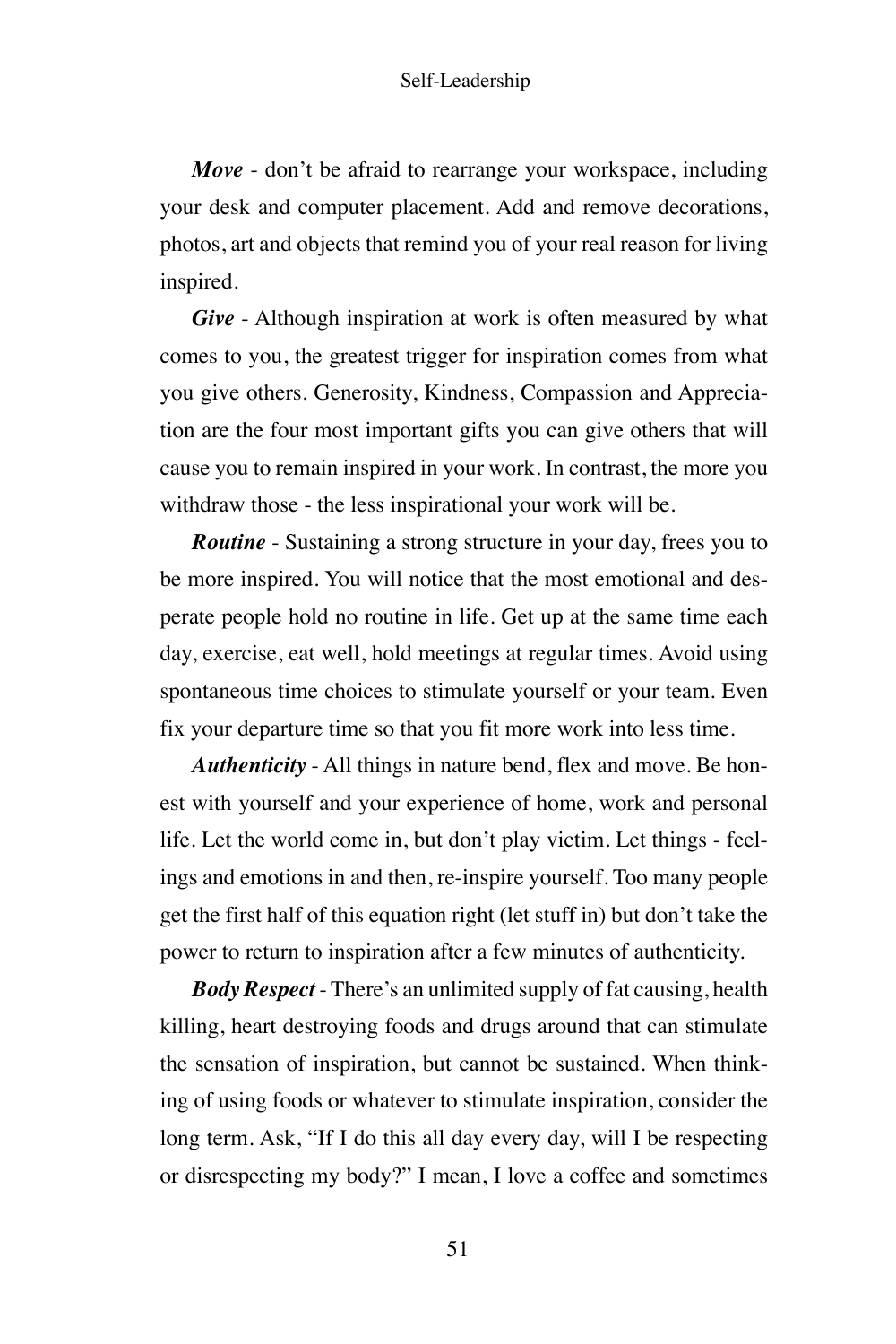***Move*** - don't be afraid to rearrange your workspace, including your desk and computer placement. Add and remove decorations, photos, art and objects that remind you of your real reason for living inspired.

***Give*** - Although inspiration at work is often measured by what comes to you, the greatest trigger for inspiration comes from what you give others. Generosity, Kindness, Compassion and Appreciation are the four most important gifts you can give others that will cause you to remain inspired in your work. In contrast, the more you withdraw those - the less inspirational your work will be.

***Routine*** - Sustaining a strong structure in your day, frees you to be more inspired. You will notice that the most emotional and desperate people hold no routine in life. Get up at the same time each day, exercise, eat well, hold meetings at regular times. Avoid using spontaneous time choices to stimulate yourself or your team. Even fix your departure time so that you fit more work into less time.

***Authenticity*** - All things in nature bend, flex and move. Be honest with yourself and your experience of home, work and personal life. Let the world come in, but don't play victim. Let things - feelings and emotions in and then, re-inspire yourself. Too many people get the first half of this equation right (let stuff in) but don't take the power to return to inspiration after a few minutes of authenticity.

***Body Respect*** - There's an unlimited supply of fat causing, health killing, heart destroying foods and drugs around that can stimulate the sensation of inspiration, but cannot be sustained. When thinking of using foods or whatever to stimulate inspiration, consider the long term. Ask, "If I do this all day every day, will I be respecting or disrespecting my body?" I mean, I love a coffee and sometimes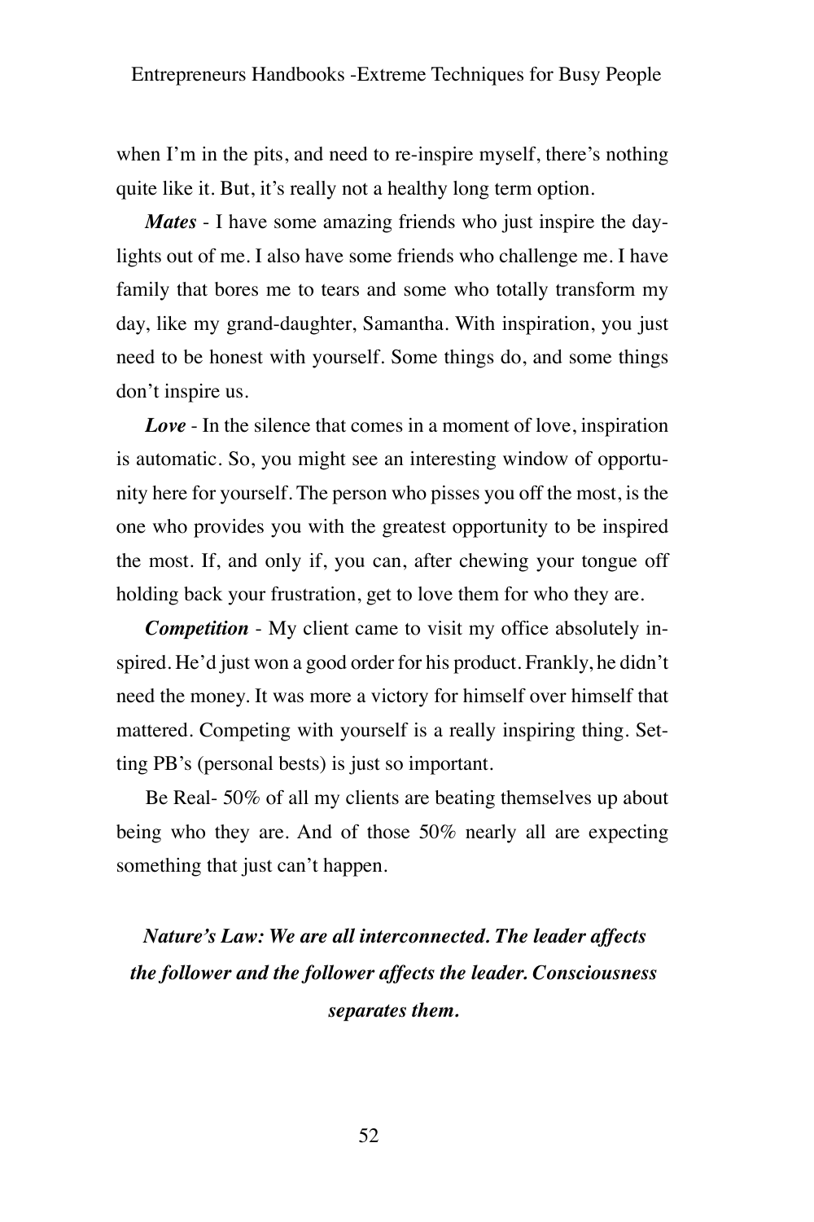when I'm in the pits, and need to re-inspire myself, there's nothing quite like it. But, it's really not a healthy long term option.

***Mates*** - I have some amazing friends who just inspire the day-lights out of me. I also have some friends who challenge me. I have family that bores me to tears and some who totally transform my day, like my grand-daughter, Samantha. With inspiration, you just need to be honest with yourself. Some things do, and some things don't inspire us.

***Love*** - In the silence that comes in a moment of love, inspiration is automatic. So, you might see an interesting window of opportunity here for yourself. The person who pisses you off the most, is the one who provides you with the greatest opportunity to be inspired the most. If, and only if, you can, after chewing your tongue off holding back your frustration, get to love them for who they are.

***Competition*** - My client came to visit my office absolutely inspired. He'd just won a good order for his product. Frankly, he didn't need the money. It was more a victory for himself over himself that mattered. Competing with yourself is a really inspiring thing. Setting PB's (personal bests) is just so important.

Be Real- 50% of all my clients are beating themselves up about being who they are. And of those 50% nearly all are expecting something that just can't happen.

***Nature's Law: We are all interconnected. The leader affects the follower and the follower affects the leader. Consciousness separates them.***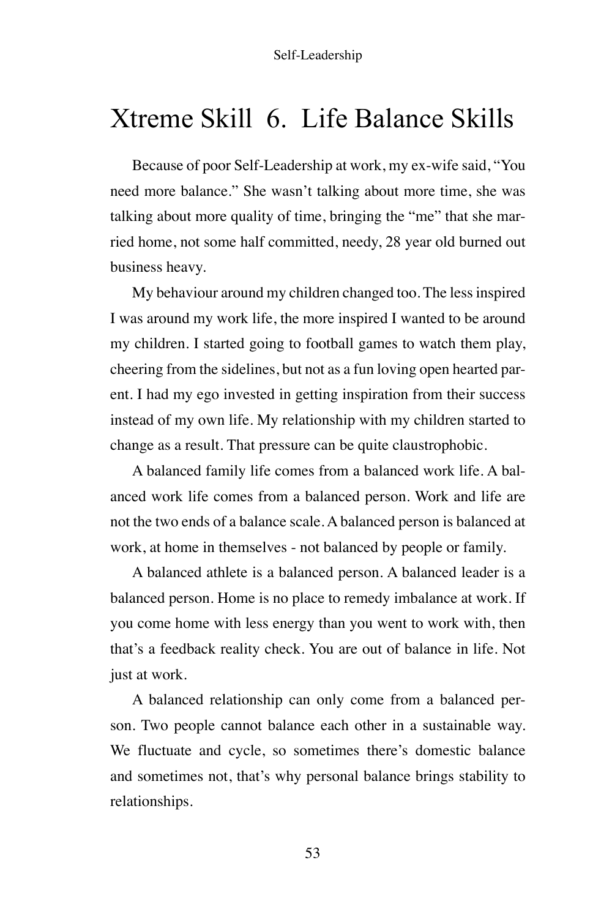# Xtreme Skill 6. Life Balance Skills

Because of poor Self-Leadership at work, my ex-wife said, "You need more balance." She wasn't talking about more time, she was talking about more quality of time, bringing the "me" that she married home, not some half committed, needy, 28 year old burned out business heavy.

My behaviour around my children changed too. The less inspired I was around my work life, the more inspired I wanted to be around my children. I started going to football games to watch them play, cheering from the sidelines, but not as a fun loving open hearted parent. I had my ego invested in getting inspiration from their success instead of my own life. My relationship with my children started to change as a result. That pressure can be quite claustrophobic.

A balanced family life comes from a balanced work life. A balanced work life comes from a balanced person. Work and life are not the two ends of a balance scale. A balanced person is balanced at work, at home in themselves - not balanced by people or family.

A balanced athlete is a balanced person. A balanced leader is a balanced person. Home is no place to remedy imbalance at work. If you come home with less energy than you went to work with, then that's a feedback reality check. You are out of balance in life. Not just at work.

A balanced relationship can only come from a balanced person. Two people cannot balance each other in a sustainable way. We fluctuate and cycle, so sometimes there's domestic balance and sometimes not, that's why personal balance brings stability to relationships.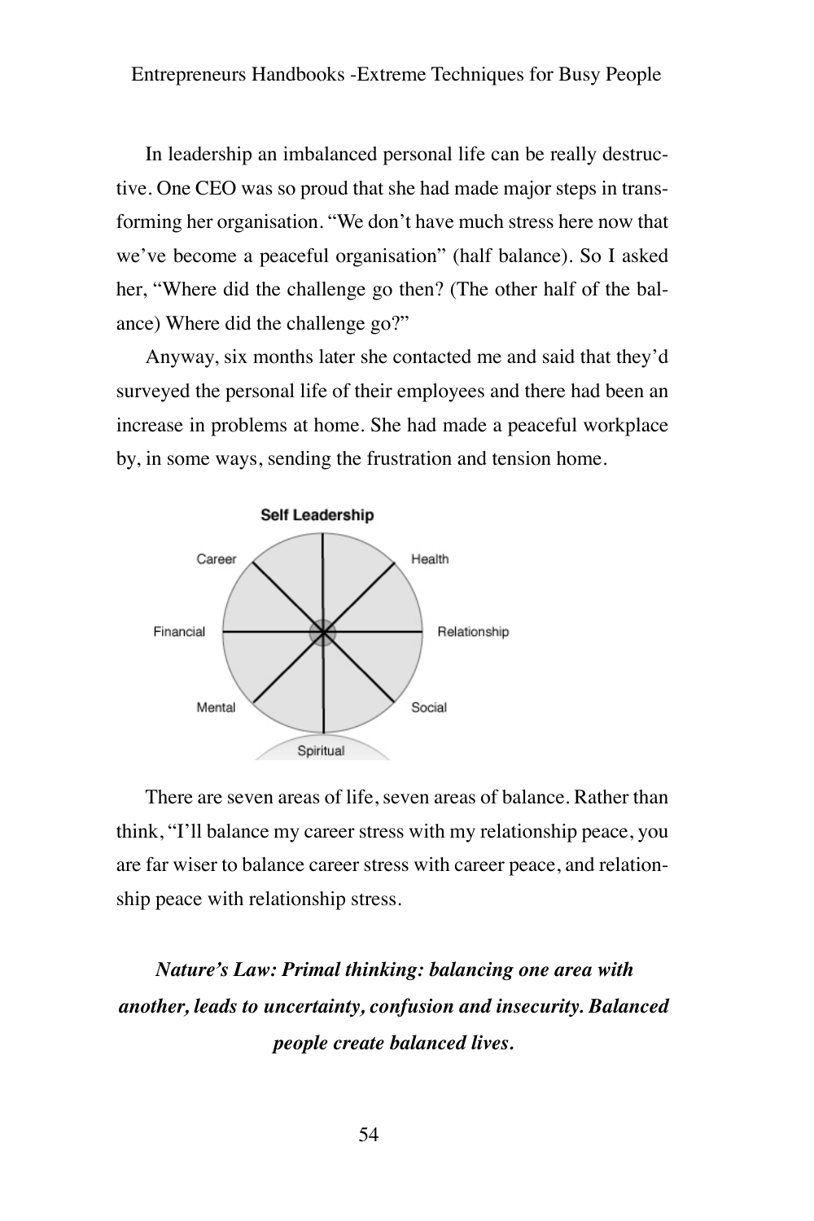In leadership an imbalanced personal life can be really destructive. One CEO was so proud that she had made major steps in transforming her organisation. "We don't have much stress here now that we've become a peaceful organisation" (half balance). So I asked her, "Where did the challenge go then? (The other half of the balance) Where did the challenge go?"

Anyway, six months later she contacted me and said that they'd surveyed the personal life of their employees and there had been an increase in problems at home. She had made a peaceful workplace by, in some ways, sending the frustration and tension home.

Self Leadership

Career, Health, Financial, Relationship, Mental, Social, Spiritual

There are seven areas of life, seven areas of balance. Rather than think, "I'll balance my career stress with my relationship peace, you are far wiser to balance career stress with career peace, and relationship peace with relationship stress.

***Nature's Law: Primal thinking: balancing one area with another, leads to uncertainty, confusion and insecurity. Balanced people create balanced lives.***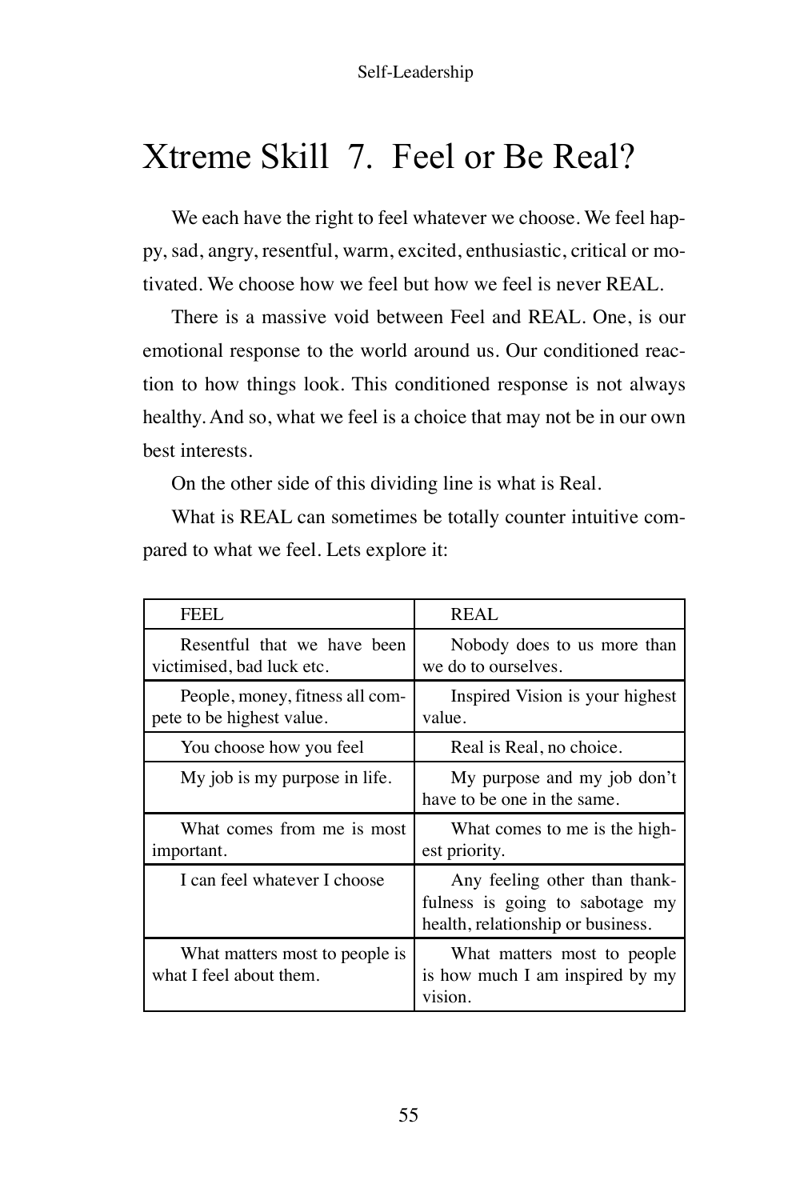# Xtreme Skill 7. Feel or Be Real?

We each have the right to feel whatever we choose. We feel happy, sad, angry, resentful, warm, excited, enthusiastic, critical or motivated. We choose how we feel but how we feel is never REAL.

There is a massive void between Feel and REAL. One, is our emotional response to the world around us. Our conditioned reaction to how things look. This conditioned response is not always healthy. And so, what we feel is a choice that may not be in our own best interests.

On the other side of this dividing line is what is Real.

What is REAL can sometimes be totally counter intuitive compared to what we feel. Lets explore it:

| FEEL | REAL |
| --- | --- |
| Resentful that we have been victimised, bad luck etc. | Nobody does to us more than we do to ourselves. |
| People, money, fitness all compete to be highest value. | Inspired Vision is your highest value. |
| You choose how you feel | Real is Real, no choice. |
| My job is my purpose in life. | My purpose and my job don't have to be one in the same. |
| What comes from me is most important. | What comes to me is the highest priority. |
| I can feel whatever I choose | Any feeling other than thankfulness is going to sabotage my health, relationship or business. |
| What matters most to people is what I feel about them. | What matters most to people is how much I am inspired by my vision. |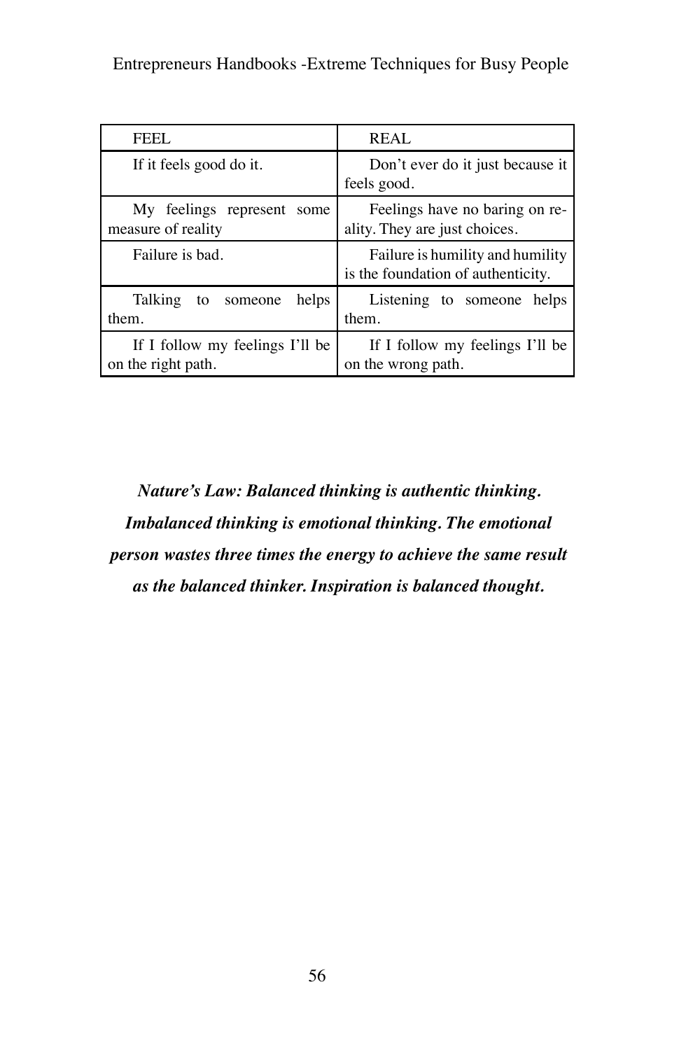| FEEL | REAL |
| --- | --- |
| If it feels good do it. | Don't ever do it just because it feels good. |
| My feelings represent some measure of reality | Feelings have no baring on reality. They are just choices. |
| Failure is bad. | Failure is humility and humility is the foundation of authenticity. |
| Talking to someone helps them. | Listening to someone helps them. |
| If I follow my feelings I'll be on the right path. | If I follow my feelings I'll be on the wrong path. |

***Nature's Law: Balanced thinking is authentic thinking. Imbalanced thinking is emotional thinking. The emotional person wastes three times the energy to achieve the same result as the balanced thinker. Inspiration is balanced thought.***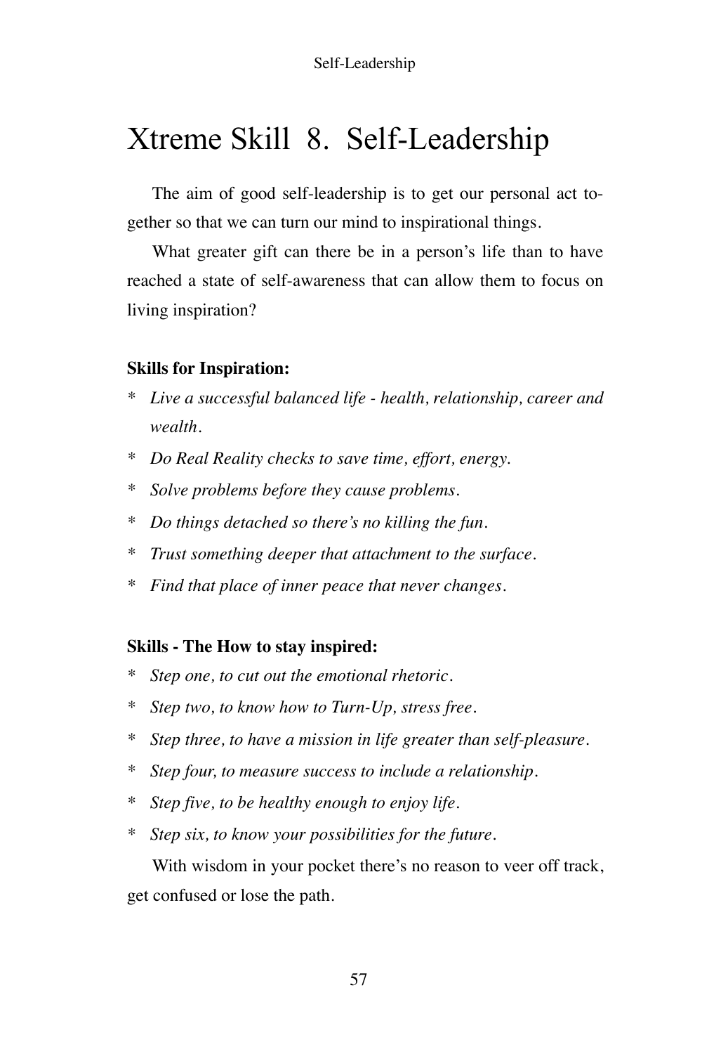# Xtreme Skill 8. Self-Leadership

The aim of good self-leadership is to get our personal act together so that we can turn our mind to inspirational things.

What greater gift can there be in a person's life than to have reached a state of self-awareness that can allow them to focus on living inspiration?

**Skills for Inspiration:**

* *Live a successful balanced life - health, relationship, career and wealth.*
* *Do Real Reality checks to save time, effort, energy.*
* *Solve problems before they cause problems.*
* *Do things detached so there's no killing the fun.*
* *Trust something deeper that attachment to the surface.*
* *Find that place of inner peace that never changes.*

**Skills - The How to stay inspired:**

* *Step one, to cut out the emotional rhetoric.*
* *Step two, to know how to Turn-Up, stress free.*
* *Step three, to have a mission in life greater than self-pleasure.*
* *Step four, to measure success to include a relationship.*
* *Step five, to be healthy enough to enjoy life.*
* *Step six, to know your possibilities for the future.*

With wisdom in your pocket there's no reason to veer off track, get confused or lose the path.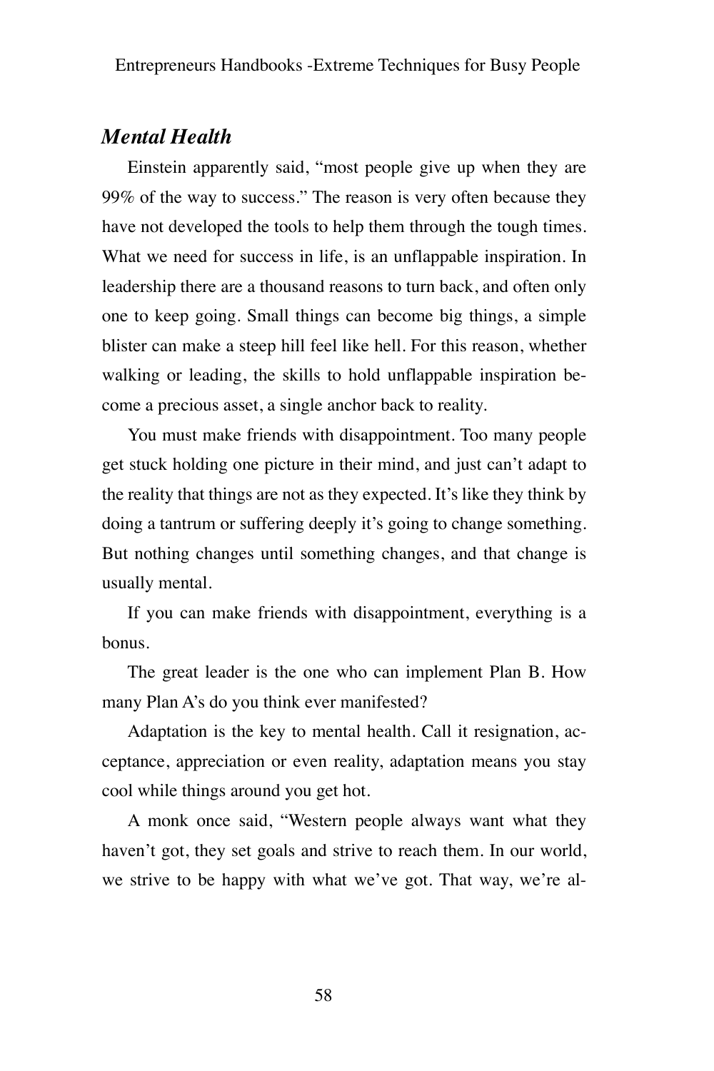## *Mental Health*

Einstein apparently said, “most people give up when they are 99% of the way to success.” The reason is very often because they have not developed the tools to help them through the tough times. What we need for success in life, is an unflappable inspiration. In leadership there are a thousand reasons to turn back, and often only one to keep going. Small things can become big things, a simple blister can make a steep hill feel like hell. For this reason, whether walking or leading, the skills to hold unflappable inspiration become a precious asset, a single anchor back to reality.

You must make friends with disappointment. Too many people get stuck holding one picture in their mind, and just can’t adapt to the reality that things are not as they expected. It’s like they think by doing a tantrum or suffering deeply it’s going to change something. But nothing changes until something changes, and that change is usually mental.

If you can make friends with disappointment, everything is a bonus.

The great leader is the one who can implement Plan B. How many Plan A’s do you think ever manifested?

Adaptation is the key to mental health. Call it resignation, acceptance, appreciation or even reality, adaptation means you stay cool while things around you get hot.

A monk once said, “Western people always want what they haven’t got, they set goals and strive to reach them. In our world, we strive to be happy with what we’ve got. That way, we’re al-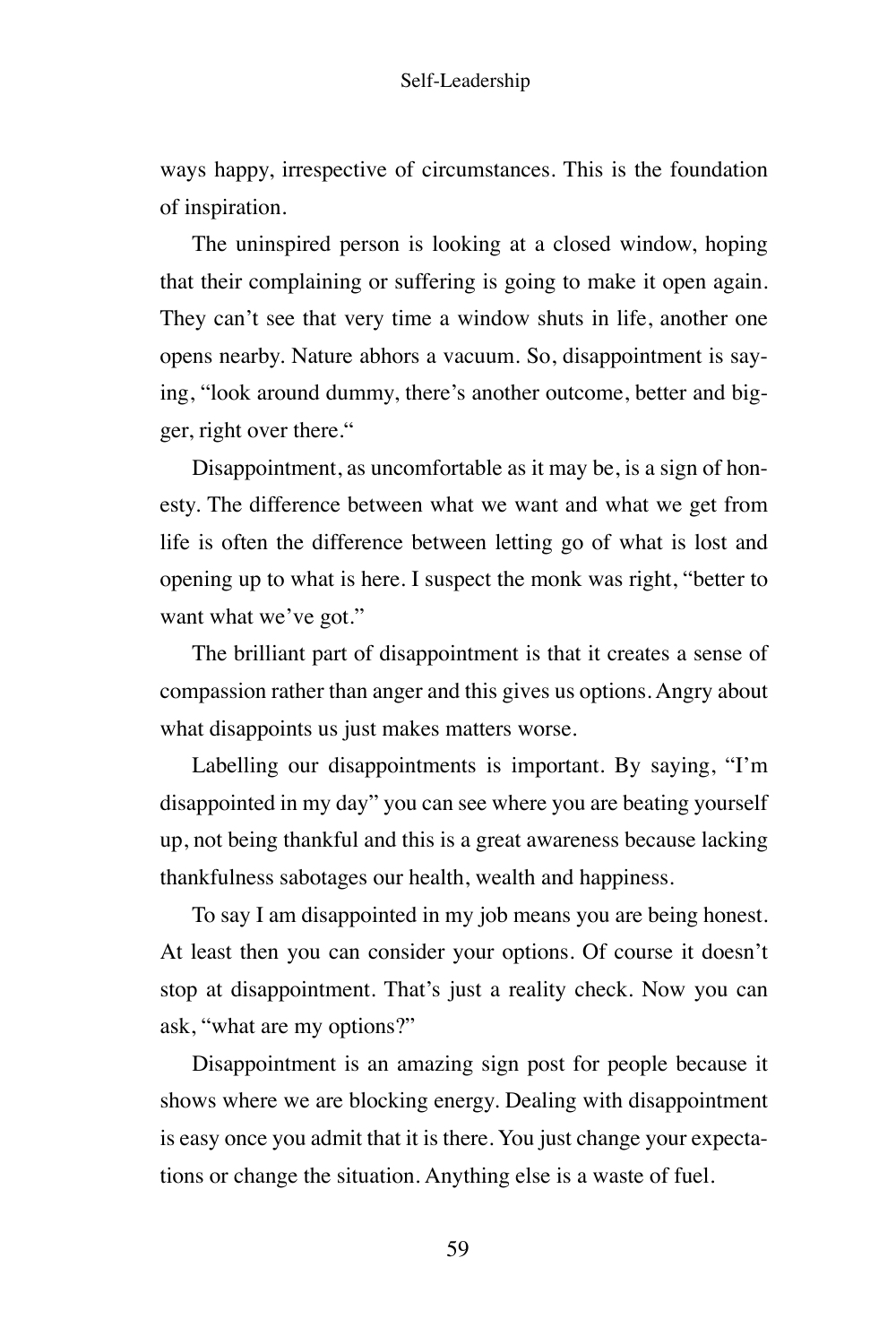ways happy, irrespective of circumstances. This is the foundation of inspiration.

The uninspired person is looking at a closed window, hoping that their complaining or suffering is going to make it open again. They can't see that very time a window shuts in life, another one opens nearby. Nature abhors a vacuum. So, disappointment is saying, "look around dummy, there's another outcome, better and bigger, right over there."

Disappointment, as uncomfortable as it may be, is a sign of honesty. The difference between what we want and what we get from life is often the difference between letting go of what is lost and opening up to what is here. I suspect the monk was right, "better to want what we've got."

The brilliant part of disappointment is that it creates a sense of compassion rather than anger and this gives us options. Angry about what disappoints us just makes matters worse.

Labelling our disappointments is important. By saying, "I'm disappointed in my day" you can see where you are beating yourself up, not being thankful and this is a great awareness because lacking thankfulness sabotages our health, wealth and happiness.

To say I am disappointed in my job means you are being honest. At least then you can consider your options. Of course it doesn't stop at disappointment. That's just a reality check. Now you can ask, "what are my options?"

Disappointment is an amazing sign post for people because it shows where we are blocking energy. Dealing with disappointment is easy once you admit that it is there. You just change your expectations or change the situation. Anything else is a waste of fuel.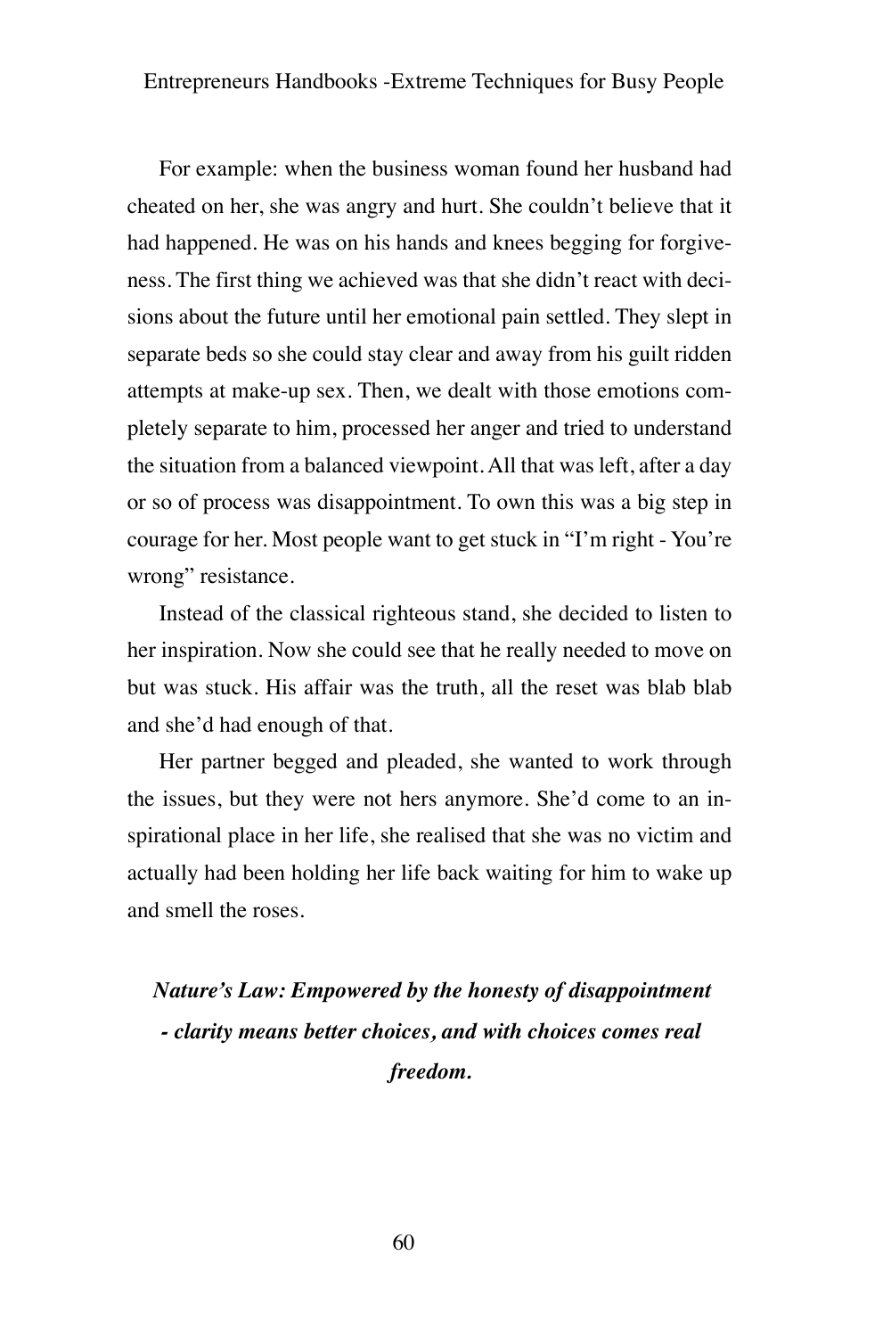For example: when the business woman found her husband had cheated on her, she was angry and hurt. She couldn't believe that it had happened. He was on his hands and knees begging for forgiveness. The first thing we achieved was that she didn't react with decisions about the future until her emotional pain settled. They slept in separate beds so she could stay clear and away from his guilt ridden attempts at make-up sex. Then, we dealt with those emotions completely separate to him, processed her anger and tried to understand the situation from a balanced viewpoint. All that was left, after a day or so of process was disappointment. To own this was a big step in courage for her. Most people want to get stuck in "I'm right - You're wrong" resistance.

Instead of the classical righteous stand, she decided to listen to her inspiration. Now she could see that he really needed to move on but was stuck. His affair was the truth, all the reset was blab blab and she'd had enough of that.

Her partner begged and pleaded, she wanted to work through the issues, but they were not hers anymore. She'd come to an inspirational place in her life, she realised that she was no victim and actually had been holding her life back waiting for him to wake up and smell the roses.

***Nature's Law: Empowered by the honesty of disappointment - clarity means better choices, and with choices comes real freedom.***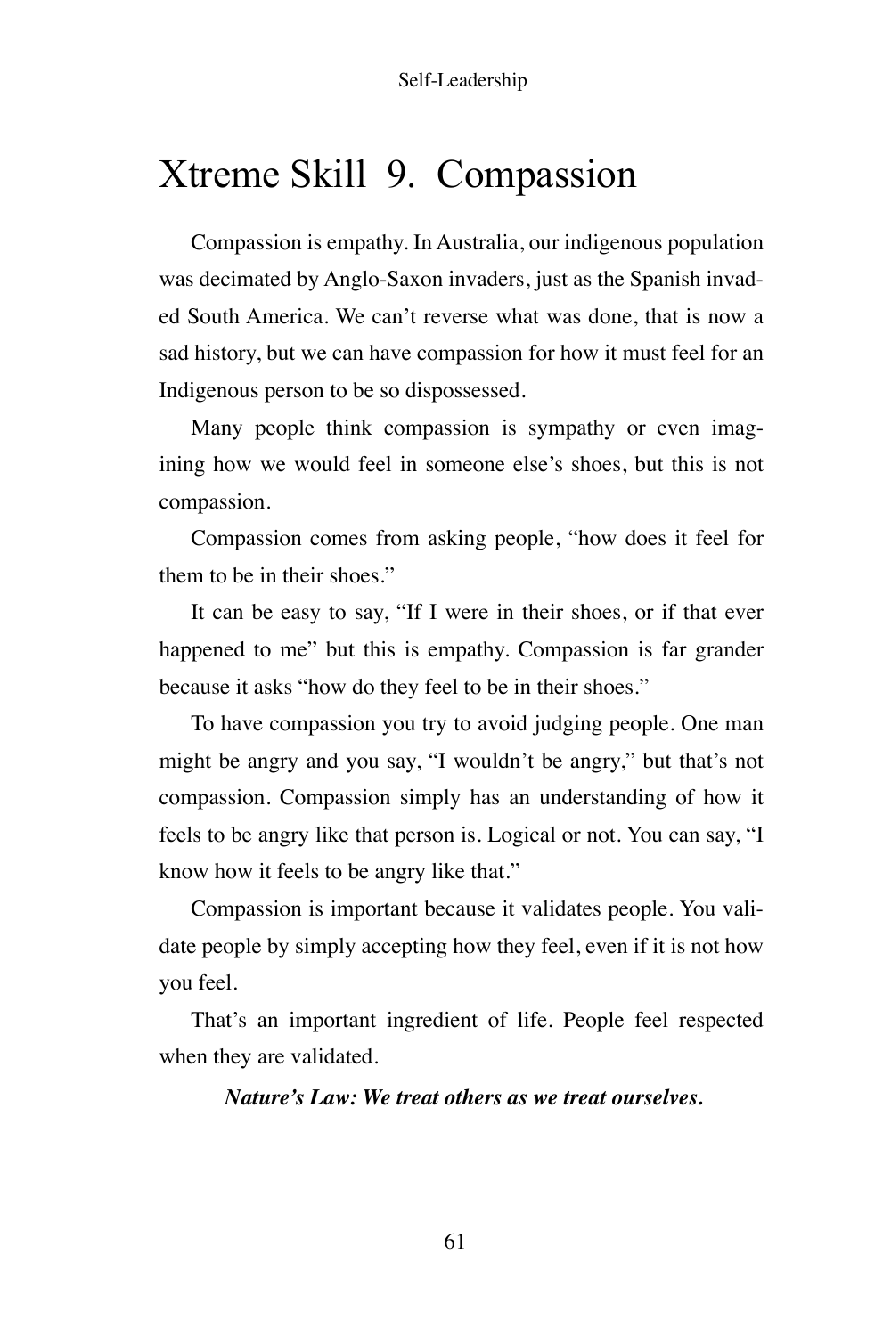# Xtreme Skill 9. Compassion

Compassion is empathy. In Australia, our indigenous population was decimated by Anglo-Saxon invaders, just as the Spanish invaded South America. We can't reverse what was done, that is now a sad history, but we can have compassion for how it must feel for an Indigenous person to be so dispossessed.

Many people think compassion is sympathy or even imagining how we would feel in someone else's shoes, but this is not compassion.

Compassion comes from asking people, "how does it feel for them to be in their shoes."

It can be easy to say, "If I were in their shoes, or if that ever happened to me" but this is empathy. Compassion is far grander because it asks "how do they feel to be in their shoes."

To have compassion you try to avoid judging people. One man might be angry and you say, "I wouldn't be angry," but that's not compassion. Compassion simply has an understanding of how it feels to be angry like that person is. Logical or not. You can say, "I know how it feels to be angry like that."

Compassion is important because it validates people. You validate people by simply accepting how they feel, even if it is not how you feel.

That's an important ingredient of life. People feel respected when they are validated.

***Nature's Law: We treat others as we treat ourselves.***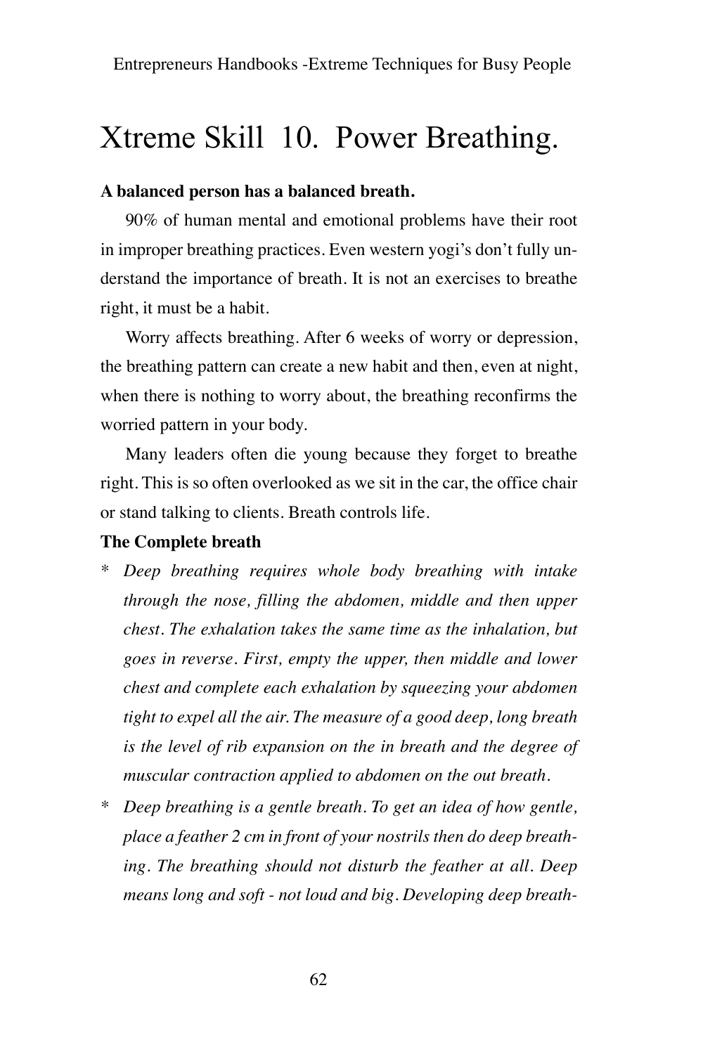# Xtreme Skill 10. Power Breathing.

**A balanced person has a balanced breath.**

90% of human mental and emotional problems have their root in improper breathing practices. Even western yogi's don't fully understand the importance of breath. It is not an exercises to breathe right, it must be a habit.

Worry affects breathing. After 6 weeks of worry or depression, the breathing pattern can create a new habit and then, even at night, when there is nothing to worry about, the breathing reconfirms the worried pattern in your body.

Many leaders often die young because they forget to breathe right. This is so often overlooked as we sit in the car, the office chair or stand talking to clients. Breath controls life.

**The Complete breath**

- *Deep breathing requires whole body breathing with intake through the nose, filling the abdomen, middle and then upper chest. The exhalation takes the same time as the inhalation, but goes in reverse. First, empty the upper, then middle and lower chest and complete each exhalation by squeezing your abdomen tight to expel all the air. The measure of a good deep, long breath is the level of rib expansion on the in breath and the degree of muscular contraction applied to abdomen on the out breath.*
- *Deep breathing is a gentle breath. To get an idea of how gentle, place a feather 2 cm in front of your nostrils then do deep breathing. The breathing should not disturb the feather at all. Deep means long and soft - not loud and big. Developing deep breath-*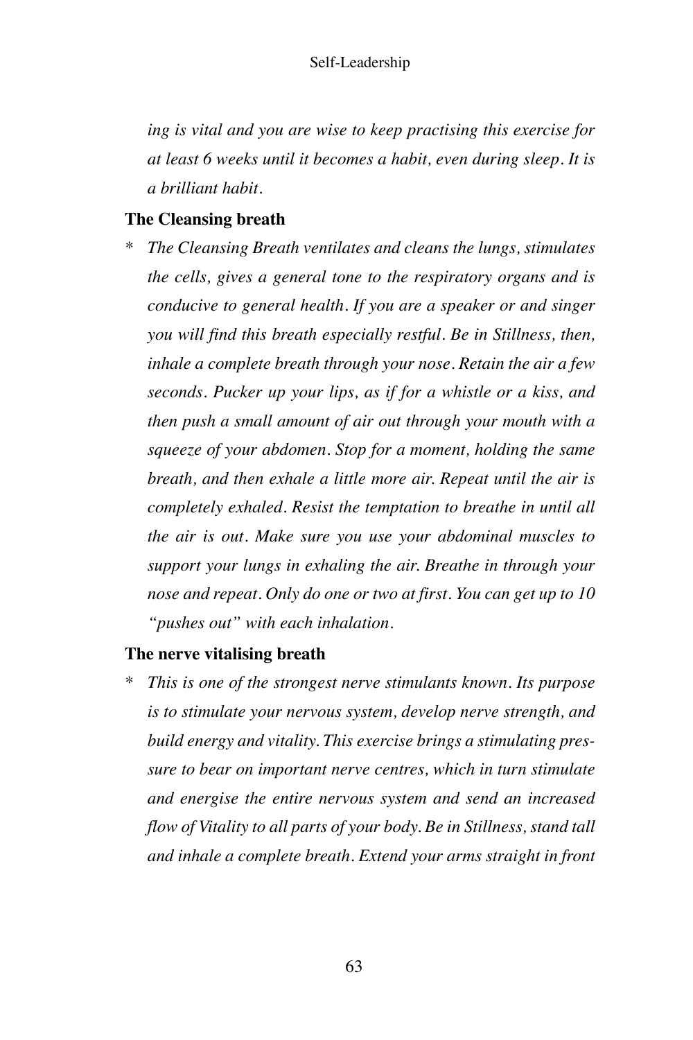*ing is vital and you are wise to keep practising this exercise for at least 6 weeks until it becomes a habit, even during sleep. It is a brilliant habit.*

**The Cleansing breath**

* *The Cleansing Breath ventilates and cleans the lungs, stimulates the cells, gives a general tone to the respiratory organs and is conducive to general health. If you are a speaker or and singer you will find this breath especially restful. Be in Stillness, then, inhale a complete breath through your nose. Retain the air a few seconds. Pucker up your lips, as if for a whistle or a kiss, and then push a small amount of air out through your mouth with a squeeze of your abdomen. Stop for a moment, holding the same breath, and then exhale a little more air. Repeat until the air is completely exhaled. Resist the temptation to breathe in until all the air is out. Make sure you use your abdominal muscles to support your lungs in exhaling the air. Breathe in through your nose and repeat. Only do one or two at first. You can get up to 10 "pushes out" with each inhalation.*

**The nerve vitalising breath**

* *This is one of the strongest nerve stimulants known. Its purpose is to stimulate your nervous system, develop nerve strength, and build energy and vitality. This exercise brings a stimulating pressure to bear on important nerve centres, which in turn stimulate and energise the entire nervous system and send an increased flow of Vitality to all parts of your body. Be in Stillness, stand tall and inhale a complete breath. Extend your arms straight in front*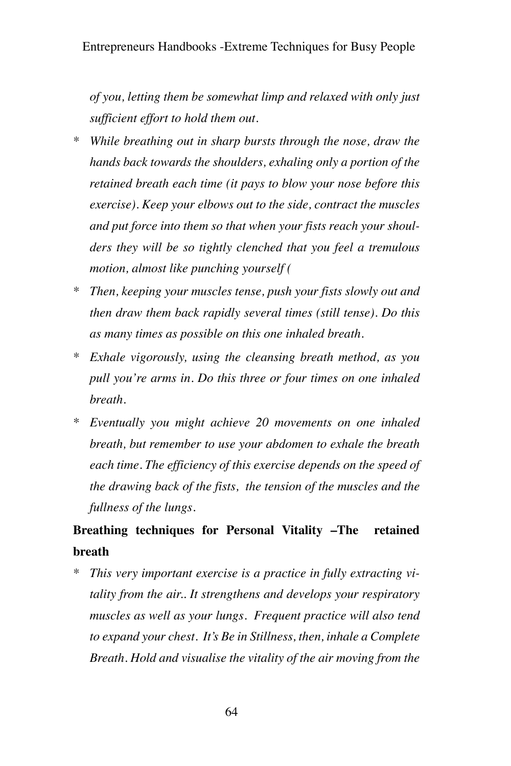*of you, letting them be somewhat limp and relaxed with only just sufficient effort to hold them out.*

* *While breathing out in sharp bursts through the nose, draw the hands back towards the shoulders, exhaling only a portion of the retained breath each time (it pays to blow your nose before this exercise). Keep your elbows out to the side, contract the muscles and put force into them so that when your fists reach your shoulders they will be so tightly clenched that you feel a tremulous motion, almost like punching yourself (*
* *Then, keeping your muscles tense, push your fists slowly out and then draw them back rapidly several times (still tense). Do this as many times as possible on this one inhaled breath.*
* *Exhale vigorously, using the cleansing breath method, as you pull you're arms in. Do this three or four times on one inhaled breath.*
* *Eventually you might achieve 20 movements on one inhaled breath, but remember to use your abdomen to exhale the breath each time. The efficiency of this exercise depends on the speed of the drawing back of the fists, the tension of the muscles and the fullness of the lungs.*

**Breathing techniques for Personal Vitality –The retained breath**

* *This very important exercise is a practice in fully extracting vitality from the air.. It strengthens and develops your respiratory muscles as well as your lungs. Frequent practice will also tend to expand your chest. It's Be in Stillness, then, inhale a Complete Breath. Hold and visualise the vitality of the air moving from the*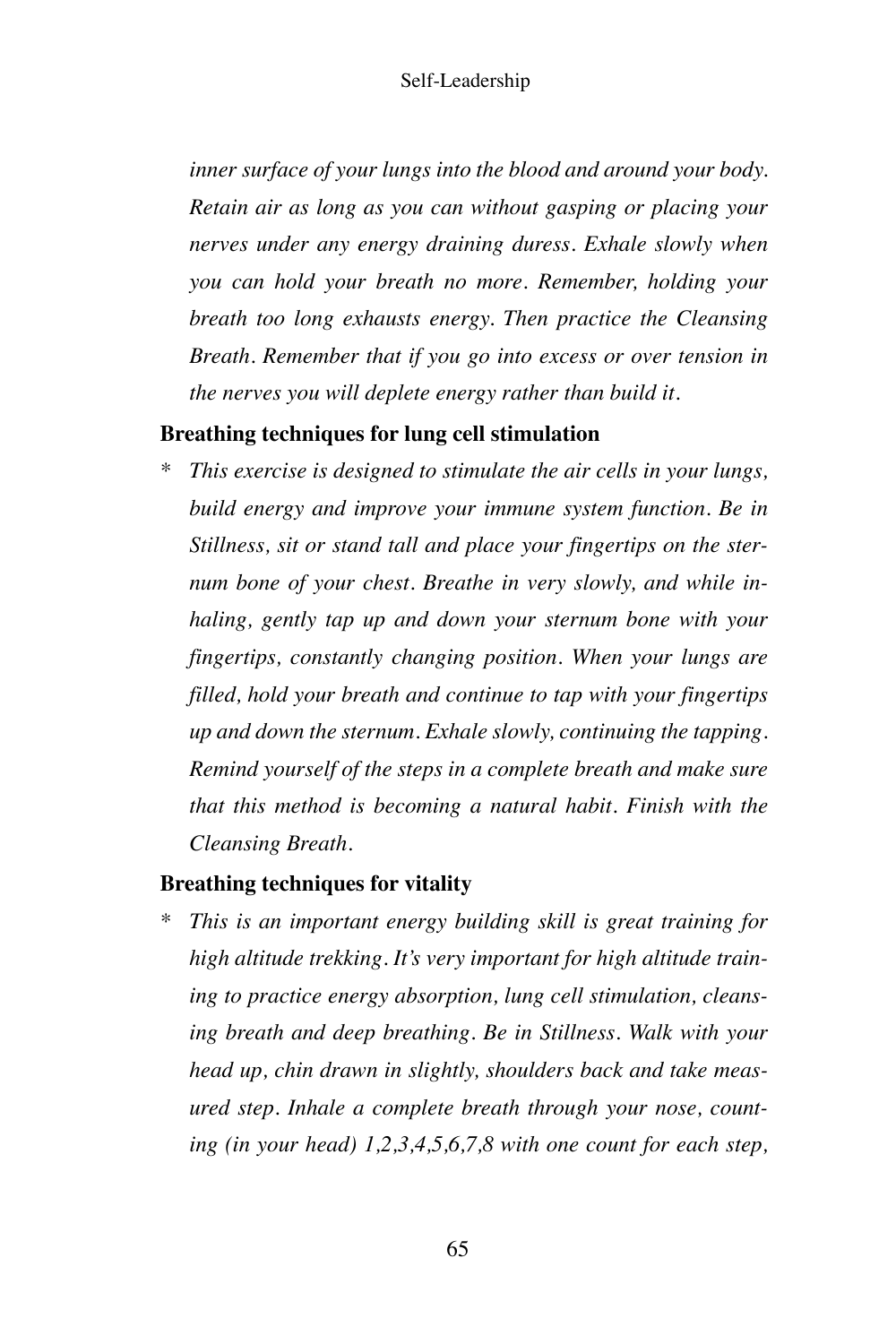*inner surface of your lungs into the blood and around your body. Retain air as long as you can without gasping or placing your nerves under any energy draining duress. Exhale slowly when you can hold your breath no more. Remember, holding your breath too long exhausts energy. Then practice the Cleansing Breath. Remember that if you go into excess or over tension in the nerves you will deplete energy rather than build it.*

**Breathing techniques for lung cell stimulation**

\* *This exercise is designed to stimulate the air cells in your lungs, build energy and improve your immune system function. Be in Stillness, sit or stand tall and place your fingertips on the sternum bone of your chest. Breathe in very slowly, and while inhaling, gently tap up and down your sternum bone with your fingertips, constantly changing position. When your lungs are filled, hold your breath and continue to tap with your fingertips up and down the sternum. Exhale slowly, continuing the tapping. Remind yourself of the steps in a complete breath and make sure that this method is becoming a natural habit. Finish with the Cleansing Breath.*

**Breathing techniques for vitality**

\* *This is an important energy building skill is great training for high altitude trekking. It's very important for high altitude training to practice energy absorption, lung cell stimulation, cleansing breath and deep breathing. Be in Stillness. Walk with your head up, chin drawn in slightly, shoulders back and take measured step. Inhale a complete breath through your nose, counting (in your head) 1,2,3,4,5,6,7,8 with one count for each step,*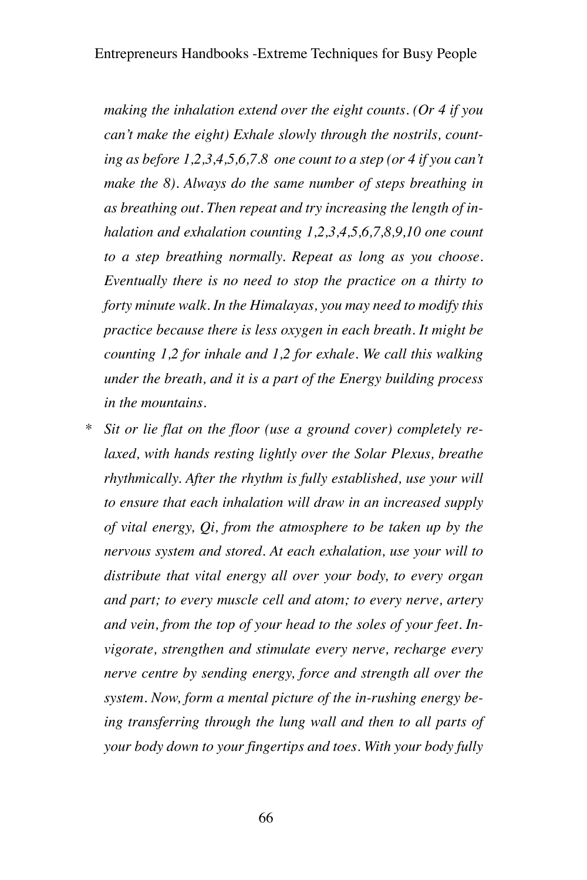*making the inhalation extend over the eight counts. (Or 4 if you can't make the eight) Exhale slowly through the nostrils, counting as before 1,2,3,4,5,6,7.8 one count to a step (or 4 if you can't make the 8). Always do the same number of steps breathing in as breathing out. Then repeat and try increasing the length of inhalation and exhalation counting 1,2,3,4,5,6,7,8,9,10 one count to a step breathing normally. Repeat as long as you choose. Eventually there is no need to stop the practice on a thirty to forty minute walk. In the Himalayas, you may need to modify this practice because there is less oxygen in each breath. It might be counting 1,2 for inhale and 1,2 for exhale. We call this walking under the breath, and it is a part of the Energy building process in the mountains.*

\* *Sit or lie flat on the floor (use a ground cover) completely relaxed, with hands resting lightly over the Solar Plexus, breathe rhythmically. After the rhythm is fully established, use your will to ensure that each inhalation will draw in an increased supply of vital energy, Qi, from the atmosphere to be taken up by the nervous system and stored. At each exhalation, use your will to distribute that vital energy all over your body, to every organ and part; to every muscle cell and atom; to every nerve, artery and vein, from the top of your head to the soles of your feet. Invigorate, strengthen and stimulate every nerve, recharge every nerve centre by sending energy, force and strength all over the system. Now, form a mental picture of the in-rushing energy being transferring through the lung wall and then to all parts of your body down to your fingertips and toes. With your body fully*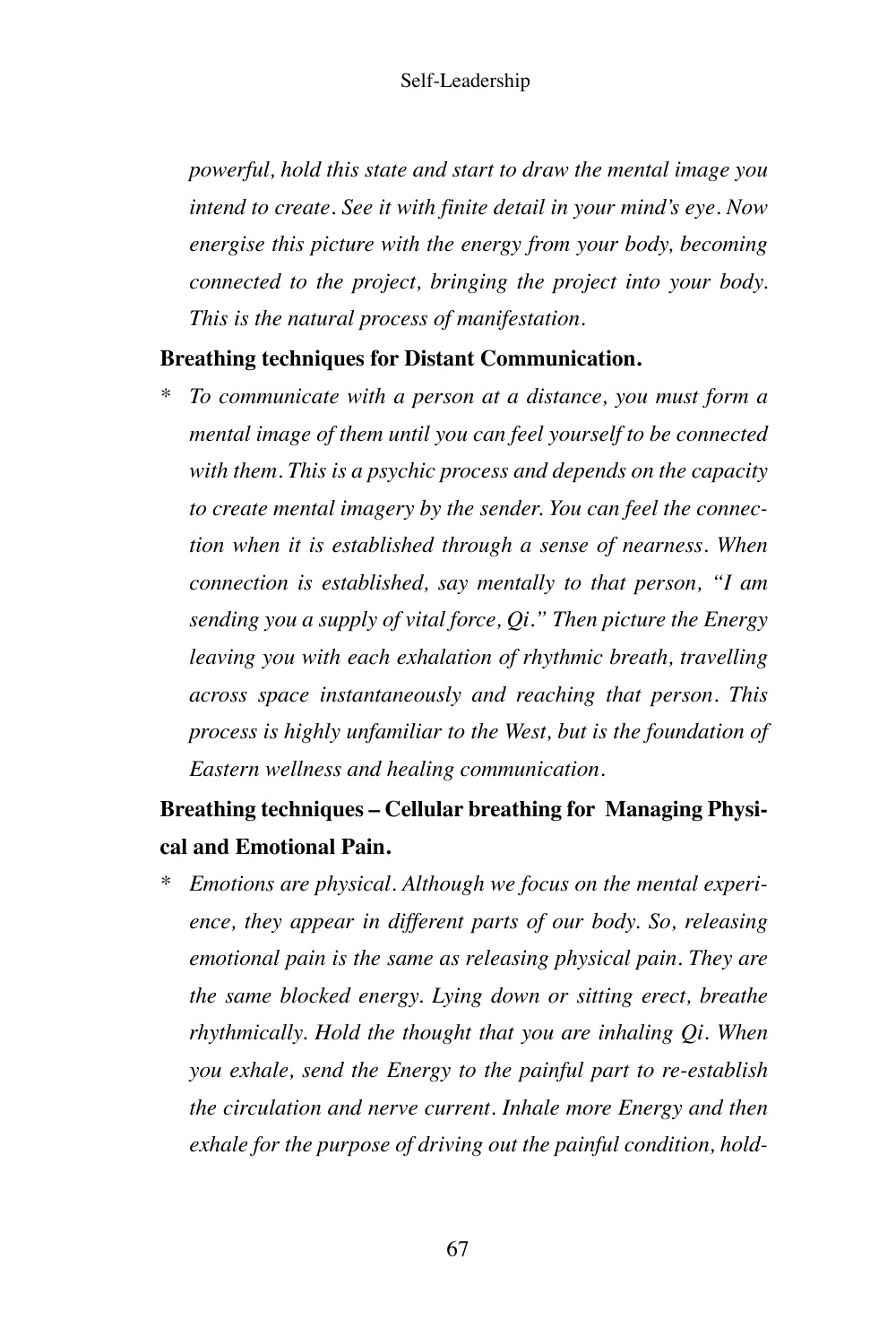*powerful, hold this state and start to draw the mental image you intend to create. See it with finite detail in your mind's eye. Now energise this picture with the energy from your body, becoming connected to the project, bringing the project into your body. This is the natural process of manifestation.*

**Breathing techniques for Distant Communication.**

* *To communicate with a person at a distance, you must form a mental image of them until you can feel yourself to be connected with them. This is a psychic process and depends on the capacity to create mental imagery by the sender. You can feel the connection when it is established through a sense of nearness. When connection is established, say mentally to that person, "I am sending you a supply of vital force, Qi." Then picture the Energy leaving you with each exhalation of rhythmic breath, travelling across space instantaneously and reaching that person. This process is highly unfamiliar to the West, but is the foundation of Eastern wellness and healing communication.*

**Breathing techniques – Cellular breathing for Managing Physical and Emotional Pain.**

* *Emotions are physical. Although we focus on the mental experience, they appear in different parts of our body. So, releasing emotional pain is the same as releasing physical pain. They are the same blocked energy. Lying down or sitting erect, breathe rhythmically. Hold the thought that you are inhaling Qi. When you exhale, send the Energy to the painful part to re-establish the circulation and nerve current. Inhale more Energy and then exhale for the purpose of driving out the painful condition, hold-*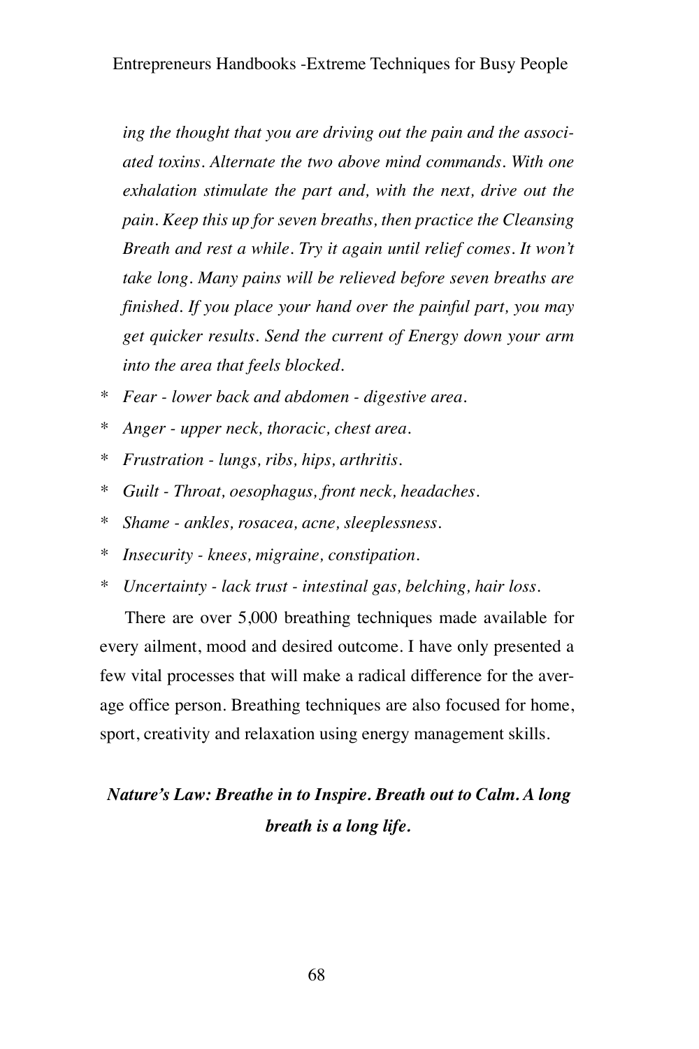*ing the thought that you are driving out the pain and the associated toxins. Alternate the two above mind commands. With one exhalation stimulate the part and, with the next, drive out the pain. Keep this up for seven breaths, then practice the Cleansing Breath and rest a while. Try it again until relief comes. It won't take long. Many pains will be relieved before seven breaths are finished. If you place your hand over the painful part, you may get quicker results. Send the current of Energy down your arm into the area that feels blocked.*

- *Fear - lower back and abdomen - digestive area.*
- *Anger - upper neck, thoracic, chest area.*
- *Frustration - lungs, ribs, hips, arthritis.*
- *Guilt - Throat, oesophagus, front neck, headaches.*
- *Shame - ankles, rosacea, acne, sleeplessness.*
- *Insecurity - knees, migraine, constipation.*
- *Uncertainty - lack trust - intestinal gas, belching, hair loss.*

There are over 5,000 breathing techniques made available for every ailment, mood and desired outcome. I have only presented a few vital processes that will make a radical difference for the average office person. Breathing techniques are also focused for home, sport, creativity and relaxation using energy management skills.

***Nature's Law: Breathe in to Inspire. Breath out to Calm. A long breath is a long life.***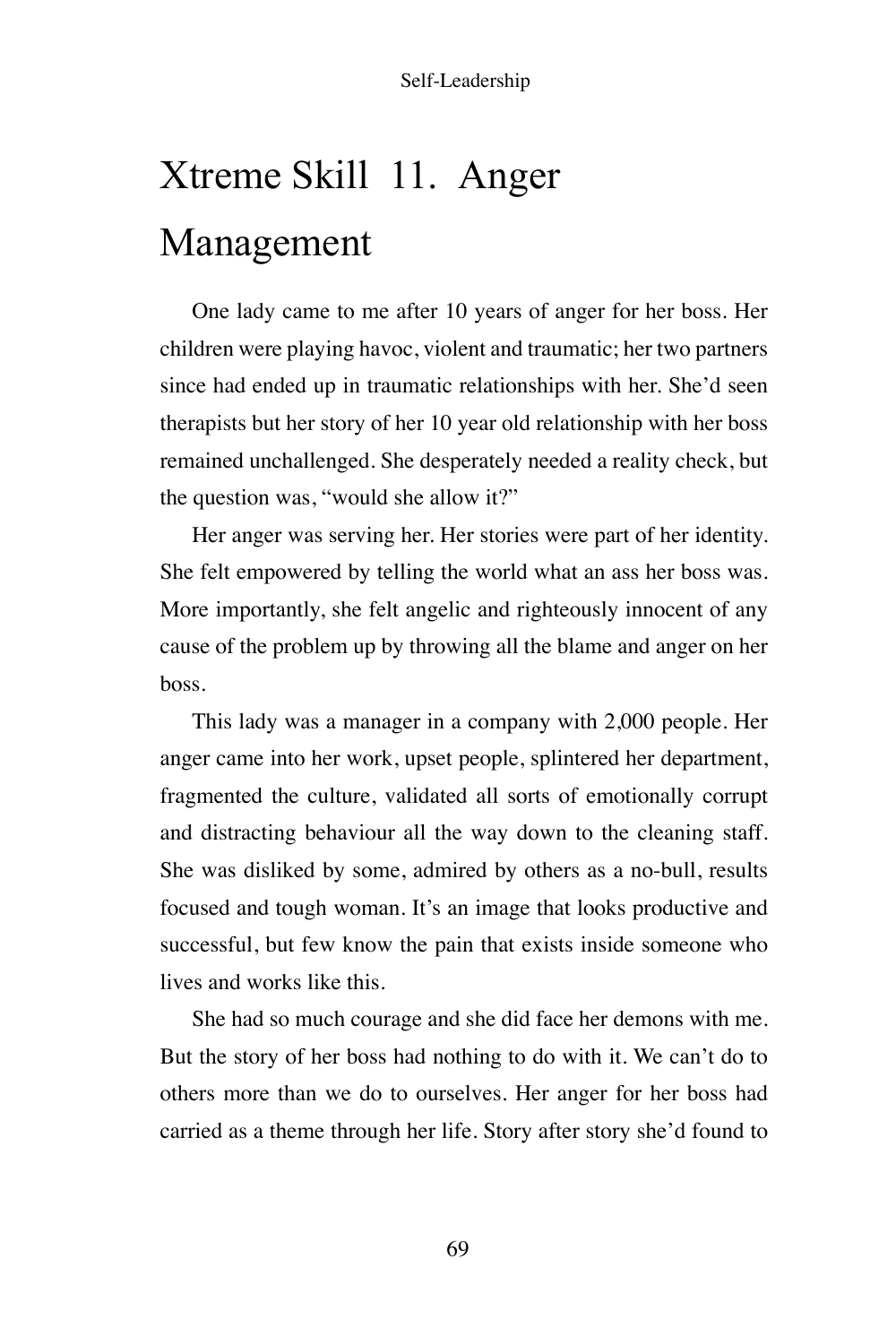# Xtreme Skill 11. Anger Management

One lady came to me after 10 years of anger for her boss. Her children were playing havoc, violent and traumatic; her two partners since had ended up in traumatic relationships with her. She'd seen therapists but her story of her 10 year old relationship with her boss remained unchallenged. She desperately needed a reality check, but the question was, "would she allow it?"

Her anger was serving her. Her stories were part of her identity. She felt empowered by telling the world what an ass her boss was. More importantly, she felt angelic and righteously innocent of any cause of the problem up by throwing all the blame and anger on her boss.

This lady was a manager in a company with 2,000 people. Her anger came into her work, upset people, splintered her department, fragmented the culture, validated all sorts of emotionally corrupt and distracting behaviour all the way down to the cleaning staff. She was disliked by some, admired by others as a no-bull, results focused and tough woman. It's an image that looks productive and successful, but few know the pain that exists inside someone who lives and works like this.

She had so much courage and she did face her demons with me. But the story of her boss had nothing to do with it. We can't do to others more than we do to ourselves. Her anger for her boss had carried as a theme through her life. Story after story she'd found to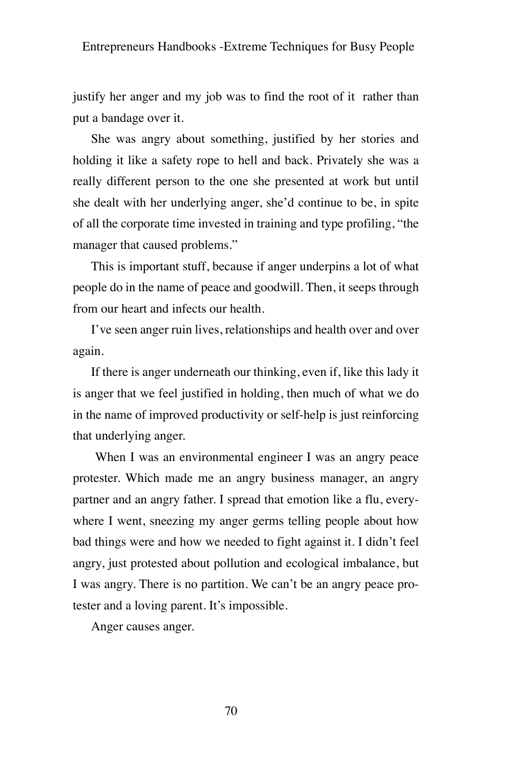justify her anger and my job was to find the root of it  rather than put a bandage over it.

She was angry about something, justified by her stories and holding it like a safety rope to hell and back. Privately she was a really different person to the one she presented at work but until she dealt with her underlying anger, she'd continue to be, in spite of all the corporate time invested in training and type profiling, "the manager that caused problems."

This is important stuff, because if anger underpins a lot of what people do in the name of peace and goodwill. Then, it seeps through from our heart and infects our health.

I've seen anger ruin lives, relationships and health over and over again.

If there is anger underneath our thinking, even if, like this lady it is anger that we feel justified in holding, then much of what we do in the name of improved productivity or self-help is just reinforcing that underlying anger.

When I was an environmental engineer I was an angry peace protester. Which made me an angry business manager, an angry partner and an angry father. I spread that emotion like a flu, everywhere I went, sneezing my anger germs telling people about how bad things were and how we needed to fight against it. I didn't feel angry, just protested about pollution and ecological imbalance, but I was angry. There is no partition. We can't be an angry peace protester and a loving parent. It's impossible.

Anger causes anger.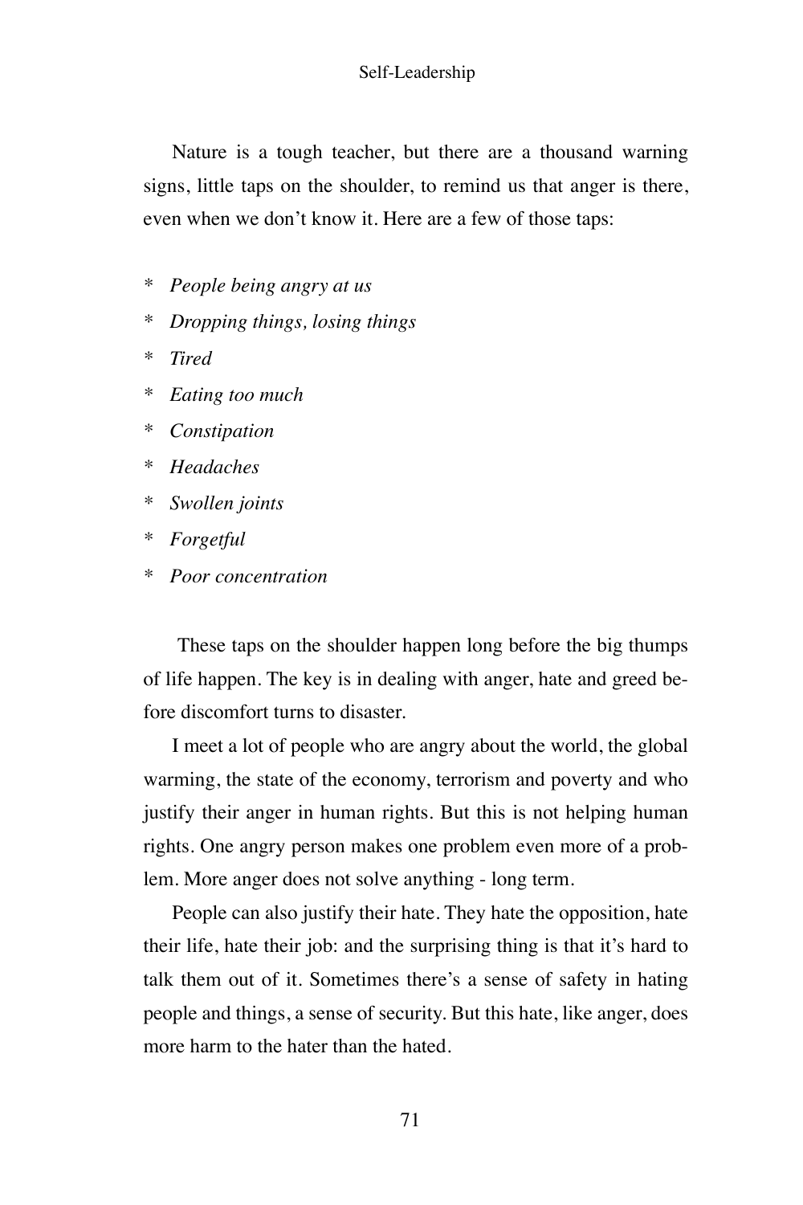Nature is a tough teacher, but there are a thousand warning signs, little taps on the shoulder, to remind us that anger is there, even when we don't know it. Here are a few of those taps:

* *People being angry at us*
* *Dropping things, losing things*
* *Tired*
* *Eating too much*
* *Constipation*
* *Headaches*
* *Swollen joints*
* *Forgetful*
* *Poor concentration*

These taps on the shoulder happen long before the big thumps of life happen. The key is in dealing with anger, hate and greed before discomfort turns to disaster.

I meet a lot of people who are angry about the world, the global warming, the state of the economy, terrorism and poverty and who justify their anger in human rights. But this is not helping human rights. One angry person makes one problem even more of a problem. More anger does not solve anything - long term.

People can also justify their hate. They hate the opposition, hate their life, hate their job: and the surprising thing is that it's hard to talk them out of it. Sometimes there's a sense of safety in hating people and things, a sense of security. But this hate, like anger, does more harm to the hater than the hated.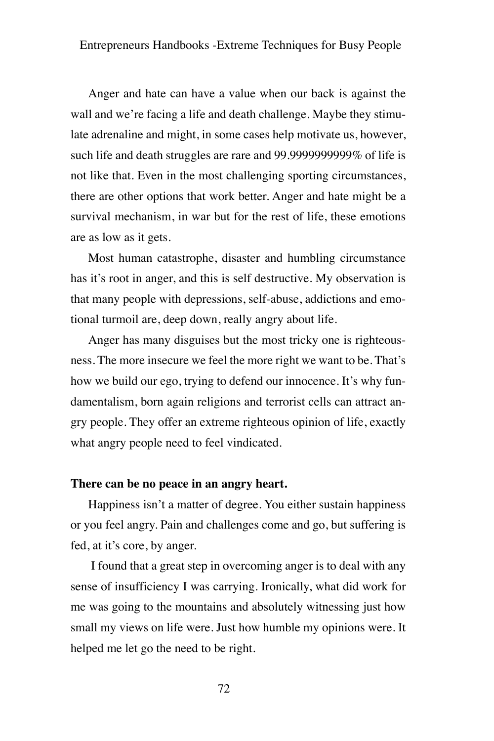Anger and hate can have a value when our back is against the wall and we're facing a life and death challenge. Maybe they stimulate adrenaline and might, in some cases help motivate us, however, such life and death struggles are rare and 99.9999999999% of life is not like that. Even in the most challenging sporting circumstances, there are other options that work better. Anger and hate might be a survival mechanism, in war but for the rest of life, these emotions are as low as it gets.

Most human catastrophe, disaster and humbling circumstance has it's root in anger, and this is self destructive. My observation is that many people with depressions, self-abuse, addictions and emotional turmoil are, deep down, really angry about life.

Anger has many disguises but the most tricky one is righteousness. The more insecure we feel the more right we want to be. That's how we build our ego, trying to defend our innocence. It's why fundamentalism, born again religions and terrorist cells can attract angry people. They offer an extreme righteous opinion of life, exactly what angry people need to feel vindicated.

**There can be no peace in an angry heart.**

Happiness isn't a matter of degree. You either sustain happiness or you feel angry. Pain and challenges come and go, but suffering is fed, at it's core, by anger.

I found that a great step in overcoming anger is to deal with any sense of insufficiency I was carrying. Ironically, what did work for me was going to the mountains and absolutely witnessing just how small my views on life were. Just how humble my opinions were. It helped me let go the need to be right.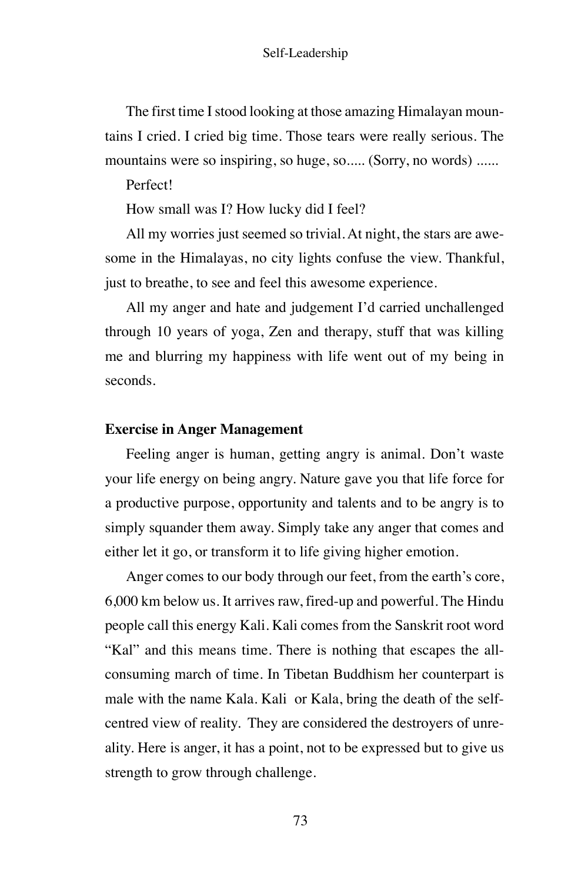The first time I stood looking at those amazing Himalayan mountains I cried. I cried big time. Those tears were really serious. The mountains were so inspiring, so huge, so..... (Sorry, no words) ......

Perfect!

How small was I? How lucky did I feel?

All my worries just seemed so trivial. At night, the stars are awesome in the Himalayas, no city lights confuse the view. Thankful, just to breathe, to see and feel this awesome experience.

All my anger and hate and judgement I'd carried unchallenged through 10 years of yoga, Zen and therapy, stuff that was killing me and blurring my happiness with life went out of my being in seconds.

**Exercise in Anger Management**

Feeling anger is human, getting angry is animal. Don't waste your life energy on being angry. Nature gave you that life force for a productive purpose, opportunity and talents and to be angry is to simply squander them away. Simply take any anger that comes and either let it go, or transform it to life giving higher emotion.

Anger comes to our body through our feet, from the earth's core, 6,000 km below us. It arrives raw, fired-up and powerful. The Hindu people call this energy Kali. Kali comes from the Sanskrit root word "Kal" and this means time. There is nothing that escapes the all-consuming march of time. In Tibetan Buddhism her counterpart is male with the name Kala. Kali or Kala, bring the death of the self-centred view of reality. They are considered the destroyers of unreality. Here is anger, it has a point, not to be expressed but to give us strength to grow through challenge.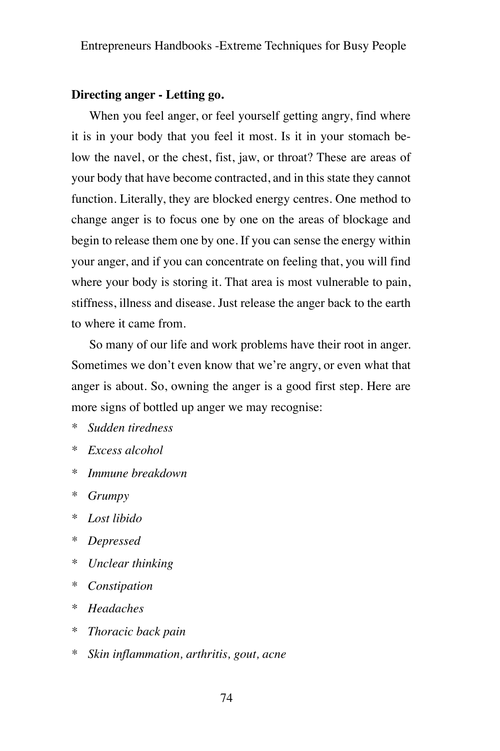**Directing anger - Letting go.**

When you feel anger, or feel yourself getting angry, find where it is in your body that you feel it most. Is it in your stomach below the navel, or the chest, fist, jaw, or throat? These are areas of your body that have become contracted, and in this state they cannot function. Literally, they are blocked energy centres. One method to change anger is to focus one by one on the areas of blockage and begin to release them one by one. If you can sense the energy within your anger, and if you can concentrate on feeling that, you will find where your body is storing it. That area is most vulnerable to pain, stiffness, illness and disease. Just release the anger back to the earth to where it came from.

So many of our life and work problems have their root in anger. Sometimes we don't even know that we're angry, or even what that anger is about. So, owning the anger is a good first step. Here are more signs of bottled up anger we may recognise:

* *Sudden tiredness*
* *Excess alcohol*
* *Immune breakdown*
* *Grumpy*
* *Lost libido*
* *Depressed*
* *Unclear thinking*
* *Constipation*
* *Headaches*
* *Thoracic back pain*
* *Skin inflammation, arthritis, gout, acne*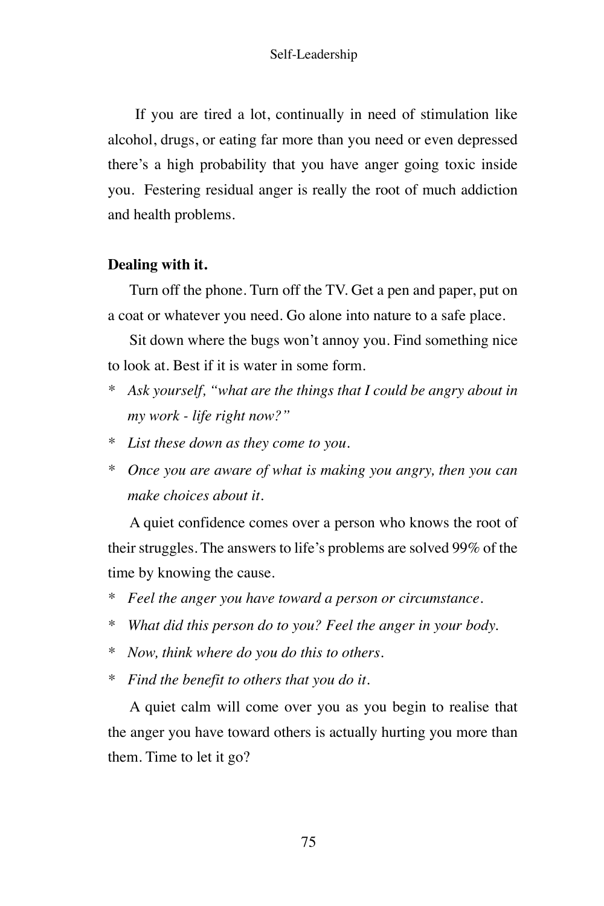If you are tired a lot, continually in need of stimulation like alcohol, drugs, or eating far more than you need or even depressed there's a high probability that you have anger going toxic inside you. Festering residual anger is really the root of much addiction and health problems.

**Dealing with it.**

Turn off the phone. Turn off the TV. Get a pen and paper, put on a coat or whatever you need. Go alone into nature to a safe place.

Sit down where the bugs won't annoy you. Find something nice to look at. Best if it is water in some form.

* *Ask yourself, "what are the things that I could be angry about in my work - life right now?"*
* *List these down as they come to you.*
* *Once you are aware of what is making you angry, then you can make choices about it.*

A quiet confidence comes over a person who knows the root of their struggles. The answers to life's problems are solved 99% of the time by knowing the cause.

* *Feel the anger you have toward a person or circumstance.*
* *What did this person do to you? Feel the anger in your body.*
* *Now, think where do you do this to others.*
* *Find the benefit to others that you do it.*

A quiet calm will come over you as you begin to realise that the anger you have toward others is actually hurting you more than them. Time to let it go?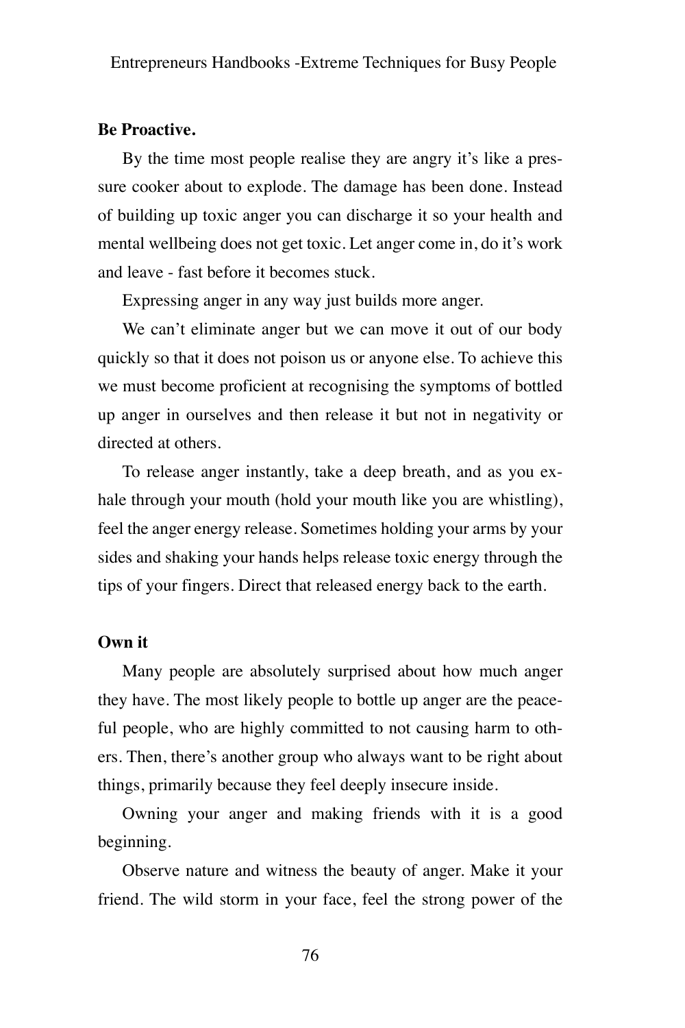**Be Proactive.**

By the time most people realise they are angry it's like a pressure cooker about to explode. The damage has been done. Instead of building up toxic anger you can discharge it so your health and mental wellbeing does not get toxic. Let anger come in, do it's work and leave - fast before it becomes stuck.

Expressing anger in any way just builds more anger.

We can't eliminate anger but we can move it out of our body quickly so that it does not poison us or anyone else. To achieve this we must become proficient at recognising the symptoms of bottled up anger in ourselves and then release it but not in negativity or directed at others.

To release anger instantly, take a deep breath, and as you exhale through your mouth (hold your mouth like you are whistling), feel the anger energy release. Sometimes holding your arms by your sides and shaking your hands helps release toxic energy through the tips of your fingers. Direct that released energy back to the earth.

**Own it**

Many people are absolutely surprised about how much anger they have. The most likely people to bottle up anger are the peaceful people, who are highly committed to not causing harm to others. Then, there's another group who always want to be right about things, primarily because they feel deeply insecure inside.

Owning your anger and making friends with it is a good beginning.

Observe nature and witness the beauty of anger. Make it your friend. The wild storm in your face, feel the strong power of the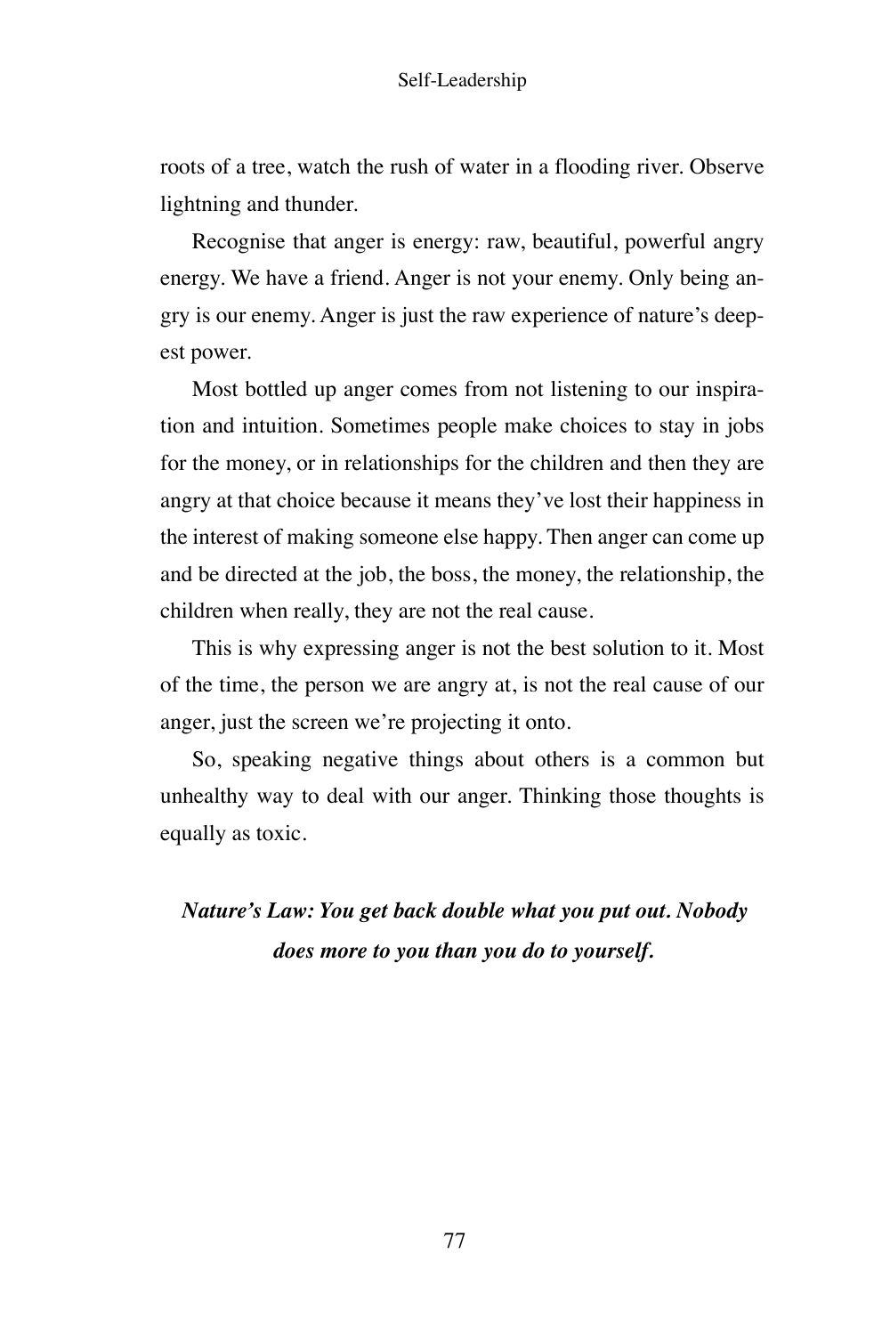roots of a tree, watch the rush of water in a flooding river. Observe lightning and thunder.

Recognise that anger is energy: raw, beautiful, powerful angry energy. We have a friend. Anger is not your enemy. Only being angry is our enemy. Anger is just the raw experience of nature's deepest power.

Most bottled up anger comes from not listening to our inspiration and intuition. Sometimes people make choices to stay in jobs for the money, or in relationships for the children and then they are angry at that choice because it means they've lost their happiness in the interest of making someone else happy. Then anger can come up and be directed at the job, the boss, the money, the relationship, the children when really, they are not the real cause.

This is why expressing anger is not the best solution to it. Most of the time, the person we are angry at, is not the real cause of our anger, just the screen we're projecting it onto.

So, speaking negative things about others is a common but unhealthy way to deal with our anger. Thinking those thoughts is equally as toxic.

***Nature's Law: You get back double what you put out. Nobody does more to you than you do to yourself.***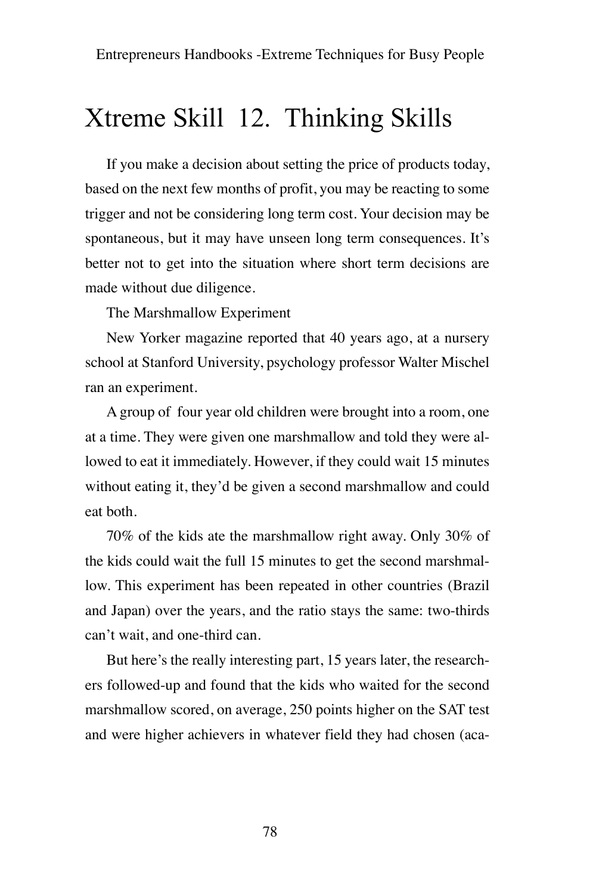# Xtreme Skill 12. Thinking Skills

If you make a decision about setting the price of products today, based on the next few months of profit, you may be reacting to some trigger and not be considering long term cost. Your decision may be spontaneous, but it may have unseen long term consequences. It's better not to get into the situation where short term decisions are made without due diligence.

The Marshmallow Experiment

New Yorker magazine reported that 40 years ago, at a nursery school at Stanford University, psychology professor Walter Mischel ran an experiment.

A group of four year old children were brought into a room, one at a time. They were given one marshmallow and told they were allowed to eat it immediately. However, if they could wait 15 minutes without eating it, they'd be given a second marshmallow and could eat both.

70% of the kids ate the marshmallow right away. Only 30% of the kids could wait the full 15 minutes to get the second marshmallow. This experiment has been repeated in other countries (Brazil and Japan) over the years, and the ratio stays the same: two-thirds can't wait, and one-third can.

But here's the really interesting part, 15 years later, the researchers followed-up and found that the kids who waited for the second marshmallow scored, on average, 250 points higher on the SAT test and were higher achievers in whatever field they had chosen (aca-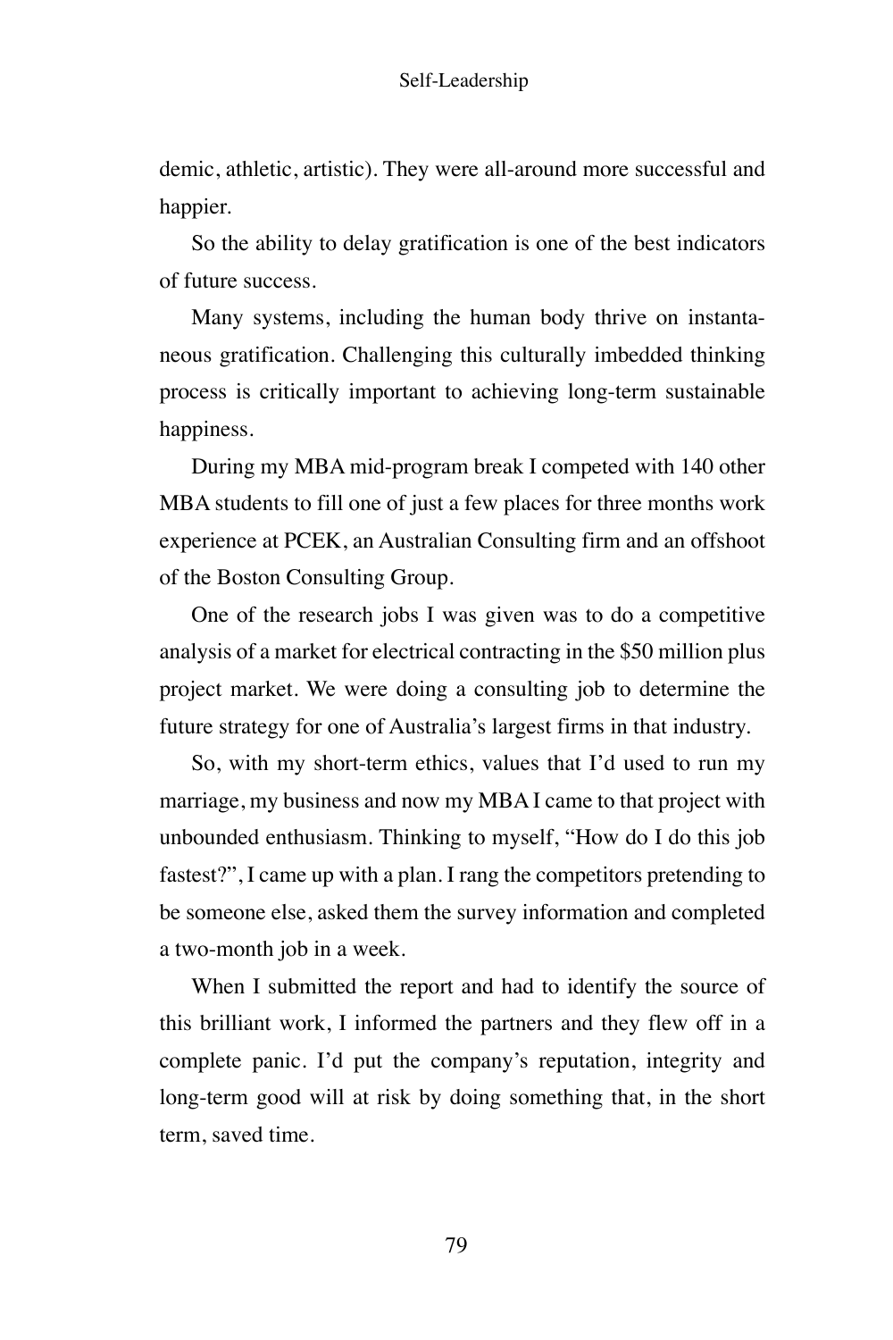demic, athletic, artistic). They were all-around more successful and happier.

So the ability to delay gratification is one of the best indicators of future success.

Many systems, including the human body thrive on instantaneous gratification. Challenging this culturally imbedded thinking process is critically important to achieving long-term sustainable happiness.

During my MBA mid-program break I competed with 140 other MBA students to fill one of just a few places for three months work experience at PCEK, an Australian Consulting firm and an offshoot of the Boston Consulting Group.

One of the research jobs I was given was to do a competitive analysis of a market for electrical contracting in the $50 million plus project market. We were doing a consulting job to determine the future strategy for one of Australia's largest firms in that industry.

So, with my short-term ethics, values that I'd used to run my marriage, my business and now my MBA I came to that project with unbounded enthusiasm. Thinking to myself, "How do I do this job fastest?", I came up with a plan. I rang the competitors pretending to be someone else, asked them the survey information and completed a two-month job in a week.

When I submitted the report and had to identify the source of this brilliant work, I informed the partners and they flew off in a complete panic. I'd put the company's reputation, integrity and long-term good will at risk by doing something that, in the short term, saved time.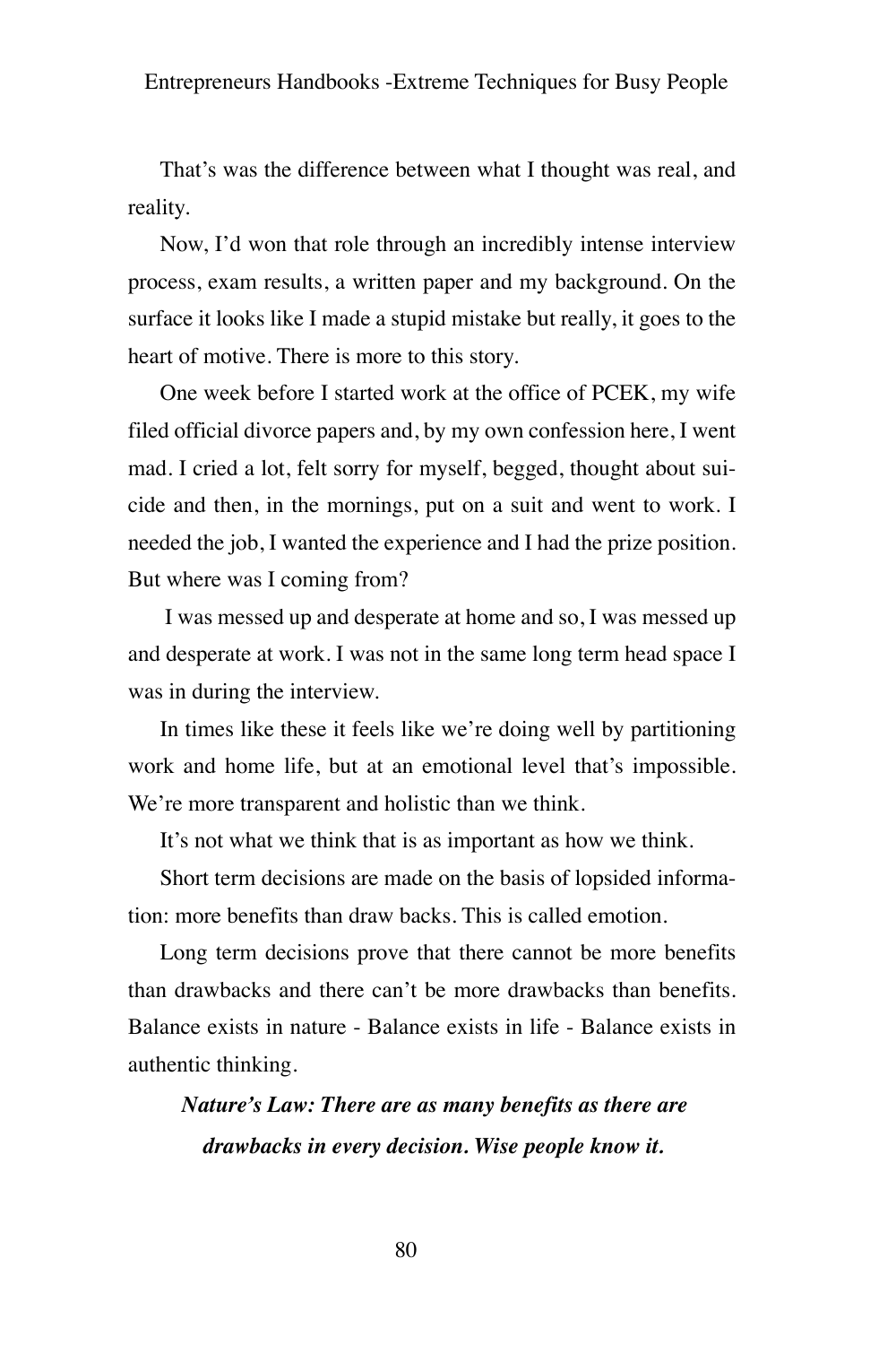That's was the difference between what I thought was real, and reality.

Now, I'd won that role through an incredibly intense interview process, exam results, a written paper and my background. On the surface it looks like I made a stupid mistake but really, it goes to the heart of motive. There is more to this story.

One week before I started work at the office of PCEK, my wife filed official divorce papers and, by my own confession here, I went mad. I cried a lot, felt sorry for myself, begged, thought about suicide and then, in the mornings, put on a suit and went to work. I needed the job, I wanted the experience and I had the prize position. But where was I coming from?

I was messed up and desperate at home and so, I was messed up and desperate at work. I was not in the same long term head space I was in during the interview.

In times like these it feels like we're doing well by partitioning work and home life, but at an emotional level that's impossible. We're more transparent and holistic than we think.

It's not what we think that is as important as how we think.

Short term decisions are made on the basis of lopsided information: more benefits than draw backs. This is called emotion.

Long term decisions prove that there cannot be more benefits than drawbacks and there can't be more drawbacks than benefits. Balance exists in nature - Balance exists in life - Balance exists in authentic thinking.

***Nature's Law: There are as many benefits as there are drawbacks in every decision. Wise people know it.***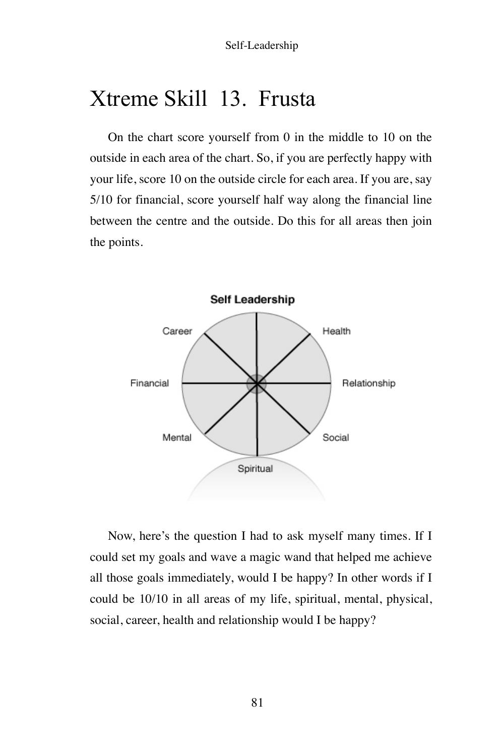# Xtreme Skill 13. Frusta

On the chart score yourself from 0 in the middle to 10 on the outside in each area of the chart. So, if you are perfectly happy with your life, score 10 on the outside circle for each area. If you are, say 5/10 for financial, score yourself half way along the financial line between the centre and the outside. Do this for all areas then join the points.

**Self Leadership**

Career, Health, Financial, Relationship, Mental, Social, Spiritual

Now, here's the question I had to ask myself many times. If I could set my goals and wave a magic wand that helped me achieve all those goals immediately, would I be happy? In other words if I could be 10/10 in all areas of my life, spiritual, mental, physical, social, career, health and relationship would I be happy?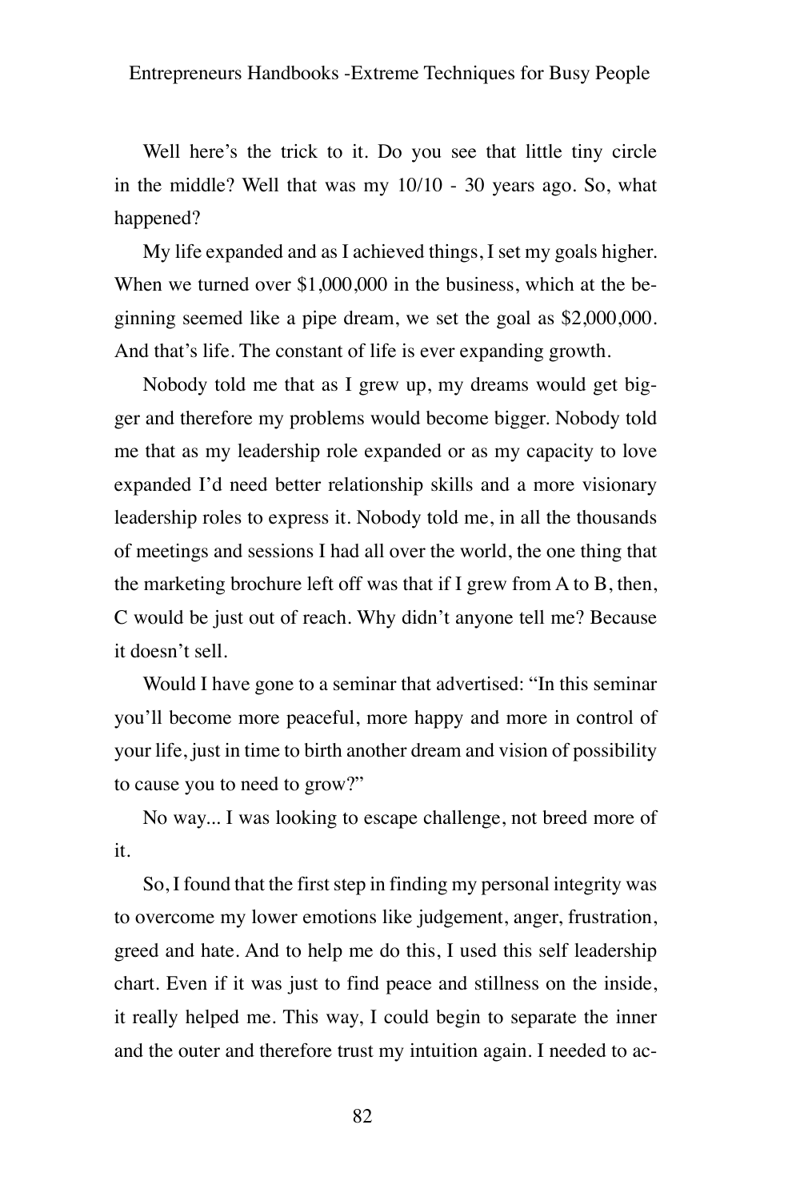Well here's the trick to it. Do you see that little tiny circle in the middle? Well that was my 10/10 - 30 years ago. So, what happened?

My life expanded and as I achieved things, I set my goals higher. When we turned over $1,000,000 in the business, which at the beginning seemed like a pipe dream, we set the goal as $2,000,000. And that's life. The constant of life is ever expanding growth.

Nobody told me that as I grew up, my dreams would get bigger and therefore my problems would become bigger. Nobody told me that as my leadership role expanded or as my capacity to love expanded I'd need better relationship skills and a more visionary leadership roles to express it. Nobody told me, in all the thousands of meetings and sessions I had all over the world, the one thing that the marketing brochure left off was that if I grew from A to B, then, C would be just out of reach. Why didn't anyone tell me? Because it doesn't sell.

Would I have gone to a seminar that advertised: "In this seminar you'll become more peaceful, more happy and more in control of your life, just in time to birth another dream and vision of possibility to cause you to need to grow?"

No way... I was looking to escape challenge, not breed more of it.

So, I found that the first step in finding my personal integrity was to overcome my lower emotions like judgement, anger, frustration, greed and hate. And to help me do this, I used this self leadership chart. Even if it was just to find peace and stillness on the inside, it really helped me. This way, I could begin to separate the inner and the outer and therefore trust my intuition again. I needed to ac-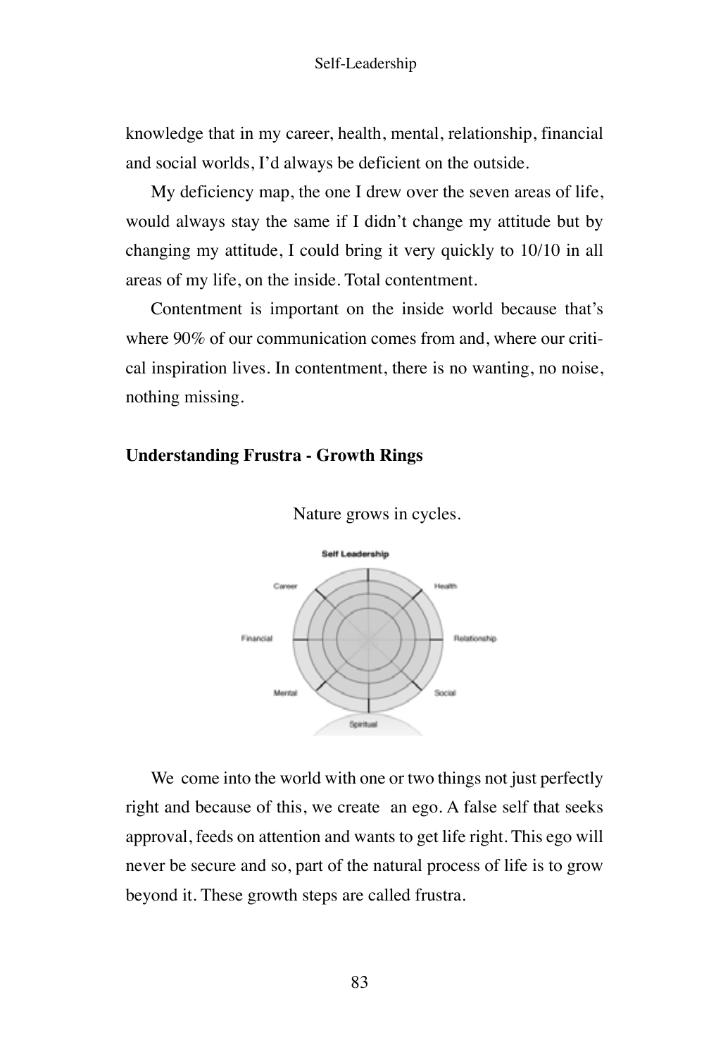knowledge that in my career, health, mental, relationship, financial and social worlds, I'd always be deficient on the outside.

My deficiency map, the one I drew over the seven areas of life, would always stay the same if I didn't change my attitude but by changing my attitude, I could bring it very quickly to 10/10 in all areas of my life, on the inside. Total contentment.

Contentment is important on the inside world because that's where 90% of our communication comes from and, where our critical inspiration lives. In contentment, there is no wanting, no noise, nothing missing.

**Understanding Frustra - Growth Rings**

Nature grows in cycles.

We come into the world with one or two things not just perfectly right and because of this, we create an ego. A false self that seeks approval, feeds on attention and wants to get life right. This ego will never be secure and so, part of the natural process of life is to grow beyond it. These growth steps are called frustra.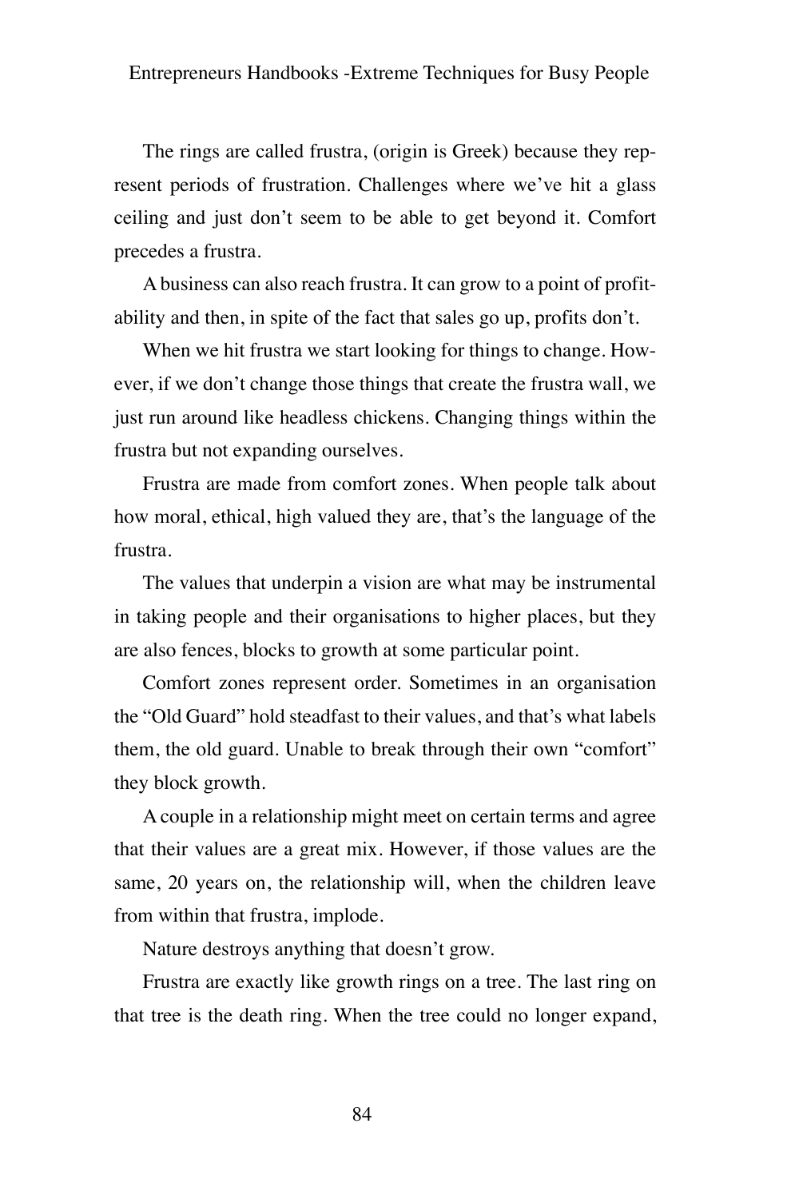The rings are called frustra, (origin is Greek) because they represent periods of frustration. Challenges where we've hit a glass ceiling and just don't seem to be able to get beyond it. Comfort precedes a frustra.

A business can also reach frustra. It can grow to a point of profitability and then, in spite of the fact that sales go up, profits don't.

When we hit frustra we start looking for things to change. However, if we don't change those things that create the frustra wall, we just run around like headless chickens. Changing things within the frustra but not expanding ourselves.

Frustra are made from comfort zones. When people talk about how moral, ethical, high valued they are, that's the language of the frustra.

The values that underpin a vision are what may be instrumental in taking people and their organisations to higher places, but they are also fences, blocks to growth at some particular point.

Comfort zones represent order. Sometimes in an organisation the "Old Guard" hold steadfast to their values, and that's what labels them, the old guard. Unable to break through their own "comfort" they block growth.

A couple in a relationship might meet on certain terms and agree that their values are a great mix. However, if those values are the same, 20 years on, the relationship will, when the children leave from within that frustra, implode.

Nature destroys anything that doesn't grow.

Frustra are exactly like growth rings on a tree. The last ring on that tree is the death ring. When the tree could no longer expand,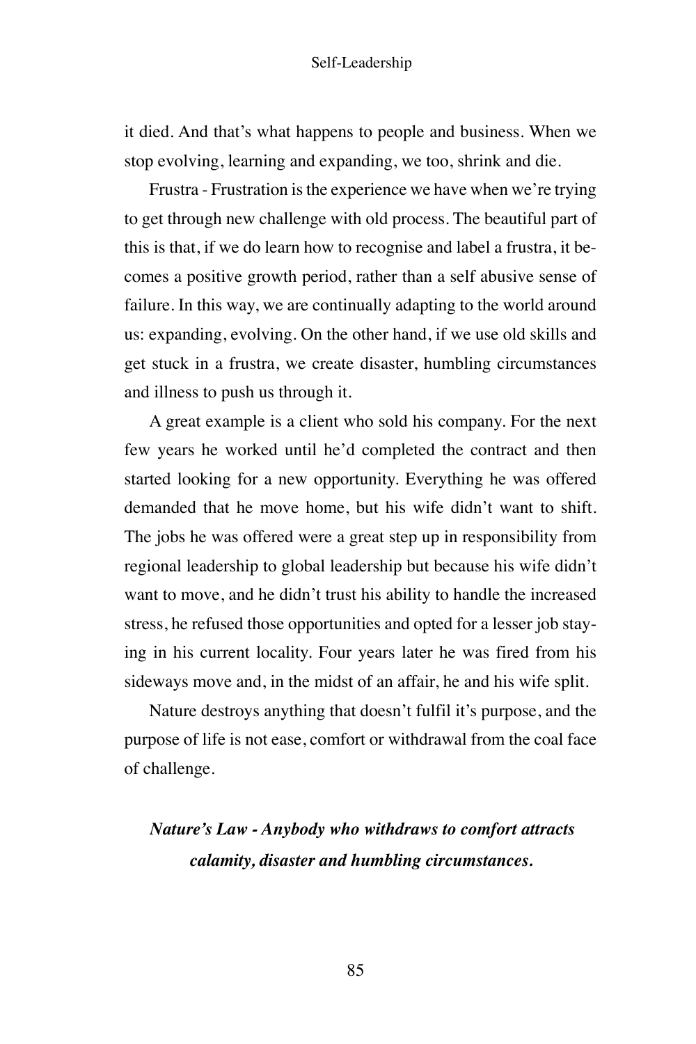it died. And that's what happens to people and business. When we stop evolving, learning and expanding, we too, shrink and die.

Frustra - Frustration is the experience we have when we're trying to get through new challenge with old process. The beautiful part of this is that, if we do learn how to recognise and label a frustra, it becomes a positive growth period, rather than a self abusive sense of failure. In this way, we are continually adapting to the world around us: expanding, evolving. On the other hand, if we use old skills and get stuck in a frustra, we create disaster, humbling circumstances and illness to push us through it.

A great example is a client who sold his company. For the next few years he worked until he'd completed the contract and then started looking for a new opportunity. Everything he was offered demanded that he move home, but his wife didn't want to shift. The jobs he was offered were a great step up in responsibility from regional leadership to global leadership but because his wife didn't want to move, and he didn't trust his ability to handle the increased stress, he refused those opportunities and opted for a lesser job staying in his current locality. Four years later he was fired from his sideways move and, in the midst of an affair, he and his wife split.

Nature destroys anything that doesn't fulfil it's purpose, and the purpose of life is not ease, comfort or withdrawal from the coal face of challenge.

***Nature's Law - Anybody who withdraws to comfort attracts calamity, disaster and humbling circumstances.***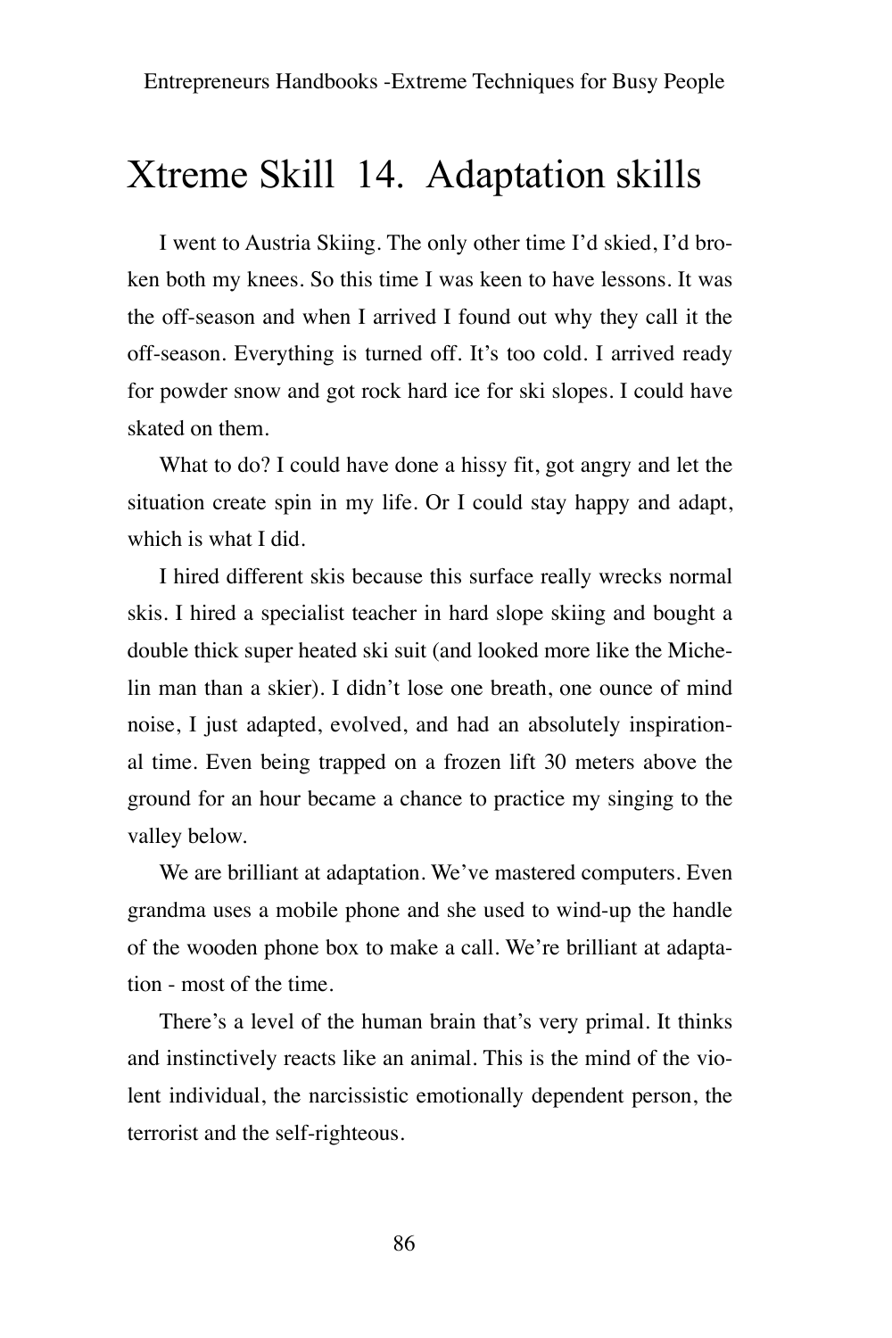# Xtreme Skill 14. Adaptation skills

I went to Austria Skiing. The only other time I'd skied, I'd broken both my knees. So this time I was keen to have lessons. It was the off-season and when I arrived I found out why they call it the off-season. Everything is turned off. It's too cold. I arrived ready for powder snow and got rock hard ice for ski slopes. I could have skated on them.

What to do? I could have done a hissy fit, got angry and let the situation create spin in my life. Or I could stay happy and adapt, which is what I did.

I hired different skis because this surface really wrecks normal skis. I hired a specialist teacher in hard slope skiing and bought a double thick super heated ski suit (and looked more like the Michelin man than a skier). I didn't lose one breath, one ounce of mind noise, I just adapted, evolved, and had an absolutely inspirational time. Even being trapped on a frozen lift 30 meters above the ground for an hour became a chance to practice my singing to the valley below.

We are brilliant at adaptation. We've mastered computers. Even grandma uses a mobile phone and she used to wind-up the handle of the wooden phone box to make a call. We're brilliant at adaptation - most of the time.

There's a level of the human brain that's very primal. It thinks and instinctively reacts like an animal. This is the mind of the violent individual, the narcissistic emotionally dependent person, the terrorist and the self-righteous.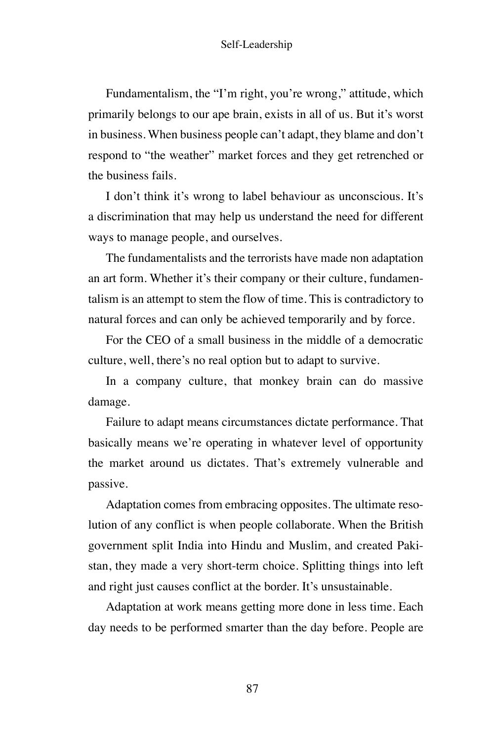Fundamentalism, the "I'm right, you're wrong," attitude, which primarily belongs to our ape brain, exists in all of us. But it's worst in business. When business people can't adapt, they blame and don't respond to "the weather" market forces and they get retrenched or the business fails.

I don't think it's wrong to label behaviour as unconscious. It's a discrimination that may help us understand the need for different ways to manage people, and ourselves.

The fundamentalists and the terrorists have made non adaptation an art form. Whether it's their company or their culture, fundamentalism is an attempt to stem the flow of time. This is contradictory to natural forces and can only be achieved temporarily and by force.

For the CEO of a small business in the middle of a democratic culture, well, there's no real option but to adapt to survive.

In a company culture, that monkey brain can do massive damage.

Failure to adapt means circumstances dictate performance. That basically means we're operating in whatever level of opportunity the market around us dictates. That's extremely vulnerable and passive.

Adaptation comes from embracing opposites. The ultimate resolution of any conflict is when people collaborate. When the British government split India into Hindu and Muslim, and created Pakistan, they made a very short-term choice. Splitting things into left and right just causes conflict at the border. It's unsustainable.

Adaptation at work means getting more done in less time. Each day needs to be performed smarter than the day before. People are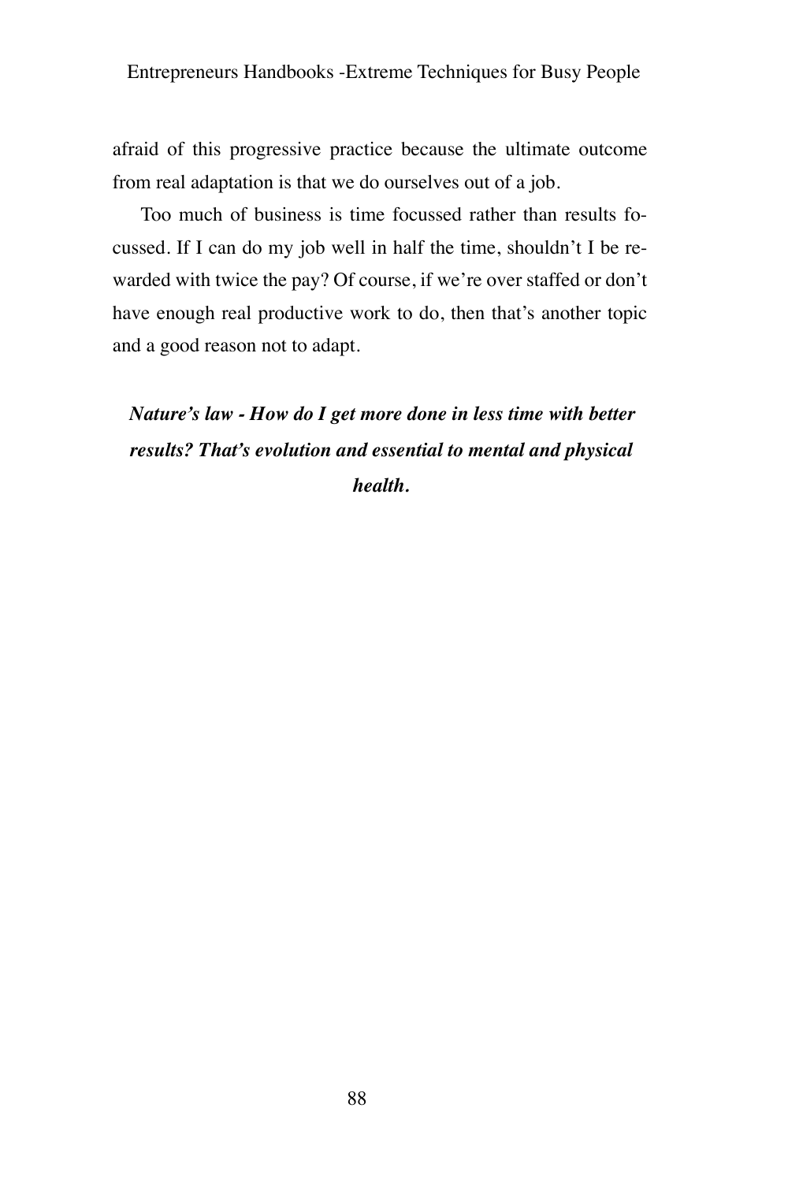afraid of this progressive practice because the ultimate outcome from real adaptation is that we do ourselves out of a job.

Too much of business is time focussed rather than results focussed. If I can do my job well in half the time, shouldn't I be rewarded with twice the pay? Of course, if we're over staffed or don't have enough real productive work to do, then that's another topic and a good reason not to adapt.

***Nature's law - How do I get more done in less time with better results? That's evolution and essential to mental and physical health.***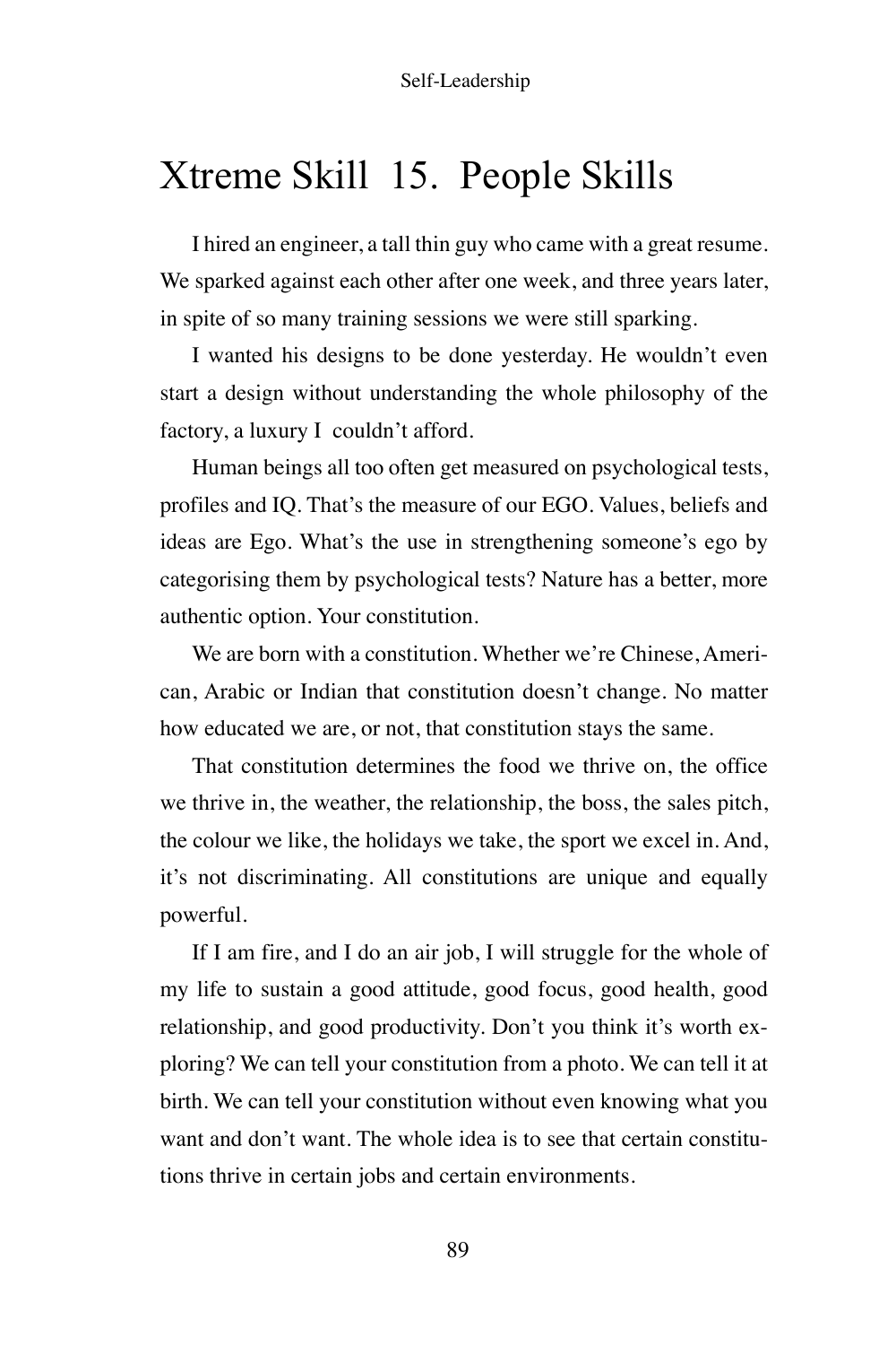# Xtreme Skill 15. People Skills

I hired an engineer, a tall thin guy who came with a great resume. We sparked against each other after one week, and three years later, in spite of so many training sessions we were still sparking.

I wanted his designs to be done yesterday. He wouldn't even start a design without understanding the whole philosophy of the factory, a luxury I couldn't afford.

Human beings all too often get measured on psychological tests, profiles and IQ. That's the measure of our EGO. Values, beliefs and ideas are Ego. What's the use in strengthening someone's ego by categorising them by psychological tests? Nature has a better, more authentic option. Your constitution.

We are born with a constitution. Whether we're Chinese, American, Arabic or Indian that constitution doesn't change. No matter how educated we are, or not, that constitution stays the same.

That constitution determines the food we thrive on, the office we thrive in, the weather, the relationship, the boss, the sales pitch, the colour we like, the holidays we take, the sport we excel in. And, it's not discriminating. All constitutions are unique and equally powerful.

If I am fire, and I do an air job, I will struggle for the whole of my life to sustain a good attitude, good focus, good health, good relationship, and good productivity. Don't you think it's worth exploring? We can tell your constitution from a photo. We can tell it at birth. We can tell your constitution without even knowing what you want and don't want. The whole idea is to see that certain constitutions thrive in certain jobs and certain environments.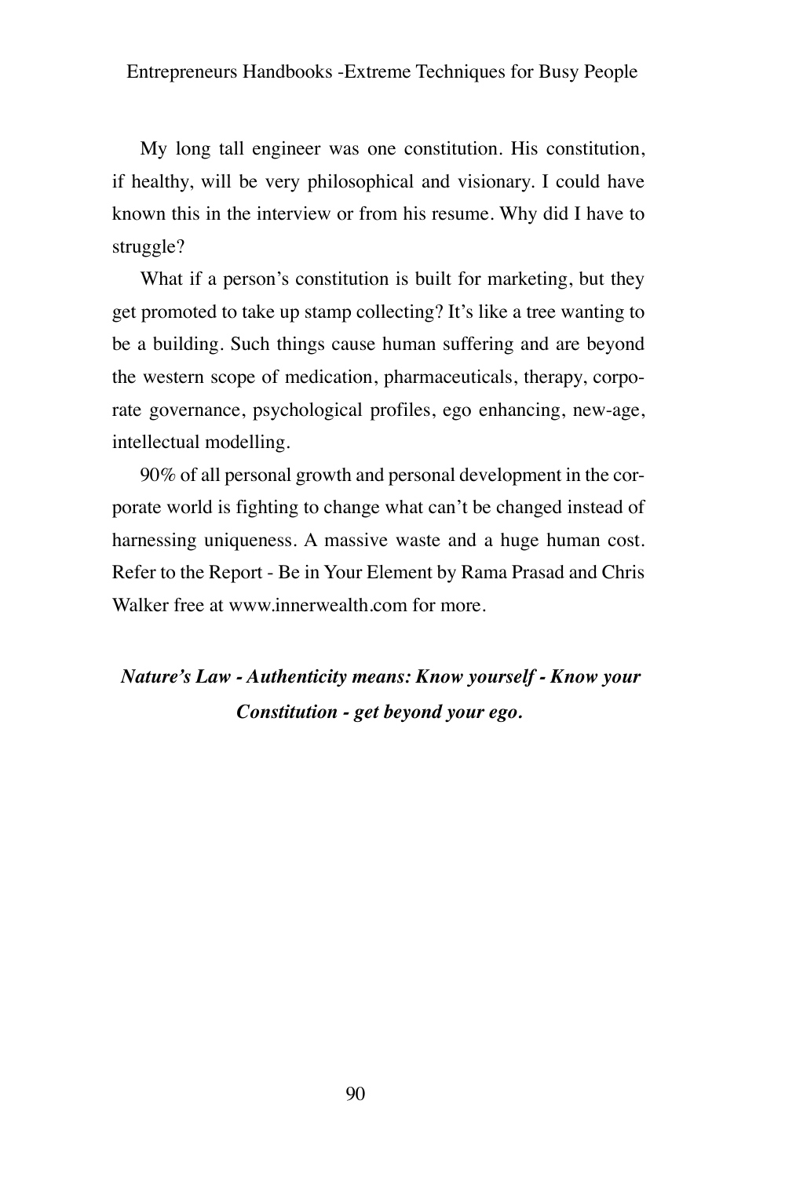My long tall engineer was one constitution. His constitution, if healthy, will be very philosophical and visionary. I could have known this in the interview or from his resume. Why did I have to struggle?

What if a person's constitution is built for marketing, but they get promoted to take up stamp collecting? It's like a tree wanting to be a building. Such things cause human suffering and are beyond the western scope of medication, pharmaceuticals, therapy, corporate governance, psychological profiles, ego enhancing, new-age, intellectual modelling.

90% of all personal growth and personal development in the corporate world is fighting to change what can't be changed instead of harnessing uniqueness. A massive waste and a huge human cost. Refer to the Report - Be in Your Element by Rama Prasad and Chris Walker free at www.innerwealth.com for more.

***Nature's Law - Authenticity means: Know yourself - Know your Constitution - get beyond your ego.***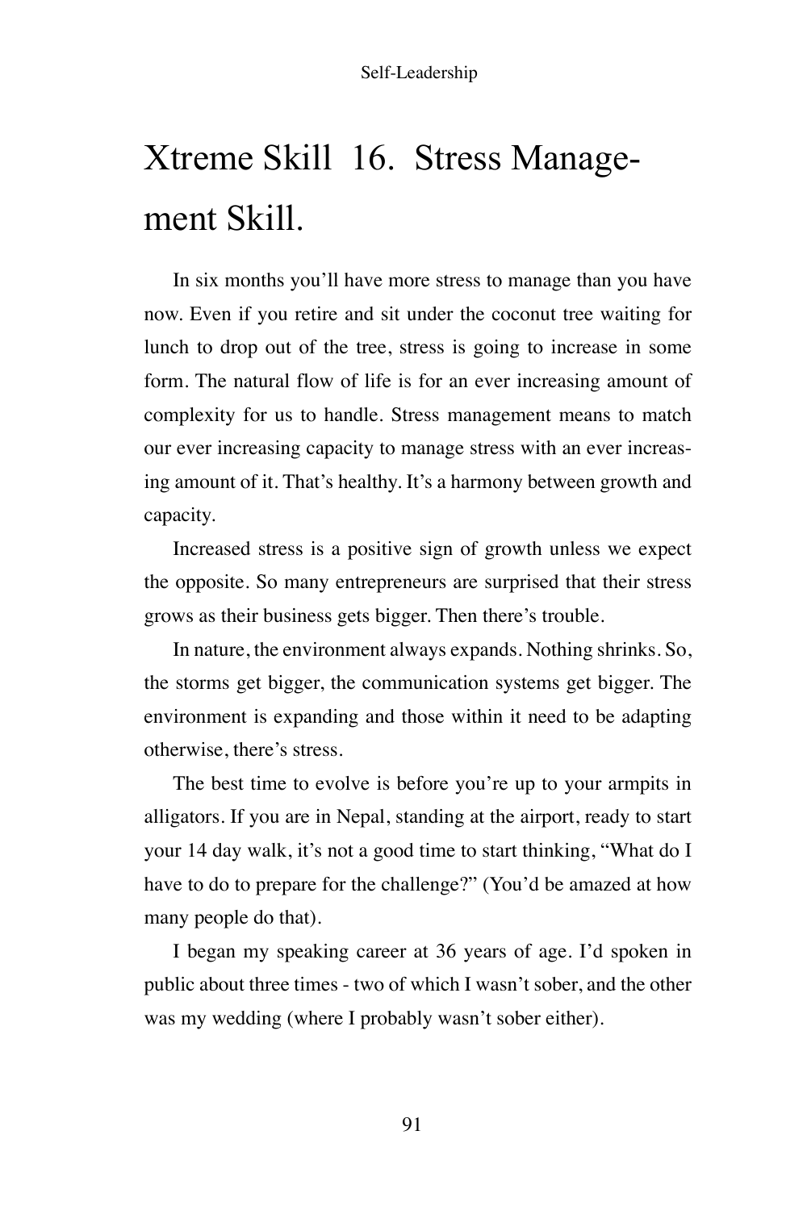# Xtreme Skill 16. Stress Management Skill.

In six months you'll have more stress to manage than you have now. Even if you retire and sit under the coconut tree waiting for lunch to drop out of the tree, stress is going to increase in some form. The natural flow of life is for an ever increasing amount of complexity for us to handle. Stress management means to match our ever increasing capacity to manage stress with an ever increasing amount of it. That's healthy. It's a harmony between growth and capacity.

Increased stress is a positive sign of growth unless we expect the opposite. So many entrepreneurs are surprised that their stress grows as their business gets bigger. Then there's trouble.

In nature, the environment always expands. Nothing shrinks. So, the storms get bigger, the communication systems get bigger. The environment is expanding and those within it need to be adapting otherwise, there's stress.

The best time to evolve is before you're up to your armpits in alligators. If you are in Nepal, standing at the airport, ready to start your 14 day walk, it's not a good time to start thinking, "What do I have to do to prepare for the challenge?" (You'd be amazed at how many people do that).

I began my speaking career at 36 years of age. I'd spoken in public about three times - two of which I wasn't sober, and the other was my wedding (where I probably wasn't sober either).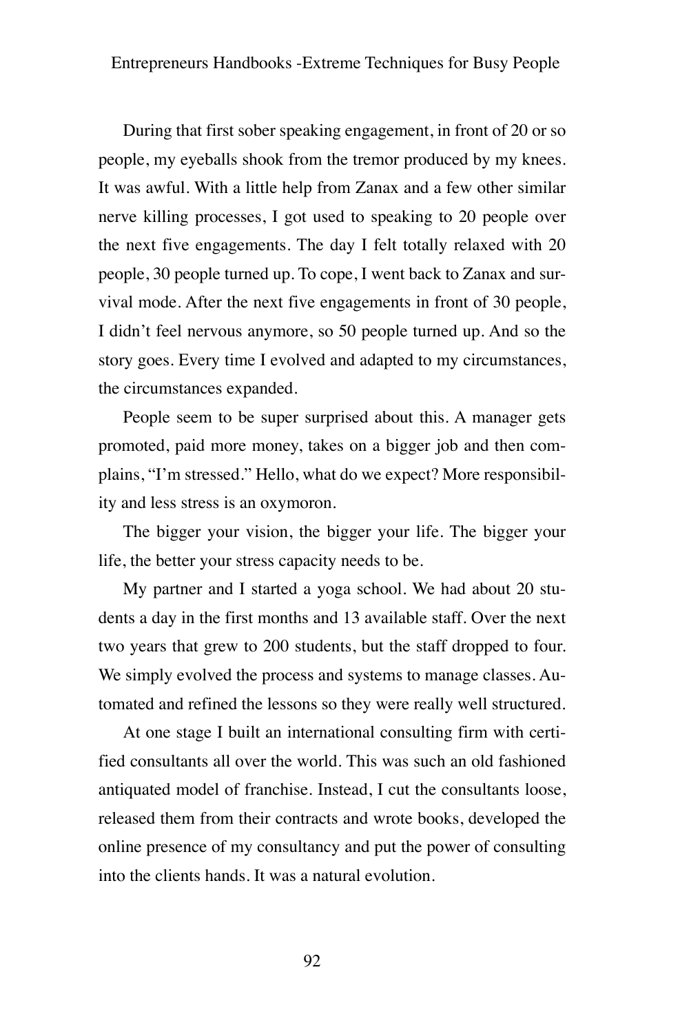During that first sober speaking engagement, in front of 20 or so people, my eyeballs shook from the tremor produced by my knees. It was awful. With a little help from Zanax and a few other similar nerve killing processes, I got used to speaking to 20 people over the next five engagements. The day I felt totally relaxed with 20 people, 30 people turned up. To cope, I went back to Zanax and survival mode. After the next five engagements in front of 30 people, I didn't feel nervous anymore, so 50 people turned up. And so the story goes. Every time I evolved and adapted to my circumstances, the circumstances expanded.

People seem to be super surprised about this. A manager gets promoted, paid more money, takes on a bigger job and then complains, "I'm stressed." Hello, what do we expect? More responsibility and less stress is an oxymoron.

The bigger your vision, the bigger your life. The bigger your life, the better your stress capacity needs to be.

My partner and I started a yoga school. We had about 20 students a day in the first months and 13 available staff. Over the next two years that grew to 200 students, but the staff dropped to four. We simply evolved the process and systems to manage classes. Automated and refined the lessons so they were really well structured.

At one stage I built an international consulting firm with certified consultants all over the world. This was such an old fashioned antiquated model of franchise. Instead, I cut the consultants loose, released them from their contracts and wrote books, developed the online presence of my consultancy and put the power of consulting into the clients hands. It was a natural evolution.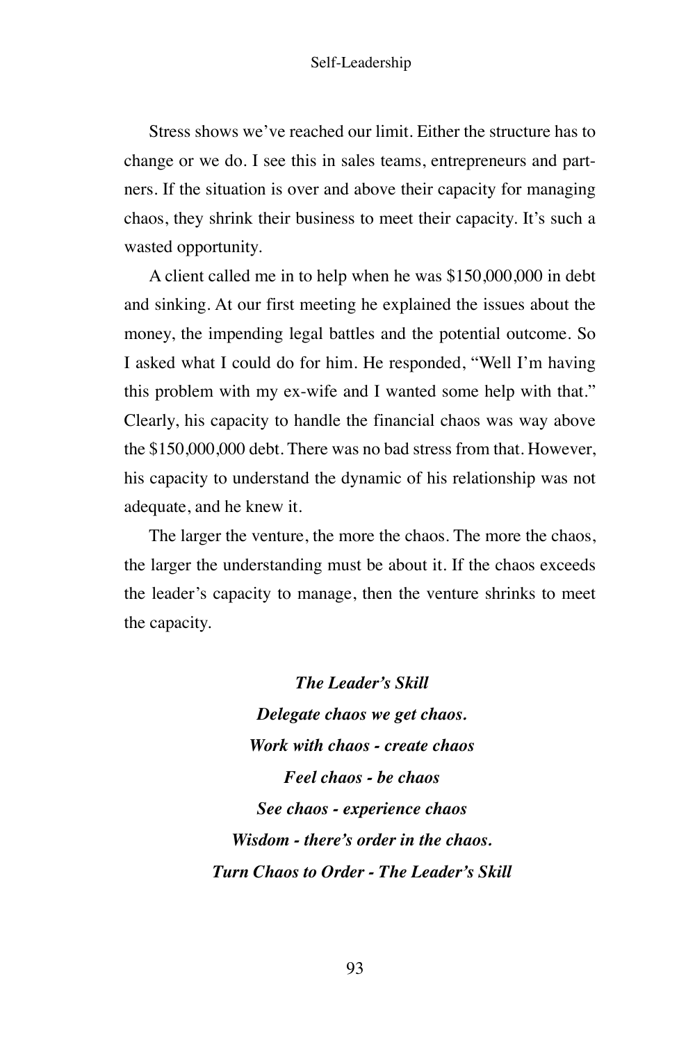Stress shows we've reached our limit. Either the structure has to change or we do. I see this in sales teams, entrepreneurs and partners. If the situation is over and above their capacity for managing chaos, they shrink their business to meet their capacity. It's such a wasted opportunity.

A client called me in to help when he was $150,000,000 in debt and sinking. At our first meeting he explained the issues about the money, the impending legal battles and the potential outcome. So I asked what I could do for him. He responded, "Well I'm having this problem with my ex-wife and I wanted some help with that." Clearly, his capacity to handle the financial chaos was way above the $150,000,000 debt. There was no bad stress from that. However, his capacity to understand the dynamic of his relationship was not adequate, and he knew it.

The larger the venture, the more the chaos. The more the chaos, the larger the understanding must be about it. If the chaos exceeds the leader's capacity to manage, then the venture shrinks to meet the capacity.

***The Leader's Skill***

***Delegate chaos we get chaos.***

***Work with chaos - create chaos***

***Feel chaos - be chaos***

***See chaos - experience chaos***

***Wisdom - there's order in the chaos.***

***Turn Chaos to Order - The Leader's Skill***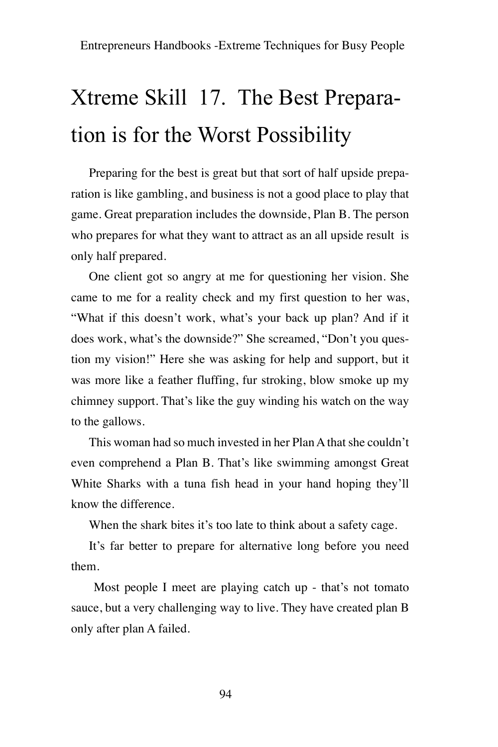# Xtreme Skill 17. The Best Preparation is for the Worst Possibility

Preparing for the best is great but that sort of half upside preparation is like gambling, and business is not a good place to play that game. Great preparation includes the downside, Plan B. The person who prepares for what they want to attract as an all upside result is only half prepared.

One client got so angry at me for questioning her vision. She came to me for a reality check and my first question to her was, "What if this doesn't work, what's your back up plan? And if it does work, what's the downside?" She screamed, "Don't you question my vision!" Here she was asking for help and support, but it was more like a feather fluffing, fur stroking, blow smoke up my chimney support. That's like the guy winding his watch on the way to the gallows.

This woman had so much invested in her Plan A that she couldn't even comprehend a Plan B. That's like swimming amongst Great White Sharks with a tuna fish head in your hand hoping they'll know the difference.

When the shark bites it's too late to think about a safety cage.

It's far better to prepare for alternative long before you need them.

Most people I meet are playing catch up - that's not tomato sauce, but a very challenging way to live. They have created plan B only after plan A failed.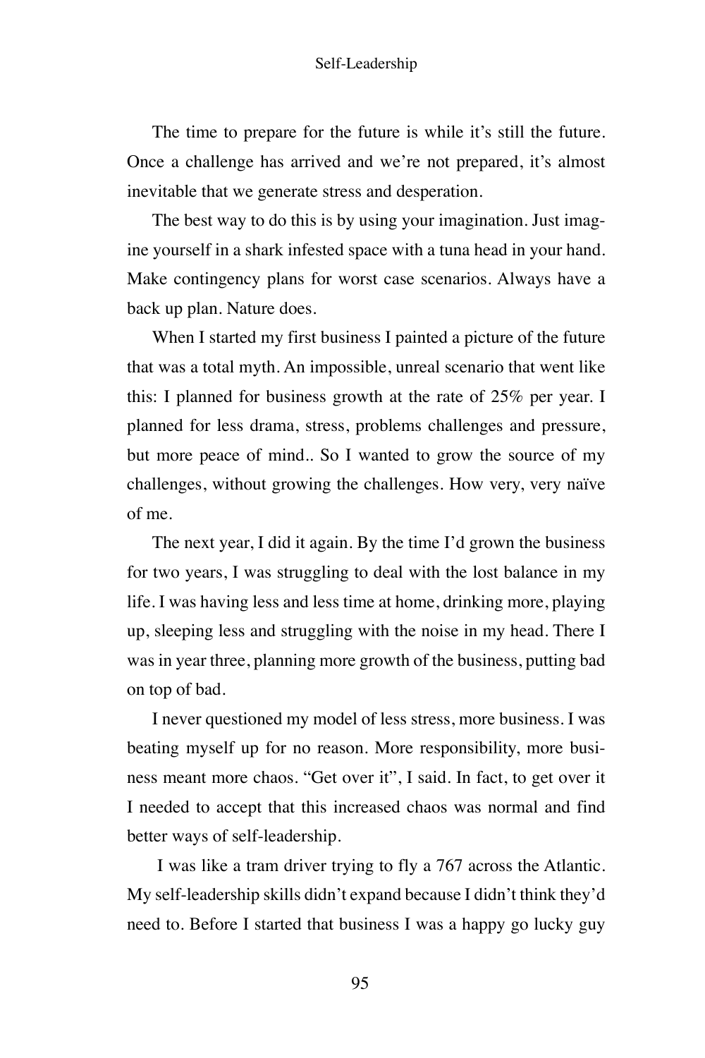The time to prepare for the future is while it's still the future. Once a challenge has arrived and we're not prepared, it's almost inevitable that we generate stress and desperation.

The best way to do this is by using your imagination. Just imagine yourself in a shark infested space with a tuna head in your hand. Make contingency plans for worst case scenarios. Always have a back up plan. Nature does.

When I started my first business I painted a picture of the future that was a total myth. An impossible, unreal scenario that went like this: I planned for business growth at the rate of 25% per year. I planned for less drama, stress, problems challenges and pressure, but more peace of mind.. So I wanted to grow the source of my challenges, without growing the challenges. How very, very naïve of me.

The next year, I did it again. By the time I'd grown the business for two years, I was struggling to deal with the lost balance in my life. I was having less and less time at home, drinking more, playing up, sleeping less and struggling with the noise in my head. There I was in year three, planning more growth of the business, putting bad on top of bad.

I never questioned my model of less stress, more business. I was beating myself up for no reason. More responsibility, more business meant more chaos. "Get over it", I said. In fact, to get over it I needed to accept that this increased chaos was normal and find better ways of self-leadership.

I was like a tram driver trying to fly a 767 across the Atlantic. My self-leadership skills didn't expand because I didn't think they'd need to. Before I started that business I was a happy go lucky guy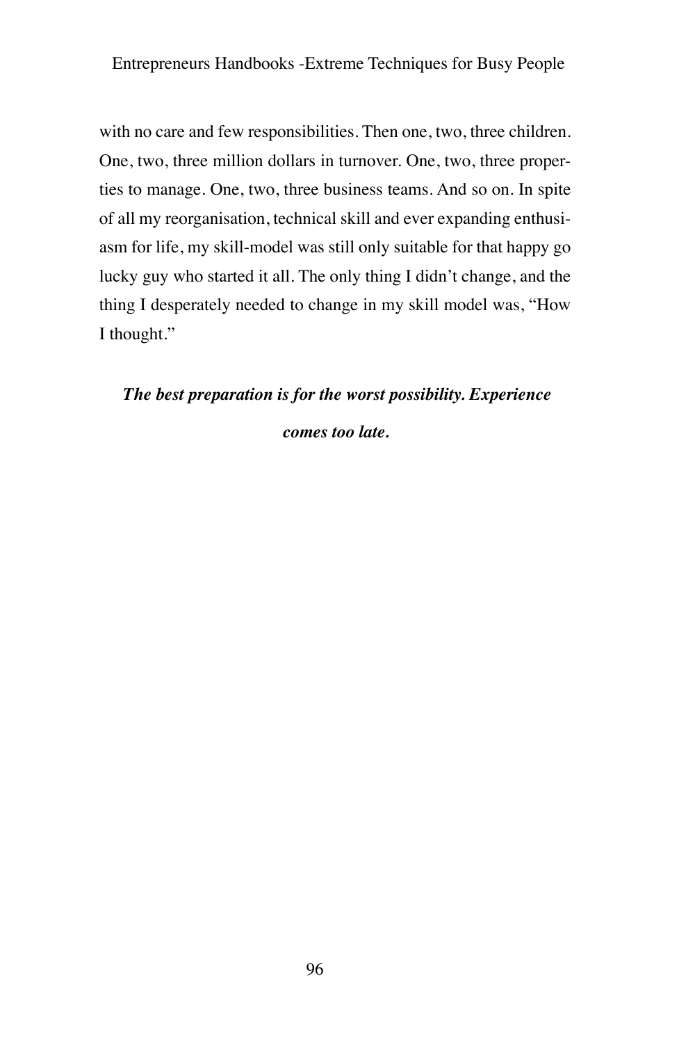with no care and few responsibilities. Then one, two, three children. One, two, three million dollars in turnover. One, two, three properties to manage. One, two, three business teams. And so on. In spite of all my reorganisation, technical skill and ever expanding enthusiasm for life, my skill-model was still only suitable for that happy go lucky guy who started it all. The only thing I didn't change, and the thing I desperately needed to change in my skill model was, "How I thought."

***The best preparation is for the worst possibility. Experience comes too late.***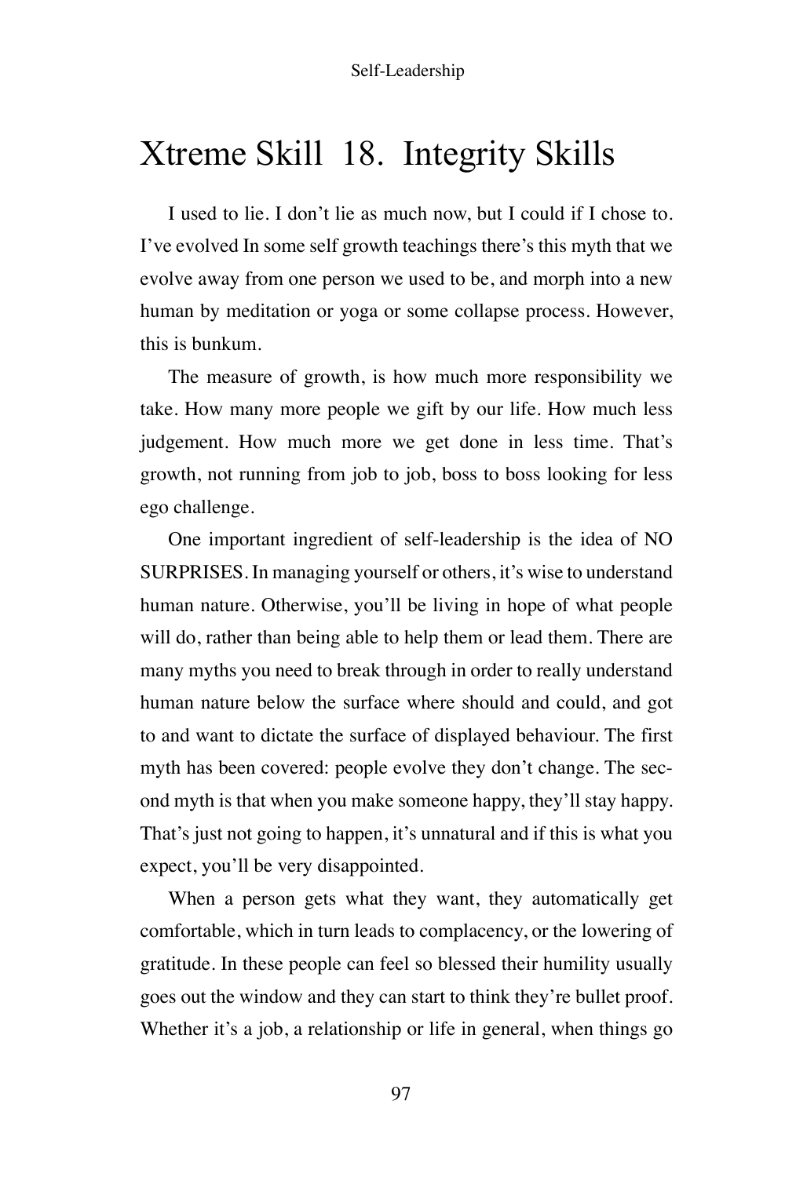# Xtreme Skill 18. Integrity Skills

I used to lie. I don't lie as much now, but I could if I chose to. I've evolved In some self growth teachings there's this myth that we evolve away from one person we used to be, and morph into a new human by meditation or yoga or some collapse process. However, this is bunkum.

The measure of growth, is how much more responsibility we take. How many more people we gift by our life. How much less judgement. How much more we get done in less time. That's growth, not running from job to job, boss to boss looking for less ego challenge.

One important ingredient of self-leadership is the idea of NO SURPRISES. In managing yourself or others, it's wise to understand human nature. Otherwise, you'll be living in hope of what people will do, rather than being able to help them or lead them. There are many myths you need to break through in order to really understand human nature below the surface where should and could, and got to and want to dictate the surface of displayed behaviour. The first myth has been covered: people evolve they don't change. The second myth is that when you make someone happy, they'll stay happy. That's just not going to happen, it's unnatural and if this is what you expect, you'll be very disappointed.

When a person gets what they want, they automatically get comfortable, which in turn leads to complacency, or the lowering of gratitude. In these people can feel so blessed their humility usually goes out the window and they can start to think they're bullet proof. Whether it's a job, a relationship or life in general, when things go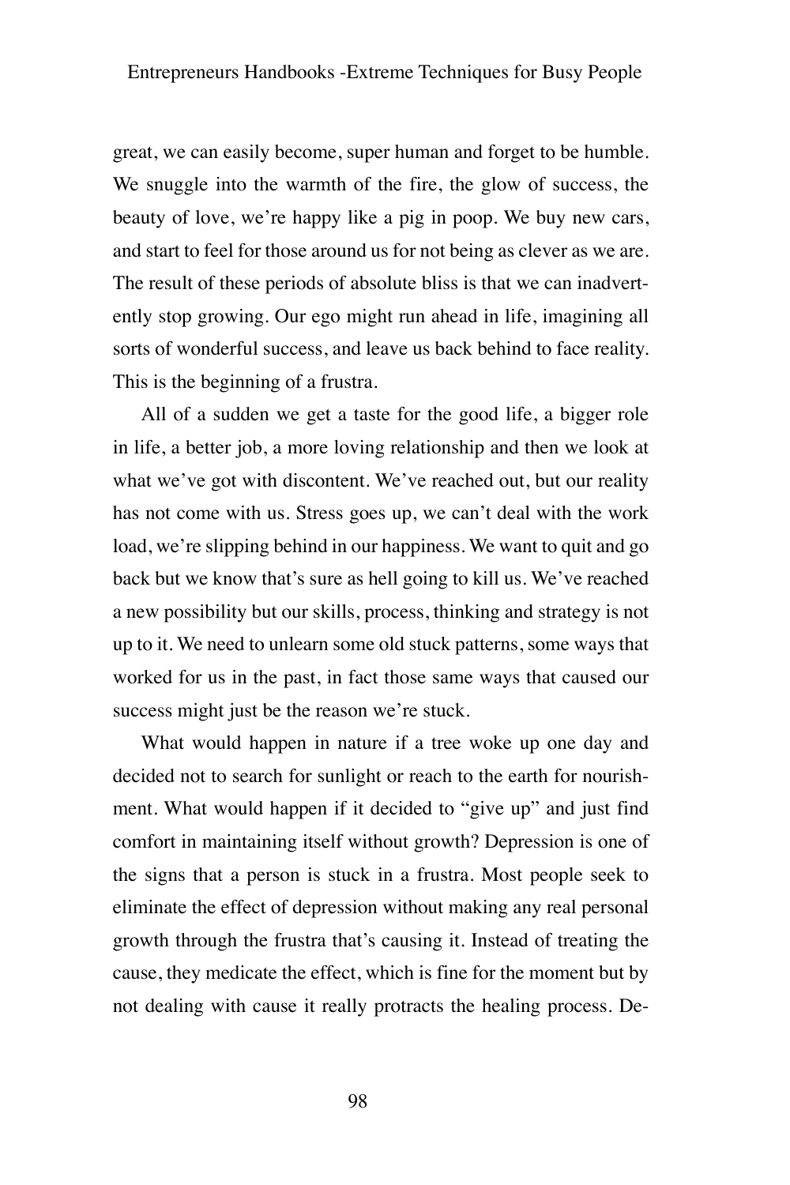great, we can easily become, super human and forget to be humble. We snuggle into the warmth of the fire, the glow of success, the beauty of love, we're happy like a pig in poop. We buy new cars, and start to feel for those around us for not being as clever as we are. The result of these periods of absolute bliss is that we can inadvertently stop growing. Our ego might run ahead in life, imagining all sorts of wonderful success, and leave us back behind to face reality. This is the beginning of a frustra.

All of a sudden we get a taste for the good life, a bigger role in life, a better job, a more loving relationship and then we look at what we've got with discontent. We've reached out, but our reality has not come with us. Stress goes up, we can't deal with the work load, we're slipping behind in our happiness. We want to quit and go back but we know that's sure as hell going to kill us. We've reached a new possibility but our skills, process, thinking and strategy is not up to it. We need to unlearn some old stuck patterns, some ways that worked for us in the past, in fact those same ways that caused our success might just be the reason we're stuck.

What would happen in nature if a tree woke up one day and decided not to search for sunlight or reach to the earth for nourishment. What would happen if it decided to "give up" and just find comfort in maintaining itself without growth? Depression is one of the signs that a person is stuck in a frustra. Most people seek to eliminate the effect of depression without making any real personal growth through the frustra that's causing it. Instead of treating the cause, they medicate the effect, which is fine for the moment but by not dealing with cause it really protracts the healing process. De-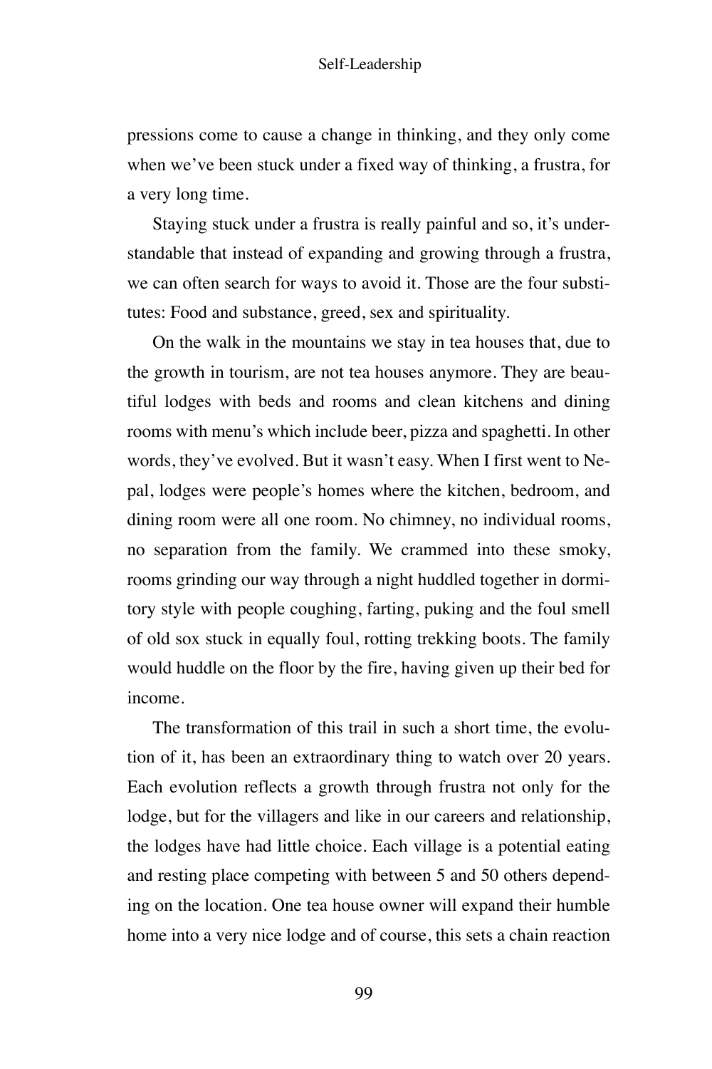pressions come to cause a change in thinking, and they only come when we've been stuck under a fixed way of thinking, a frustra, for a very long time.

Staying stuck under a frustra is really painful and so, it's understandable that instead of expanding and growing through a frustra, we can often search for ways to avoid it. Those are the four substitutes: Food and substance, greed, sex and spirituality.

On the walk in the mountains we stay in tea houses that, due to the growth in tourism, are not tea houses anymore. They are beautiful lodges with beds and rooms and clean kitchens and dining rooms with menu's which include beer, pizza and spaghetti. In other words, they've evolved. But it wasn't easy. When I first went to Nepal, lodges were people's homes where the kitchen, bedroom, and dining room were all one room. No chimney, no individual rooms, no separation from the family. We crammed into these smoky, rooms grinding our way through a night huddled together in dormitory style with people coughing, farting, puking and the foul smell of old sox stuck in equally foul, rotting trekking boots. The family would huddle on the floor by the fire, having given up their bed for income.

The transformation of this trail in such a short time, the evolution of it, has been an extraordinary thing to watch over 20 years. Each evolution reflects a growth through frustra not only for the lodge, but for the villagers and like in our careers and relationship, the lodges have had little choice. Each village is a potential eating and resting place competing with between 5 and 50 others depending on the location. One tea house owner will expand their humble home into a very nice lodge and of course, this sets a chain reaction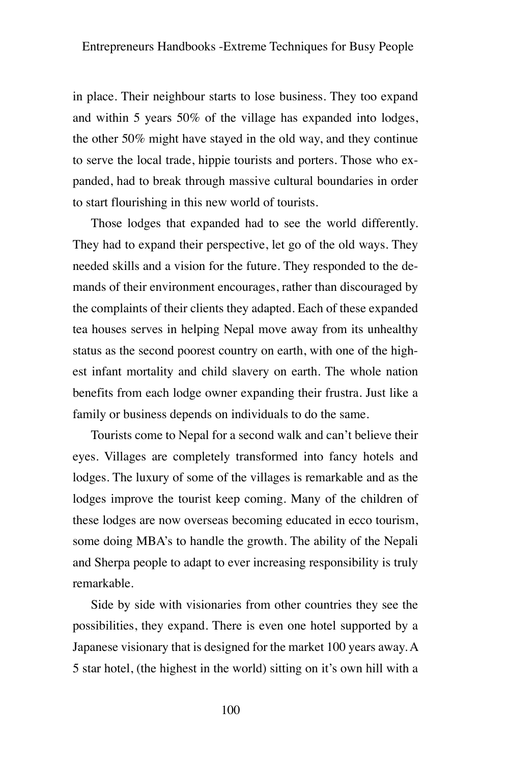in place. Their neighbour starts to lose business. They too expand and within 5 years 50% of the village has expanded into lodges, the other 50% might have stayed in the old way, and they continue to serve the local trade, hippie tourists and porters. Those who expanded, had to break through massive cultural boundaries in order to start flourishing in this new world of tourists.

Those lodges that expanded had to see the world differently. They had to expand their perspective, let go of the old ways. They needed skills and a vision for the future. They responded to the demands of their environment encourages, rather than discouraged by the complaints of their clients they adapted. Each of these expanded tea houses serves in helping Nepal move away from its unhealthy status as the second poorest country on earth, with one of the highest infant mortality and child slavery on earth. The whole nation benefits from each lodge owner expanding their frustra. Just like a family or business depends on individuals to do the same.

Tourists come to Nepal for a second walk and can't believe their eyes. Villages are completely transformed into fancy hotels and lodges. The luxury of some of the villages is remarkable and as the lodges improve the tourist keep coming. Many of the children of these lodges are now overseas becoming educated in ecco tourism, some doing MBA's to handle the growth. The ability of the Nepali and Sherpa people to adapt to ever increasing responsibility is truly remarkable.

Side by side with visionaries from other countries they see the possibilities, they expand. There is even one hotel supported by a Japanese visionary that is designed for the market 100 years away. A 5 star hotel, (the highest in the world) sitting on it's own hill with a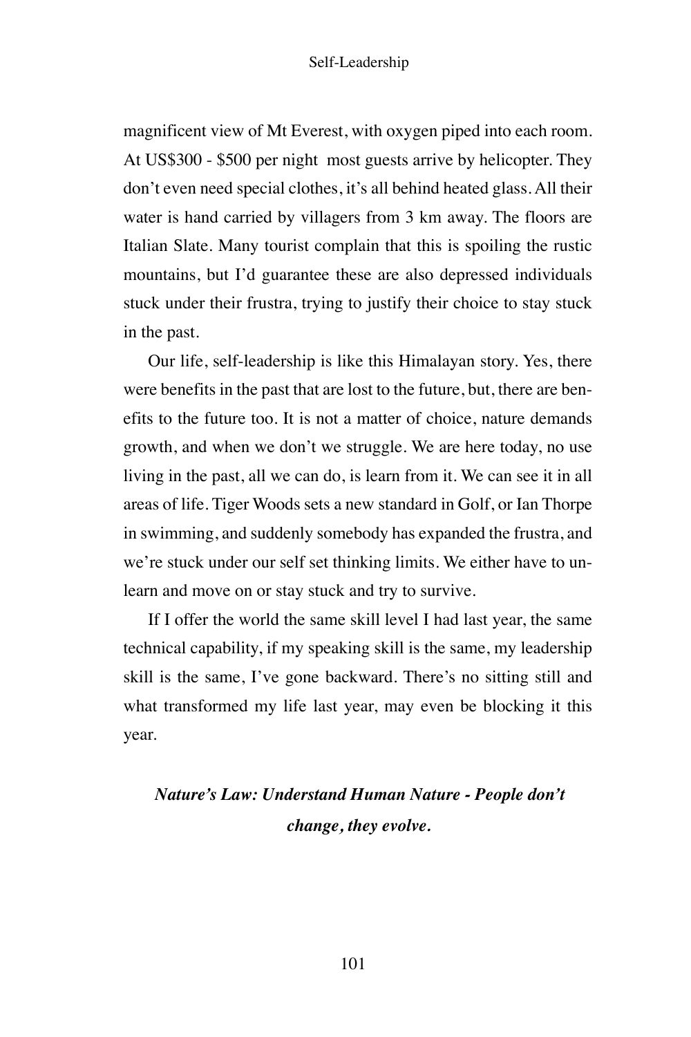magnificent view of Mt Everest, with oxygen piped into each room. At US$300 - $500 per night most guests arrive by helicopter. They don't even need special clothes, it's all behind heated glass. All their water is hand carried by villagers from 3 km away. The floors are Italian Slate. Many tourist complain that this is spoiling the rustic mountains, but I'd guarantee these are also depressed individuals stuck under their frustra, trying to justify their choice to stay stuck in the past.

Our life, self-leadership is like this Himalayan story. Yes, there were benefits in the past that are lost to the future, but, there are benefits to the future too. It is not a matter of choice, nature demands growth, and when we don't we struggle. We are here today, no use living in the past, all we can do, is learn from it. We can see it in all areas of life. Tiger Woods sets a new standard in Golf, or Ian Thorpe in swimming, and suddenly somebody has expanded the frustra, and we're stuck under our self set thinking limits. We either have to unlearn and move on or stay stuck and try to survive.

If I offer the world the same skill level I had last year, the same technical capability, if my speaking skill is the same, my leadership skill is the same, I've gone backward. There's no sitting still and what transformed my life last year, may even be blocking it this year.

***Nature's Law: Understand Human Nature - People don't change, they evolve.***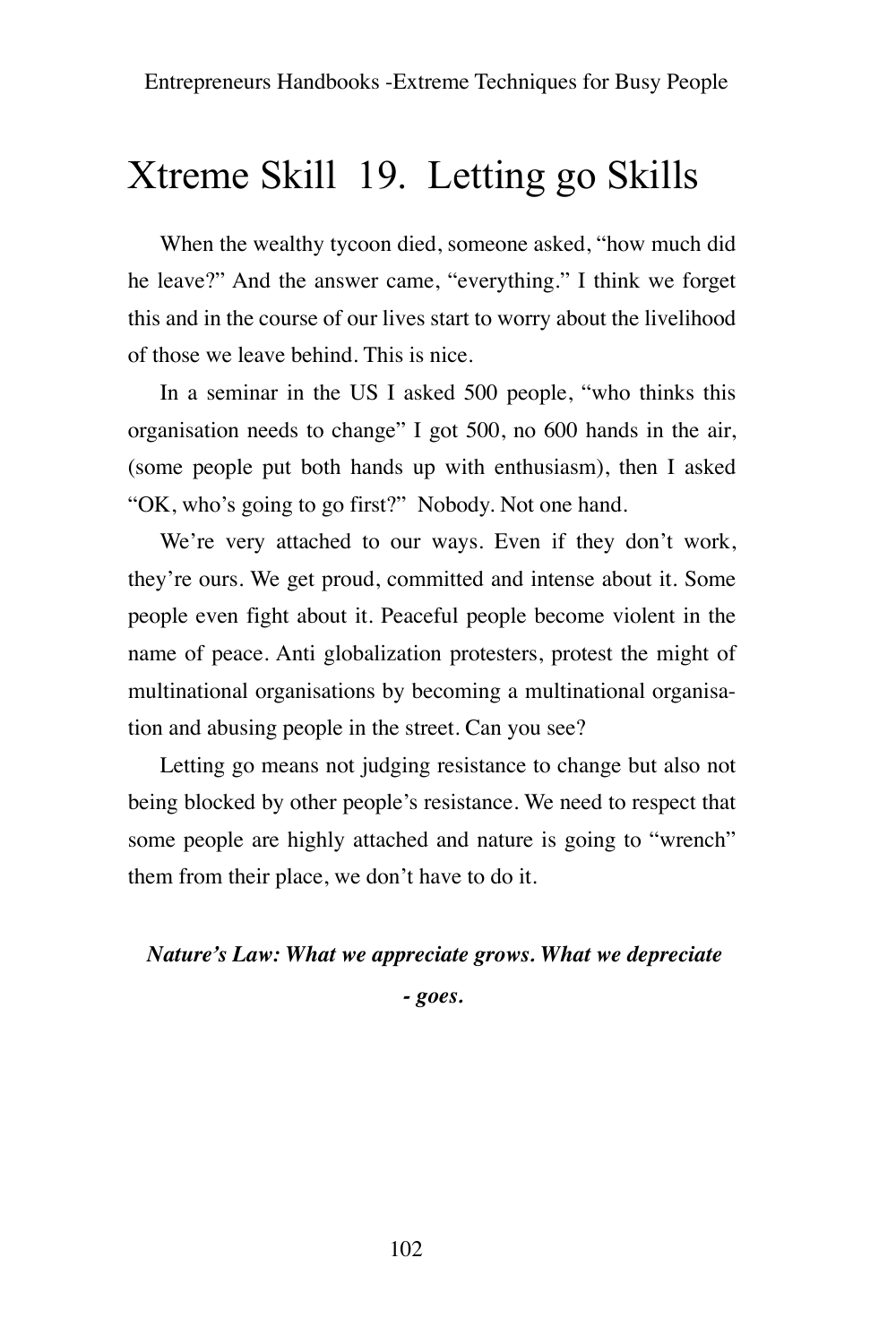# Xtreme Skill 19. Letting go Skills

When the wealthy tycoon died, someone asked, "how much did he leave?" And the answer came, "everything." I think we forget this and in the course of our lives start to worry about the livelihood of those we leave behind. This is nice.

In a seminar in the US I asked 500 people, "who thinks this organisation needs to change" I got 500, no 600 hands in the air, (some people put both hands up with enthusiasm), then I asked "OK, who's going to go first?" Nobody. Not one hand.

We're very attached to our ways. Even if they don't work, they're ours. We get proud, committed and intense about it. Some people even fight about it. Peaceful people become violent in the name of peace. Anti globalization protesters, protest the might of multinational organisations by becoming a multinational organisation and abusing people in the street. Can you see?

Letting go means not judging resistance to change but also not being blocked by other people's resistance. We need to respect that some people are highly attached and nature is going to "wrench" them from their place, we don't have to do it.

***Nature's Law: What we appreciate grows. What we depreciate - goes.***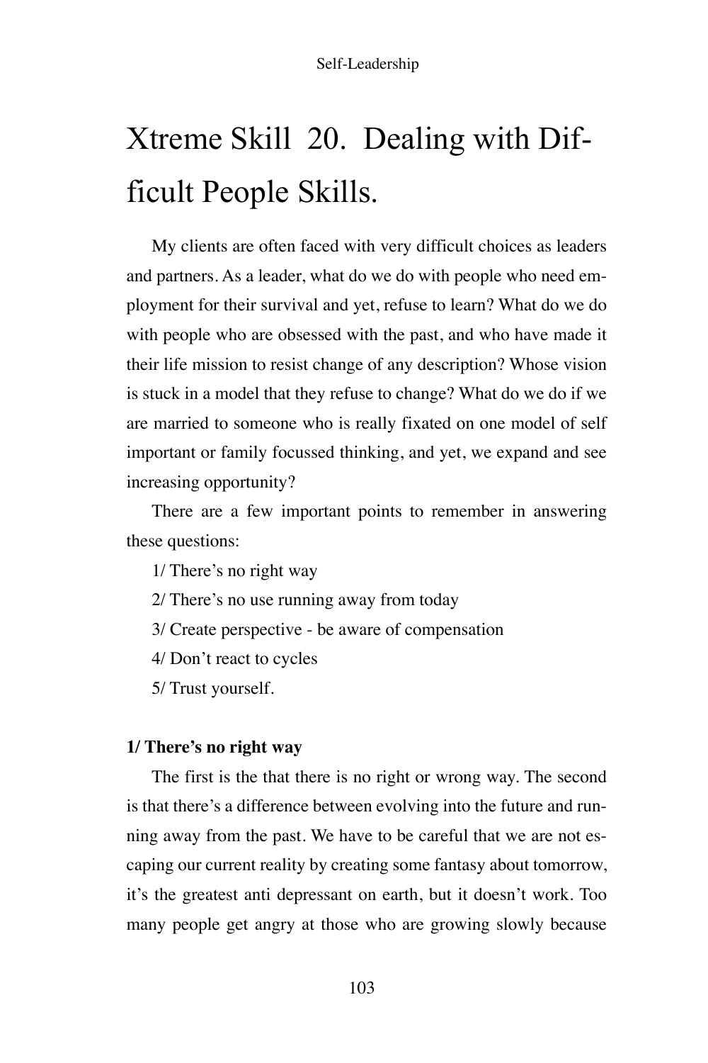# Xtreme Skill 20. Dealing with Difficult People Skills.

My clients are often faced with very difficult choices as leaders and partners. As a leader, what do we do with people who need employment for their survival and yet, refuse to learn? What do we do with people who are obsessed with the past, and who have made it their life mission to resist change of any description? Whose vision is stuck in a model that they refuse to change? What do we do if we are married to someone who is really fixated on one model of self important or family focussed thinking, and yet, we expand and see increasing opportunity?

There are a few important points to remember in answering these questions:

1/ There's no right way

2/ There's no use running away from today

3/ Create perspective - be aware of compensation

4/ Don't react to cycles

5/ Trust yourself.

**1/ There's no right way**

The first is the that there is no right or wrong way. The second is that there's a difference between evolving into the future and running away from the past. We have to be careful that we are not escaping our current reality by creating some fantasy about tomorrow, it's the greatest anti depressant on earth, but it doesn't work. Too many people get angry at those who are growing slowly because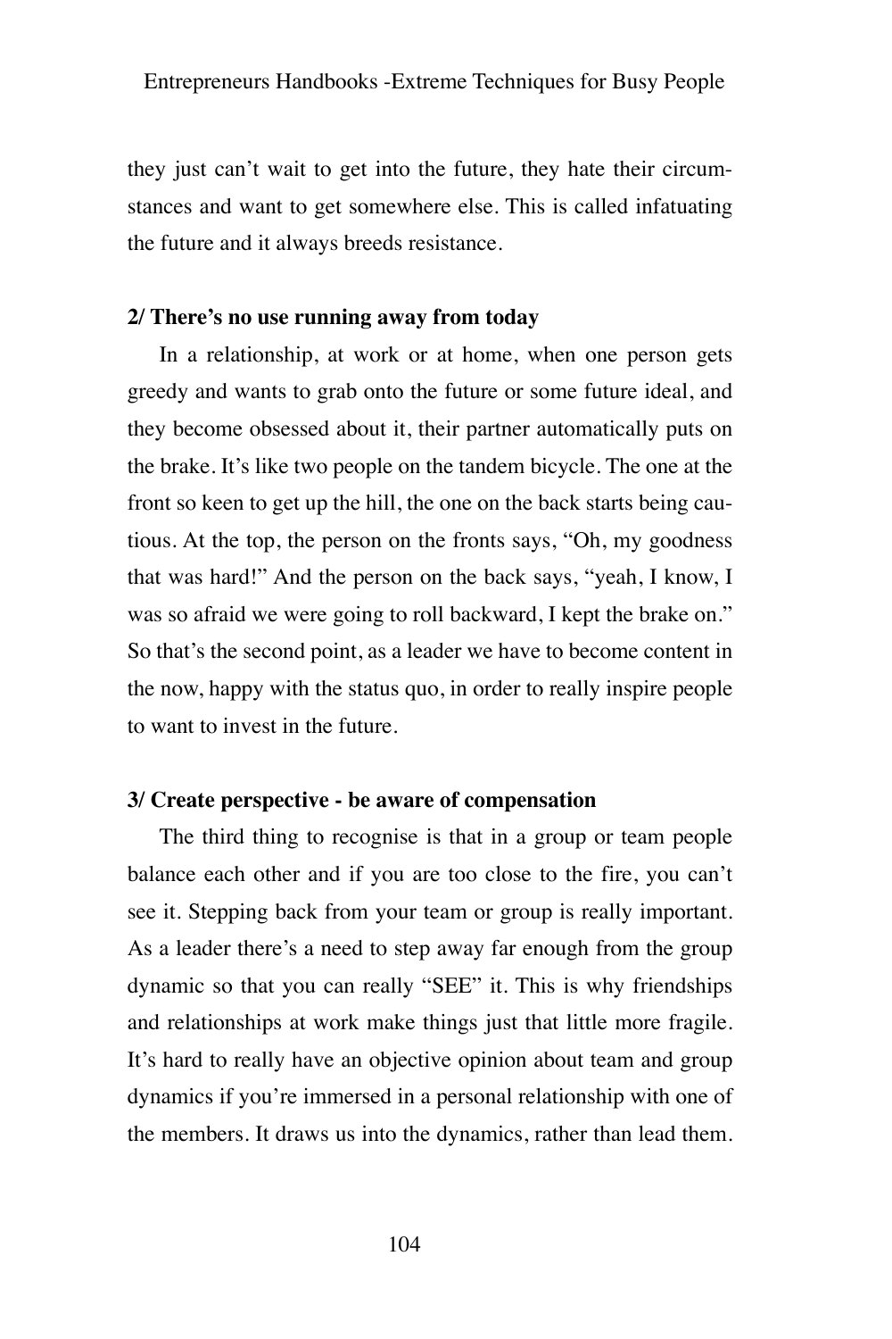they just can't wait to get into the future, they hate their circumstances and want to get somewhere else. This is called infatuating the future and it always breeds resistance.

**2/ There's no use running away from today**

In a relationship, at work or at home, when one person gets greedy and wants to grab onto the future or some future ideal, and they become obsessed about it, their partner automatically puts on the brake. It's like two people on the tandem bicycle. The one at the front so keen to get up the hill, the one on the back starts being cautious. At the top, the person on the fronts says, "Oh, my goodness that was hard!" And the person on the back says, "yeah, I know, I was so afraid we were going to roll backward, I kept the brake on." So that's the second point, as a leader we have to become content in the now, happy with the status quo, in order to really inspire people to want to invest in the future.

**3/ Create perspective - be aware of compensation**

The third thing to recognise is that in a group or team people balance each other and if you are too close to the fire, you can't see it. Stepping back from your team or group is really important. As a leader there's a need to step away far enough from the group dynamic so that you can really "SEE" it. This is why friendships and relationships at work make things just that little more fragile. It's hard to really have an objective opinion about team and group dynamics if you're immersed in a personal relationship with one of the members. It draws us into the dynamics, rather than lead them.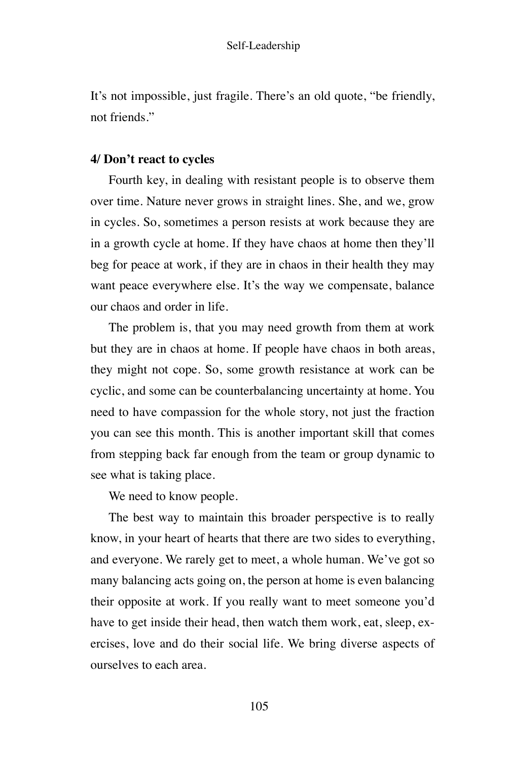It's not impossible, just fragile. There's an old quote, "be friendly, not friends."

**4/ Don't react to cycles**

Fourth key, in dealing with resistant people is to observe them over time. Nature never grows in straight lines. She, and we, grow in cycles. So, sometimes a person resists at work because they are in a growth cycle at home. If they have chaos at home then they'll beg for peace at work, if they are in chaos in their health they may want peace everywhere else. It's the way we compensate, balance our chaos and order in life.

The problem is, that you may need growth from them at work but they are in chaos at home. If people have chaos in both areas, they might not cope. So, some growth resistance at work can be cyclic, and some can be counterbalancing uncertainty at home. You need to have compassion for the whole story, not just the fraction you can see this month. This is another important skill that comes from stepping back far enough from the team or group dynamic to see what is taking place.

We need to know people.

The best way to maintain this broader perspective is to really know, in your heart of hearts that there are two sides to everything, and everyone. We rarely get to meet, a whole human. We've got so many balancing acts going on, the person at home is even balancing their opposite at work. If you really want to meet someone you'd have to get inside their head, then watch them work, eat, sleep, exercises, love and do their social life. We bring diverse aspects of ourselves to each area.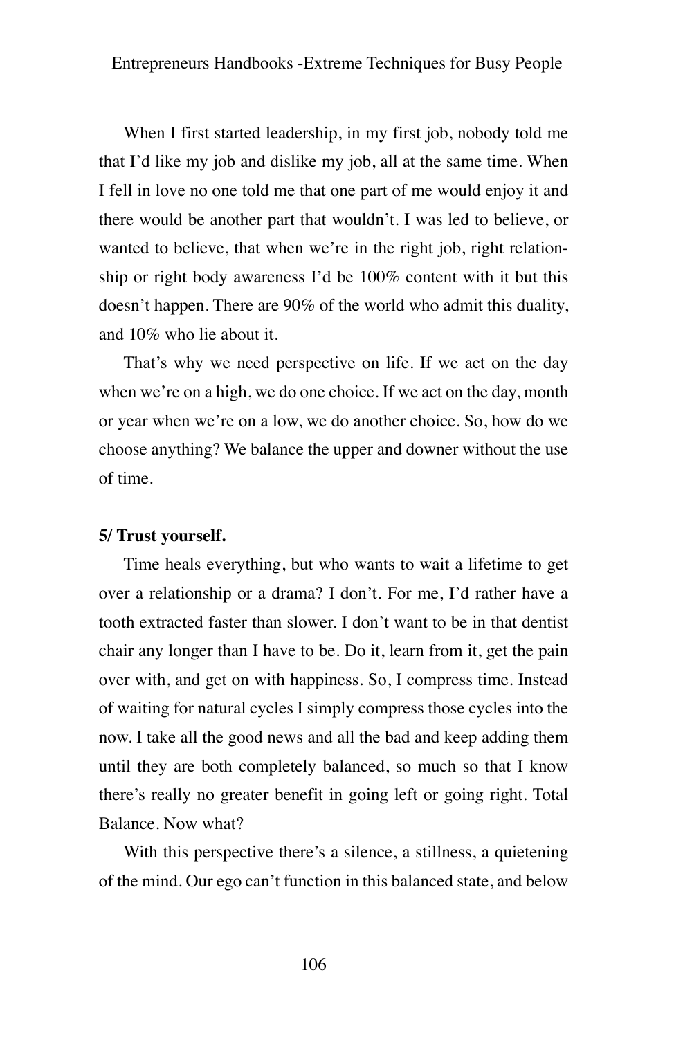When I first started leadership, in my first job, nobody told me that I'd like my job and dislike my job, all at the same time. When I fell in love no one told me that one part of me would enjoy it and there would be another part that wouldn't. I was led to believe, or wanted to believe, that when we're in the right job, right relationship or right body awareness I'd be 100% content with it but this doesn't happen. There are 90% of the world who admit this duality, and 10% who lie about it.

That's why we need perspective on life. If we act on the day when we're on a high, we do one choice. If we act on the day, month or year when we're on a low, we do another choice. So, how do we choose anything? We balance the upper and downer without the use of time.

**5/ Trust yourself.**

Time heals everything, but who wants to wait a lifetime to get over a relationship or a drama? I don't. For me, I'd rather have a tooth extracted faster than slower. I don't want to be in that dentist chair any longer than I have to be. Do it, learn from it, get the pain over with, and get on with happiness. So, I compress time. Instead of waiting for natural cycles I simply compress those cycles into the now. I take all the good news and all the bad and keep adding them until they are both completely balanced, so much so that I know there's really no greater benefit in going left or going right. Total Balance. Now what?

With this perspective there's a silence, a stillness, a quietening of the mind. Our ego can't function in this balanced state, and below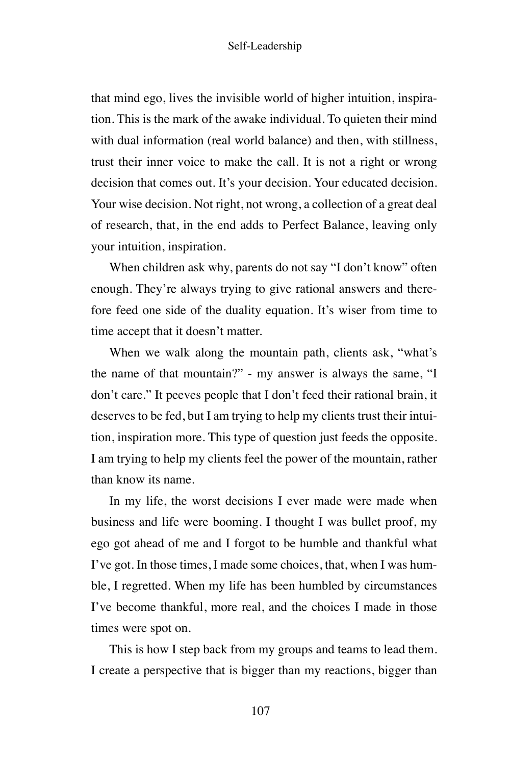that mind ego, lives the invisible world of higher intuition, inspiration. This is the mark of the awake individual. To quieten their mind with dual information (real world balance) and then, with stillness, trust their inner voice to make the call. It is not a right or wrong decision that comes out. It's your decision. Your educated decision. Your wise decision. Not right, not wrong, a collection of a great deal of research, that, in the end adds to Perfect Balance, leaving only your intuition, inspiration.

When children ask why, parents do not say "I don't know" often enough. They're always trying to give rational answers and therefore feed one side of the duality equation. It's wiser from time to time accept that it doesn't matter.

When we walk along the mountain path, clients ask, "what's the name of that mountain?" - my answer is always the same, "I don't care." It peeves people that I don't feed their rational brain, it deserves to be fed, but I am trying to help my clients trust their intuition, inspiration more. This type of question just feeds the opposite. I am trying to help my clients feel the power of the mountain, rather than know its name.

In my life, the worst decisions I ever made were made when business and life were booming. I thought I was bullet proof, my ego got ahead of me and I forgot to be humble and thankful what I've got. In those times, I made some choices, that, when I was humble, I regretted. When my life has been humbled by circumstances I've become thankful, more real, and the choices I made in those times were spot on.

This is how I step back from my groups and teams to lead them. I create a perspective that is bigger than my reactions, bigger than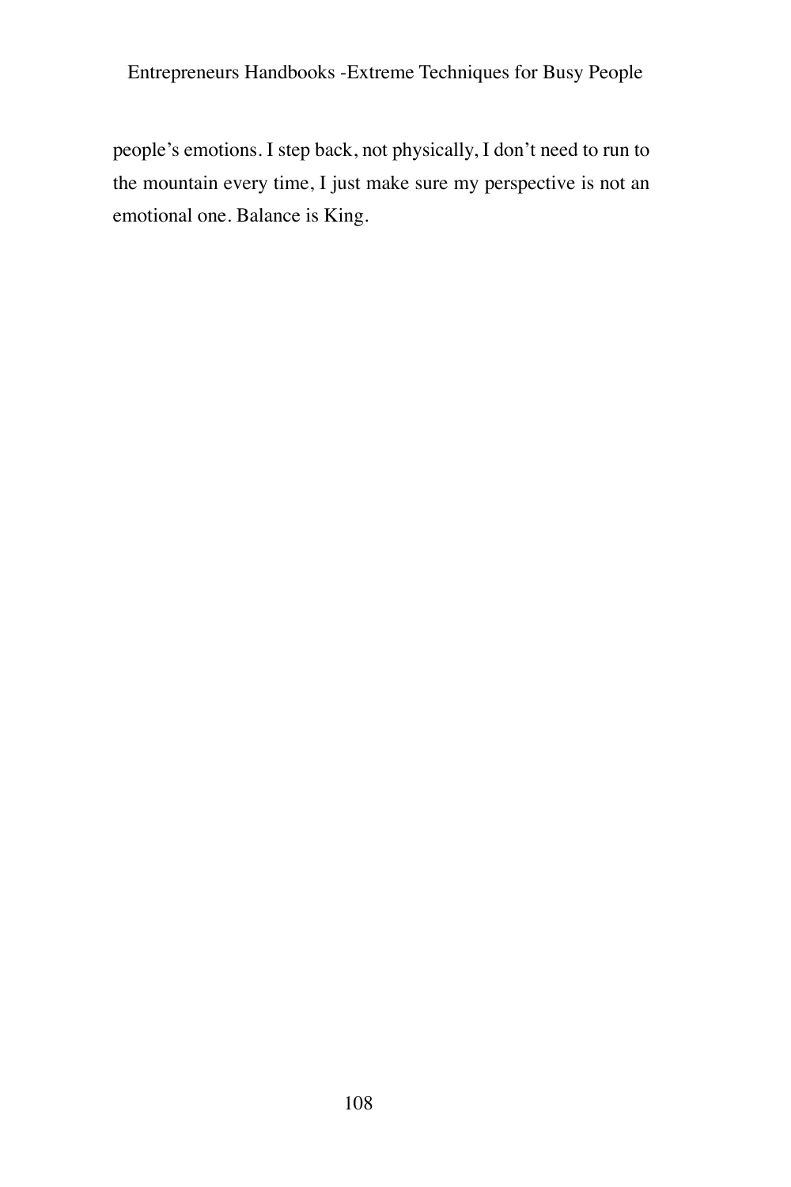people’s emotions. I step back, not physically, I don’t need to run to the mountain every time, I just make sure my perspective is not an emotional one. Balance is King.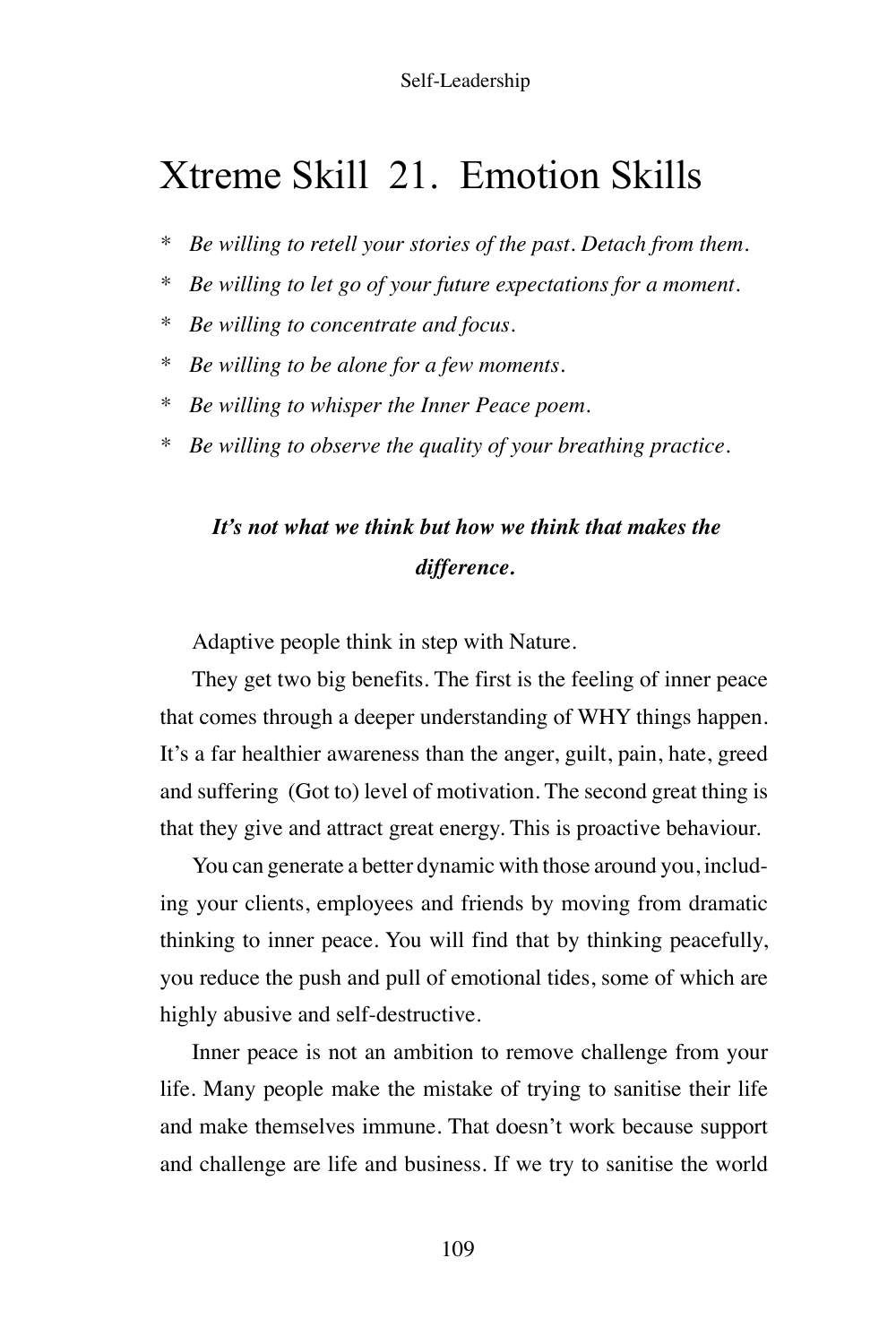# Xtreme Skill 21. Emotion Skills

* *Be willing to retell your stories of the past. Detach from them.*
* *Be willing to let go of your future expectations for a moment.*
* *Be willing to concentrate and focus.*
* *Be willing to be alone for a few moments.*
* *Be willing to whisper the Inner Peace poem.*
* *Be willing to observe the quality of your breathing practice.*

***It's not what we think but how we think that makes the difference.***

Adaptive people think in step with Nature.

They get two big benefits. The first is the feeling of inner peace that comes through a deeper understanding of WHY things happen. It's a far healthier awareness than the anger, guilt, pain, hate, greed and suffering (Got to) level of motivation. The second great thing is that they give and attract great energy. This is proactive behaviour.

You can generate a better dynamic with those around you, including your clients, employees and friends by moving from dramatic thinking to inner peace. You will find that by thinking peacefully, you reduce the push and pull of emotional tides, some of which are highly abusive and self-destructive.

Inner peace is not an ambition to remove challenge from your life. Many people make the mistake of trying to sanitise their life and make themselves immune. That doesn't work because support and challenge are life and business. If we try to sanitise the world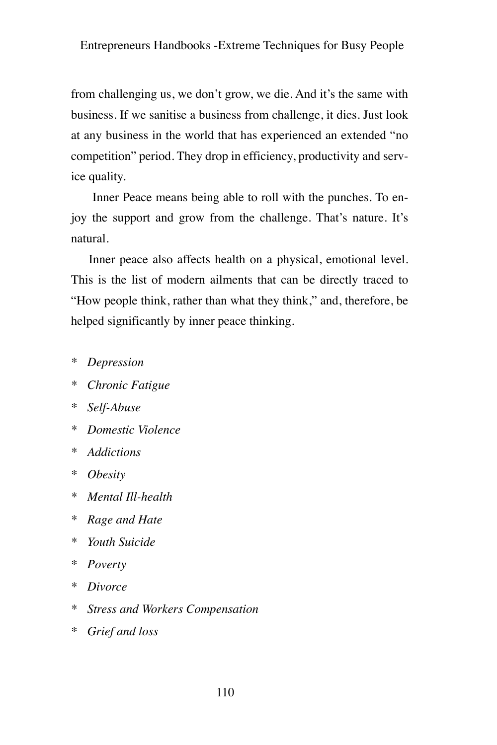from challenging us, we don't grow, we die. And it's the same with business. If we sanitise a business from challenge, it dies. Just look at any business in the world that has experienced an extended "no competition" period. They drop in efficiency, productivity and service quality.

Inner Peace means being able to roll with the punches. To enjoy the support and grow from the challenge. That's nature. It's natural.

Inner peace also affects health on a physical, emotional level. This is the list of modern ailments that can be directly traced to "How people think, rather than what they think," and, therefore, be helped significantly by inner peace thinking.

* *Depression*
* *Chronic Fatigue*
* *Self-Abuse*
* *Domestic Violence*
* *Addictions*
* *Obesity*
* *Mental Ill-health*
* *Rage and Hate*
* *Youth Suicide*
* *Poverty*
* *Divorce*
* *Stress and Workers Compensation*
* *Grief and loss*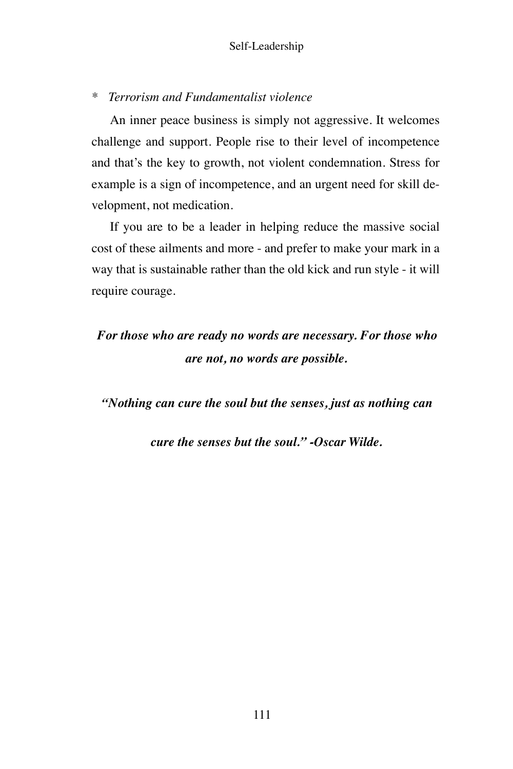* *Terrorism and Fundamentalist violence*

An inner peace business is simply not aggressive. It welcomes challenge and support. People rise to their level of incompetence and that's the key to growth, not violent condemnation. Stress for example is a sign of incompetence, and an urgent need for skill development, not medication.

If you are to be a leader in helping reduce the massive social cost of these ailments and more - and prefer to make your mark in a way that is sustainable rather than the old kick and run style - it will require courage.

***For those who are ready no words are necessary. For those who are not, no words are possible.***

***"Nothing can cure the soul but the senses, just as nothing can cure the senses but the soul." -Oscar Wilde.***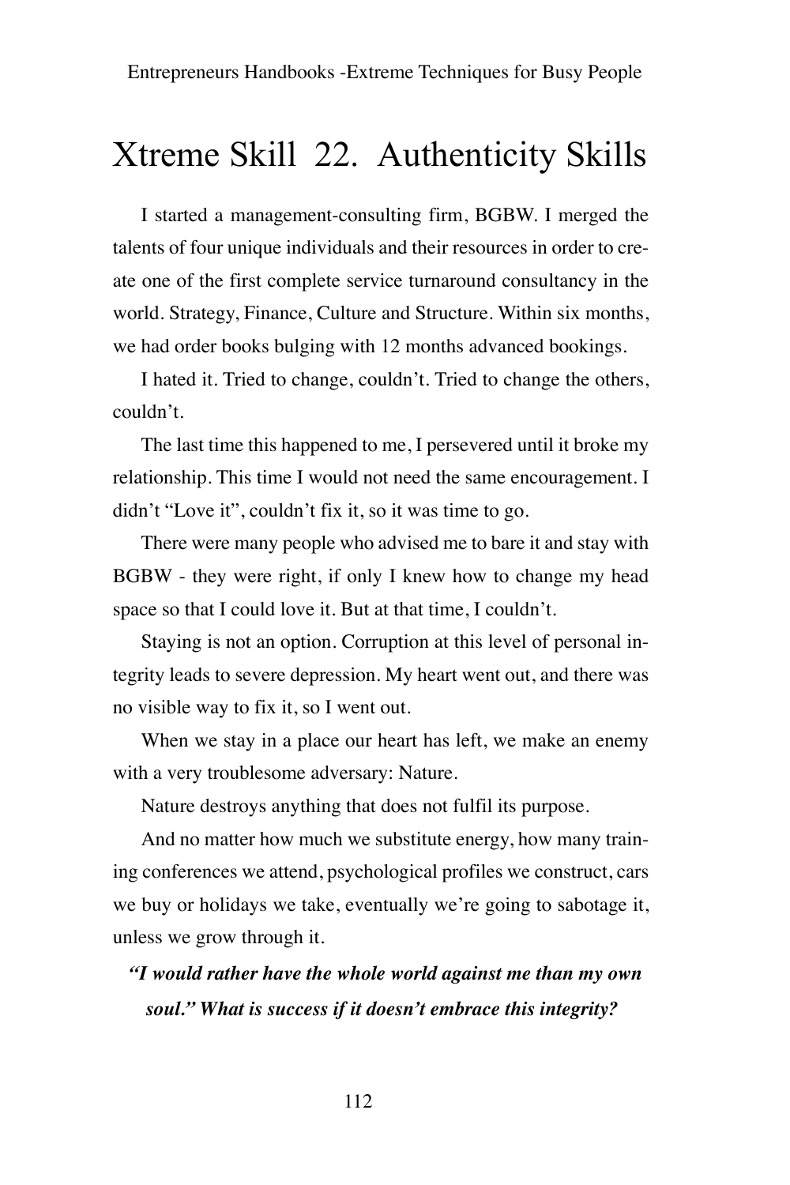# Xtreme Skill 22. Authenticity Skills

I started a management-consulting firm, BGBW. I merged the talents of four unique individuals and their resources in order to create one of the first complete service turnaround consultancy in the world. Strategy, Finance, Culture and Structure. Within six months, we had order books bulging with 12 months advanced bookings.

I hated it. Tried to change, couldn't. Tried to change the others, couldn't.

The last time this happened to me, I persevered until it broke my relationship. This time I would not need the same encouragement. I didn't "Love it", couldn't fix it, so it was time to go.

There were many people who advised me to bare it and stay with BGBW - they were right, if only I knew how to change my head space so that I could love it. But at that time, I couldn't.

Staying is not an option. Corruption at this level of personal integrity leads to severe depression. My heart went out, and there was no visible way to fix it, so I went out.

When we stay in a place our heart has left, we make an enemy with a very troublesome adversary: Nature.

Nature destroys anything that does not fulfil its purpose.

And no matter how much we substitute energy, how many training conferences we attend, psychological profiles we construct, cars we buy or holidays we take, eventually we're going to sabotage it, unless we grow through it.

***"I would rather have the whole world against me than my own soul." What is success if it doesn't embrace this integrity?***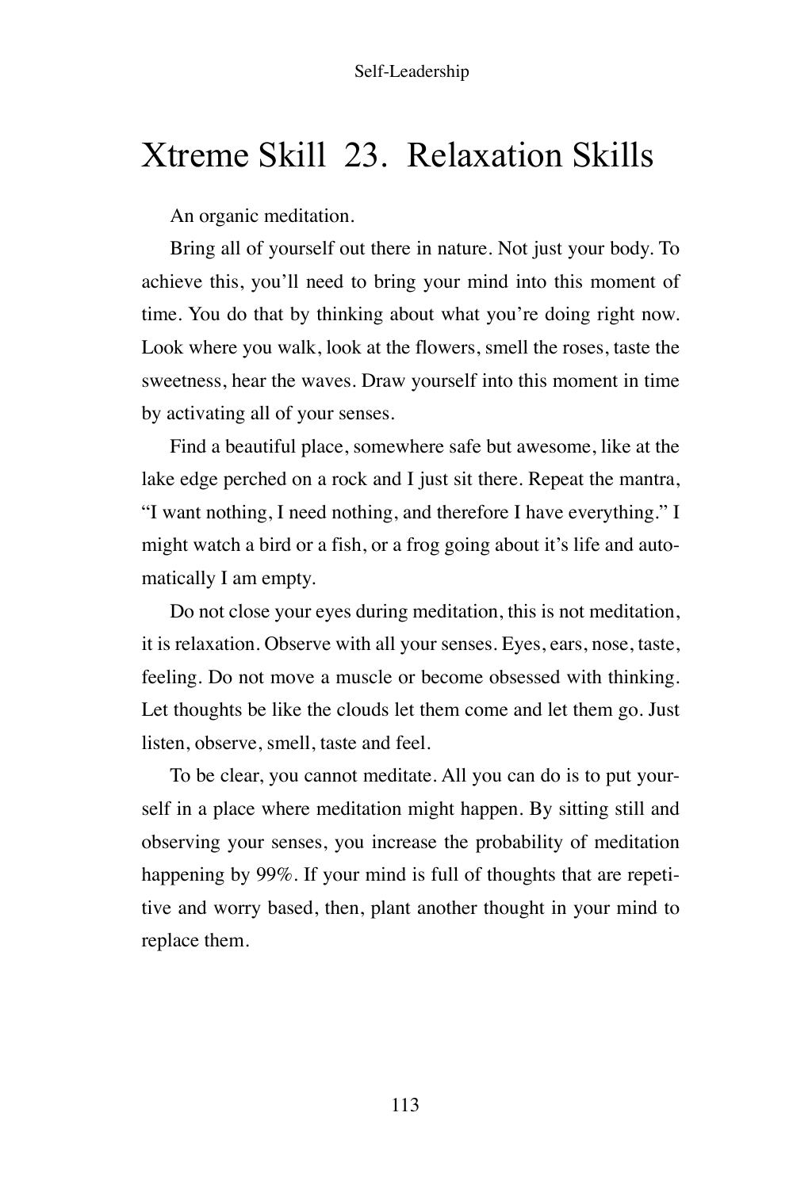# Xtreme Skill 23. Relaxation Skills

An organic meditation.

Bring all of yourself out there in nature. Not just your body. To achieve this, you'll need to bring your mind into this moment of time. You do that by thinking about what you're doing right now. Look where you walk, look at the flowers, smell the roses, taste the sweetness, hear the waves. Draw yourself into this moment in time by activating all of your senses.

Find a beautiful place, somewhere safe but awesome, like at the lake edge perched on a rock and I just sit there. Repeat the mantra, "I want nothing, I need nothing, and therefore I have everything." I might watch a bird or a fish, or a frog going about it's life and automatically I am empty.

Do not close your eyes during meditation, this is not meditation, it is relaxation. Observe with all your senses. Eyes, ears, nose, taste, feeling. Do not move a muscle or become obsessed with thinking. Let thoughts be like the clouds let them come and let them go. Just listen, observe, smell, taste and feel.

To be clear, you cannot meditate. All you can do is to put yourself in a place where meditation might happen. By sitting still and observing your senses, you increase the probability of meditation happening by 99%. If your mind is full of thoughts that are repetitive and worry based, then, plant another thought in your mind to replace them.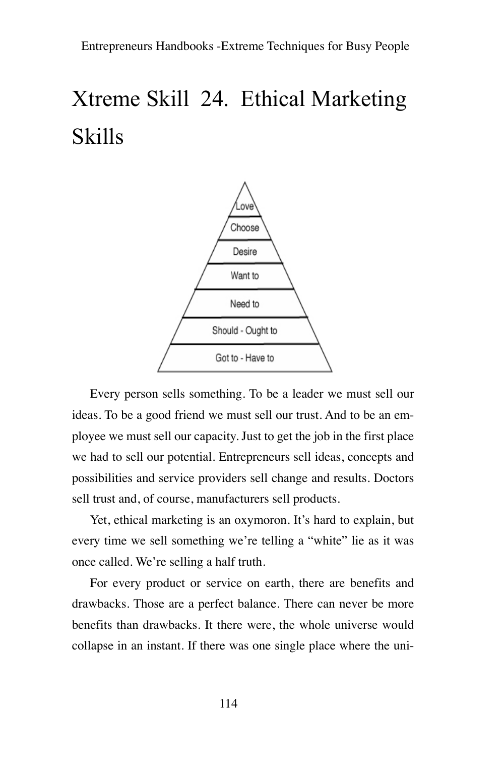# Xtreme Skill 24. Ethical Marketing Skills

Love

Choose

Desire

Want to

Need to

Should - Ought to

Got to - Have to

Every person sells something. To be a leader we must sell our ideas. To be a good friend we must sell our trust. And to be an employee we must sell our capacity. Just to get the job in the first place we had to sell our potential. Entrepreneurs sell ideas, concepts and possibilities and service providers sell change and results. Doctors sell trust and, of course, manufacturers sell products.

Yet, ethical marketing is an oxymoron. It's hard to explain, but every time we sell something we're telling a "white" lie as it was once called. We're selling a half truth.

For every product or service on earth, there are benefits and drawbacks. Those are a perfect balance. There can never be more benefits than drawbacks. It there were, the whole universe would collapse in an instant. If there was one single place where the uni-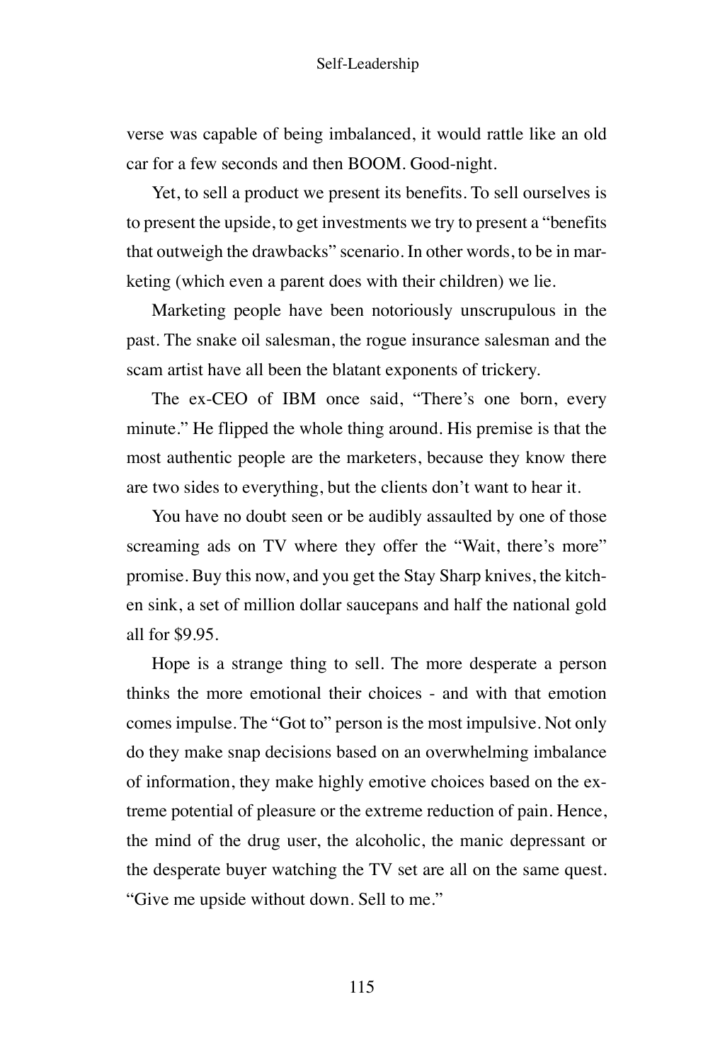verse was capable of being imbalanced, it would rattle like an old car for a few seconds and then BOOM. Good-night.

Yet, to sell a product we present its benefits. To sell ourselves is to present the upside, to get investments we try to present a "benefits that outweigh the drawbacks" scenario. In other words, to be in marketing (which even a parent does with their children) we lie.

Marketing people have been notoriously unscrupulous in the past. The snake oil salesman, the rogue insurance salesman and the scam artist have all been the blatant exponents of trickery.

The ex-CEO of IBM once said, "There's one born, every minute." He flipped the whole thing around. His premise is that the most authentic people are the marketers, because they know there are two sides to everything, but the clients don't want to hear it.

You have no doubt seen or be audibly assaulted by one of those screaming ads on TV where they offer the "Wait, there's more" promise. Buy this now, and you get the Stay Sharp knives, the kitchen sink, a set of million dollar saucepans and half the national gold all for $9.95.

Hope is a strange thing to sell. The more desperate a person thinks the more emotional their choices - and with that emotion comes impulse. The "Got to" person is the most impulsive. Not only do they make snap decisions based on an overwhelming imbalance of information, they make highly emotive choices based on the extreme potential of pleasure or the extreme reduction of pain. Hence, the mind of the drug user, the alcoholic, the manic depressant or the desperate buyer watching the TV set are all on the same quest. "Give me upside without down. Sell to me."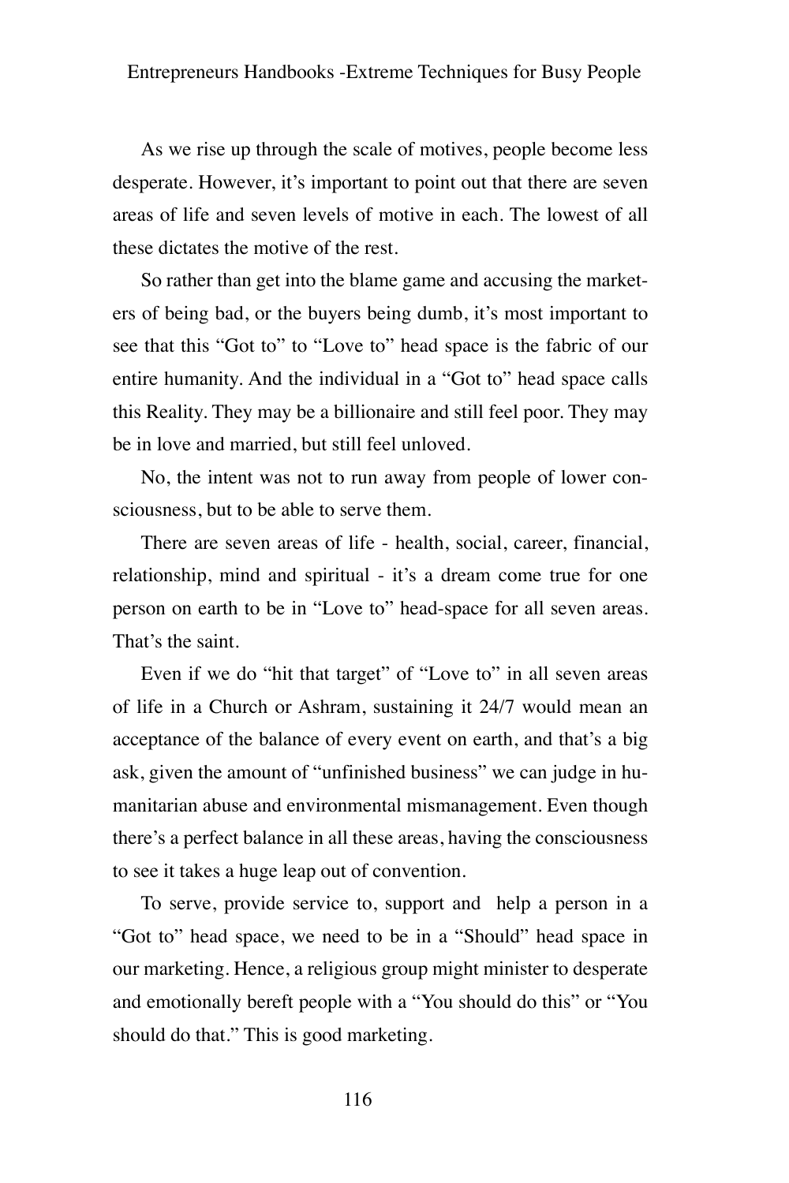As we rise up through the scale of motives, people become less desperate. However, it's important to point out that there are seven areas of life and seven levels of motive in each. The lowest of all these dictates the motive of the rest.

So rather than get into the blame game and accusing the marketers of being bad, or the buyers being dumb, it's most important to see that this "Got to" to "Love to" head space is the fabric of our entire humanity. And the individual in a "Got to" head space calls this Reality. They may be a billionaire and still feel poor. They may be in love and married, but still feel unloved.

No, the intent was not to run away from people of lower consciousness, but to be able to serve them.

There are seven areas of life - health, social, career, financial, relationship, mind and spiritual - it's a dream come true for one person on earth to be in "Love to" head-space for all seven areas. That's the saint.

Even if we do "hit that target" of "Love to" in all seven areas of life in a Church or Ashram, sustaining it 24/7 would mean an acceptance of the balance of every event on earth, and that's a big ask, given the amount of "unfinished business" we can judge in humanitarian abuse and environmental mismanagement. Even though there's a perfect balance in all these areas, having the consciousness to see it takes a huge leap out of convention.

To serve, provide service to, support and help a person in a "Got to" head space, we need to be in a "Should" head space in our marketing. Hence, a religious group might minister to desperate and emotionally bereft people with a "You should do this" or "You should do that." This is good marketing.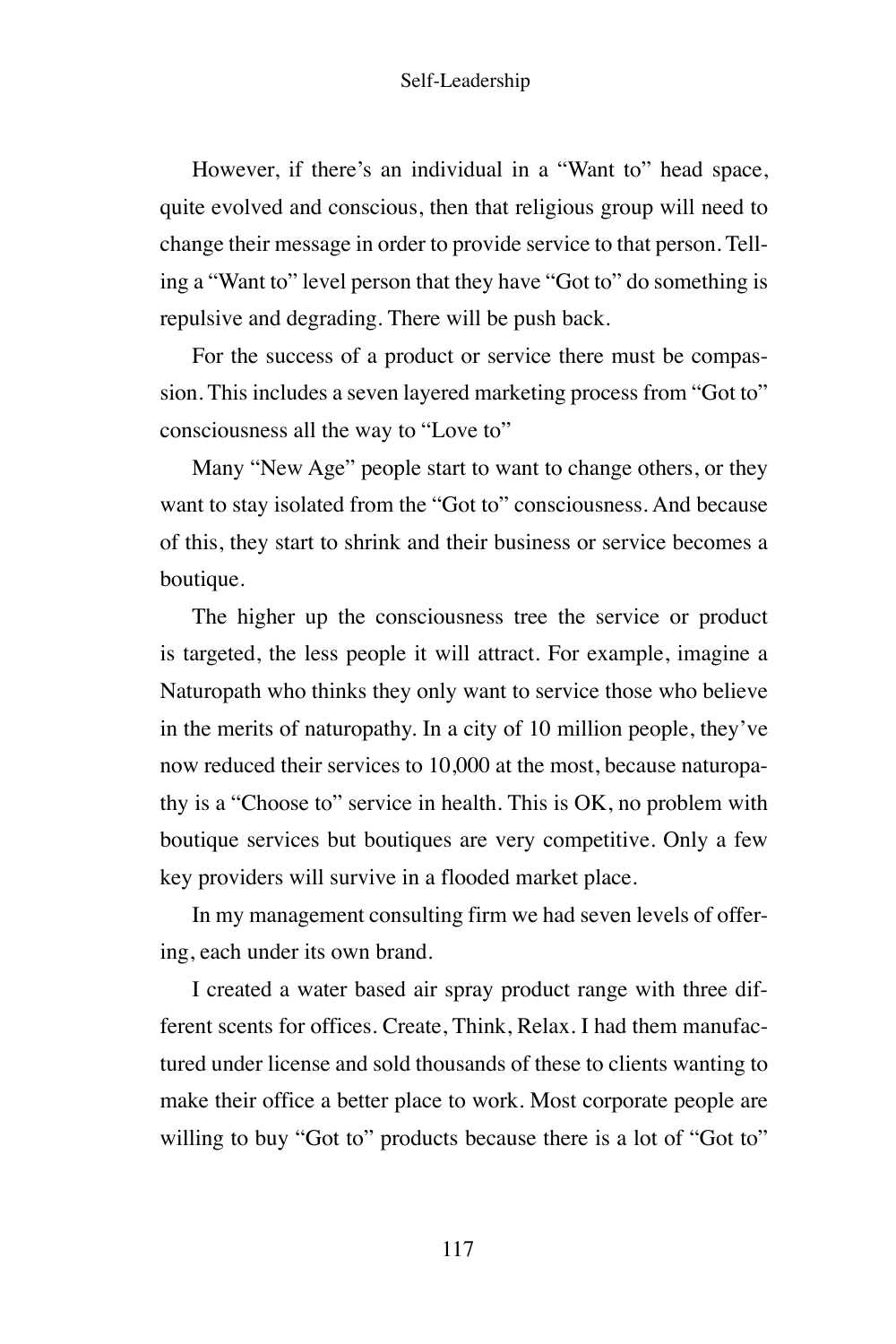However, if there's an individual in a "Want to" head space, quite evolved and conscious, then that religious group will need to change their message in order to provide service to that person. Telling a "Want to" level person that they have "Got to" do something is repulsive and degrading. There will be push back.

For the success of a product or service there must be compassion. This includes a seven layered marketing process from "Got to" consciousness all the way to "Love to"

Many "New Age" people start to want to change others, or they want to stay isolated from the "Got to" consciousness. And because of this, they start to shrink and their business or service becomes a boutique.

The higher up the consciousness tree the service or product is targeted, the less people it will attract. For example, imagine a Naturopath who thinks they only want to service those who believe in the merits of naturopathy. In a city of 10 million people, they've now reduced their services to 10,000 at the most, because naturopathy is a "Choose to" service in health. This is OK, no problem with boutique services but boutiques are very competitive. Only a few key providers will survive in a flooded market place.

In my management consulting firm we had seven levels of offering, each under its own brand.

I created a water based air spray product range with three different scents for offices. Create, Think, Relax. I had them manufactured under license and sold thousands of these to clients wanting to make their office a better place to work. Most corporate people are willing to buy "Got to" products because there is a lot of "Got to"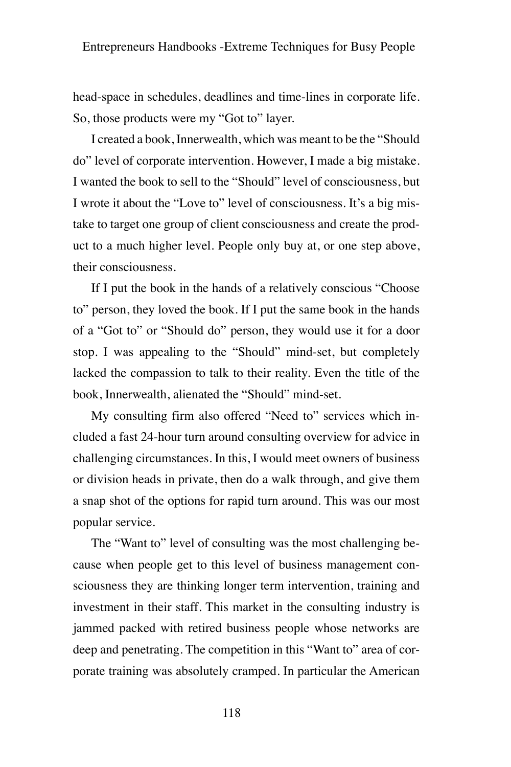head-space in schedules, deadlines and time-lines in corporate life. So, those products were my "Got to" layer.

I created a book, Innerwealth, which was meant to be the "Should do" level of corporate intervention. However, I made a big mistake. I wanted the book to sell to the "Should" level of consciousness, but I wrote it about the "Love to" level of consciousness. It's a big mistake to target one group of client consciousness and create the product to a much higher level. People only buy at, or one step above, their consciousness.

If I put the book in the hands of a relatively conscious "Choose to" person, they loved the book. If I put the same book in the hands of a "Got to" or "Should do" person, they would use it for a door stop. I was appealing to the "Should" mind-set, but completely lacked the compassion to talk to their reality. Even the title of the book, Innerwealth, alienated the "Should" mind-set.

My consulting firm also offered "Need to" services which included a fast 24-hour turn around consulting overview for advice in challenging circumstances. In this, I would meet owners of business or division heads in private, then do a walk through, and give them a snap shot of the options for rapid turn around. This was our most popular service.

The "Want to" level of consulting was the most challenging because when people get to this level of business management consciousness they are thinking longer term intervention, training and investment in their staff. This market in the consulting industry is jammed packed with retired business people whose networks are deep and penetrating. The competition in this "Want to" area of corporate training was absolutely cramped. In particular the American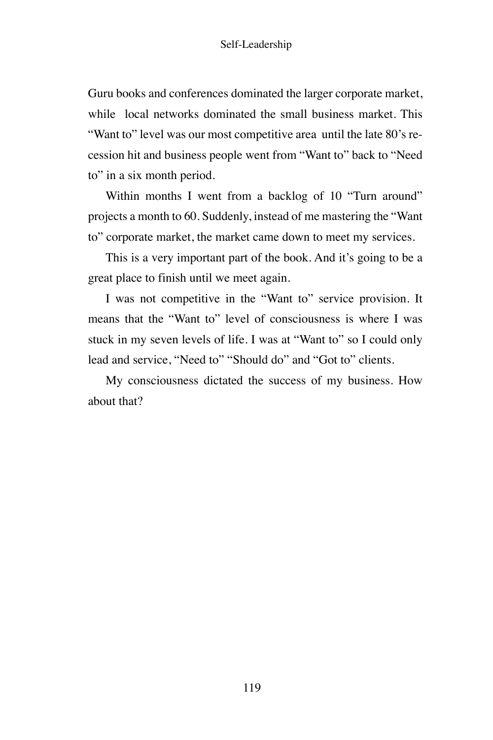Guru books and conferences dominated the larger corporate market, while local networks dominated the small business market. This "Want to" level was our most competitive area until the late 80's recession hit and business people went from "Want to" back to "Need to" in a six month period.

Within months I went from a backlog of 10 "Turn around" projects a month to 60. Suddenly, instead of me mastering the "Want to" corporate market, the market came down to meet my services.

This is a very important part of the book. And it's going to be a great place to finish until we meet again.

I was not competitive in the "Want to" service provision. It means that the "Want to" level of consciousness is where I was stuck in my seven levels of life. I was at "Want to" so I could only lead and service, "Need to" "Should do" and "Got to" clients.

My consciousness dictated the success of my business. How about that?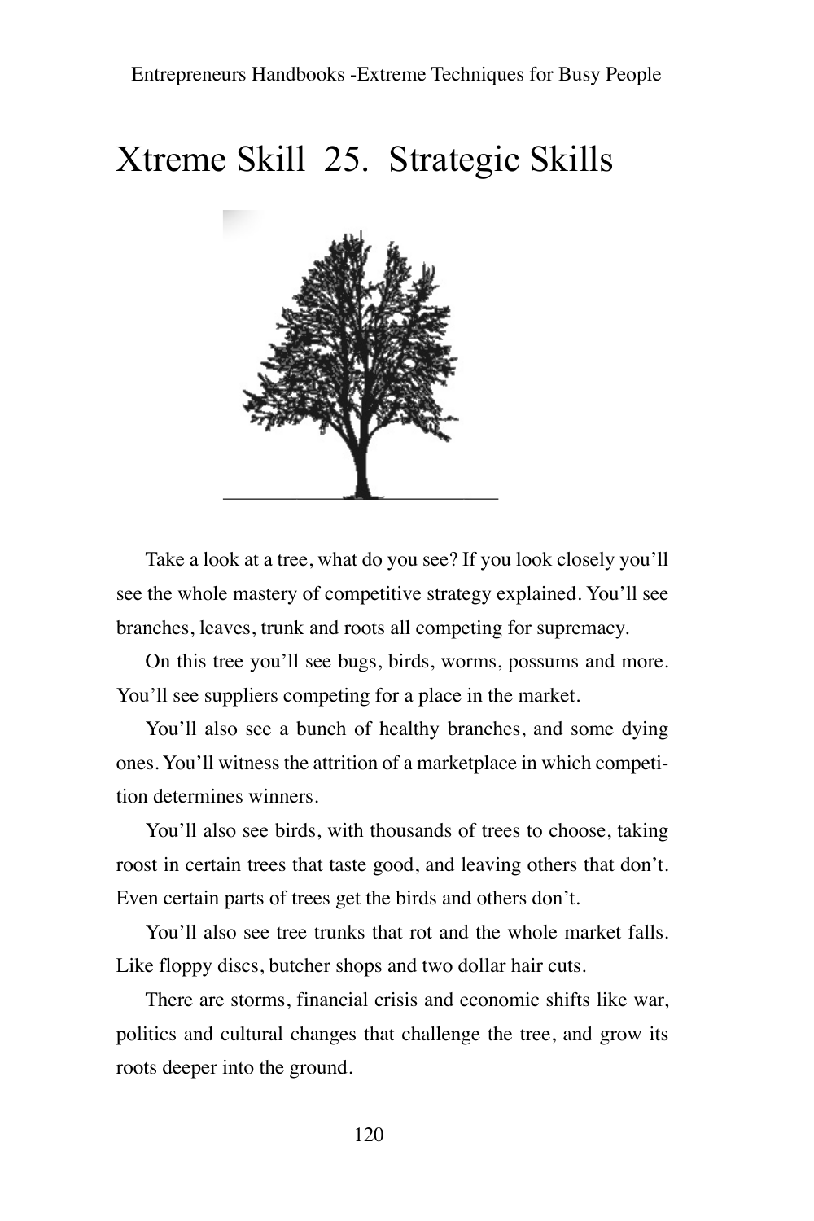# Xtreme Skill 25. Strategic Skills

Take a look at a tree, what do you see? If you look closely you'll see the whole mastery of competitive strategy explained. You'll see branches, leaves, trunk and roots all competing for supremacy.

On this tree you'll see bugs, birds, worms, possums and more. You'll see suppliers competing for a place in the market.

You'll also see a bunch of healthy branches, and some dying ones. You'll witness the attrition of a marketplace in which competition determines winners.

You'll also see birds, with thousands of trees to choose, taking roost in certain trees that taste good, and leaving others that don't. Even certain parts of trees get the birds and others don't.

You'll also see tree trunks that rot and the whole market falls. Like floppy discs, butcher shops and two dollar hair cuts.

There are storms, financial crisis and economic shifts like war, politics and cultural changes that challenge the tree, and grow its roots deeper into the ground.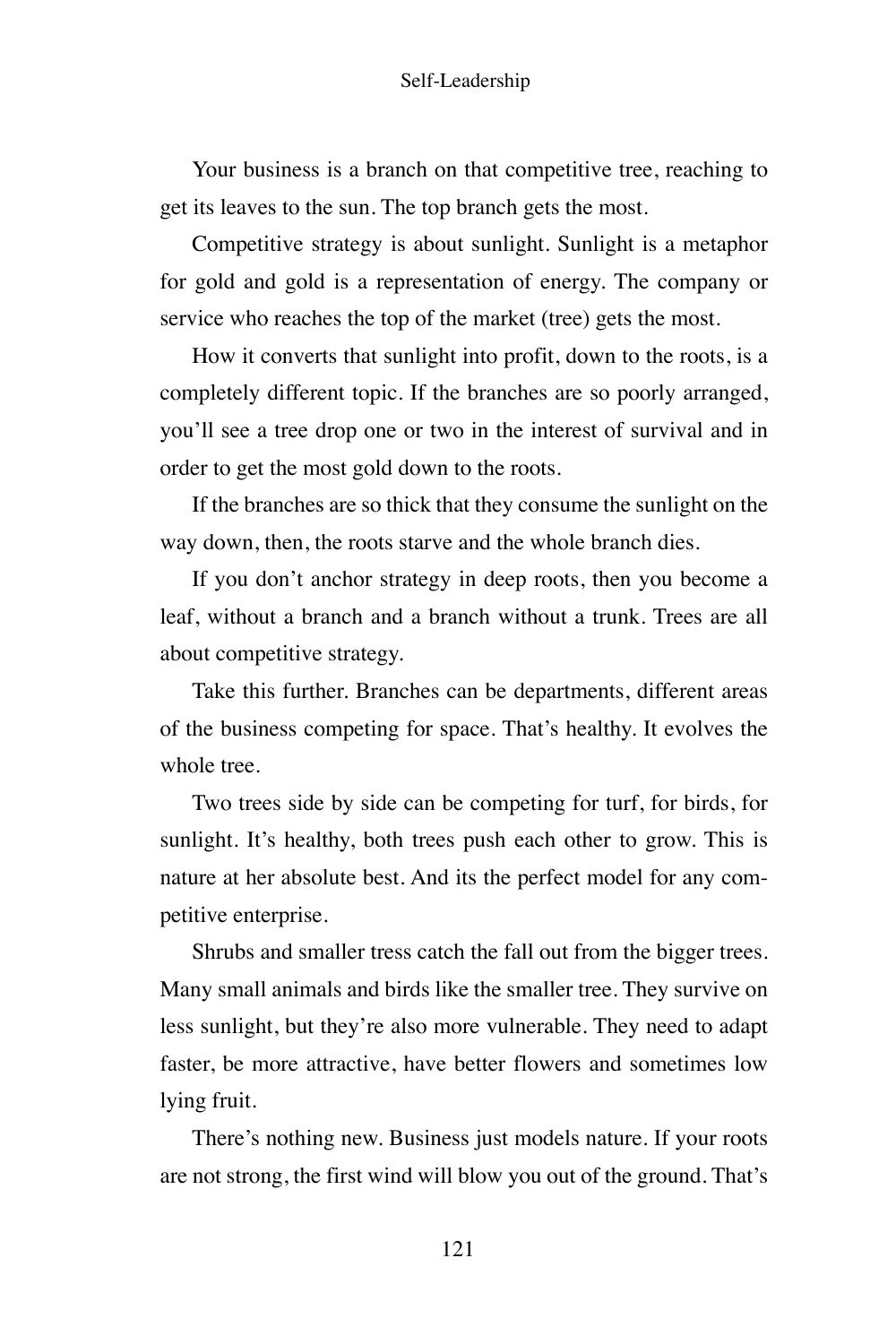Your business is a branch on that competitive tree, reaching to get its leaves to the sun. The top branch gets the most.

Competitive strategy is about sunlight. Sunlight is a metaphor for gold and gold is a representation of energy. The company or service who reaches the top of the market (tree) gets the most.

How it converts that sunlight into profit, down to the roots, is a completely different topic. If the branches are so poorly arranged, you'll see a tree drop one or two in the interest of survival and in order to get the most gold down to the roots.

If the branches are so thick that they consume the sunlight on the way down, then, the roots starve and the whole branch dies.

If you don't anchor strategy in deep roots, then you become a leaf, without a branch and a branch without a trunk. Trees are all about competitive strategy.

Take this further. Branches can be departments, different areas of the business competing for space. That's healthy. It evolves the whole tree.

Two trees side by side can be competing for turf, for birds, for sunlight. It's healthy, both trees push each other to grow. This is nature at her absolute best. And its the perfect model for any competitive enterprise.

Shrubs and smaller tress catch the fall out from the bigger trees. Many small animals and birds like the smaller tree. They survive on less sunlight, but they're also more vulnerable. They need to adapt faster, be more attractive, have better flowers and sometimes low lying fruit.

There's nothing new. Business just models nature. If your roots are not strong, the first wind will blow you out of the ground. That's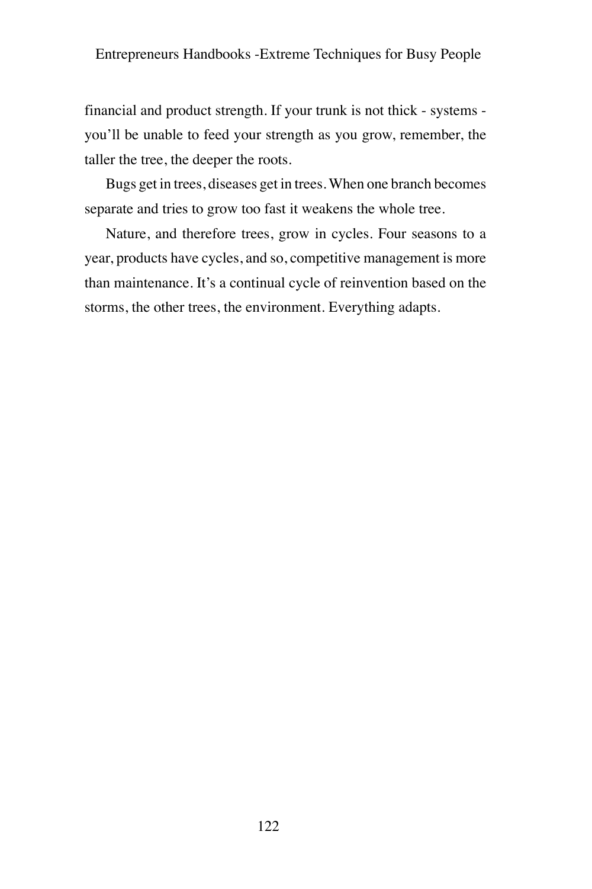financial and product strength. If your trunk is not thick - systems - you'll be unable to feed your strength as you grow, remember, the taller the tree, the deeper the roots.

Bugs get in trees, diseases get in trees. When one branch becomes separate and tries to grow too fast it weakens the whole tree.

Nature, and therefore trees, grow in cycles. Four seasons to a year, products have cycles, and so, competitive management is more than maintenance. It's a continual cycle of reinvention based on the storms, the other trees, the environment. Everything adapts.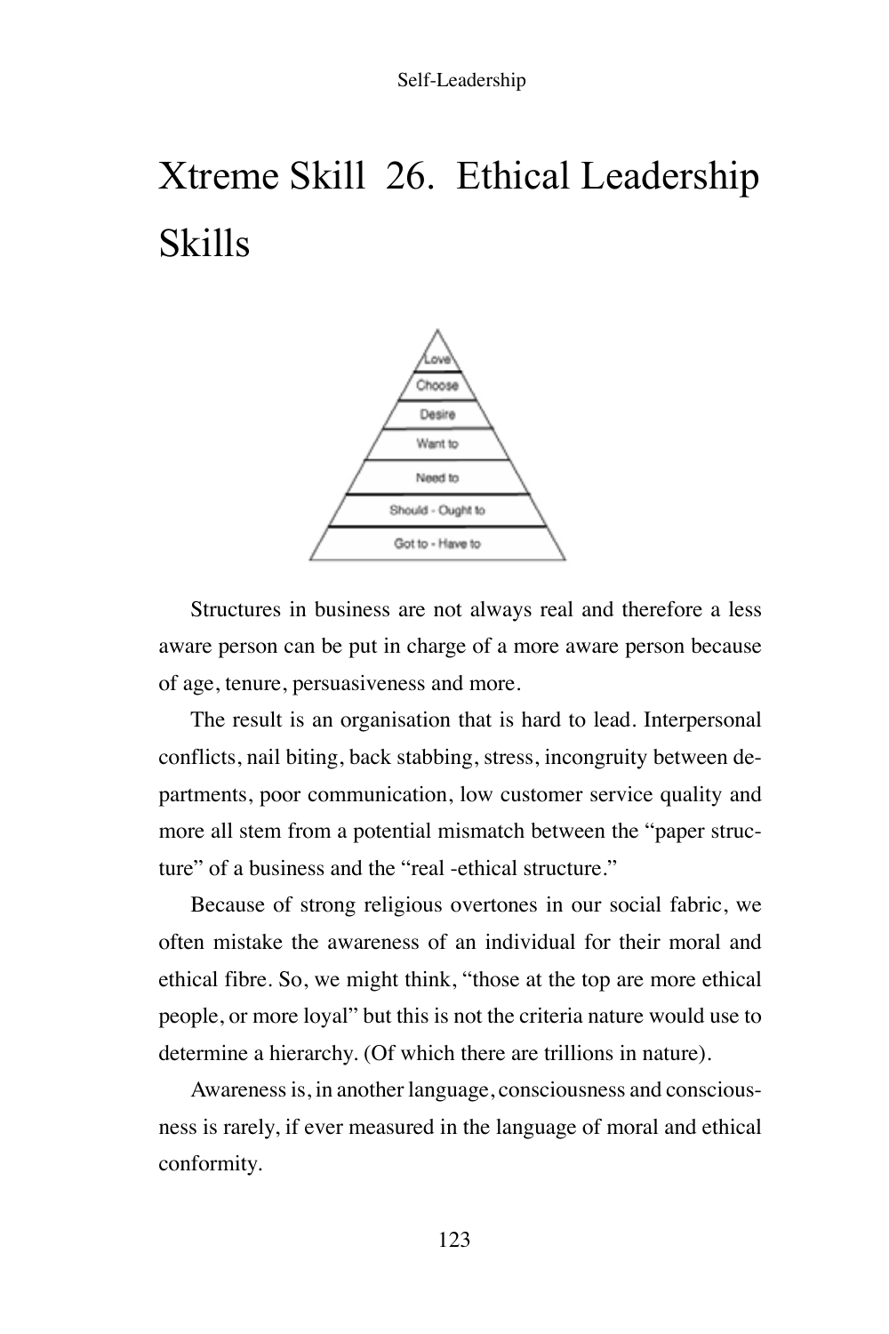# Xtreme Skill 26. Ethical Leadership Skills

Love
Choose
Desire
Want to
Need to
Should - Ought to
Got to - Have to

Structures in business are not always real and therefore a less aware person can be put in charge of a more aware person because of age, tenure, persuasiveness and more.

The result is an organisation that is hard to lead. Interpersonal conflicts, nail biting, back stabbing, stress, incongruity between departments, poor communication, low customer service quality and more all stem from a potential mismatch between the "paper structure" of a business and the "real -ethical structure."

Because of strong religious overtones in our social fabric, we often mistake the awareness of an individual for their moral and ethical fibre. So, we might think, "those at the top are more ethical people, or more loyal" but this is not the criteria nature would use to determine a hierarchy. (Of which there are trillions in nature).

Awareness is, in another language, consciousness and consciousness is rarely, if ever measured in the language of moral and ethical conformity.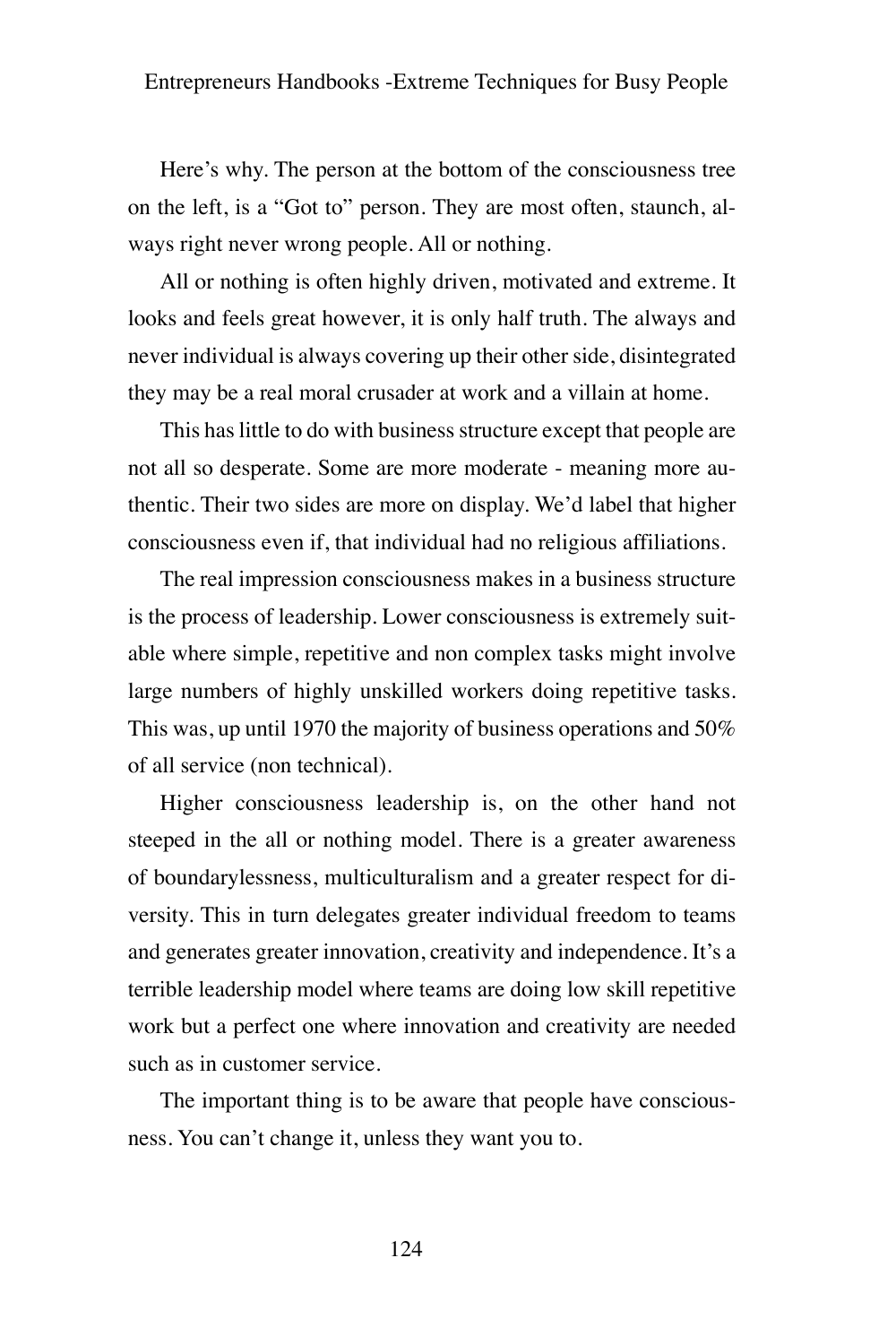Here's why. The person at the bottom of the consciousness tree on the left, is a "Got to" person. They are most often, staunch, always right never wrong people. All or nothing.

All or nothing is often highly driven, motivated and extreme. It looks and feels great however, it is only half truth. The always and never individual is always covering up their other side, disintegrated they may be a real moral crusader at work and a villain at home.

This has little to do with business structure except that people are not all so desperate. Some are more moderate - meaning more authentic. Their two sides are more on display. We'd label that higher consciousness even if, that individual had no religious affiliations.

The real impression consciousness makes in a business structure is the process of leadership. Lower consciousness is extremely suitable where simple, repetitive and non complex tasks might involve large numbers of highly unskilled workers doing repetitive tasks. This was, up until 1970 the majority of business operations and 50% of all service (non technical).

Higher consciousness leadership is, on the other hand not steeped in the all or nothing model. There is a greater awareness of boundarylessness, multiculturalism and a greater respect for diversity. This in turn delegates greater individual freedom to teams and generates greater innovation, creativity and independence. It's a terrible leadership model where teams are doing low skill repetitive work but a perfect one where innovation and creativity are needed such as in customer service.

The important thing is to be aware that people have consciousness. You can't change it, unless they want you to.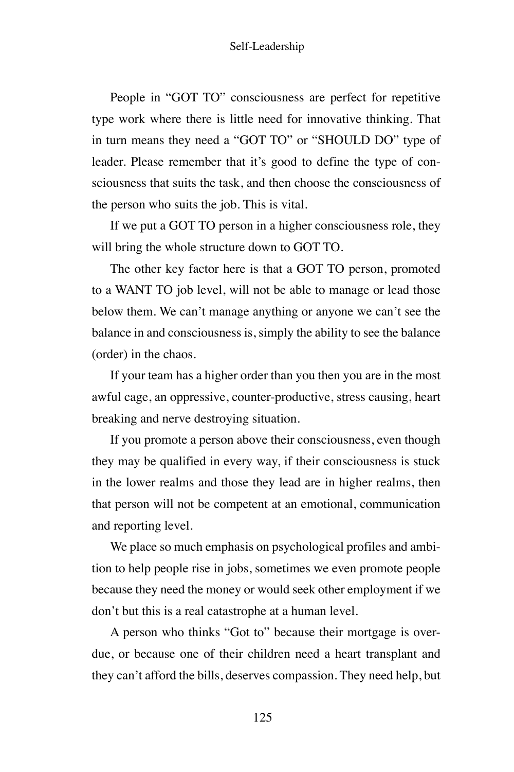People in "GOT TO" consciousness are perfect for repetitive type work where there is little need for innovative thinking. That in turn means they need a "GOT TO" or "SHOULD DO" type of leader. Please remember that it's good to define the type of consciousness that suits the task, and then choose the consciousness of the person who suits the job. This is vital.

If we put a GOT TO person in a higher consciousness role, they will bring the whole structure down to GOT TO.

The other key factor here is that a GOT TO person, promoted to a WANT TO job level, will not be able to manage or lead those below them. We can't manage anything or anyone we can't see the balance in and consciousness is, simply the ability to see the balance (order) in the chaos.

If your team has a higher order than you then you are in the most awful cage, an oppressive, counter-productive, stress causing, heart breaking and nerve destroying situation.

If you promote a person above their consciousness, even though they may be qualified in every way, if their consciousness is stuck in the lower realms and those they lead are in higher realms, then that person will not be competent at an emotional, communication and reporting level.

We place so much emphasis on psychological profiles and ambition to help people rise in jobs, sometimes we even promote people because they need the money or would seek other employment if we don't but this is a real catastrophe at a human level.

A person who thinks "Got to" because their mortgage is overdue, or because one of their children need a heart transplant and they can't afford the bills, deserves compassion. They need help, but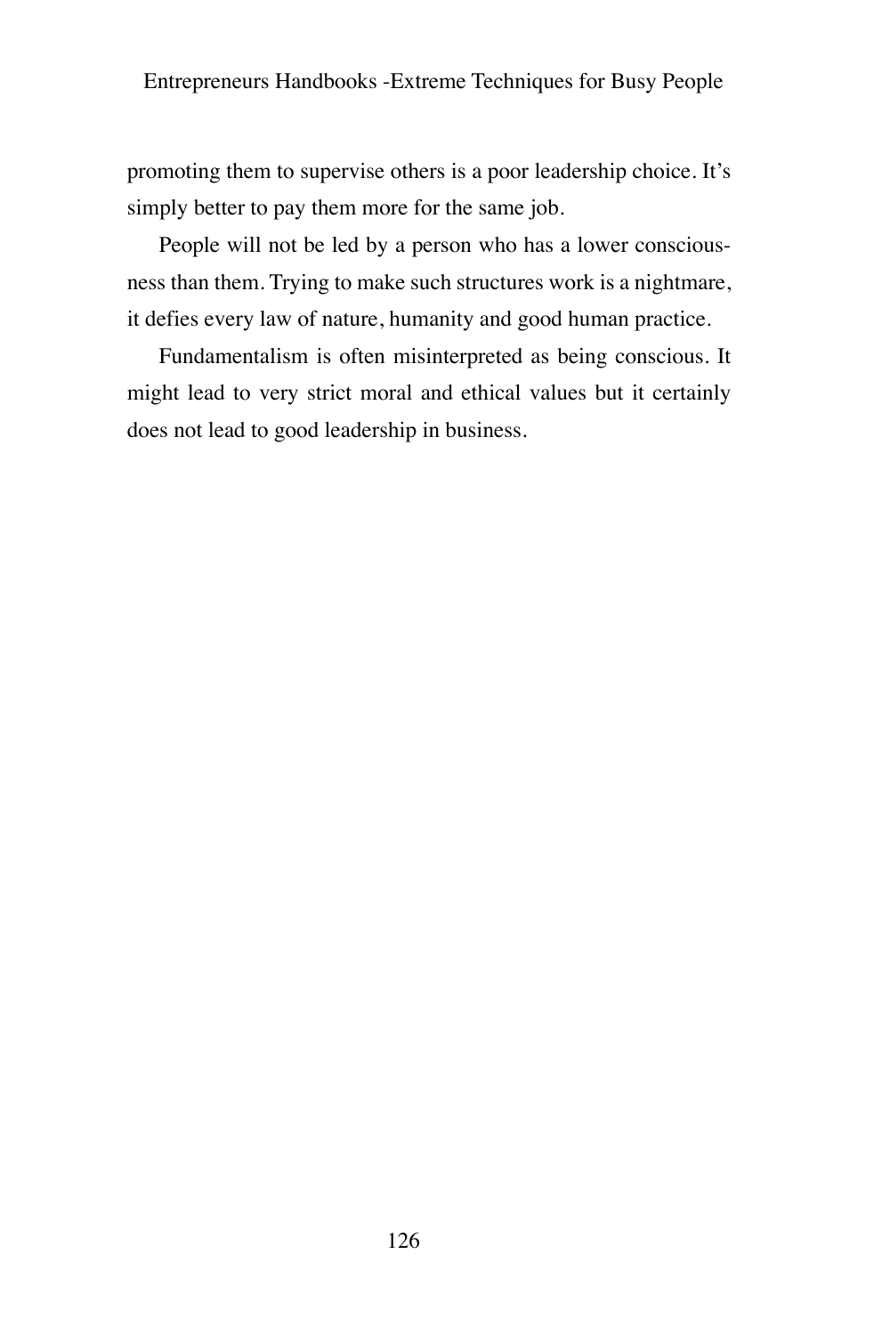promoting them to supervise others is a poor leadership choice. It's simply better to pay them more for the same job.

People will not be led by a person who has a lower consciousness than them. Trying to make such structures work is a nightmare, it defies every law of nature, humanity and good human practice.

Fundamentalism is often misinterpreted as being conscious. It might lead to very strict moral and ethical values but it certainly does not lead to good leadership in business.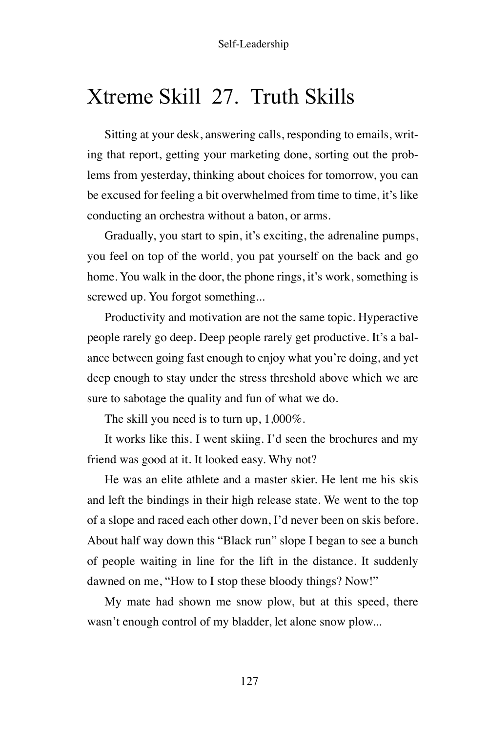# Xtreme Skill 27. Truth Skills

Sitting at your desk, answering calls, responding to emails, writing that report, getting your marketing done, sorting out the problems from yesterday, thinking about choices for tomorrow, you can be excused for feeling a bit overwhelmed from time to time, it's like conducting an orchestra without a baton, or arms.

Gradually, you start to spin, it's exciting, the adrenaline pumps, you feel on top of the world, you pat yourself on the back and go home. You walk in the door, the phone rings, it's work, something is screwed up. You forgot something...

Productivity and motivation are not the same topic. Hyperactive people rarely go deep. Deep people rarely get productive. It's a balance between going fast enough to enjoy what you're doing, and yet deep enough to stay under the stress threshold above which we are sure to sabotage the quality and fun of what we do.

The skill you need is to turn up, 1,000%.

It works like this. I went skiing. I'd seen the brochures and my friend was good at it. It looked easy. Why not?

He was an elite athlete and a master skier. He lent me his skis and left the bindings in their high release state. We went to the top of a slope and raced each other down, I'd never been on skis before. About half way down this "Black run" slope I began to see a bunch of people waiting in line for the lift in the distance. It suddenly dawned on me, "How to I stop these bloody things? Now!"

My mate had shown me snow plow, but at this speed, there wasn't enough control of my bladder, let alone snow plow...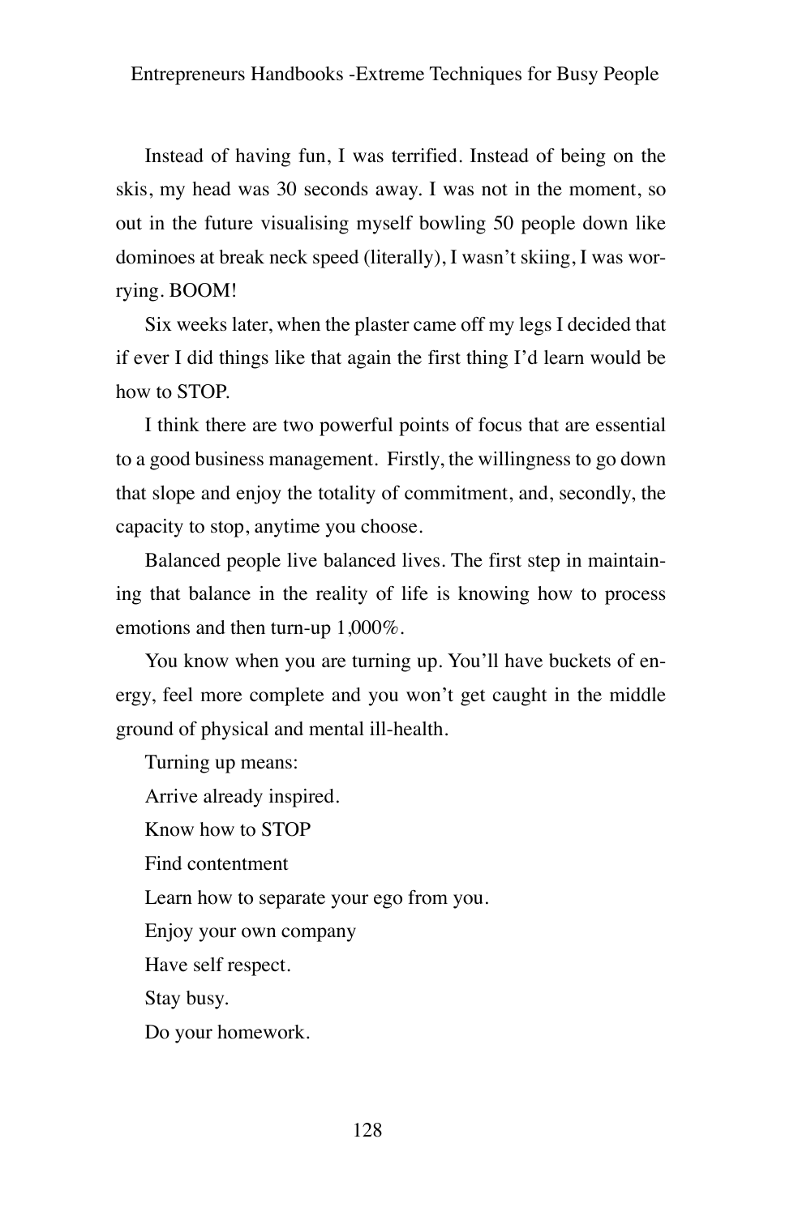Instead of having fun, I was terrified. Instead of being on the skis, my head was 30 seconds away. I was not in the moment, so out in the future visualising myself bowling 50 people down like dominoes at break neck speed (literally), I wasn't skiing, I was worrying. BOOM!

Six weeks later, when the plaster came off my legs I decided that if ever I did things like that again the first thing I'd learn would be how to STOP.

I think there are two powerful points of focus that are essential to a good business management. Firstly, the willingness to go down that slope and enjoy the totality of commitment, and, secondly, the capacity to stop, anytime you choose.

Balanced people live balanced lives. The first step in maintaining that balance in the reality of life is knowing how to process emotions and then turn-up 1,000%.

You know when you are turning up. You'll have buckets of energy, feel more complete and you won't get caught in the middle ground of physical and mental ill-health.

Turning up means:

Arrive already inspired.

Know how to STOP

Find contentment

Learn how to separate your ego from you.

Enjoy your own company

Have self respect.

Stay busy.

Do your homework.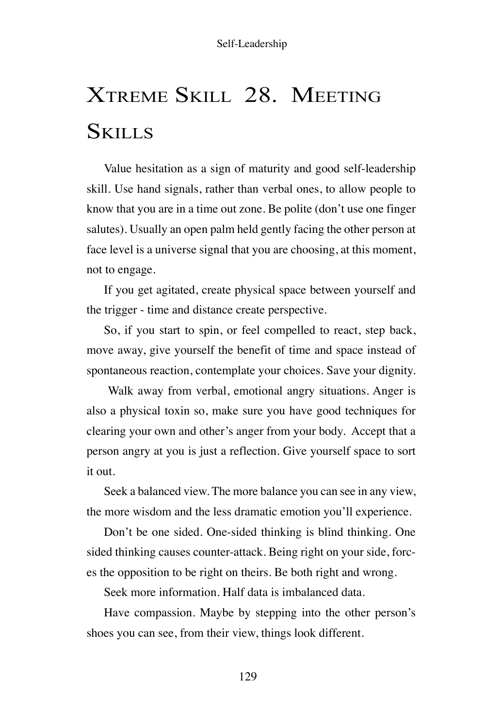# XTREME SKILL 28. MEETING SKILLS

Value hesitation as a sign of maturity and good self-leadership skill. Use hand signals, rather than verbal ones, to allow people to know that you are in a time out zone. Be polite (don't use one finger salutes). Usually an open palm held gently facing the other person at face level is a universe signal that you are choosing, at this moment, not to engage.

If you get agitated, create physical space between yourself and the trigger - time and distance create perspective.

So, if you start to spin, or feel compelled to react, step back, move away, give yourself the benefit of time and space instead of spontaneous reaction, contemplate your choices. Save your dignity.

Walk away from verbal, emotional angry situations. Anger is also a physical toxin so, make sure you have good techniques for clearing your own and other's anger from your body. Accept that a person angry at you is just a reflection. Give yourself space to sort it out.

Seek a balanced view. The more balance you can see in any view, the more wisdom and the less dramatic emotion you'll experience.

Don't be one sided. One-sided thinking is blind thinking. One sided thinking causes counter-attack. Being right on your side, forces the opposition to be right on theirs. Be both right and wrong.

Seek more information. Half data is imbalanced data.

Have compassion. Maybe by stepping into the other person's shoes you can see, from their view, things look different.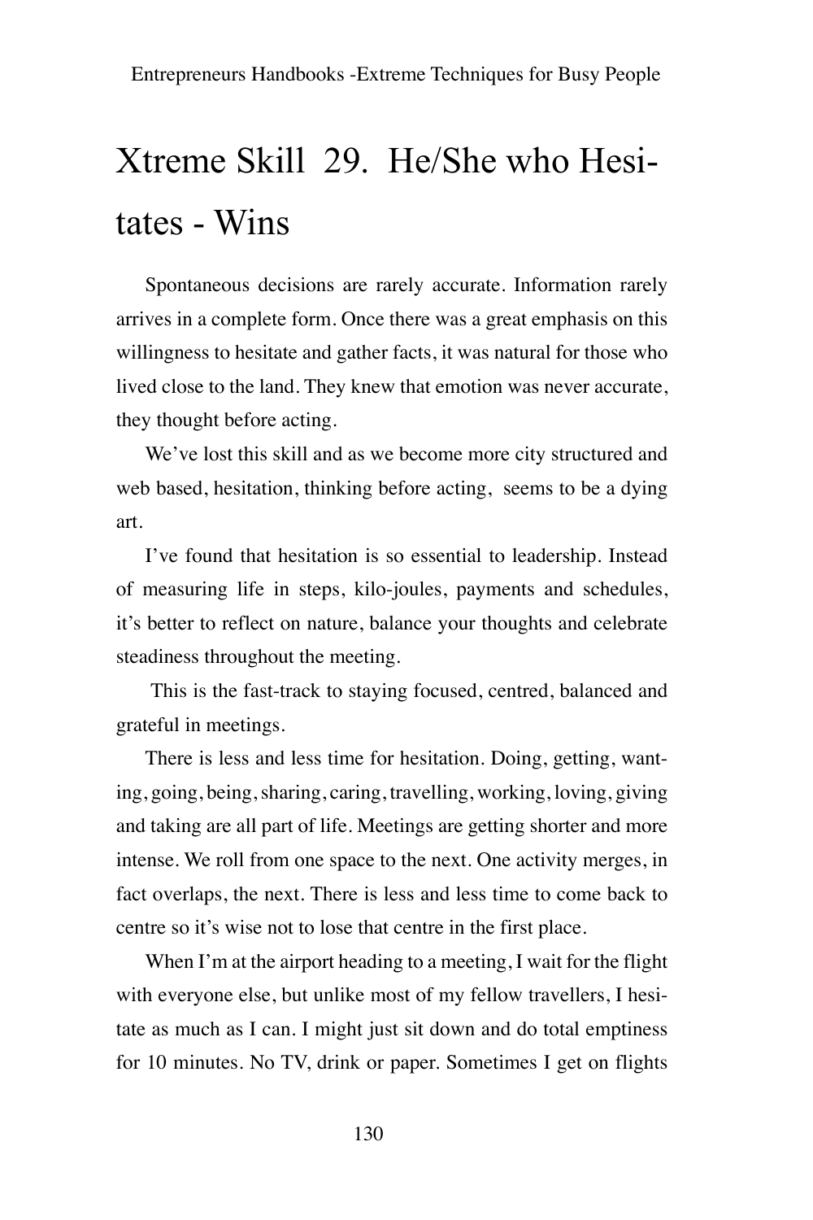# Xtreme Skill 29. He/She who Hesitates - Wins

Spontaneous decisions are rarely accurate. Information rarely arrives in a complete form. Once there was a great emphasis on this willingness to hesitate and gather facts, it was natural for those who lived close to the land. They knew that emotion was never accurate, they thought before acting.

We've lost this skill and as we become more city structured and web based, hesitation, thinking before acting, seems to be a dying art.

I've found that hesitation is so essential to leadership. Instead of measuring life in steps, kilo-joules, payments and schedules, it's better to reflect on nature, balance your thoughts and celebrate steadiness throughout the meeting.

This is the fast-track to staying focused, centred, balanced and grateful in meetings.

There is less and less time for hesitation. Doing, getting, wanting, going, being, sharing, caring, travelling, working, loving, giving and taking are all part of life. Meetings are getting shorter and more intense. We roll from one space to the next. One activity merges, in fact overlaps, the next. There is less and less time to come back to centre so it's wise not to lose that centre in the first place.

When I'm at the airport heading to a meeting, I wait for the flight with everyone else, but unlike most of my fellow travellers, I hesitate as much as I can. I might just sit down and do total emptiness for 10 minutes. No TV, drink or paper. Sometimes I get on flights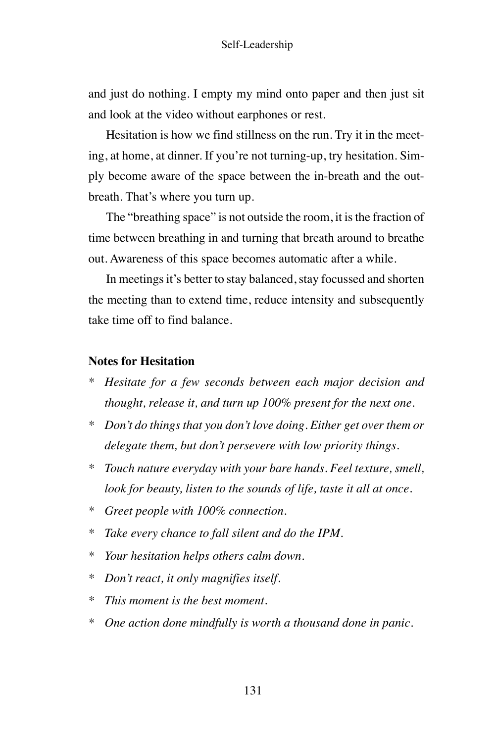and just do nothing. I empty my mind onto paper and then just sit and look at the video without earphones or rest.

Hesitation is how we find stillness on the run. Try it in the meeting, at home, at dinner. If you're not turning-up, try hesitation. Simply become aware of the space between the in-breath and the out-breath. That's where you turn up.

The "breathing space" is not outside the room, it is the fraction of time between breathing in and turning that breath around to breathe out. Awareness of this space becomes automatic after a while.

In meetings it's better to stay balanced, stay focussed and shorten the meeting than to extend time, reduce intensity and subsequently take time off to find balance.

**Notes for Hesitation**

* *Hesitate for a few seconds between each major decision and thought, release it, and turn up 100% present for the next one.*
* *Don't do things that you don't love doing. Either get over them or delegate them, but don't persevere with low priority things.*
* *Touch nature everyday with your bare hands. Feel texture, smell, look for beauty, listen to the sounds of life, taste it all at once.*
* *Greet people with 100% connection.*
* *Take every chance to fall silent and do the IPM.*
* *Your hesitation helps others calm down.*
* *Don't react, it only magnifies itself.*
* *This moment is the best moment.*
* *One action done mindfully is worth a thousand done in panic.*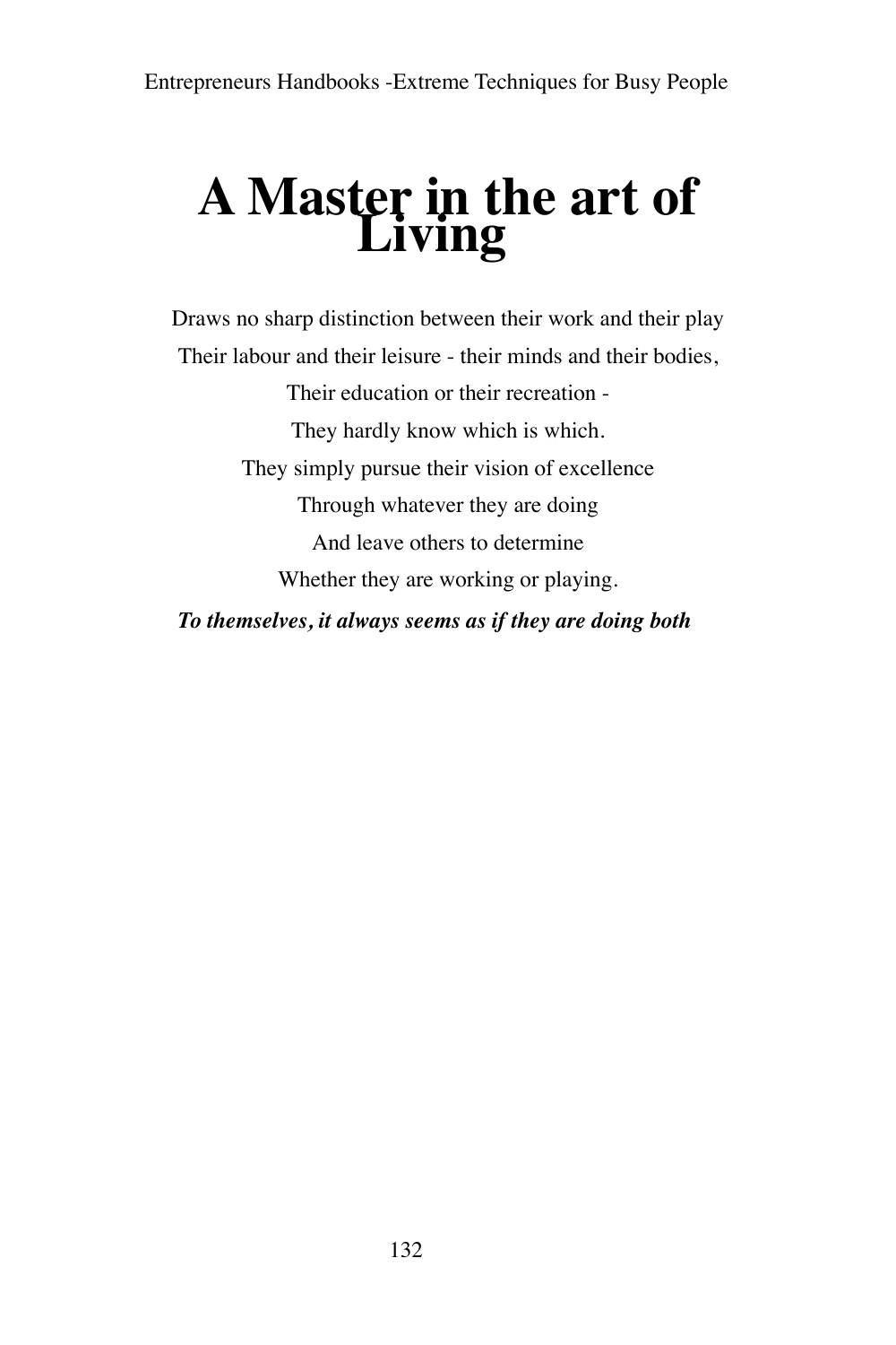# A Master in the art of Living

Draws no sharp distinction between their work and their play

Their labour and their leisure - their minds and their bodies,

Their education or their recreation -

They hardly know which is which.

They simply pursue their vision of excellence

Through whatever they are doing

And leave others to determine

Whether they are working or playing.

***To themselves, it always seems as if they are doing both***